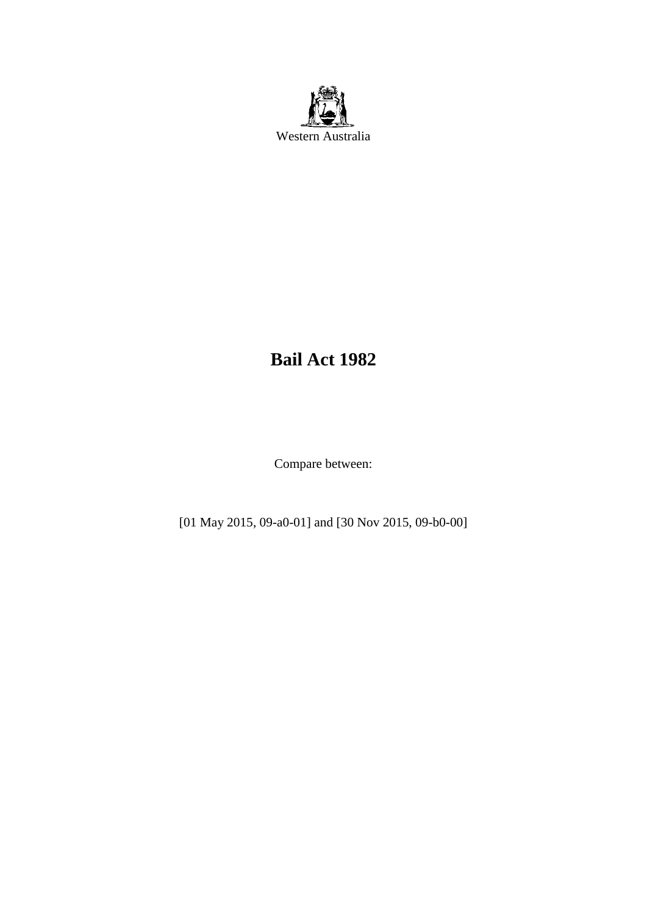Western Australia

# Bail Act 1982

Compare between:

[01 May 2015, 09-a0-01] and [30 Nov 2015, 09-b0-00]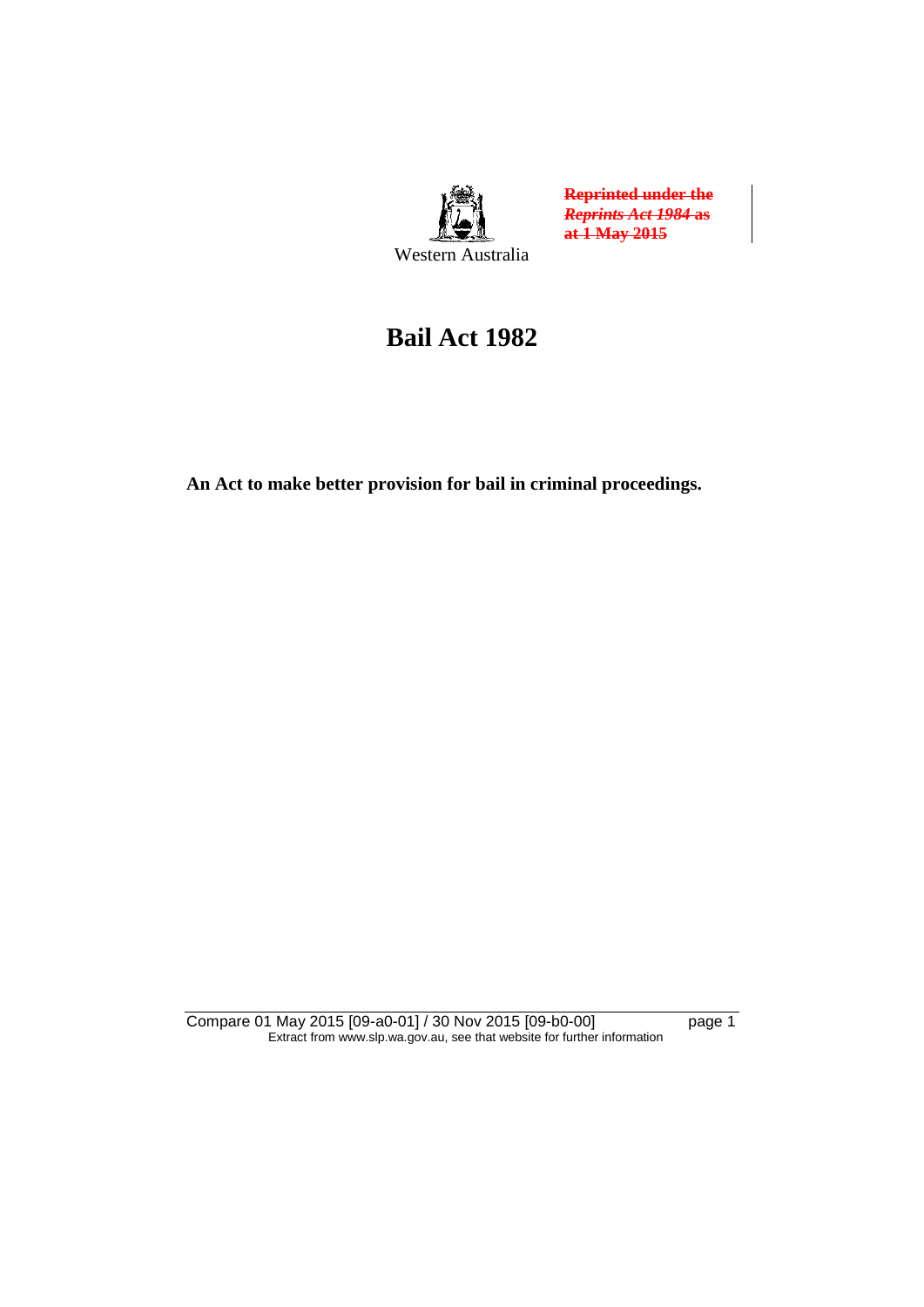Western Australia

~~**Reprinted under the *Reprints Act 1984* as at 1 May 2015**~~

# Bail Act 1982

**An Act to make better provision for bail in criminal proceedings.**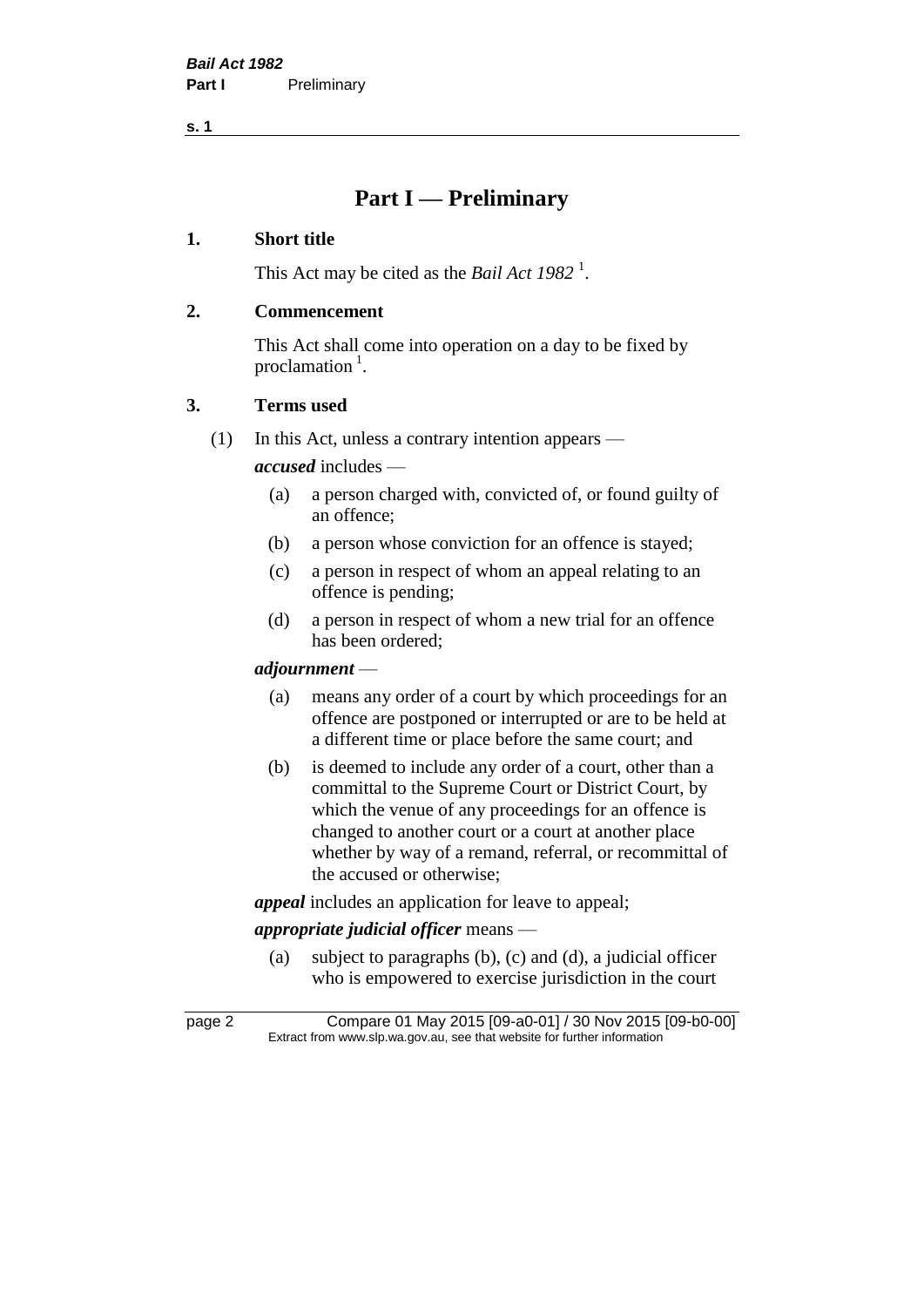# Part I — Preliminary

## 1. Short title

This Act may be cited as the *Bail Act 1982* [1].

## 2. Commencement

This Act shall come into operation on a day to be fixed by proclamation [1].

## 3. Terms used

(1) In this Act, unless a contrary intention appears —

***accused*** includes —

- (a) a person charged with, convicted of, or found guilty of an offence;
- (b) a person whose conviction for an offence is stayed;
- (c) a person in respect of whom an appeal relating to an offence is pending;
- (d) a person in respect of whom a new trial for an offence has been ordered;

***adjournment*** —

- (a) means any order of a court by which proceedings for an offence are postponed or interrupted or are to be held at a different time or place before the same court; and
- (b) is deemed to include any order of a court, other than a committal to the Supreme Court or District Court, by which the venue of any proceedings for an offence is changed to another court or a court at another place whether by way of a remand, referral, or recommittal of the accused or otherwise;

***appeal*** includes an application for leave to appeal;

***appropriate judicial officer*** means —

- (a) subject to paragraphs (b), (c) and (d), a judicial officer who is empowered to exercise jurisdiction in the court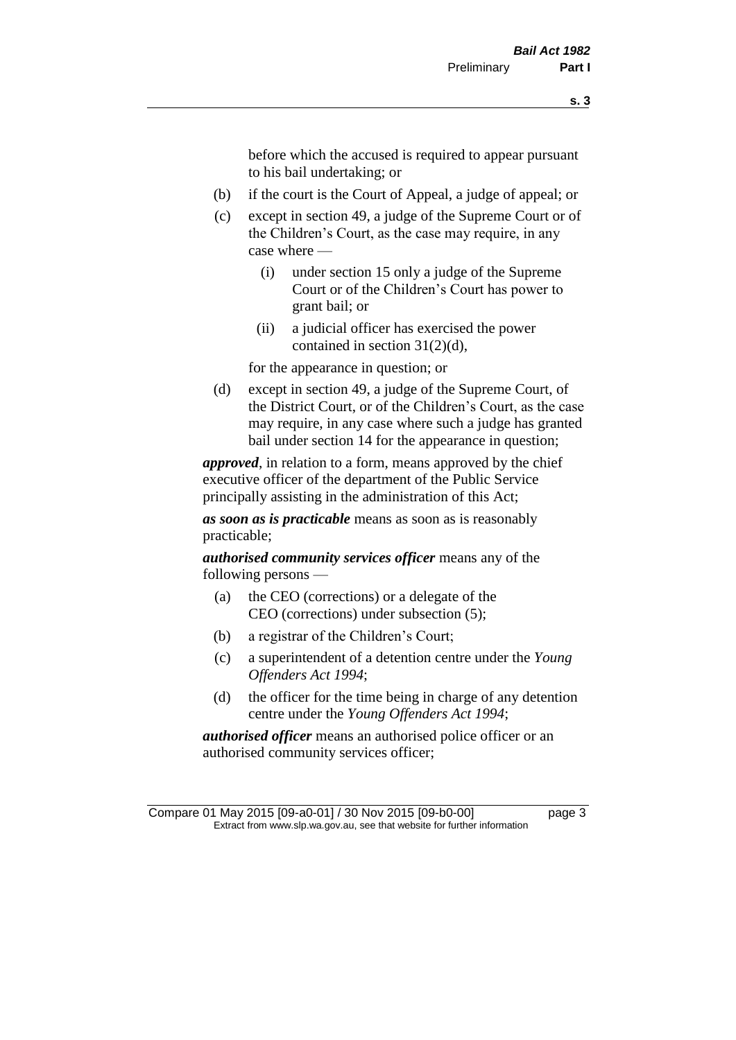before which the accused is required to appear pursuant to his bail undertaking; or

(b) if the court is the Court of Appeal, a judge of appeal; or

(c) except in section 49, a judge of the Supreme Court or of the Children's Court, as the case may require, in any case where —

  (i) under section 15 only a judge of the Supreme Court or of the Children's Court has power to grant bail; or

  (ii) a judicial officer has exercised the power contained in section 31(2)(d),

for the appearance in question; or

(d) except in section 49, a judge of the Supreme Court, of the District Court, or of the Children's Court, as the case may require, in any case where such a judge has granted bail under section 14 for the appearance in question;

***approved***, in relation to a form, means approved by the chief executive officer of the department of the Public Service principally assisting in the administration of this Act;

***as soon as is practicable*** means as soon as is reasonably practicable;

***authorised community services officer*** means any of the following persons —

(a) the CEO (corrections) or a delegate of the CEO (corrections) under subsection (5);

(b) a registrar of the Children's Court;

(c) a superintendent of a detention centre under the *Young Offenders Act 1994*;

(d) the officer for the time being in charge of any detention centre under the *Young Offenders Act 1994*;

***authorised officer*** means an authorised police officer or an authorised community services officer;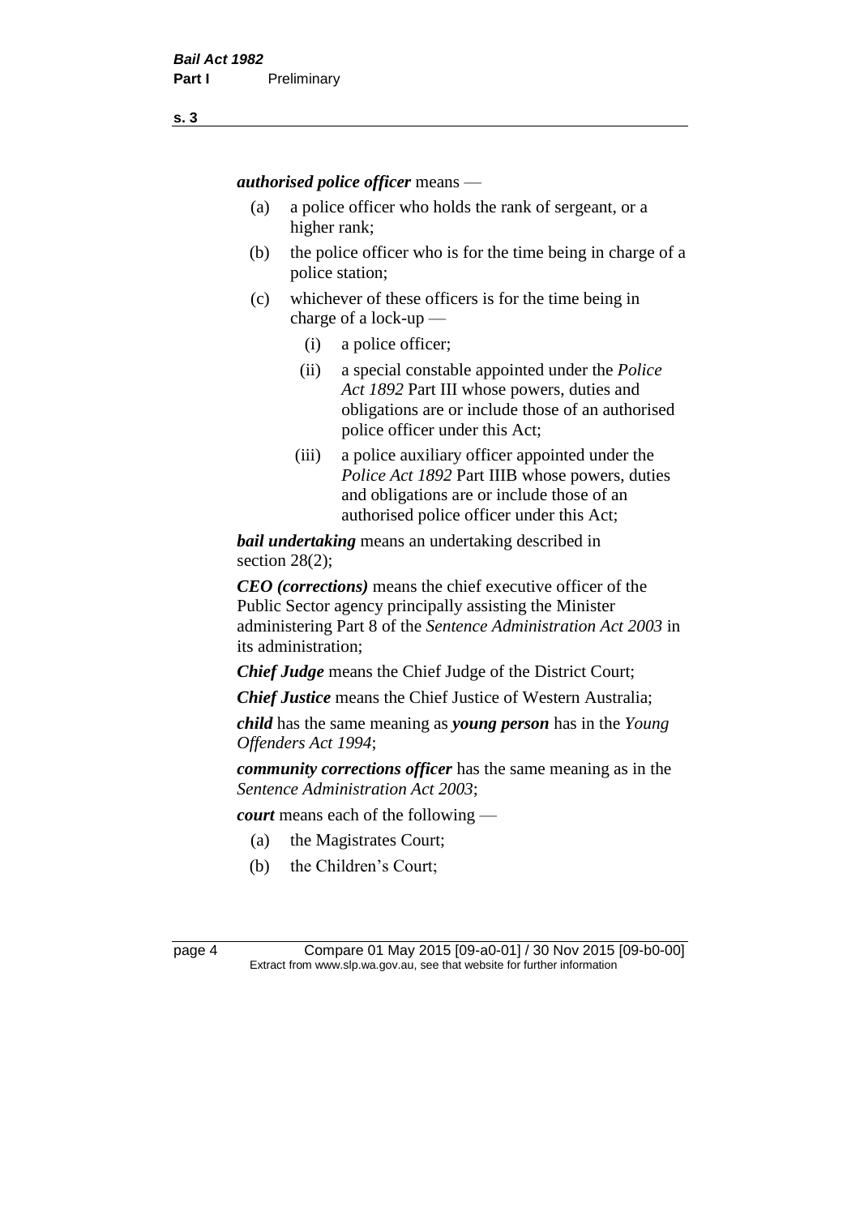***authorised police officer*** means —

- (a) a police officer who holds the rank of sergeant, or a higher rank;
- (b) the police officer who is for the time being in charge of a police station;
- (c) whichever of these officers is for the time being in charge of a lock-up —
  - (i) a police officer;
  - (ii) a special constable appointed under the *Police Act 1892* Part III whose powers, duties and obligations are or include those of an authorised police officer under this Act;
  - (iii) a police auxiliary officer appointed under the *Police Act 1892* Part IIIB whose powers, duties and obligations are or include those of an authorised police officer under this Act;

***bail undertaking*** means an undertaking described in section 28(2);

***CEO (corrections)*** means the chief executive officer of the Public Sector agency principally assisting the Minister administering Part 8 of the *Sentence Administration Act 2003* in its administration;

***Chief Judge*** means the Chief Judge of the District Court;

***Chief Justice*** means the Chief Justice of Western Australia;

***child*** has the same meaning as ***young person*** has in the *Young Offenders Act 1994*;

***community corrections officer*** has the same meaning as in the *Sentence Administration Act 2003*;

***court*** means each of the following —

- (a) the Magistrates Court;
- (b) the Children's Court;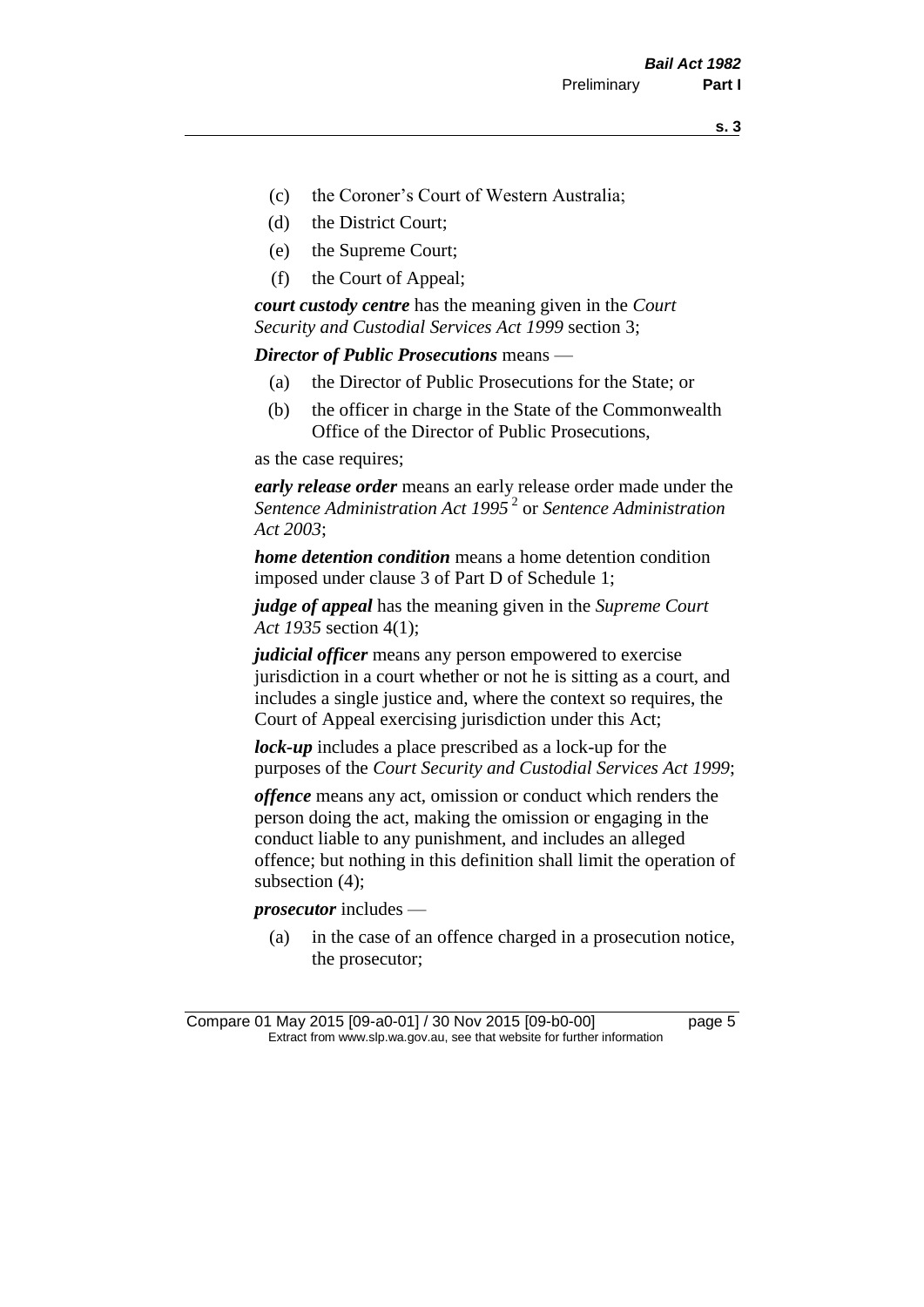(c) the Coroner's Court of Western Australia;

(d) the District Court;

(e) the Supreme Court;

(f) the Court of Appeal;

***court custody centre*** has the meaning given in the *Court Security and Custodial Services Act 1999* section 3;

***Director of Public Prosecutions*** means —

(a) the Director of Public Prosecutions for the State; or

(b) the officer in charge in the State of the Commonwealth Office of the Director of Public Prosecutions,

as the case requires;

***early release order*** means an early release order made under the *Sentence Administration Act 1995* [2] or *Sentence Administration Act 2003*;

***home detention condition*** means a home detention condition imposed under clause 3 of Part D of Schedule 1;

***judge of appeal*** has the meaning given in the *Supreme Court Act 1935* section 4(1);

***judicial officer*** means any person empowered to exercise jurisdiction in a court whether or not he is sitting as a court, and includes a single justice and, where the context so requires, the Court of Appeal exercising jurisdiction under this Act;

***lock-up*** includes a place prescribed as a lock-up for the purposes of the *Court Security and Custodial Services Act 1999*;

***offence*** means any act, omission or conduct which renders the person doing the act, making the omission or engaging in the conduct liable to any punishment, and includes an alleged offence; but nothing in this definition shall limit the operation of subsection (4);

***prosecutor*** includes —

(a) in the case of an offence charged in a prosecution notice, the prosecutor;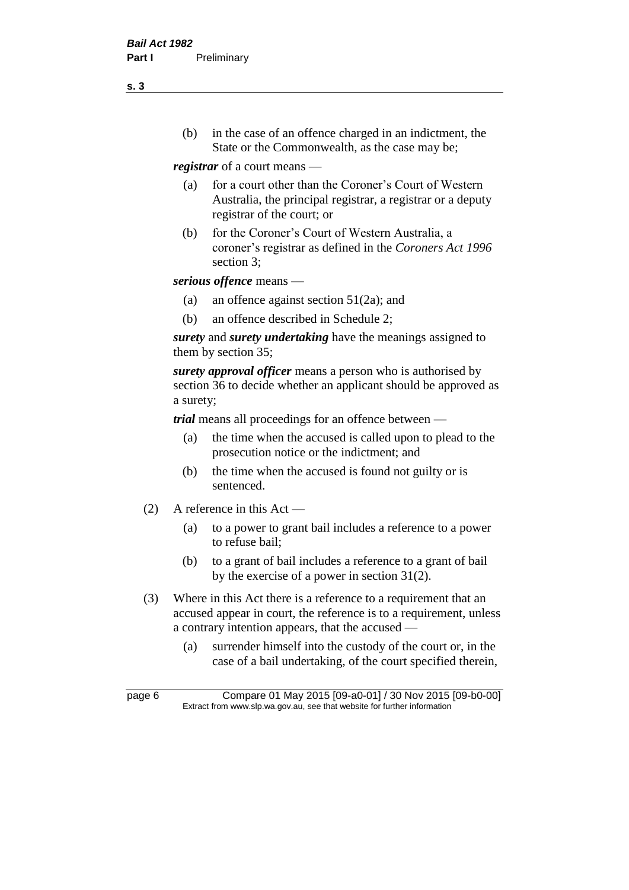(b) in the case of an offence charged in an indictment, the State or the Commonwealth, as the case may be;

***registrar*** of a court means —

(a) for a court other than the Coroner's Court of Western Australia, the principal registrar, a registrar or a deputy registrar of the court; or

(b) for the Coroner's Court of Western Australia, a coroner's registrar as defined in the *Coroners Act 1996* section 3;

***serious offence*** means —

(a) an offence against section 51(2a); and

(b) an offence described in Schedule 2;

***surety*** and ***surety undertaking*** have the meanings assigned to them by section 35;

***surety approval officer*** means a person who is authorised by section 36 to decide whether an applicant should be approved as a surety;

***trial*** means all proceedings for an offence between —

(a) the time when the accused is called upon to plead to the prosecution notice or the indictment; and

(b) the time when the accused is found not guilty or is sentenced.

(2) A reference in this Act —

(a) to a power to grant bail includes a reference to a power to refuse bail;

(b) to a grant of bail includes a reference to a grant of bail by the exercise of a power in section 31(2).

(3) Where in this Act there is a reference to a requirement that an accused appear in court, the reference is to a requirement, unless a contrary intention appears, that the accused —

(a) surrender himself into the custody of the court or, in the case of a bail undertaking, of the court specified therein,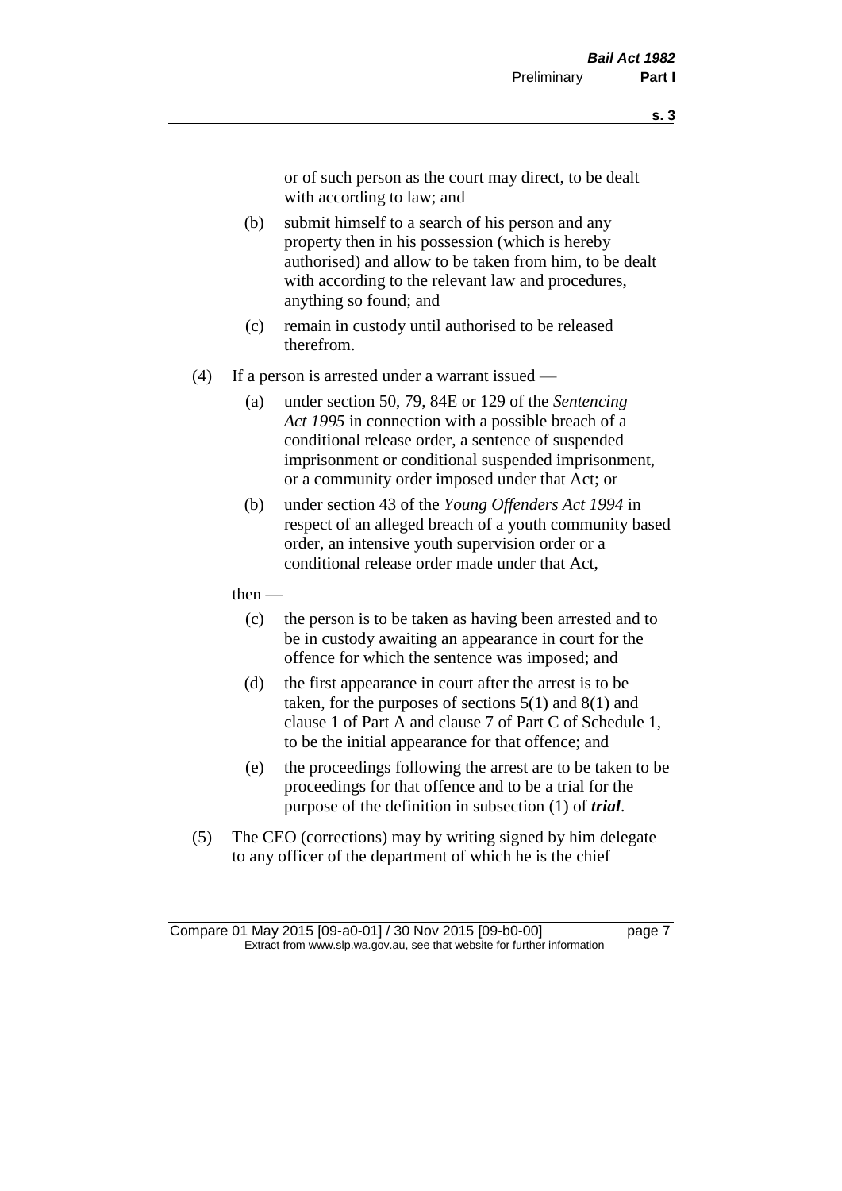or of such person as the court may direct, to be dealt with according to law; and

(b) submit himself to a search of his person and any property then in his possession (which is hereby authorised) and allow to be taken from him, to be dealt with according to the relevant law and procedures, anything so found; and

(c) remain in custody until authorised to be released therefrom.

(4) If a person is arrested under a warrant issued —

(a) under section 50, 79, 84E or 129 of the *Sentencing Act 1995* in connection with a possible breach of a conditional release order, a sentence of suspended imprisonment or conditional suspended imprisonment, or a community order imposed under that Act; or

(b) under section 43 of the *Young Offenders Act 1994* in respect of an alleged breach of a youth community based order, an intensive youth supervision order or a conditional release order made under that Act,

then —

(c) the person is to be taken as having been arrested and to be in custody awaiting an appearance in court for the offence for which the sentence was imposed; and

(d) the first appearance in court after the arrest is to be taken, for the purposes of sections 5(1) and 8(1) and clause 1 of Part A and clause 7 of Part C of Schedule 1, to be the initial appearance for that offence; and

(e) the proceedings following the arrest are to be taken to be proceedings for that offence and to be a trial for the purpose of the definition in subsection (1) of ***trial***.

(5) The CEO (corrections) may by writing signed by him delegate to any officer of the department of which he is the chief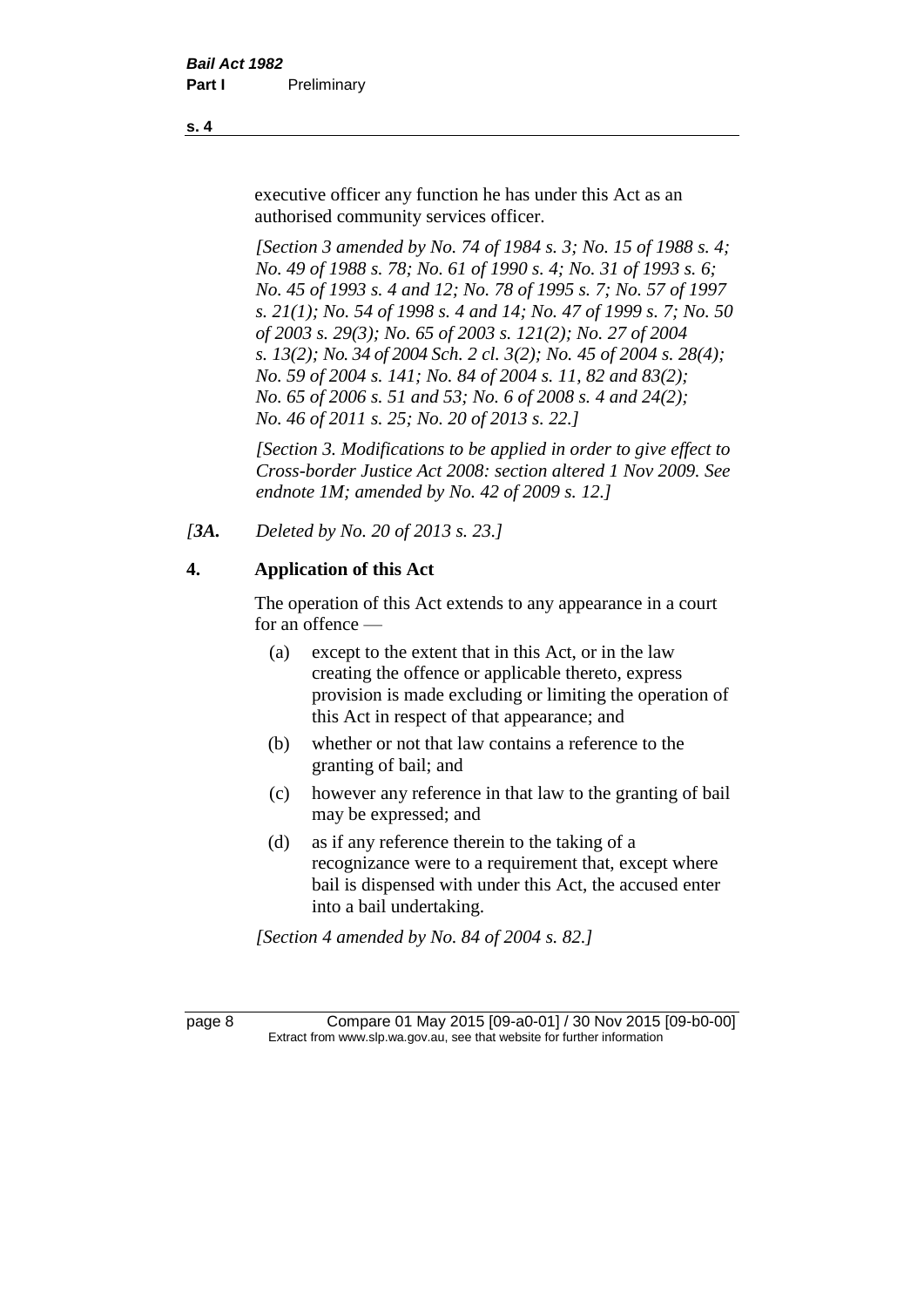executive officer any function he has under this Act as an authorised community services officer.

*[Section 3 amended by No. 74 of 1984 s. 3; No. 15 of 1988 s. 4; No. 49 of 1988 s. 78; No. 61 of 1990 s. 4; No. 31 of 1993 s. 6; No. 45 of 1993 s. 4 and 12; No. 78 of 1995 s. 7; No. 57 of 1997 s. 21(1); No. 54 of 1998 s. 4 and 14; No. 47 of 1999 s. 7; No. 50 of 2003 s. 29(3); No. 65 of 2003 s. 121(2); No. 27 of 2004 s. 13(2); No. 34 of 2004 Sch. 2 cl. 3(2); No. 45 of 2004 s. 28(4); No. 59 of 2004 s. 141; No. 84 of 2004 s. 11, 82 and 83(2); No. 65 of 2006 s. 51 and 53; No. 6 of 2008 s. 4 and 24(2); No. 46 of 2011 s. 25; No. 20 of 2013 s. 22.]*

*[Section 3. Modifications to be applied in order to give effect to Cross-border Justice Act 2008: section altered 1 Nov 2009. See endnote 1M; amended by No. 42 of 2009 s. 12.]*

*[3A. Deleted by No. 20 of 2013 s. 23.]*

### 4. Application of this Act

The operation of this Act extends to any appearance in a court for an offence —

(a) except to the extent that in this Act, or in the law creating the offence or applicable thereto, express provision is made excluding or limiting the operation of this Act in respect of that appearance; and

(b) whether or not that law contains a reference to the granting of bail; and

(c) however any reference in that law to the granting of bail may be expressed; and

(d) as if any reference therein to the taking of a recognizance were to a requirement that, except where bail is dispensed with under this Act, the accused enter into a bail undertaking.

*[Section 4 amended by No. 84 of 2004 s. 82.]*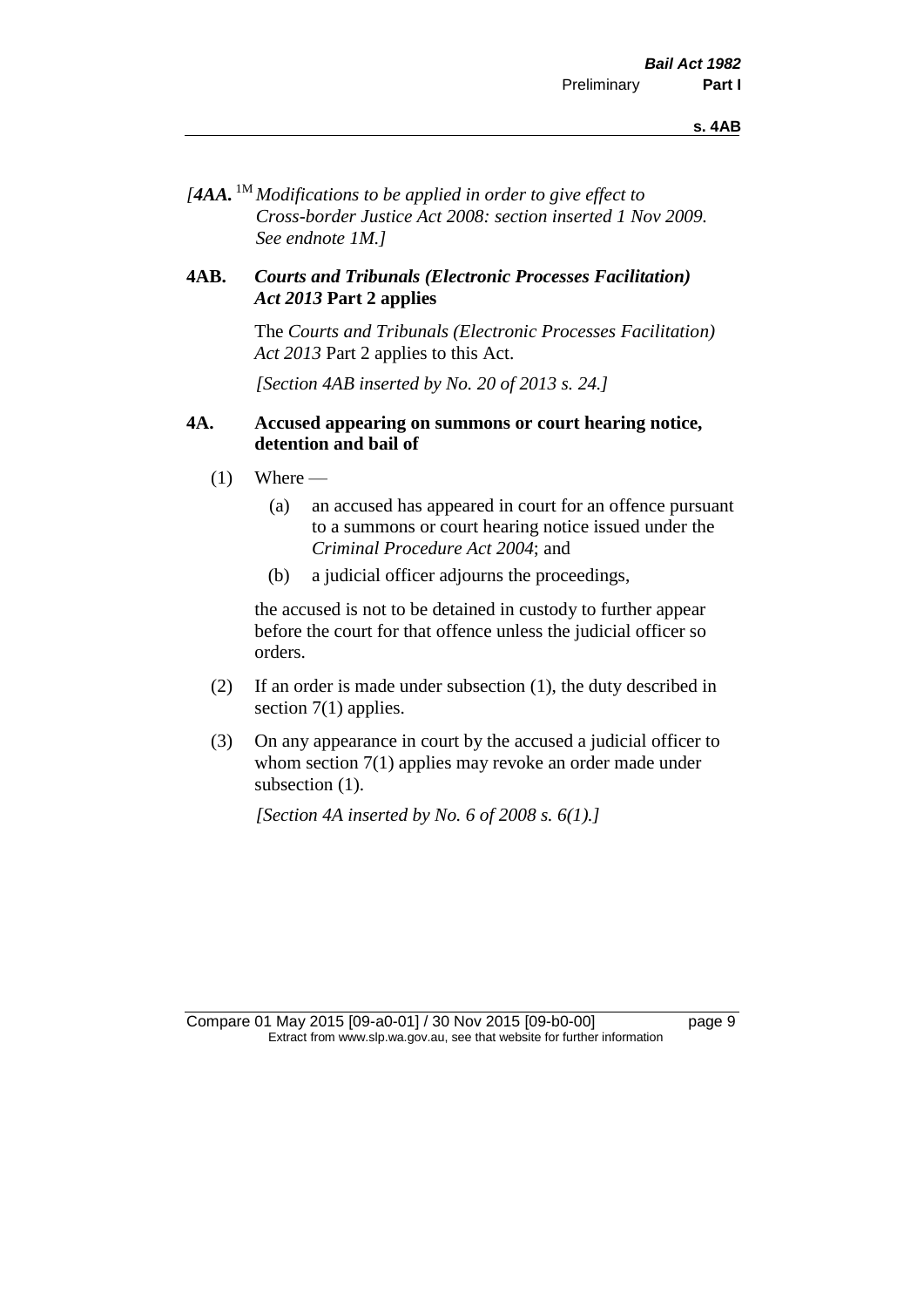*[4AA.* [1M] *Modifications to be applied in order to give effect to Cross-border Justice Act 2008: section inserted 1 Nov 2009. See endnote 1M.]*

## 4AB. *Courts and Tribunals (Electronic Processes Facilitation) Act 2013* Part 2 applies

The *Courts and Tribunals (Electronic Processes Facilitation) Act 2013* Part 2 applies to this Act.

*[Section 4AB inserted by No. 20 of 2013 s. 24.]*

## 4A. Accused appearing on summons or court hearing notice, detention and bail of

(1) Where —

(a) an accused has appeared in court for an offence pursuant to a summons or court hearing notice issued under the *Criminal Procedure Act 2004*; and

(b) a judicial officer adjourns the proceedings,

the accused is not to be detained in custody to further appear before the court for that offence unless the judicial officer so orders.

(2) If an order is made under subsection (1), the duty described in section 7(1) applies.

(3) On any appearance in court by the accused a judicial officer to whom section 7(1) applies may revoke an order made under subsection (1).

*[Section 4A inserted by No. 6 of 2008 s. 6(1).]*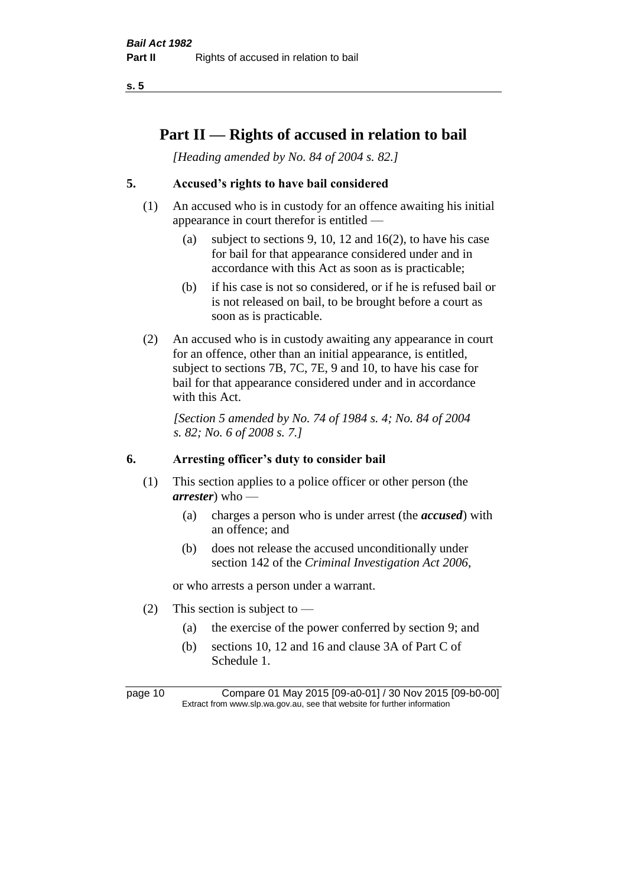# Part II — Rights of accused in relation to bail

*[Heading amended by No. 84 of 2004 s. 82.]*

## 5. Accused's rights to have bail considered

(1) An accused who is in custody for an offence awaiting his initial appearance in court therefor is entitled —

(a) subject to sections 9, 10, 12 and 16(2), to have his case for bail for that appearance considered under and in accordance with this Act as soon as is practicable;

(b) if his case is not so considered, or if he is refused bail or is not released on bail, to be brought before a court as soon as is practicable.

(2) An accused who is in custody awaiting any appearance in court for an offence, other than an initial appearance, is entitled, subject to sections 7B, 7C, 7E, 9 and 10, to have his case for bail for that appearance considered under and in accordance with this Act.

*[Section 5 amended by No. 74 of 1984 s. 4; No. 84 of 2004 s. 82; No. 6 of 2008 s. 7.]*

## 6. Arresting officer's duty to consider bail

(1) This section applies to a police officer or other person (the ***arrester***) who —

(a) charges a person who is under arrest (the ***accused***) with an offence; and

(b) does not release the accused unconditionally under section 142 of the *Criminal Investigation Act 2006*,

or who arrests a person under a warrant.

(2) This section is subject to —

(a) the exercise of the power conferred by section 9; and

(b) sections 10, 12 and 16 and clause 3A of Part C of Schedule 1.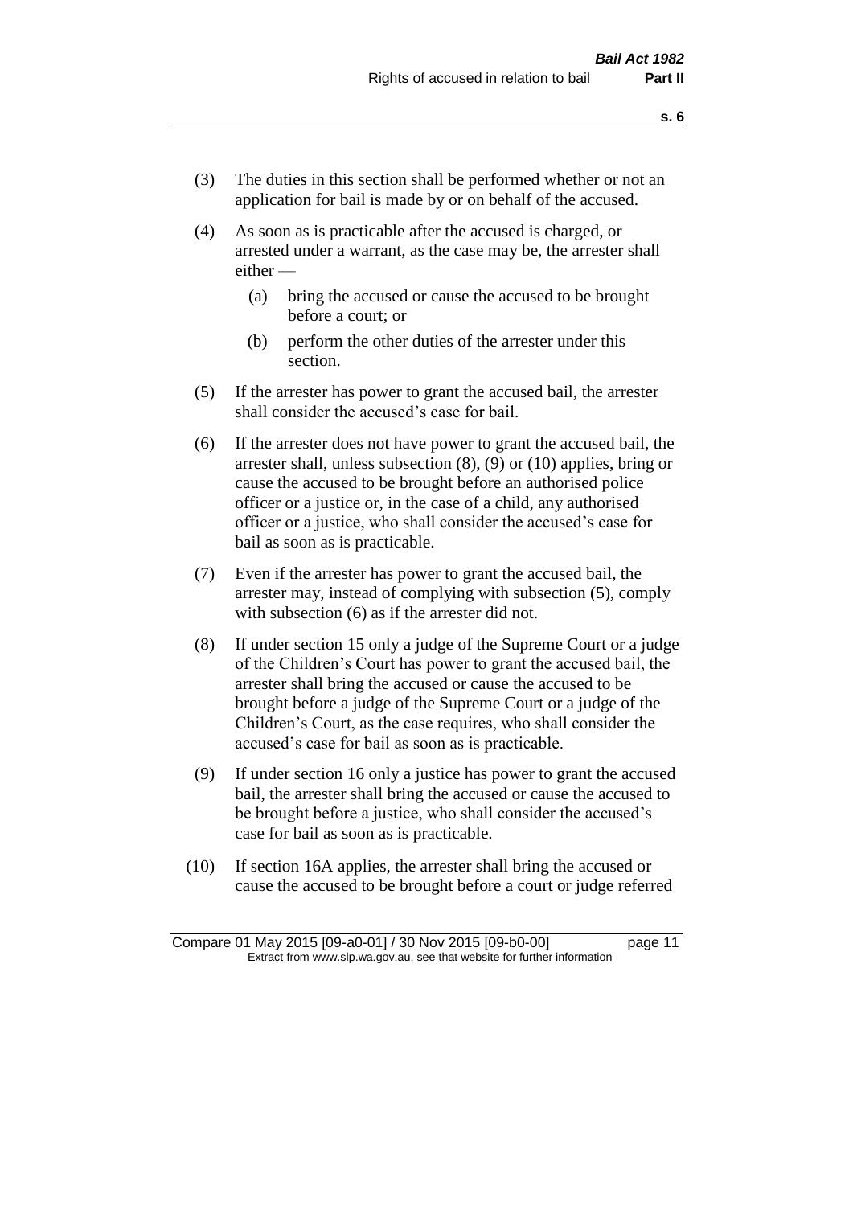(3) The duties in this section shall be performed whether or not an application for bail is made by or on behalf of the accused.

(4) As soon as is practicable after the accused is charged, or arrested under a warrant, as the case may be, the arrester shall either —

  (a) bring the accused or cause the accused to be brought before a court; or

  (b) perform the other duties of the arrester under this section.

(5) If the arrester has power to grant the accused bail, the arrester shall consider the accused's case for bail.

(6) If the arrester does not have power to grant the accused bail, the arrester shall, unless subsection (8), (9) or (10) applies, bring or cause the accused to be brought before an authorised police officer or a justice or, in the case of a child, any authorised officer or a justice, who shall consider the accused's case for bail as soon as is practicable.

(7) Even if the arrester has power to grant the accused bail, the arrester may, instead of complying with subsection (5), comply with subsection (6) as if the arrester did not.

(8) If under section 15 only a judge of the Supreme Court or a judge of the Children's Court has power to grant the accused bail, the arrester shall bring the accused or cause the accused to be brought before a judge of the Supreme Court or a judge of the Children's Court, as the case requires, who shall consider the accused's case for bail as soon as is practicable.

(9) If under section 16 only a justice has power to grant the accused bail, the arrester shall bring the accused or cause the accused to be brought before a justice, who shall consider the accused's case for bail as soon as is practicable.

(10) If section 16A applies, the arrester shall bring the accused or cause the accused to be brought before a court or judge referred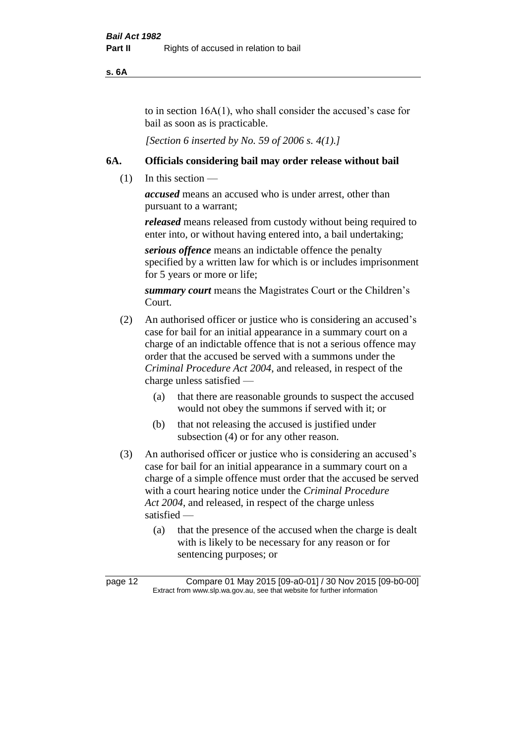to in section 16A(1), who shall consider the accused's case for bail as soon as is practicable.

*[Section 6 inserted by No. 59 of 2006 s. 4(1).]*

## 6A. Officials considering bail may order release without bail

(1) In this section —

***accused*** means an accused who is under arrest, other than pursuant to a warrant;

***released*** means released from custody without being required to enter into, or without having entered into, a bail undertaking;

***serious offence*** means an indictable offence the penalty specified by a written law for which is or includes imprisonment for 5 years or more or life;

***summary court*** means the Magistrates Court or the Children's Court.

(2) An authorised officer or justice who is considering an accused's case for bail for an initial appearance in a summary court on a charge of an indictable offence that is not a serious offence may order that the accused be served with a summons under the *Criminal Procedure Act 2004*, and released, in respect of the charge unless satisfied —

- (a) that there are reasonable grounds to suspect the accused would not obey the summons if served with it; or
- (b) that not releasing the accused is justified under subsection (4) or for any other reason.

(3) An authorised officer or justice who is considering an accused's case for bail for an initial appearance in a summary court on a charge of a simple offence must order that the accused be served with a court hearing notice under the *Criminal Procedure Act 2004*, and released, in respect of the charge unless satisfied —

- (a) that the presence of the accused when the charge is dealt with is likely to be necessary for any reason or for sentencing purposes; or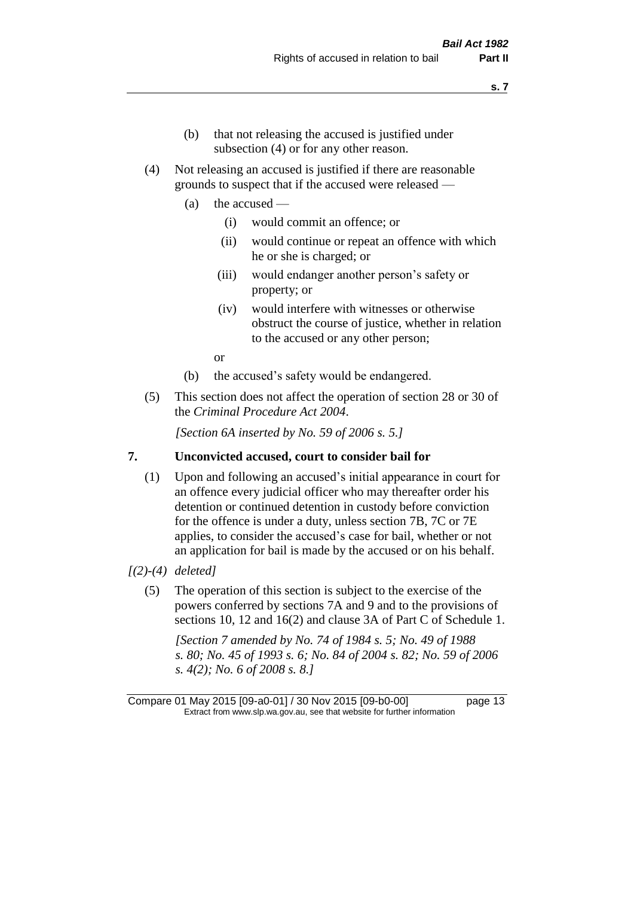(b) that not releasing the accused is justified under subsection (4) or for any other reason.

(4) Not releasing an accused is justified if there are reasonable grounds to suspect that if the accused were released —

(a) the accused —

(i) would commit an offence; or

(ii) would continue or repeat an offence with which he or she is charged; or

(iii) would endanger another person's safety or property; or

(iv) would interfere with witnesses or otherwise obstruct the course of justice, whether in relation to the accused or any other person;

or

(b) the accused's safety would be endangered.

(5) This section does not affect the operation of section 28 or 30 of the *Criminal Procedure Act 2004*.

*[Section 6A inserted by No. 59 of 2006 s. 5.]*

**7. Unconvicted accused, court to consider bail for**

(1) Upon and following an accused's initial appearance in court for an offence every judicial officer who may thereafter order his detention or continued detention in custody before conviction for the offence is under a duty, unless section 7B, 7C or 7E applies, to consider the accused's case for bail, whether or not an application for bail is made by the accused or on his behalf.

*[(2)-(4) deleted]*

(5) The operation of this section is subject to the exercise of the powers conferred by sections 7A and 9 and to the provisions of sections 10, 12 and 16(2) and clause 3A of Part C of Schedule 1.

*[Section 7 amended by No. 74 of 1984 s. 5; No. 49 of 1988 s. 80; No. 45 of 1993 s. 6; No. 84 of 2004 s. 82; No. 59 of 2006 s. 4(2); No. 6 of 2008 s. 8.]*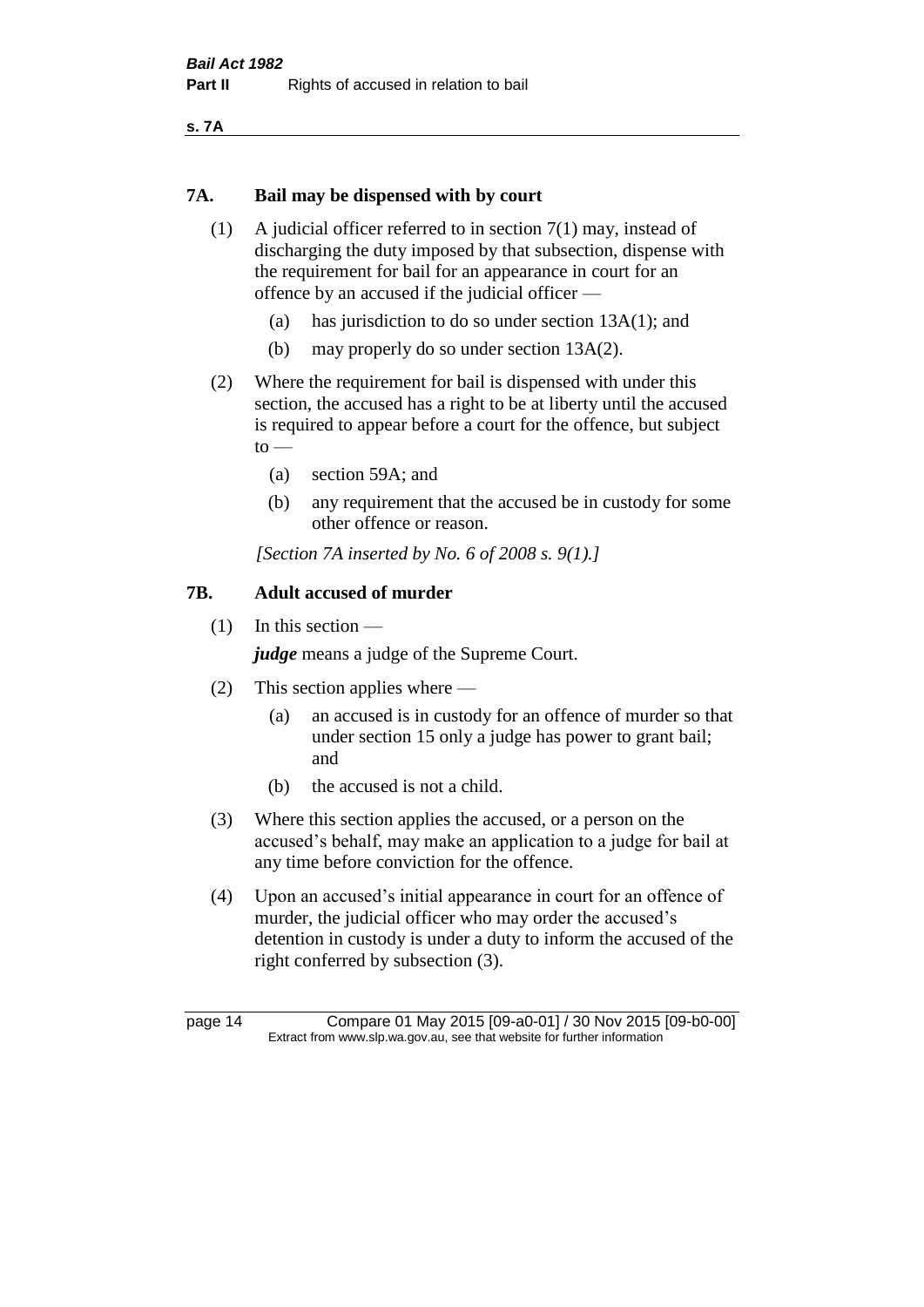## 7A. Bail may be dispensed with by court

(1) A judicial officer referred to in section 7(1) may, instead of discharging the duty imposed by that subsection, dispense with the requirement for bail for an appearance in court for an offence by an accused if the judicial officer —

(a) has jurisdiction to do so under section 13A(1); and

(b) may properly do so under section 13A(2).

(2) Where the requirement for bail is dispensed with under this section, the accused has a right to be at liberty until the accused is required to appear before a court for the offence, but subject to —

(a) section 59A; and

(b) any requirement that the accused be in custody for some other offence or reason.

*[Section 7A inserted by No. 6 of 2008 s. 9(1).]*

## 7B. Adult accused of murder

(1) In this section —

***judge*** means a judge of the Supreme Court.

(2) This section applies where —

(a) an accused is in custody for an offence of murder so that under section 15 only a judge has power to grant bail; and

(b) the accused is not a child.

(3) Where this section applies the accused, or a person on the accused's behalf, may make an application to a judge for bail at any time before conviction for the offence.

(4) Upon an accused's initial appearance in court for an offence of murder, the judicial officer who may order the accused's detention in custody is under a duty to inform the accused of the right conferred by subsection (3).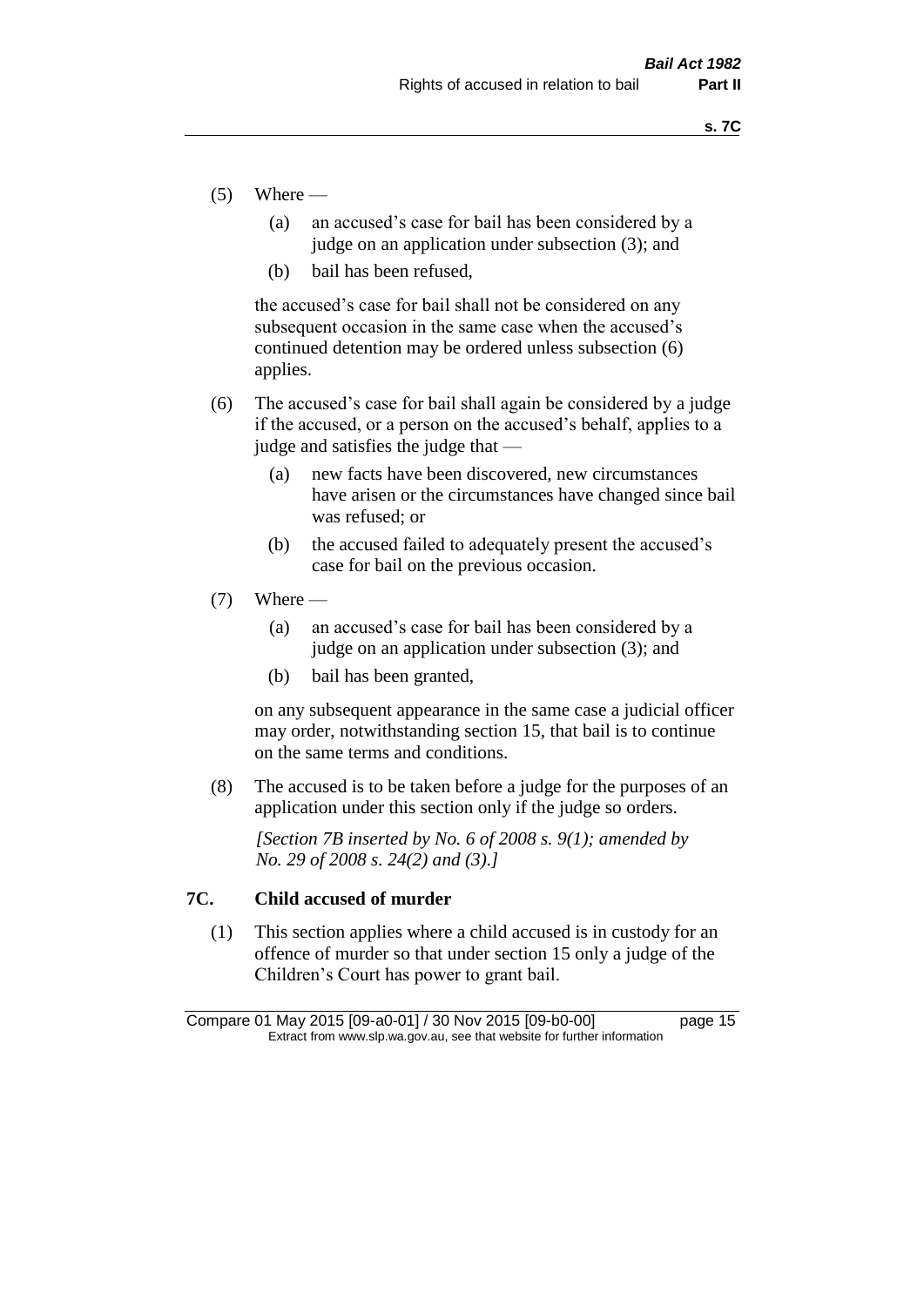(5) Where —

(a) an accused's case for bail has been considered by a judge on an application under subsection (3); and

(b) bail has been refused,

the accused's case for bail shall not be considered on any subsequent occasion in the same case when the accused's continued detention may be ordered unless subsection (6) applies.

(6) The accused's case for bail shall again be considered by a judge if the accused, or a person on the accused's behalf, applies to a judge and satisfies the judge that —

(a) new facts have been discovered, new circumstances have arisen or the circumstances have changed since bail was refused; or

(b) the accused failed to adequately present the accused's case for bail on the previous occasion.

(7) Where —

(a) an accused's case for bail has been considered by a judge on an application under subsection (3); and

(b) bail has been granted,

on any subsequent appearance in the same case a judicial officer may order, notwithstanding section 15, that bail is to continue on the same terms and conditions.

(8) The accused is to be taken before a judge for the purposes of an application under this section only if the judge so orders.

*[Section 7B inserted by No. 6 of 2008 s. 9(1); amended by No. 29 of 2008 s. 24(2) and (3).]*

## 7C. Child accused of murder

(1) This section applies where a child accused is in custody for an offence of murder so that under section 15 only a judge of the Children's Court has power to grant bail.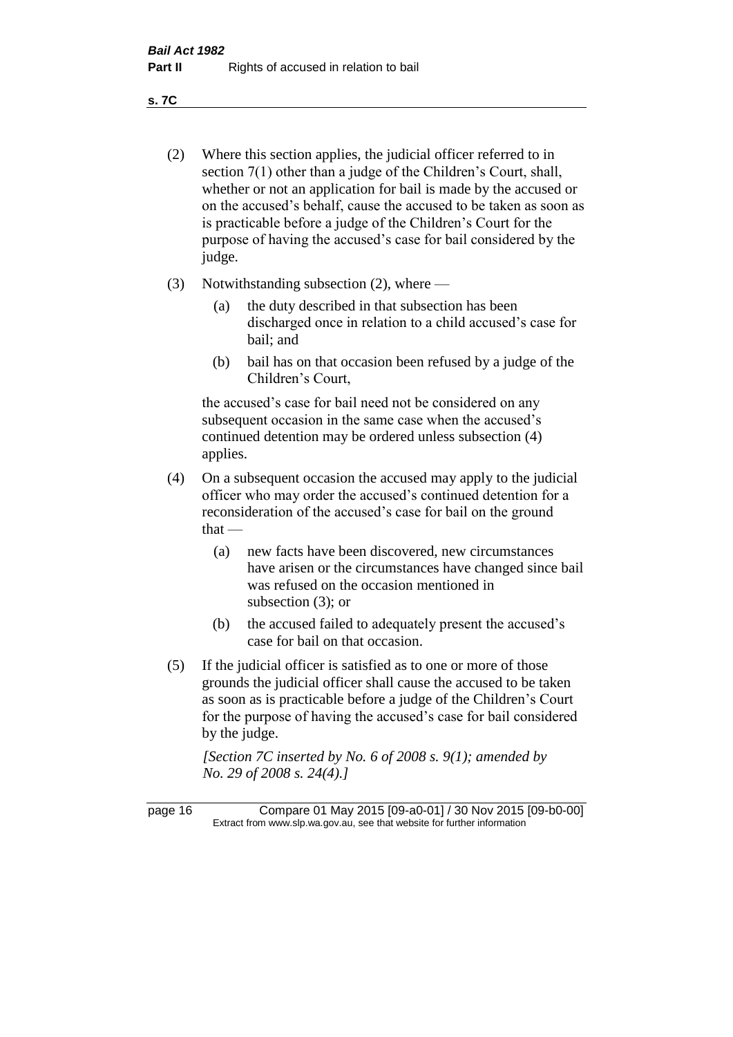(2) Where this section applies, the judicial officer referred to in section 7(1) other than a judge of the Children's Court, shall, whether or not an application for bail is made by the accused or on the accused's behalf, cause the accused to be taken as soon as is practicable before a judge of the Children's Court for the purpose of having the accused's case for bail considered by the judge.

(3) Notwithstanding subsection (2), where —

- (a) the duty described in that subsection has been discharged once in relation to a child accused's case for bail; and
- (b) bail has on that occasion been refused by a judge of the Children's Court,

the accused's case for bail need not be considered on any subsequent occasion in the same case when the accused's continued detention may be ordered unless subsection (4) applies.

(4) On a subsequent occasion the accused may apply to the judicial officer who may order the accused's continued detention for a reconsideration of the accused's case for bail on the ground that —

- (a) new facts have been discovered, new circumstances have arisen or the circumstances have changed since bail was refused on the occasion mentioned in subsection (3); or
- (b) the accused failed to adequately present the accused's case for bail on that occasion.

(5) If the judicial officer is satisfied as to one or more of those grounds the judicial officer shall cause the accused to be taken as soon as is practicable before a judge of the Children's Court for the purpose of having the accused's case for bail considered by the judge.

*[Section 7C inserted by No. 6 of 2008 s. 9(1); amended by No. 29 of 2008 s. 24(4).]*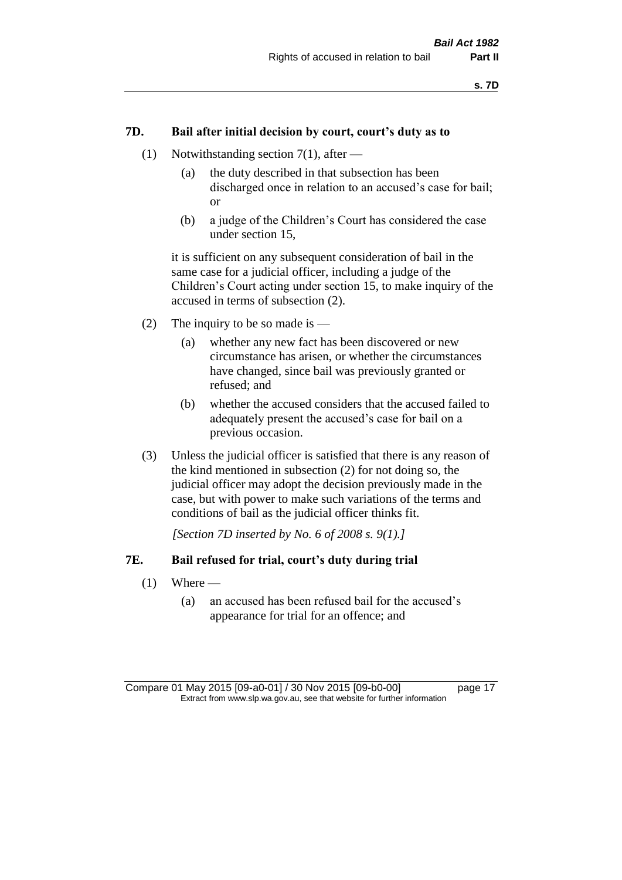### 7D. Bail after initial decision by court, court's duty as to

(1) Notwithstanding section 7(1), after —

(a) the duty described in that subsection has been discharged once in relation to an accused's case for bail; or

(b) a judge of the Children's Court has considered the case under section 15,

it is sufficient on any subsequent consideration of bail in the same case for a judicial officer, including a judge of the Children's Court acting under section 15, to make inquiry of the accused in terms of subsection (2).

(2) The inquiry to be so made is —

(a) whether any new fact has been discovered or new circumstance has arisen, or whether the circumstances have changed, since bail was previously granted or refused; and

(b) whether the accused considers that the accused failed to adequately present the accused's case for bail on a previous occasion.

(3) Unless the judicial officer is satisfied that there is any reason of the kind mentioned in subsection (2) for not doing so, the judicial officer may adopt the decision previously made in the case, but with power to make such variations of the terms and conditions of bail as the judicial officer thinks fit.

*[Section 7D inserted by No. 6 of 2008 s. 9(1).]*

### 7E. Bail refused for trial, court's duty during trial

(1) Where —

(a) an accused has been refused bail for the accused's appearance for trial for an offence; and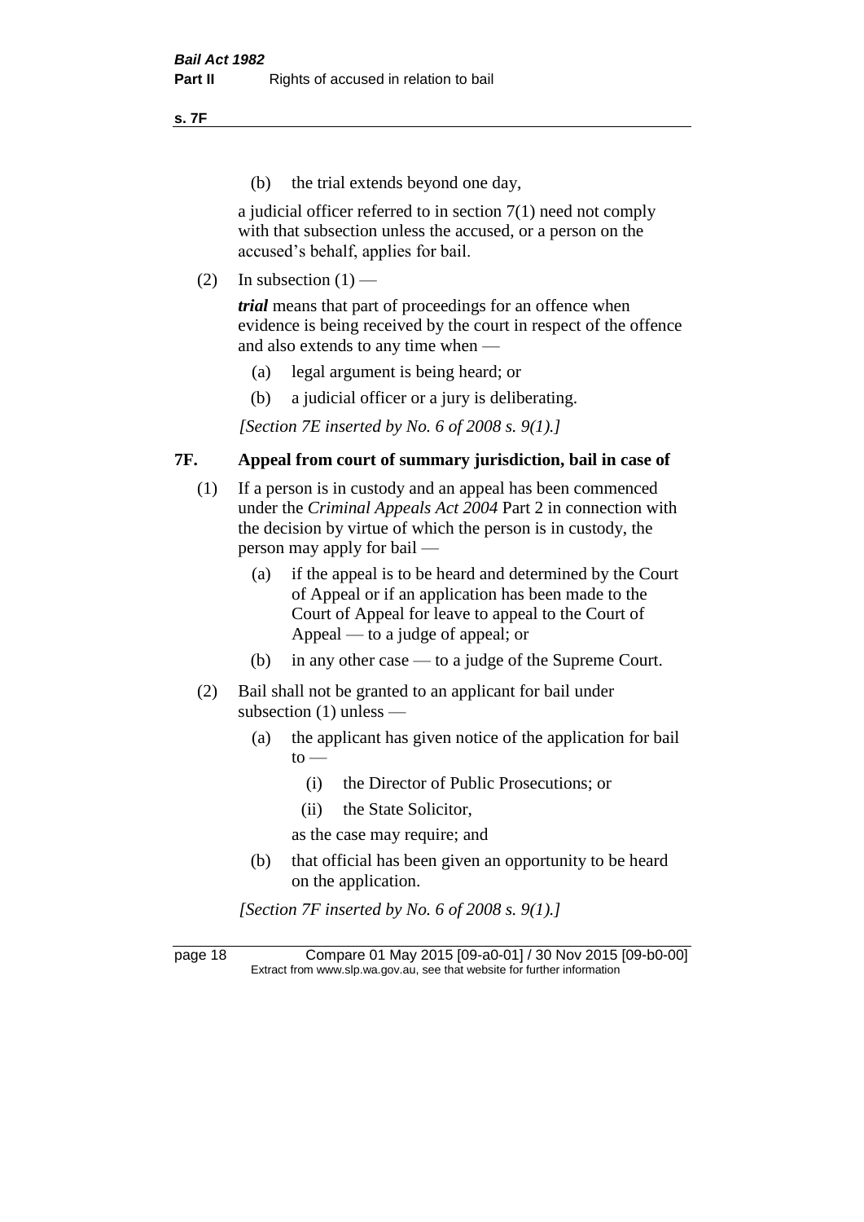(b) the trial extends beyond one day,

a judicial officer referred to in section 7(1) need not comply with that subsection unless the accused, or a person on the accused's behalf, applies for bail.

(2) In subsection (1) —

***trial*** means that part of proceedings for an offence when evidence is being received by the court in respect of the offence and also extends to any time when —

(a) legal argument is being heard; or

(b) a judicial officer or a jury is deliberating.

*[Section 7E inserted by No. 6 of 2008 s. 9(1).]*

## 7F. Appeal from court of summary jurisdiction, bail in case of

(1) If a person is in custody and an appeal has been commenced under the *Criminal Appeals Act 2004* Part 2 in connection with the decision by virtue of which the person is in custody, the person may apply for bail —

(a) if the appeal is to be heard and determined by the Court of Appeal or if an application has been made to the Court of Appeal for leave to appeal to the Court of Appeal — to a judge of appeal; or

(b) in any other case — to a judge of the Supreme Court.

(2) Bail shall not be granted to an applicant for bail under subsection (1) unless —

(a) the applicant has given notice of the application for bail to —

(i) the Director of Public Prosecutions; or

(ii) the State Solicitor,

as the case may require; and

(b) that official has been given an opportunity to be heard on the application.

*[Section 7F inserted by No. 6 of 2008 s. 9(1).]*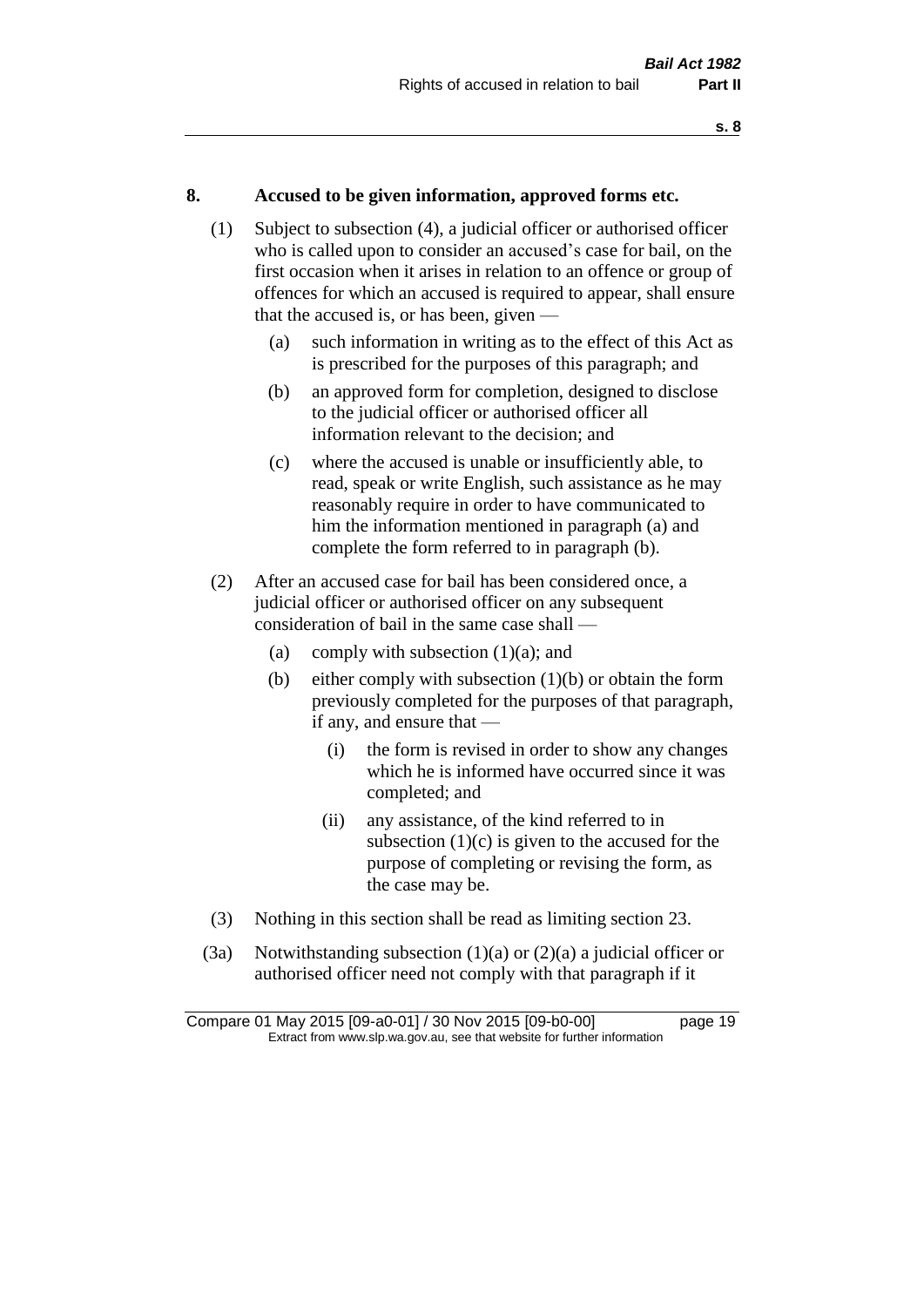## 8. Accused to be given information, approved forms etc.

(1) Subject to subsection (4), a judicial officer or authorised officer who is called upon to consider an accused's case for bail, on the first occasion when it arises in relation to an offence or group of offences for which an accused is required to appear, shall ensure that the accused is, or has been, given —

(a) such information in writing as to the effect of this Act as is prescribed for the purposes of this paragraph; and

(b) an approved form for completion, designed to disclose to the judicial officer or authorised officer all information relevant to the decision; and

(c) where the accused is unable or insufficiently able, to read, speak or write English, such assistance as he may reasonably require in order to have communicated to him the information mentioned in paragraph (a) and complete the form referred to in paragraph (b).

(2) After an accused case for bail has been considered once, a judicial officer or authorised officer on any subsequent consideration of bail in the same case shall —

(a) comply with subsection (1)(a); and

(b) either comply with subsection (1)(b) or obtain the form previously completed for the purposes of that paragraph, if any, and ensure that —

(i) the form is revised in order to show any changes which he is informed have occurred since it was completed; and

(ii) any assistance, of the kind referred to in subsection (1)(c) is given to the accused for the purpose of completing or revising the form, as the case may be.

(3) Nothing in this section shall be read as limiting section 23.

(3a) Notwithstanding subsection (1)(a) or (2)(a) a judicial officer or authorised officer need not comply with that paragraph if it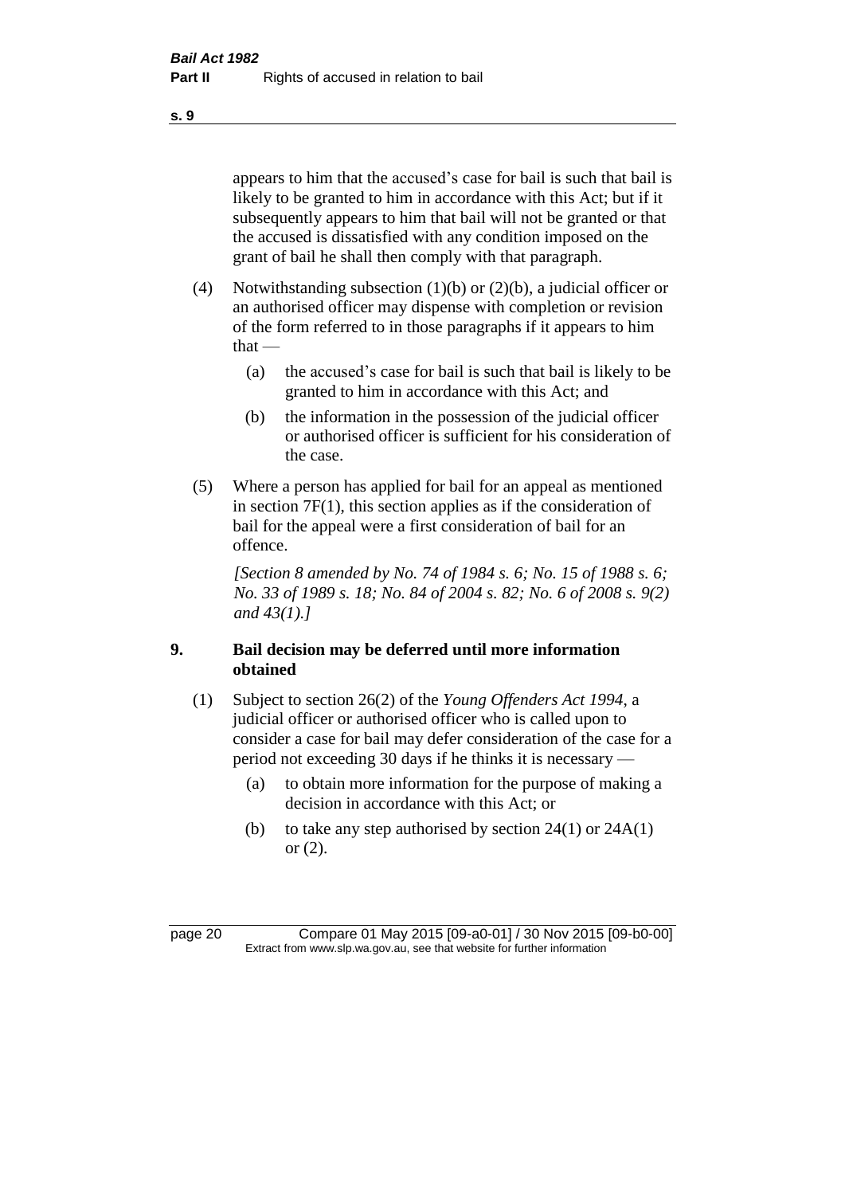appears to him that the accused's case for bail is such that bail is likely to be granted to him in accordance with this Act; but if it subsequently appears to him that bail will not be granted or that the accused is dissatisfied with any condition imposed on the grant of bail he shall then comply with that paragraph.

(4) Notwithstanding subsection (1)(b) or (2)(b), a judicial officer or an authorised officer may dispense with completion or revision of the form referred to in those paragraphs if it appears to him that —

 (a) the accused's case for bail is such that bail is likely to be granted to him in accordance with this Act; and

 (b) the information in the possession of the judicial officer or authorised officer is sufficient for his consideration of the case.

(5) Where a person has applied for bail for an appeal as mentioned in section 7F(1), this section applies as if the consideration of bail for the appeal were a first consideration of bail for an offence.

*[Section 8 amended by No. 74 of 1984 s. 6; No. 15 of 1988 s. 6; No. 33 of 1989 s. 18; No. 84 of 2004 s. 82; No. 6 of 2008 s. 9(2) and 43(1).]*

## 9. Bail decision may be deferred until more information obtained

(1) Subject to section 26(2) of the *Young Offenders Act 1994*, a judicial officer or authorised officer who is called upon to consider a case for bail may defer consideration of the case for a period not exceeding 30 days if he thinks it is necessary —

 (a) to obtain more information for the purpose of making a decision in accordance with this Act; or

 (b) to take any step authorised by section 24(1) or 24A(1) or (2).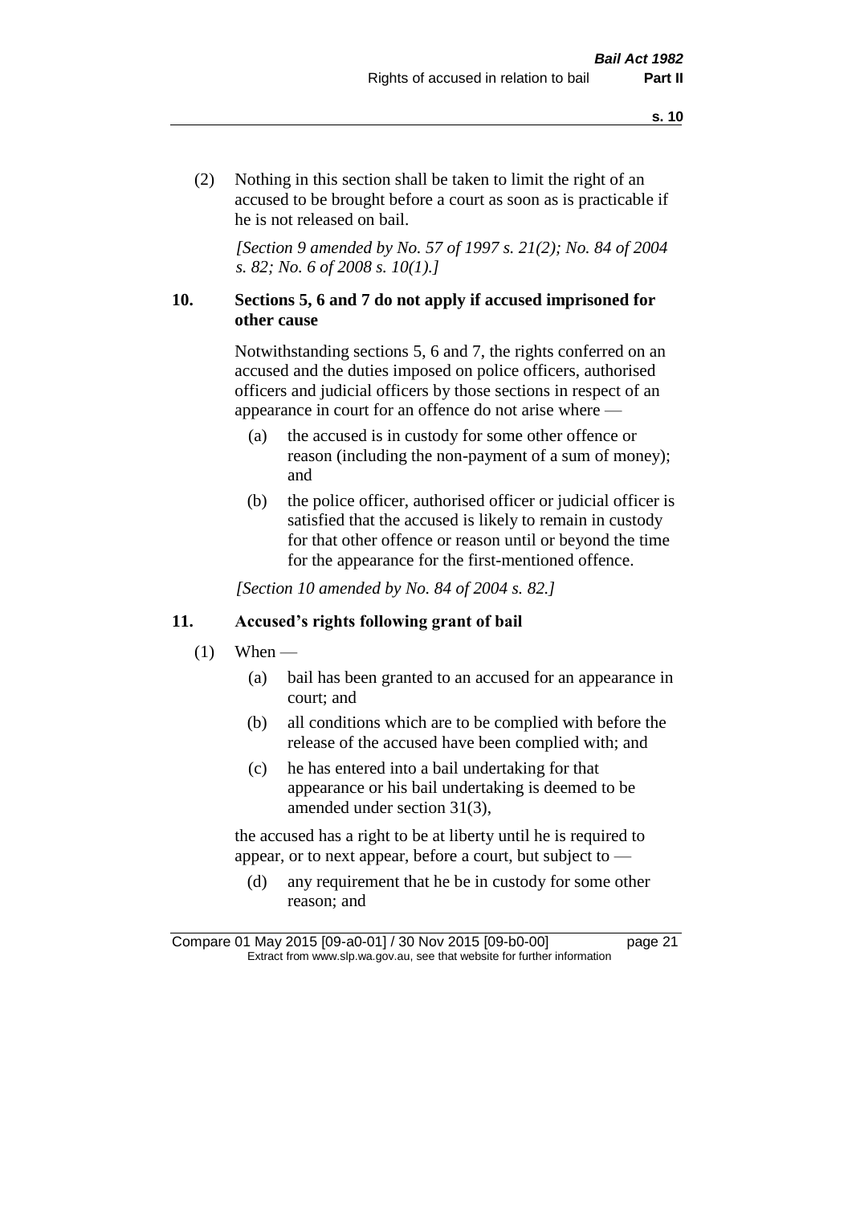(2) Nothing in this section shall be taken to limit the right of an accused to be brought before a court as soon as is practicable if he is not released on bail.

*[Section 9 amended by No. 57 of 1997 s. 21(2); No. 84 of 2004 s. 82; No. 6 of 2008 s. 10(1).]*

### 10. Sections 5, 6 and 7 do not apply if accused imprisoned for other cause

Notwithstanding sections 5, 6 and 7, the rights conferred on an accused and the duties imposed on police officers, authorised officers and judicial officers by those sections in respect of an appearance in court for an offence do not arise where —

(a) the accused is in custody for some other offence or reason (including the non-payment of a sum of money); and

(b) the police officer, authorised officer or judicial officer is satisfied that the accused is likely to remain in custody for that other offence or reason until or beyond the time for the appearance for the first-mentioned offence.

*[Section 10 amended by No. 84 of 2004 s. 82.]*

### 11. Accused's rights following grant of bail

(1) When —

(a) bail has been granted to an accused for an appearance in court; and

(b) all conditions which are to be complied with before the release of the accused have been complied with; and

(c) he has entered into a bail undertaking for that appearance or his bail undertaking is deemed to be amended under section 31(3),

the accused has a right to be at liberty until he is required to appear, or to next appear, before a court, but subject to —

(d) any requirement that he be in custody for some other reason; and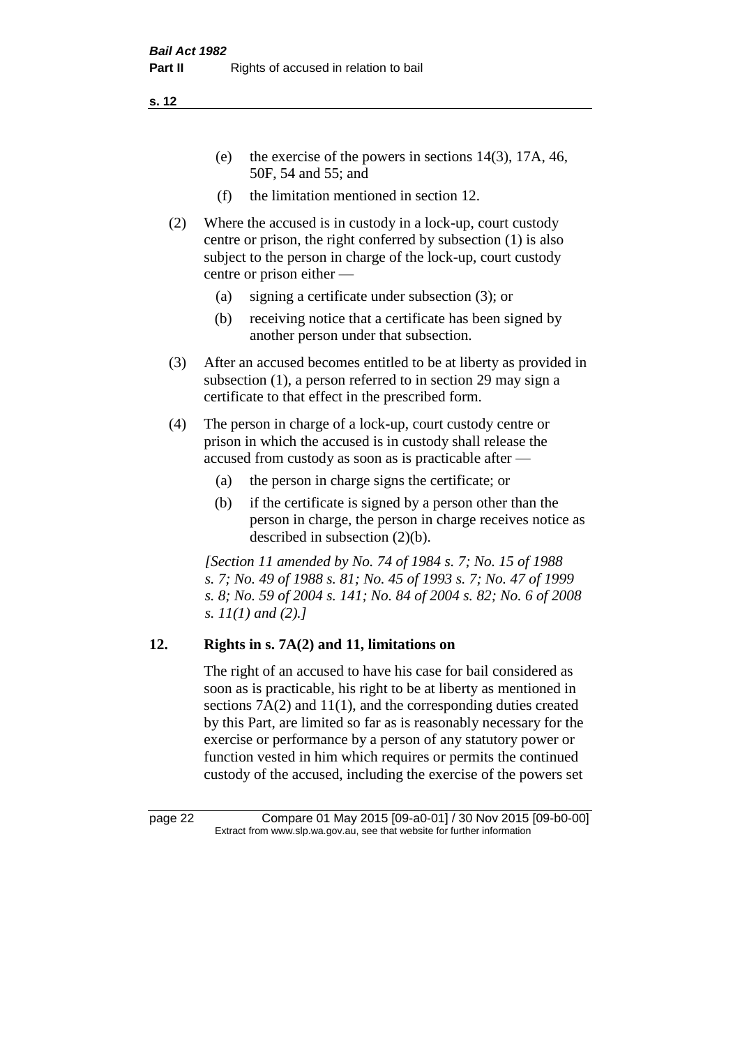(e) the exercise of the powers in sections 14(3), 17A, 46, 50F, 54 and 55; and

(f) the limitation mentioned in section 12.

(2) Where the accused is in custody in a lock-up, court custody centre or prison, the right conferred by subsection (1) is also subject to the person in charge of the lock-up, court custody centre or prison either —

(a) signing a certificate under subsection (3); or

(b) receiving notice that a certificate has been signed by another person under that subsection.

(3) After an accused becomes entitled to be at liberty as provided in subsection (1), a person referred to in section 29 may sign a certificate to that effect in the prescribed form.

(4) The person in charge of a lock-up, court custody centre or prison in which the accused is in custody shall release the accused from custody as soon as is practicable after —

(a) the person in charge signs the certificate; or

(b) if the certificate is signed by a person other than the person in charge, the person in charge receives notice as described in subsection (2)(b).

*[Section 11 amended by No. 74 of 1984 s. 7; No. 15 of 1988 s. 7; No. 49 of 1988 s. 81; No. 45 of 1993 s. 7; No. 47 of 1999 s. 8; No. 59 of 2004 s. 141; No. 84 of 2004 s. 82; No. 6 of 2008 s. 11(1) and (2).]*

## 12. Rights in s. 7A(2) and 11, limitations on

The right of an accused to have his case for bail considered as soon as is practicable, his right to be at liberty as mentioned in sections 7A(2) and 11(1), and the corresponding duties created by this Part, are limited so far as is reasonably necessary for the exercise or performance by a person of any statutory power or function vested in him which requires or permits the continued custody of the accused, including the exercise of the powers set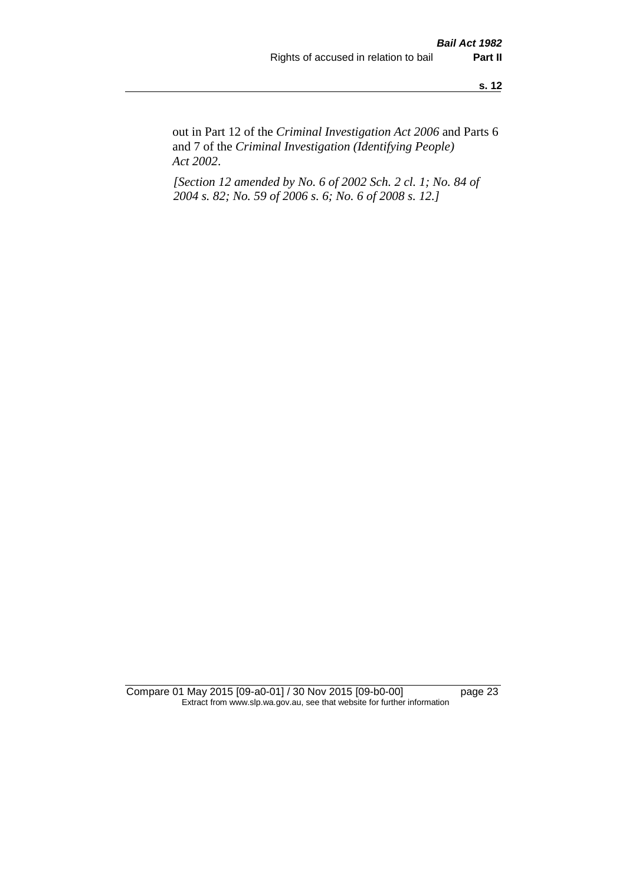out in Part 12 of the *Criminal Investigation Act 2006* and Parts 6 and 7 of the *Criminal Investigation (Identifying People) Act 2002*.

*[Section 12 amended by No. 6 of 2002 Sch. 2 cl. 1; No. 84 of 2004 s. 82; No. 59 of 2006 s. 6; No. 6 of 2008 s. 12.]*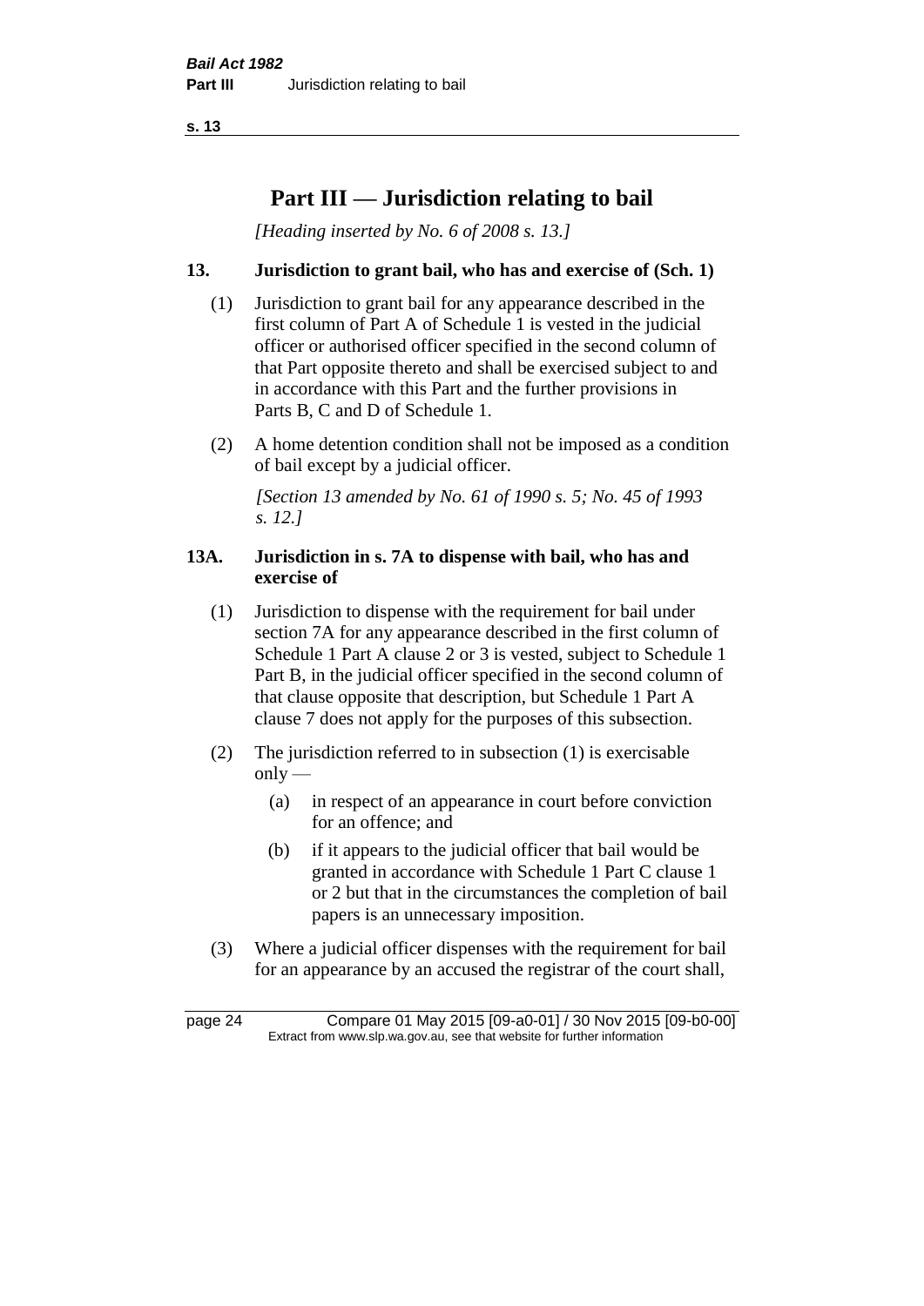# Part III — Jurisdiction relating to bail

*[Heading inserted by No. 6 of 2008 s. 13.]*

### 13. Jurisdiction to grant bail, who has and exercise of (Sch. 1)

(1) Jurisdiction to grant bail for any appearance described in the first column of Part A of Schedule 1 is vested in the judicial officer or authorised officer specified in the second column of that Part opposite thereto and shall be exercised subject to and in accordance with this Part and the further provisions in Parts B, C and D of Schedule 1.

(2) A home detention condition shall not be imposed as a condition of bail except by a judicial officer.

*[Section 13 amended by No. 61 of 1990 s. 5; No. 45 of 1993 s. 12.]*

### 13A. Jurisdiction in s. 7A to dispense with bail, who has and exercise of

(1) Jurisdiction to dispense with the requirement for bail under section 7A for any appearance described in the first column of Schedule 1 Part A clause 2 or 3 is vested, subject to Schedule 1 Part B, in the judicial officer specified in the second column of that clause opposite that description, but Schedule 1 Part A clause 7 does not apply for the purposes of this subsection.

(2) The jurisdiction referred to in subsection (1) is exercisable only —

- (a) in respect of an appearance in court before conviction for an offence; and
- (b) if it appears to the judicial officer that bail would be granted in accordance with Schedule 1 Part C clause 1 or 2 but that in the circumstances the completion of bail papers is an unnecessary imposition.

(3) Where a judicial officer dispenses with the requirement for bail for an appearance by an accused the registrar of the court shall,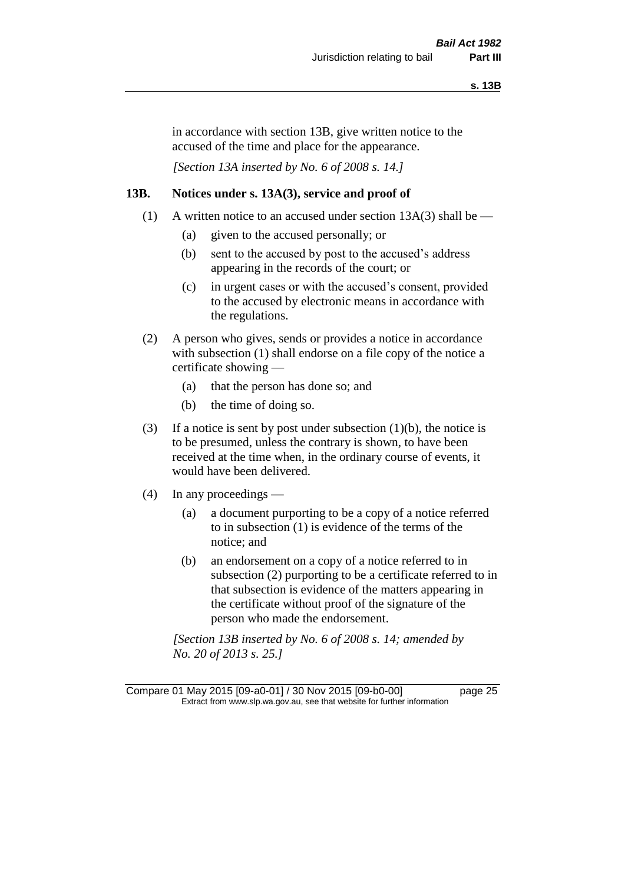in accordance with section 13B, give written notice to the accused of the time and place for the appearance.

*[Section 13A inserted by No. 6 of 2008 s. 14.]*

### 13B. Notices under s. 13A(3), service and proof of

(1) A written notice to an accused under section 13A(3) shall be —

- (a) given to the accused personally; or
- (b) sent to the accused by post to the accused's address appearing in the records of the court; or
- (c) in urgent cases or with the accused's consent, provided to the accused by electronic means in accordance with the regulations.

(2) A person who gives, sends or provides a notice in accordance with subsection (1) shall endorse on a file copy of the notice a certificate showing —

- (a) that the person has done so; and
- (b) the time of doing so.

(3) If a notice is sent by post under subsection (1)(b), the notice is to be presumed, unless the contrary is shown, to have been received at the time when, in the ordinary course of events, it would have been delivered.

(4) In any proceedings —

- (a) a document purporting to be a copy of a notice referred to in subsection (1) is evidence of the terms of the notice; and
- (b) an endorsement on a copy of a notice referred to in subsection (2) purporting to be a certificate referred to in that subsection is evidence of the matters appearing in the certificate without proof of the signature of the person who made the endorsement.

*[Section 13B inserted by No. 6 of 2008 s. 14; amended by No. 20 of 2013 s. 25.]*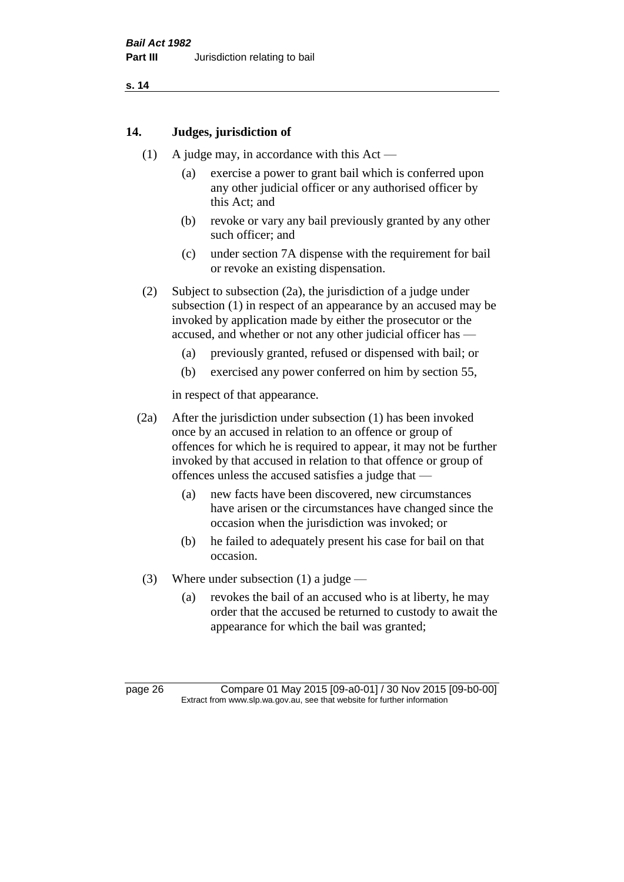## 14. Judges, jurisdiction of

(1) A judge may, in accordance with this Act —

(a) exercise a power to grant bail which is conferred upon any other judicial officer or any authorised officer by this Act; and

(b) revoke or vary any bail previously granted by any other such officer; and

(c) under section 7A dispense with the requirement for bail or revoke an existing dispensation.

(2) Subject to subsection (2a), the jurisdiction of a judge under subsection (1) in respect of an appearance by an accused may be invoked by application made by either the prosecutor or the accused, and whether or not any other judicial officer has —

(a) previously granted, refused or dispensed with bail; or

(b) exercised any power conferred on him by section 55,

in respect of that appearance.

(2a) After the jurisdiction under subsection (1) has been invoked once by an accused in relation to an offence or group of offences for which he is required to appear, it may not be further invoked by that accused in relation to that offence or group of offences unless the accused satisfies a judge that —

(a) new facts have been discovered, new circumstances have arisen or the circumstances have changed since the occasion when the jurisdiction was invoked; or

(b) he failed to adequately present his case for bail on that occasion.

(3) Where under subsection (1) a judge —

(a) revokes the bail of an accused who is at liberty, he may order that the accused be returned to custody to await the appearance for which the bail was granted;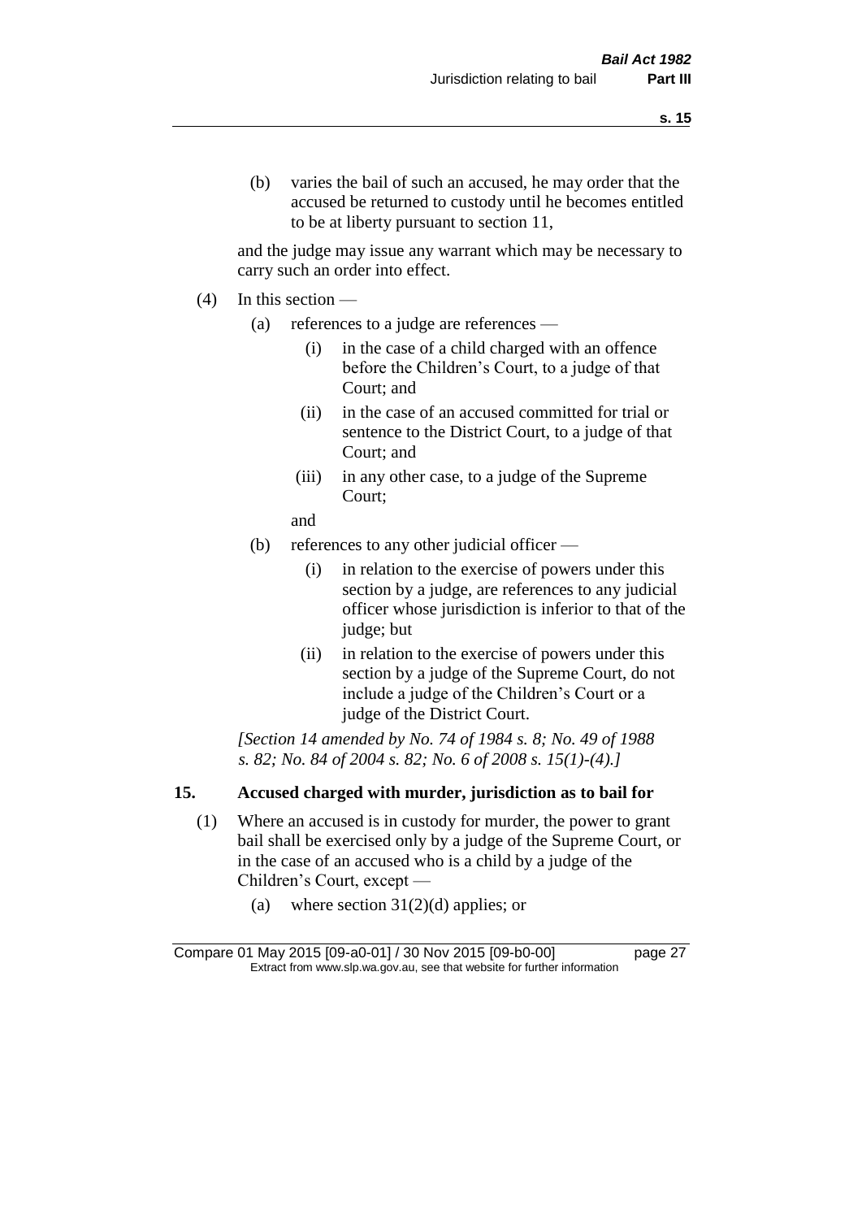(b) varies the bail of such an accused, he may order that the accused be returned to custody until he becomes entitled to be at liberty pursuant to section 11,

and the judge may issue any warrant which may be necessary to carry such an order into effect.

(4) In this section —

(a) references to a judge are references —

(i) in the case of a child charged with an offence before the Children's Court, to a judge of that Court; and

(ii) in the case of an accused committed for trial or sentence to the District Court, to a judge of that Court; and

(iii) in any other case, to a judge of the Supreme Court;

and

(b) references to any other judicial officer —

(i) in relation to the exercise of powers under this section by a judge, are references to any judicial officer whose jurisdiction is inferior to that of the judge; but

(ii) in relation to the exercise of powers under this section by a judge of the Supreme Court, do not include a judge of the Children's Court or a judge of the District Court.

*[Section 14 amended by No. 74 of 1984 s. 8; No. 49 of 1988 s. 82; No. 84 of 2004 s. 82; No. 6 of 2008 s. 15(1)-(4).]*

## 15. Accused charged with murder, jurisdiction as to bail for

(1) Where an accused is in custody for murder, the power to grant bail shall be exercised only by a judge of the Supreme Court, or in the case of an accused who is a child by a judge of the Children's Court, except —

(a) where section 31(2)(d) applies; or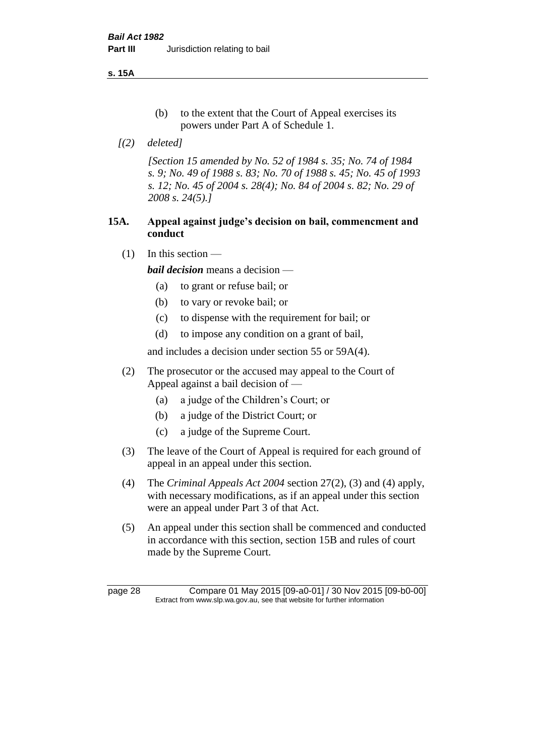(b) to the extent that the Court of Appeal exercises its powers under Part A of Schedule 1.

*[(2) deleted]*

*[Section 15 amended by No. 52 of 1984 s. 35; No. 74 of 1984 s. 9; No. 49 of 1988 s. 83; No. 70 of 1988 s. 45; No. 45 of 1993 s. 12; No. 45 of 2004 s. 28(4); No. 84 of 2004 s. 82; No. 29 of 2008 s. 24(5).]*

## 15A. Appeal against judge's decision on bail, commencment and conduct

(1) In this section —

***bail decision*** means a decision —

(a) to grant or refuse bail; or

(b) to vary or revoke bail; or

(c) to dispense with the requirement for bail; or

(d) to impose any condition on a grant of bail,

and includes a decision under section 55 or 59A(4).

(2) The prosecutor or the accused may appeal to the Court of Appeal against a bail decision of —

(a) a judge of the Children's Court; or

(b) a judge of the District Court; or

(c) a judge of the Supreme Court.

(3) The leave of the Court of Appeal is required for each ground of appeal in an appeal under this section.

(4) The *Criminal Appeals Act 2004* section 27(2), (3) and (4) apply, with necessary modifications, as if an appeal under this section were an appeal under Part 3 of that Act.

(5) An appeal under this section shall be commenced and conducted in accordance with this section, section 15B and rules of court made by the Supreme Court.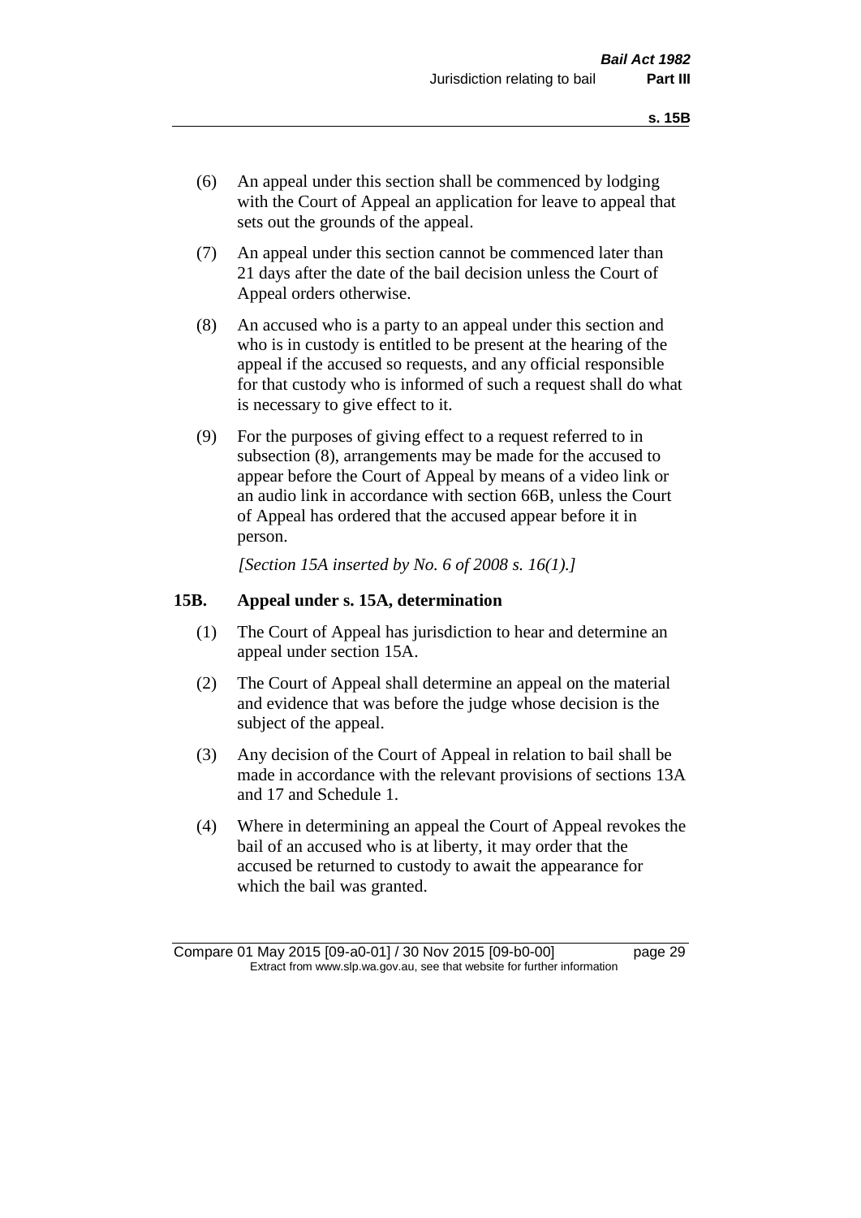(6) An appeal under this section shall be commenced by lodging with the Court of Appeal an application for leave to appeal that sets out the grounds of the appeal.

(7) An appeal under this section cannot be commenced later than 21 days after the date of the bail decision unless the Court of Appeal orders otherwise.

(8) An accused who is a party to an appeal under this section and who is in custody is entitled to be present at the hearing of the appeal if the accused so requests, and any official responsible for that custody who is informed of such a request shall do what is necessary to give effect to it.

(9) For the purposes of giving effect to a request referred to in subsection (8), arrangements may be made for the accused to appear before the Court of Appeal by means of a video link or an audio link in accordance with section 66B, unless the Court of Appeal has ordered that the accused appear before it in person.

*[Section 15A inserted by No. 6 of 2008 s. 16(1).]*

### 15B. Appeal under s. 15A, determination

(1) The Court of Appeal has jurisdiction to hear and determine an appeal under section 15A.

(2) The Court of Appeal shall determine an appeal on the material and evidence that was before the judge whose decision is the subject of the appeal.

(3) Any decision of the Court of Appeal in relation to bail shall be made in accordance with the relevant provisions of sections 13A and 17 and Schedule 1.

(4) Where in determining an appeal the Court of Appeal revokes the bail of an accused who is at liberty, it may order that the accused be returned to custody to await the appearance for which the bail was granted.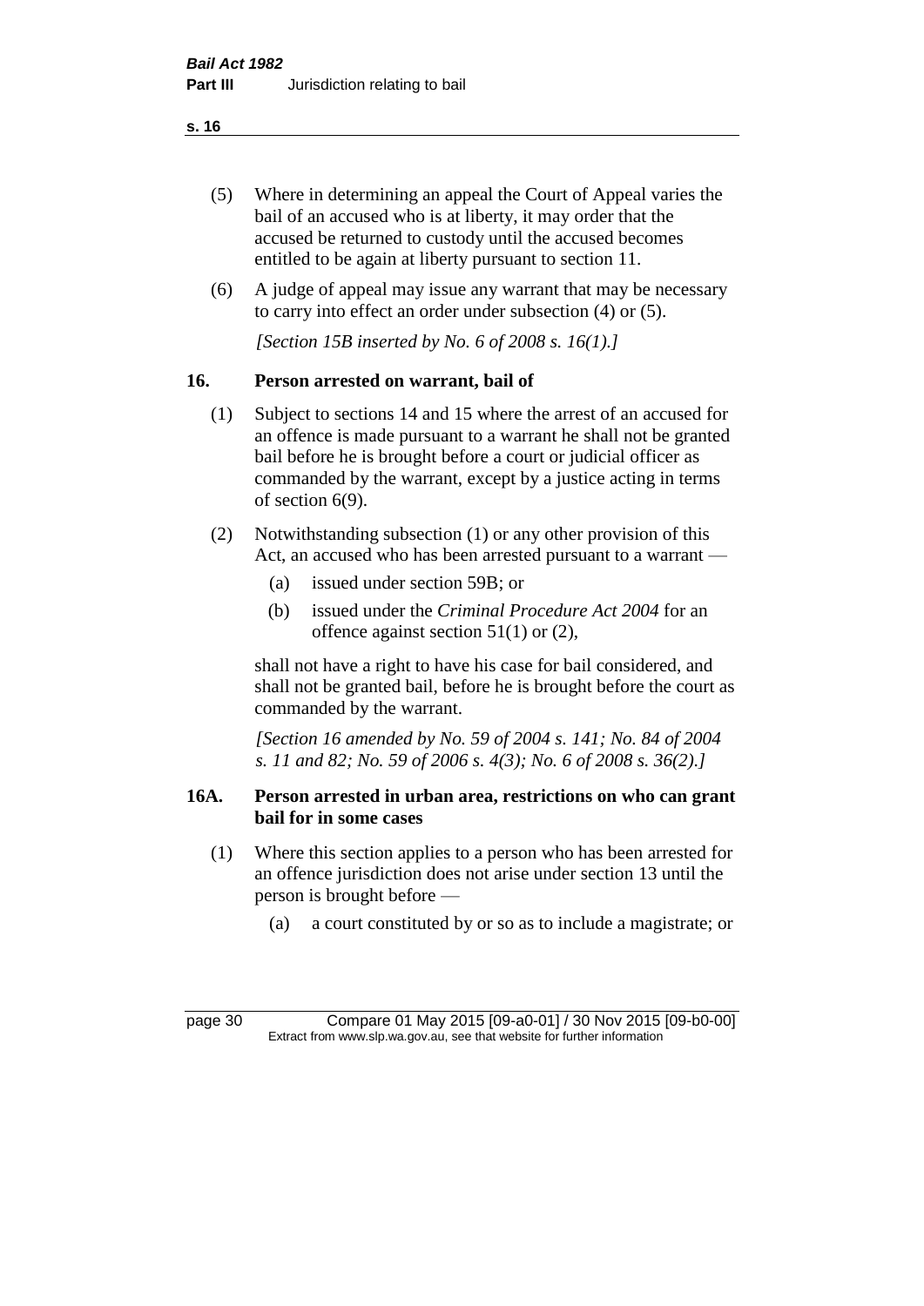(5) Where in determining an appeal the Court of Appeal varies the bail of an accused who is at liberty, it may order that the accused be returned to custody until the accused becomes entitled to be again at liberty pursuant to section 11.

(6) A judge of appeal may issue any warrant that may be necessary to carry into effect an order under subsection (4) or (5).

*[Section 15B inserted by No. 6 of 2008 s. 16(1).]*

## 16. Person arrested on warrant, bail of

(1) Subject to sections 14 and 15 where the arrest of an accused for an offence is made pursuant to a warrant he shall not be granted bail before he is brought before a court or judicial officer as commanded by the warrant, except by a justice acting in terms of section 6(9).

(2) Notwithstanding subsection (1) or any other provision of this Act, an accused who has been arrested pursuant to a warrant —

- (a) issued under section 59B; or
- (b) issued under the *Criminal Procedure Act 2004* for an offence against section 51(1) or (2),

shall not have a right to have his case for bail considered, and shall not be granted bail, before he is brought before the court as commanded by the warrant.

*[Section 16 amended by No. 59 of 2004 s. 141; No. 84 of 2004 s. 11 and 82; No. 59 of 2006 s. 4(3); No. 6 of 2008 s. 36(2).]*

## 16A. Person arrested in urban area, restrictions on who can grant bail for in some cases

(1) Where this section applies to a person who has been arrested for an offence jurisdiction does not arise under section 13 until the person is brought before —

- (a) a court constituted by or so as to include a magistrate; or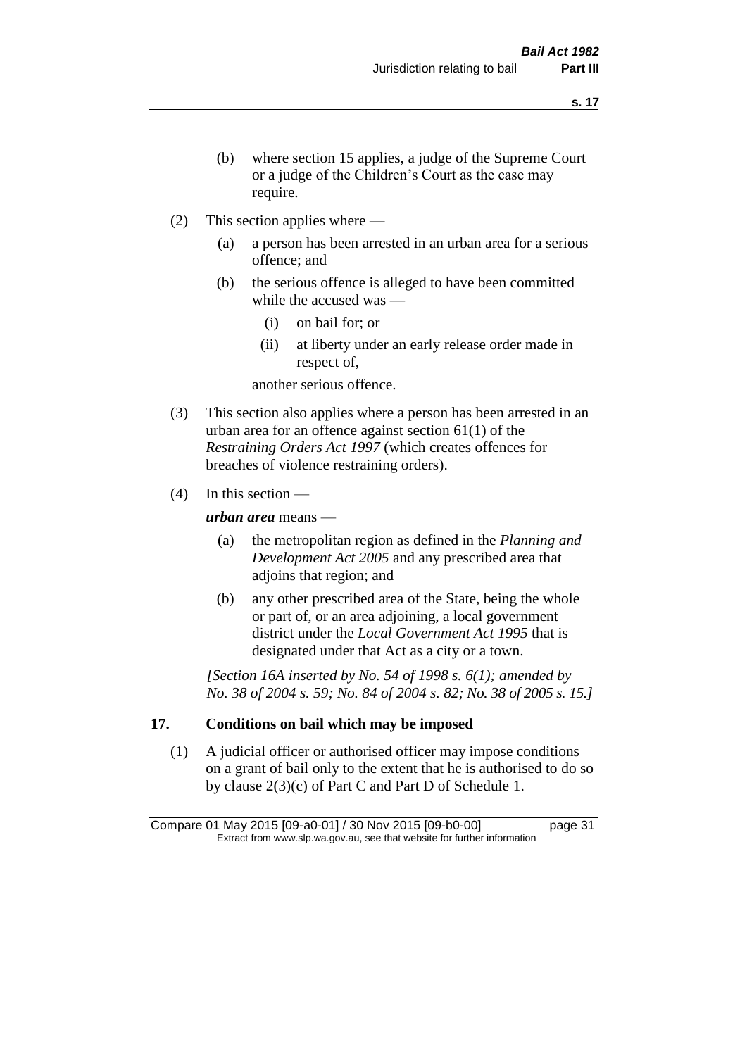(b) where section 15 applies, a judge of the Supreme Court or a judge of the Children's Court as the case may require.

(2) This section applies where —

(a) a person has been arrested in an urban area for a serious offence; and

(b) the serious offence is alleged to have been committed while the accused was —

(i) on bail for; or

(ii) at liberty under an early release order made in respect of,

another serious offence.

(3) This section also applies where a person has been arrested in an urban area for an offence against section 61(1) of the *Restraining Orders Act 1997* (which creates offences for breaches of violence restraining orders).

(4) In this section —

***urban area*** means —

(a) the metropolitan region as defined in the *Planning and Development Act 2005* and any prescribed area that adjoins that region; and

(b) any other prescribed area of the State, being the whole or part of, or an area adjoining, a local government district under the *Local Government Act 1995* that is designated under that Act as a city or a town.

*[Section 16A inserted by No. 54 of 1998 s. 6(1); amended by No. 38 of 2004 s. 59; No. 84 of 2004 s. 82; No. 38 of 2005 s. 15.]*

## 17. Conditions on bail which may be imposed

(1) A judicial officer or authorised officer may impose conditions on a grant of bail only to the extent that he is authorised to do so by clause 2(3)(c) of Part C and Part D of Schedule 1.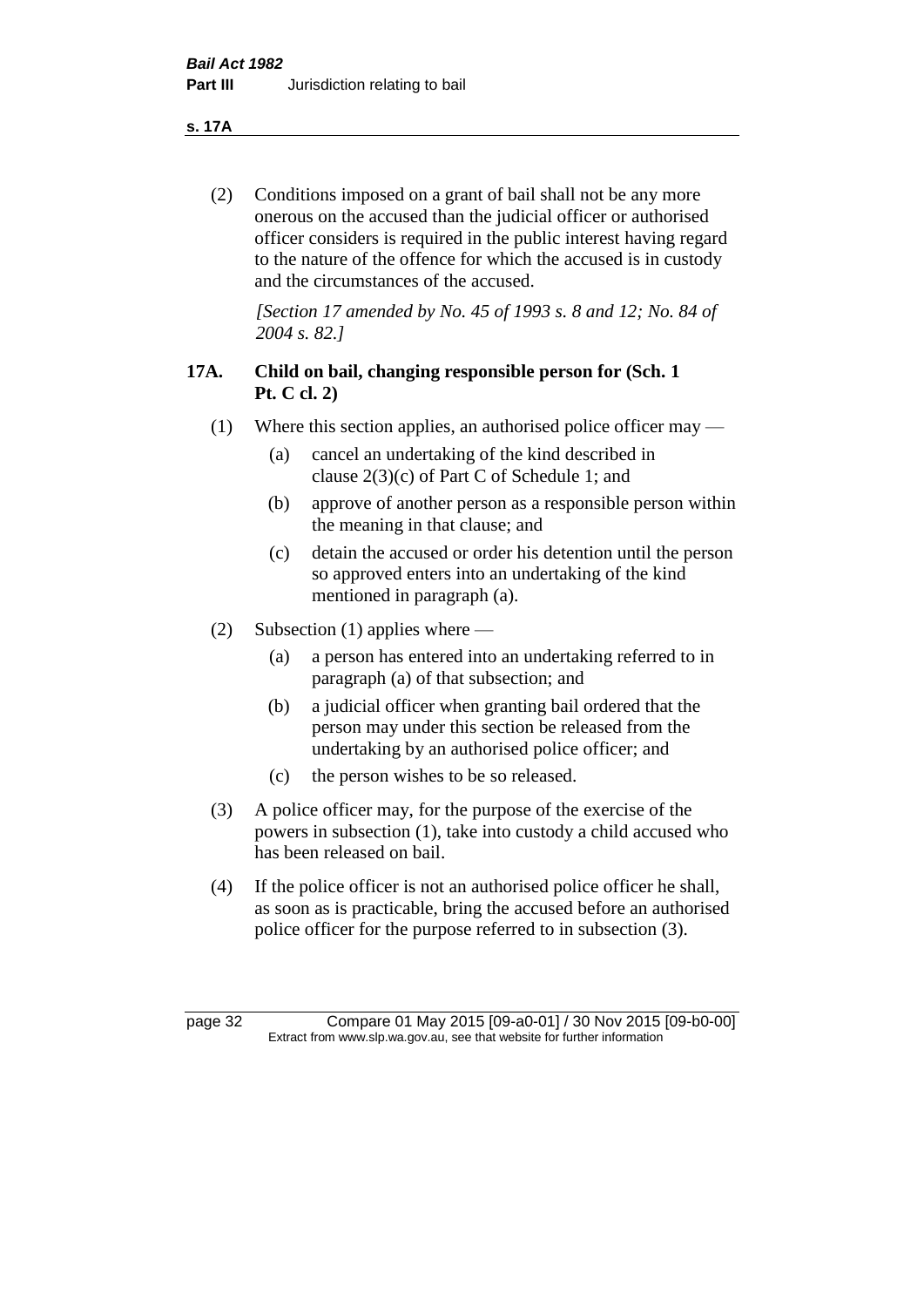(2) Conditions imposed on a grant of bail shall not be any more onerous on the accused than the judicial officer or authorised officer considers is required in the public interest having regard to the nature of the offence for which the accused is in custody and the circumstances of the accused.

*[Section 17 amended by No. 45 of 1993 s. 8 and 12; No. 84 of 2004 s. 82.]*

## 17A. Child on bail, changing responsible person for (Sch. 1 Pt. C cl. 2)

(1) Where this section applies, an authorised police officer may —

(a) cancel an undertaking of the kind described in clause 2(3)(c) of Part C of Schedule 1; and

(b) approve of another person as a responsible person within the meaning in that clause; and

(c) detain the accused or order his detention until the person so approved enters into an undertaking of the kind mentioned in paragraph (a).

(2) Subsection (1) applies where —

(a) a person has entered into an undertaking referred to in paragraph (a) of that subsection; and

(b) a judicial officer when granting bail ordered that the person may under this section be released from the undertaking by an authorised police officer; and

(c) the person wishes to be so released.

(3) A police officer may, for the purpose of the exercise of the powers in subsection (1), take into custody a child accused who has been released on bail.

(4) If the police officer is not an authorised police officer he shall, as soon as is practicable, bring the accused before an authorised police officer for the purpose referred to in subsection (3).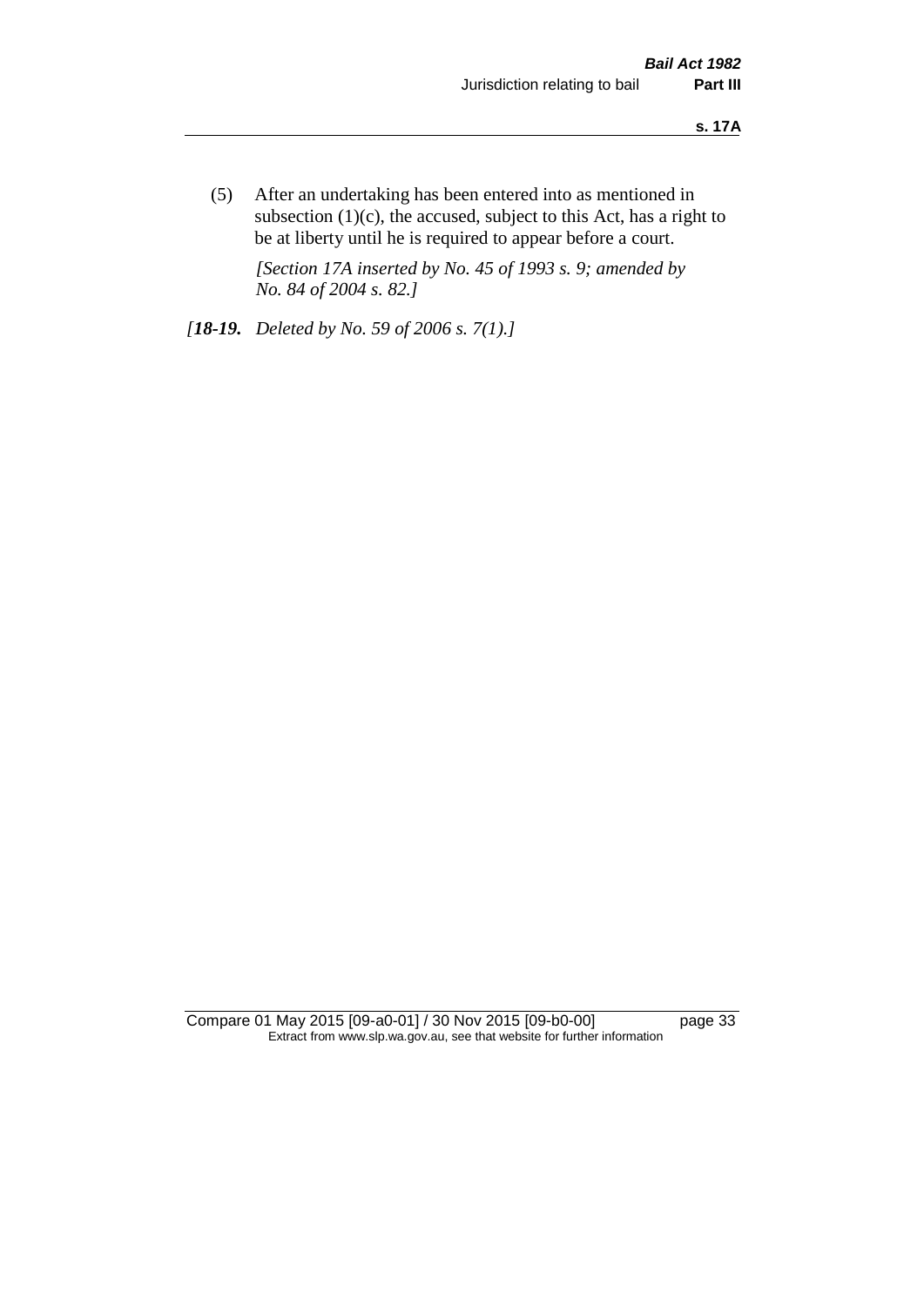(5) After an undertaking has been entered into as mentioned in subsection (1)(c), the accused, subject to this Act, has a right to be at liberty until he is required to appear before a court.

*[Section 17A inserted by No. 45 of 1993 s. 9; amended by No. 84 of 2004 s. 82.]*

*[**18-19.** Deleted by No. 59 of 2006 s. 7(1).]*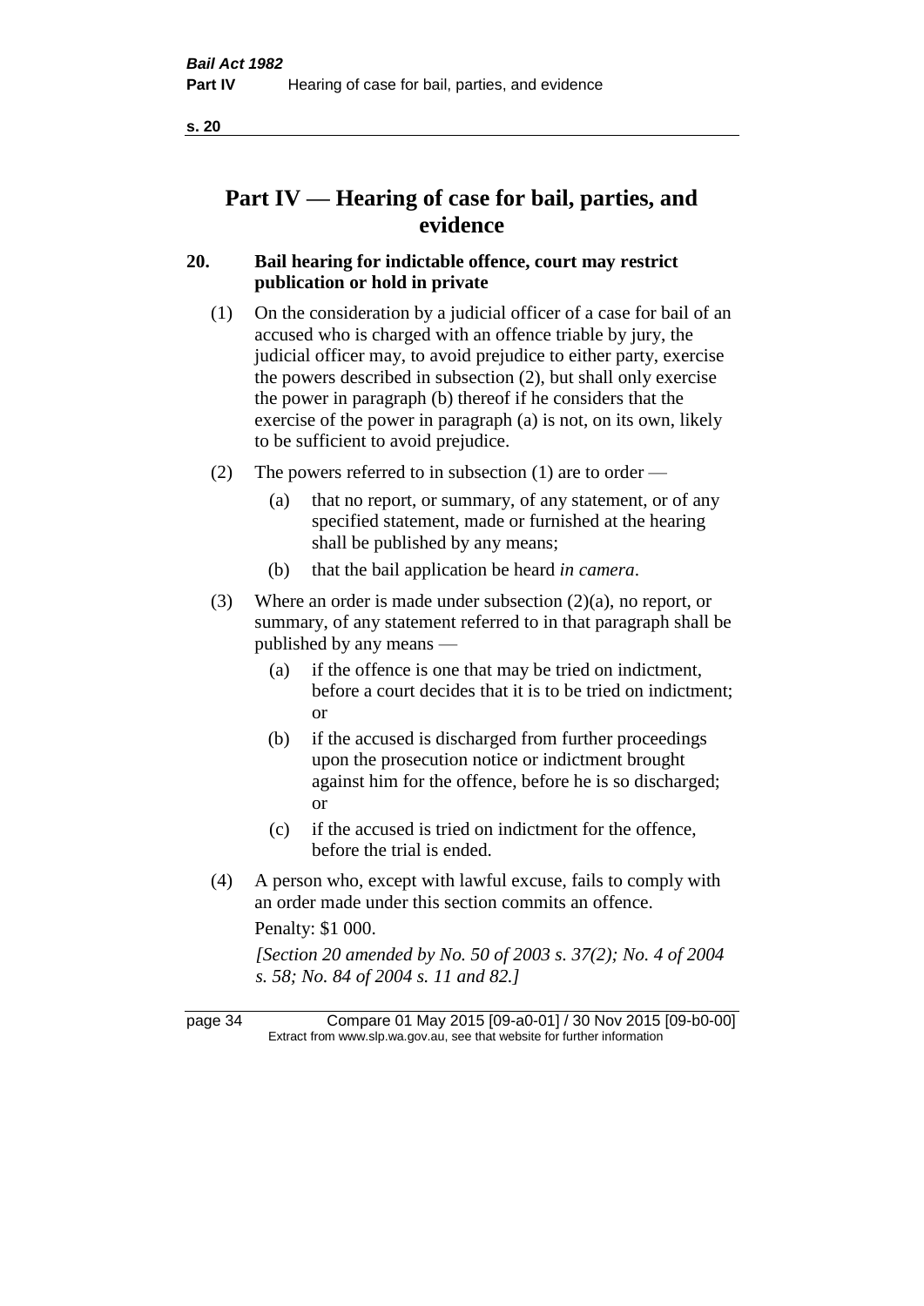# Part IV — Hearing of case for bail, parties, and evidence

## 20. Bail hearing for indictable offence, court may restrict publication or hold in private

(1) On the consideration by a judicial officer of a case for bail of an accused who is charged with an offence triable by jury, the judicial officer may, to avoid prejudice to either party, exercise the powers described in subsection (2), but shall only exercise the power in paragraph (b) thereof if he considers that the exercise of the power in paragraph (a) is not, on its own, likely to be sufficient to avoid prejudice.

(2) The powers referred to in subsection (1) are to order —

(a) that no report, or summary, of any statement, or of any specified statement, made or furnished at the hearing shall be published by any means;

(b) that the bail application be heard *in camera*.

(3) Where an order is made under subsection (2)(a), no report, or summary, of any statement referred to in that paragraph shall be published by any means —

(a) if the offence is one that may be tried on indictment, before a court decides that it is to be tried on indictment; or

(b) if the accused is discharged from further proceedings upon the prosecution notice or indictment brought against him for the offence, before he is so discharged; or

(c) if the accused is tried on indictment for the offence, before the trial is ended.

(4) A person who, except with lawful excuse, fails to comply with an order made under this section commits an offence.

Penalty: $1 000.

*[Section 20 amended by No. 50 of 2003 s. 37(2); No. 4 of 2004 s. 58; No. 84 of 2004 s. 11 and 82.]*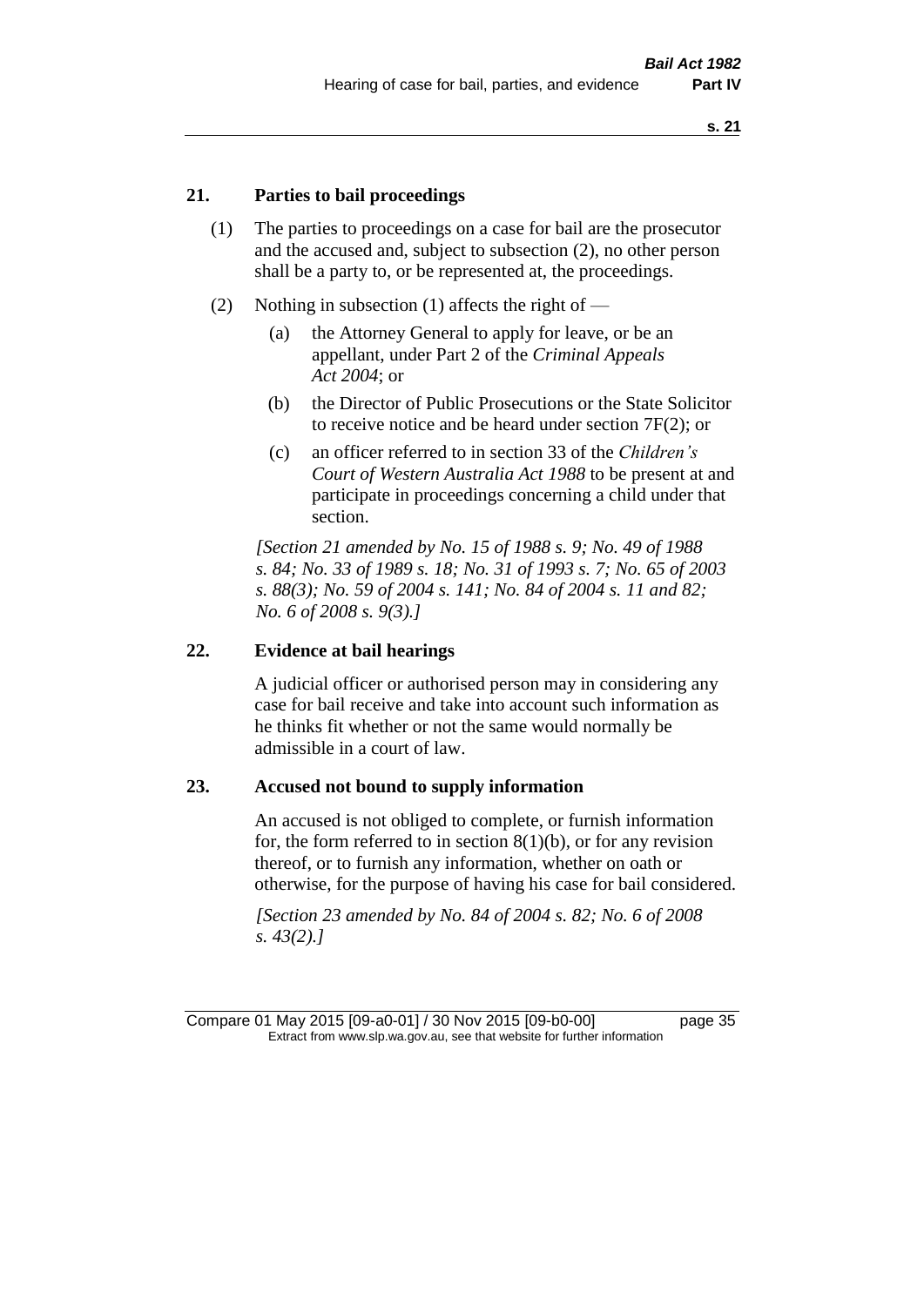### 21. Parties to bail proceedings

(1) The parties to proceedings on a case for bail are the prosecutor and the accused and, subject to subsection (2), no other person shall be a party to, or be represented at, the proceedings.

(2) Nothing in subsection (1) affects the right of —

(a) the Attorney General to apply for leave, or be an appellant, under Part 2 of the *Criminal Appeals Act 2004*; or

(b) the Director of Public Prosecutions or the State Solicitor to receive notice and be heard under section 7F(2); or

(c) an officer referred to in section 33 of the *Children's Court of Western Australia Act 1988* to be present at and participate in proceedings concerning a child under that section.

*[Section 21 amended by No. 15 of 1988 s. 9; No. 49 of 1988 s. 84; No. 33 of 1989 s. 18; No. 31 of 1993 s. 7; No. 65 of 2003 s. 88(3); No. 59 of 2004 s. 141; No. 84 of 2004 s. 11 and 82; No. 6 of 2008 s. 9(3).]*

### 22. Evidence at bail hearings

A judicial officer or authorised person may in considering any case for bail receive and take into account such information as he thinks fit whether or not the same would normally be admissible in a court of law.

### 23. Accused not bound to supply information

An accused is not obliged to complete, or furnish information for, the form referred to in section 8(1)(b), or for any revision thereof, or to furnish any information, whether on oath or otherwise, for the purpose of having his case for bail considered.

*[Section 23 amended by No. 84 of 2004 s. 82; No. 6 of 2008 s. 43(2).]*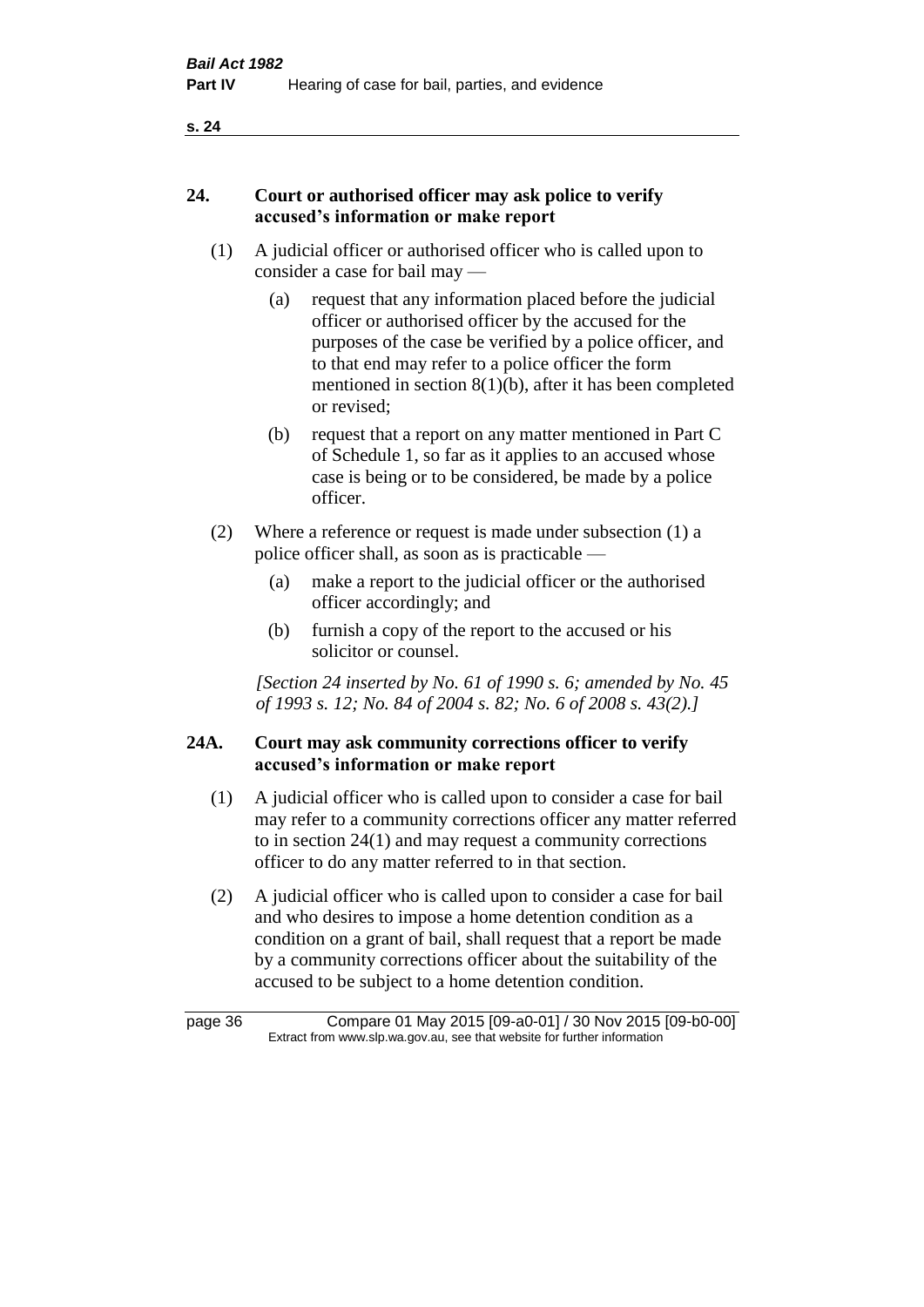### 24. Court or authorised officer may ask police to verify accused's information or make report

(1) A judicial officer or authorised officer who is called upon to consider a case for bail may —

(a) request that any information placed before the judicial officer or authorised officer by the accused for the purposes of the case be verified by a police officer, and to that end may refer to a police officer the form mentioned in section 8(1)(b), after it has been completed or revised;

(b) request that a report on any matter mentioned in Part C of Schedule 1, so far as it applies to an accused whose case is being or to be considered, be made by a police officer.

(2) Where a reference or request is made under subsection (1) a police officer shall, as soon as is practicable —

(a) make a report to the judicial officer or the authorised officer accordingly; and

(b) furnish a copy of the report to the accused or his solicitor or counsel.

*[Section 24 inserted by No. 61 of 1990 s. 6; amended by No. 45 of 1993 s. 12; No. 84 of 2004 s. 82; No. 6 of 2008 s. 43(2).]*

### 24A. Court may ask community corrections officer to verify accused's information or make report

(1) A judicial officer who is called upon to consider a case for bail may refer to a community corrections officer any matter referred to in section 24(1) and may request a community corrections officer to do any matter referred to in that section.

(2) A judicial officer who is called upon to consider a case for bail and who desires to impose a home detention condition as a condition on a grant of bail, shall request that a report be made by a community corrections officer about the suitability of the accused to be subject to a home detention condition.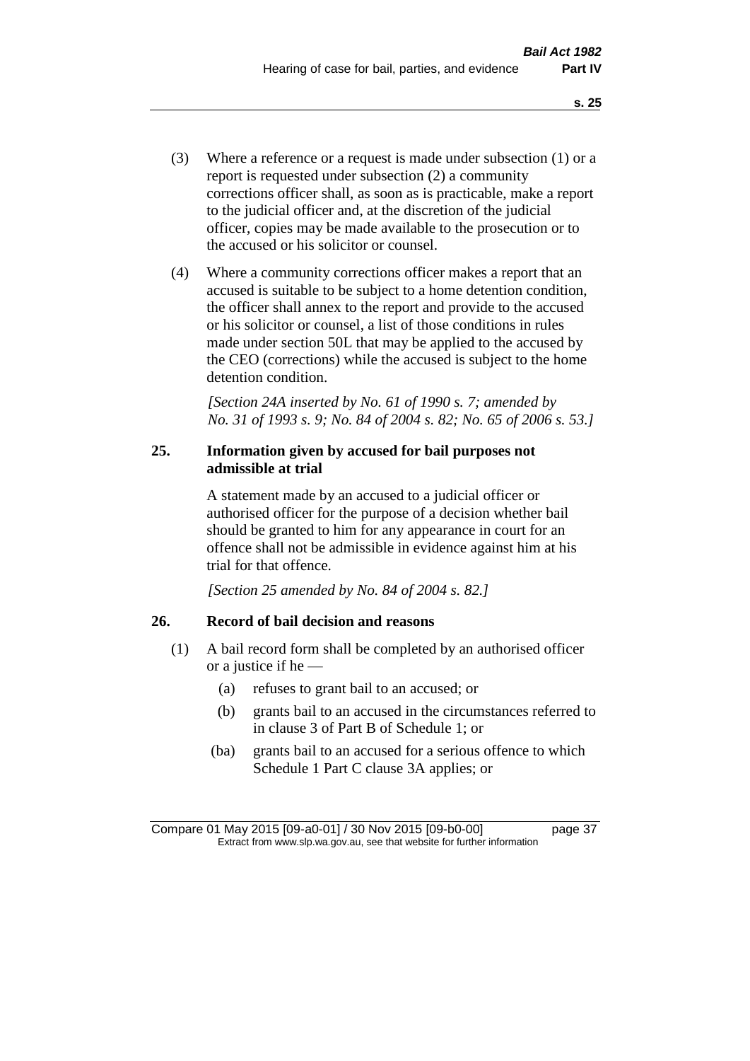(3) Where a reference or a request is made under subsection (1) or a report is requested under subsection (2) a community corrections officer shall, as soon as is practicable, make a report to the judicial officer and, at the discretion of the judicial officer, copies may be made available to the prosecution or to the accused or his solicitor or counsel.

(4) Where a community corrections officer makes a report that an accused is suitable to be subject to a home detention condition, the officer shall annex to the report and provide to the accused or his solicitor or counsel, a list of those conditions in rules made under section 50L that may be applied to the accused by the CEO (corrections) while the accused is subject to the home detention condition.

*[Section 24A inserted by No. 61 of 1990 s. 7; amended by No. 31 of 1993 s. 9; No. 84 of 2004 s. 82; No. 65 of 2006 s. 53.]*

### 25. Information given by accused for bail purposes not admissible at trial

A statement made by an accused to a judicial officer or authorised officer for the purpose of a decision whether bail should be granted to him for any appearance in court for an offence shall not be admissible in evidence against him at his trial for that offence.

*[Section 25 amended by No. 84 of 2004 s. 82.]*

### 26. Record of bail decision and reasons

(1) A bail record form shall be completed by an authorised officer or a justice if he —

- (a) refuses to grant bail to an accused; or
- (b) grants bail to an accused in the circumstances referred to in clause 3 of Part B of Schedule 1; or
- (ba) grants bail to an accused for a serious offence to which Schedule 1 Part C clause 3A applies; or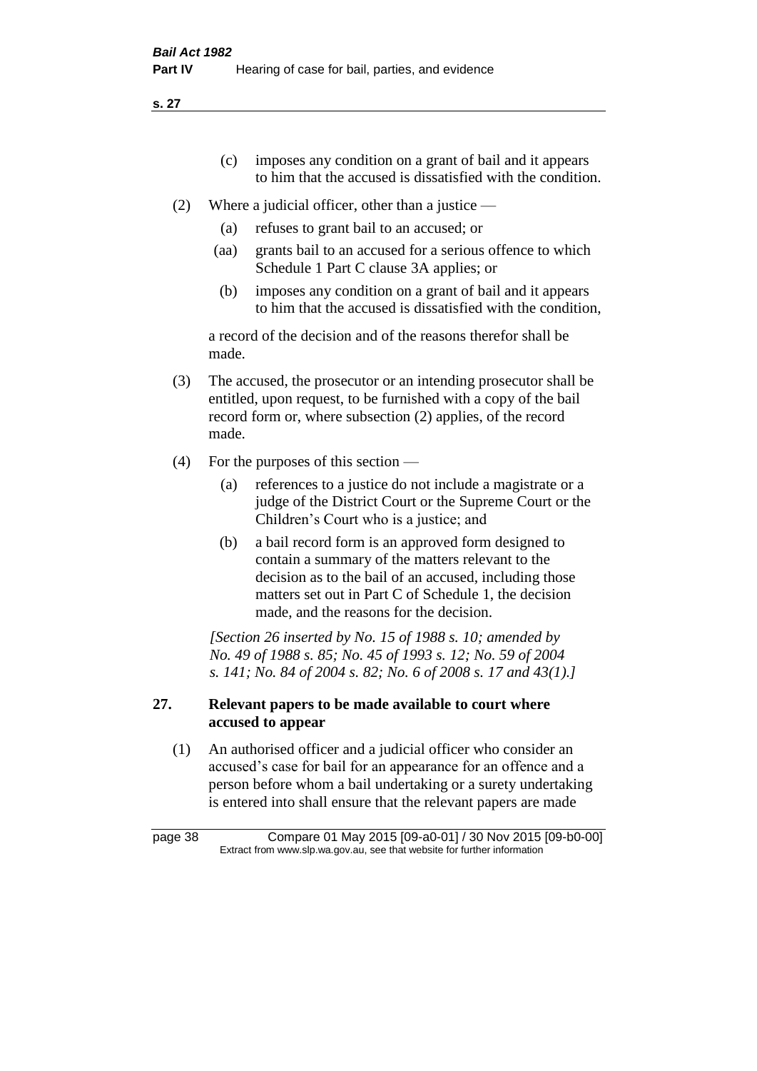(c) imposes any condition on a grant of bail and it appears to him that the accused is dissatisfied with the condition.

(2) Where a judicial officer, other than a justice —

(a) refuses to grant bail to an accused; or

(aa) grants bail to an accused for a serious offence to which Schedule 1 Part C clause 3A applies; or

(b) imposes any condition on a grant of bail and it appears to him that the accused is dissatisfied with the condition,

a record of the decision and of the reasons therefor shall be made.

(3) The accused, the prosecutor or an intending prosecutor shall be entitled, upon request, to be furnished with a copy of the bail record form or, where subsection (2) applies, of the record made.

(4) For the purposes of this section —

(a) references to a justice do not include a magistrate or a judge of the District Court or the Supreme Court or the Children's Court who is a justice; and

(b) a bail record form is an approved form designed to contain a summary of the matters relevant to the decision as to the bail of an accused, including those matters set out in Part C of Schedule 1, the decision made, and the reasons for the decision.

*[Section 26 inserted by No. 15 of 1988 s. 10; amended by No. 49 of 1988 s. 85; No. 45 of 1993 s. 12; No. 59 of 2004 s. 141; No. 84 of 2004 s. 82; No. 6 of 2008 s. 17 and 43(1).]*

## 27. Relevant papers to be made available to court where accused to appear

(1) An authorised officer and a judicial officer who consider an accused's case for bail for an appearance for an offence and a person before whom a bail undertaking or a surety undertaking is entered into shall ensure that the relevant papers are made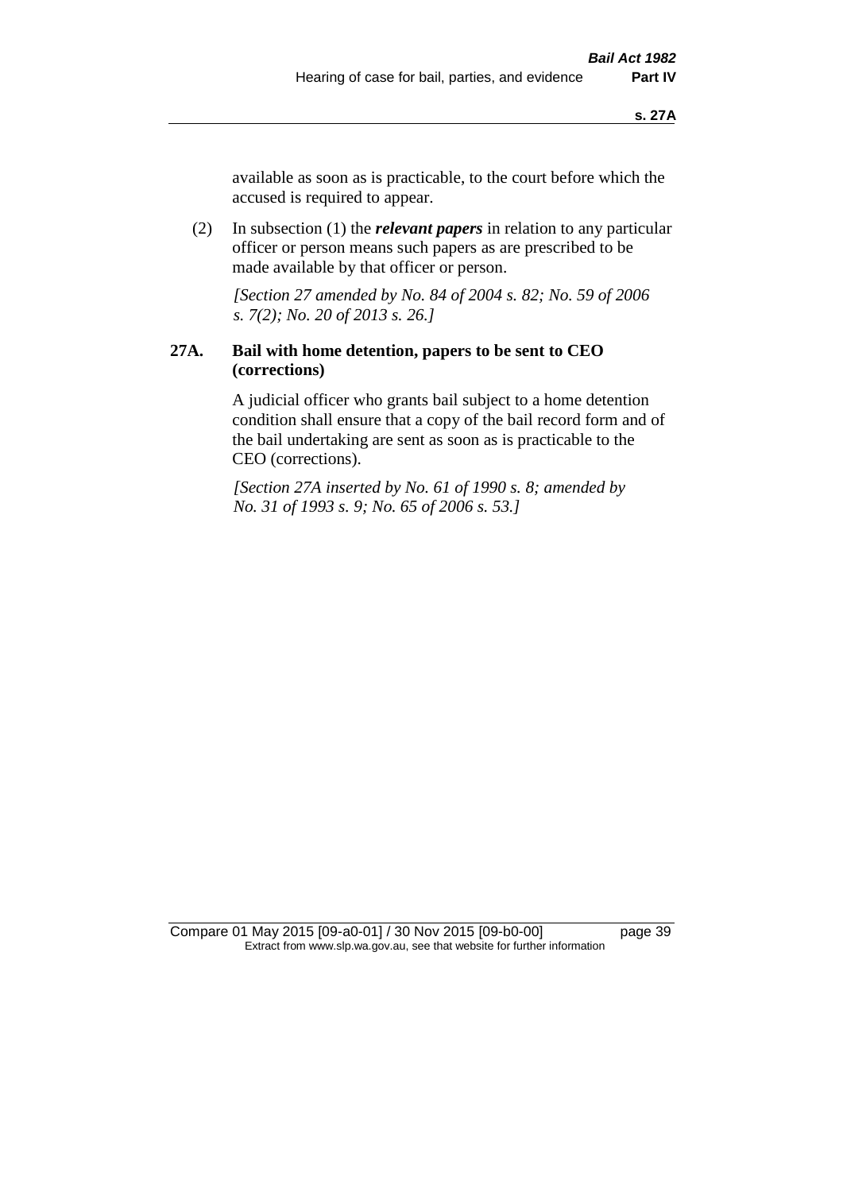available as soon as is practicable, to the court before which the accused is required to appear.

(2) In subsection (1) the ***relevant papers*** in relation to any particular officer or person means such papers as are prescribed to be made available by that officer or person.

*[Section 27 amended by No. 84 of 2004 s. 82; No. 59 of 2006 s. 7(2); No. 20 of 2013 s. 26.]*

**27A. Bail with home detention, papers to be sent to CEO (corrections)**

A judicial officer who grants bail subject to a home detention condition shall ensure that a copy of the bail record form and of the bail undertaking are sent as soon as is practicable to the CEO (corrections).

*[Section 27A inserted by No. 61 of 1990 s. 8; amended by No. 31 of 1993 s. 9; No. 65 of 2006 s. 53.]*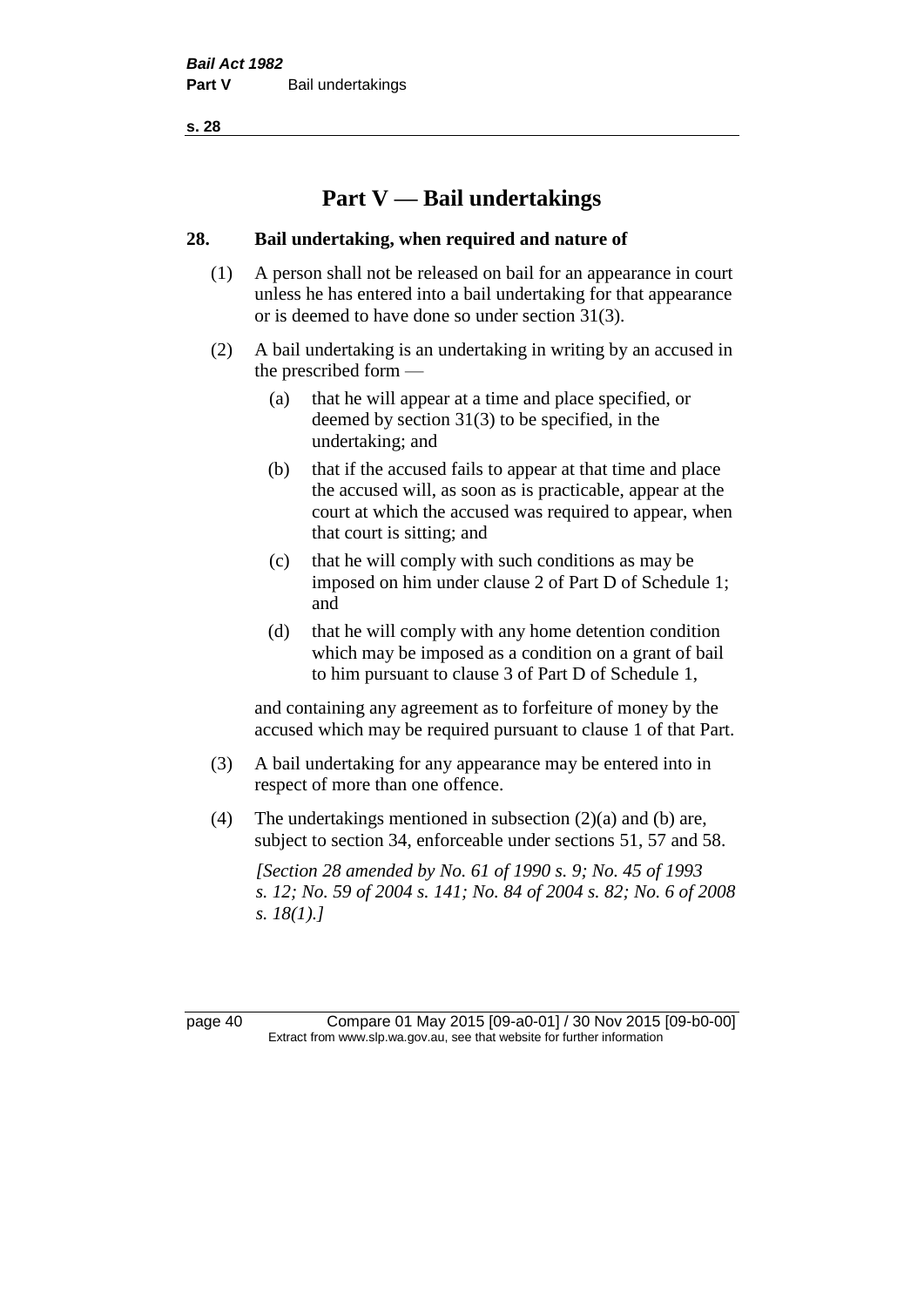# Part V — Bail undertakings

## 28. Bail undertaking, when required and nature of

(1) A person shall not be released on bail for an appearance in court unless he has entered into a bail undertaking for that appearance or is deemed to have done so under section 31(3).

(2) A bail undertaking is an undertaking in writing by an accused in the prescribed form —

- (a) that he will appear at a time and place specified, or deemed by section 31(3) to be specified, in the undertaking; and
- (b) that if the accused fails to appear at that time and place the accused will, as soon as is practicable, appear at the court at which the accused was required to appear, when that court is sitting; and
- (c) that he will comply with such conditions as may be imposed on him under clause 2 of Part D of Schedule 1; and
- (d) that he will comply with any home detention condition which may be imposed as a condition on a grant of bail to him pursuant to clause 3 of Part D of Schedule 1,

and containing any agreement as to forfeiture of money by the accused which may be required pursuant to clause 1 of that Part.

(3) A bail undertaking for any appearance may be entered into in respect of more than one offence.

(4) The undertakings mentioned in subsection (2)(a) and (b) are, subject to section 34, enforceable under sections 51, 57 and 58.

*[Section 28 amended by No. 61 of 1990 s. 9; No. 45 of 1993 s. 12; No. 59 of 2004 s. 141; No. 84 of 2004 s. 82; No. 6 of 2008 s. 18(1).]*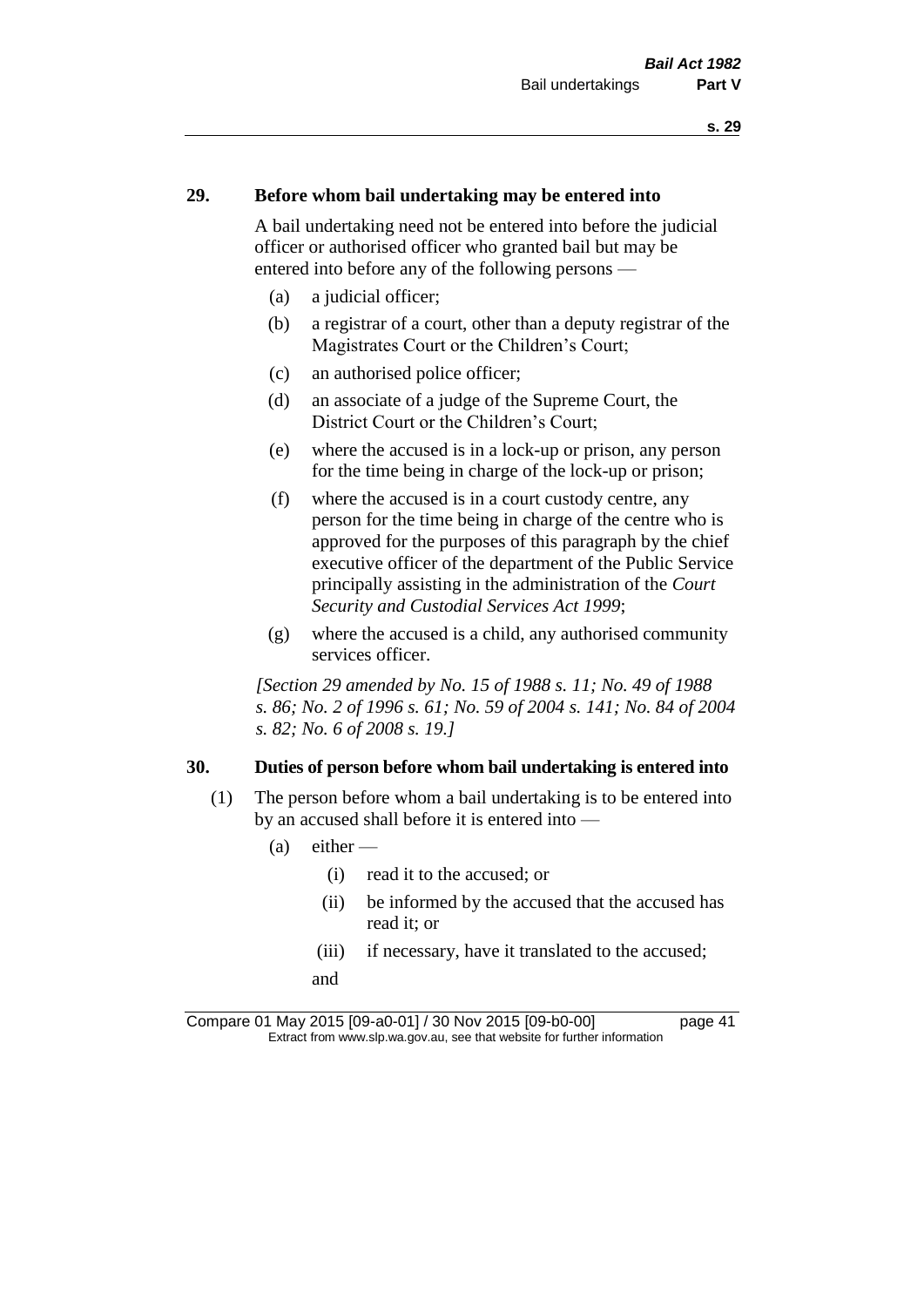## 29. Before whom bail undertaking may be entered into

A bail undertaking need not be entered into before the judicial officer or authorised officer who granted bail but may be entered into before any of the following persons —

- (a) a judicial officer;
- (b) a registrar of a court, other than a deputy registrar of the Magistrates Court or the Children's Court;
- (c) an authorised police officer;
- (d) an associate of a judge of the Supreme Court, the District Court or the Children's Court;
- (e) where the accused is in a lock-up or prison, any person for the time being in charge of the lock-up or prison;
- (f) where the accused is in a court custody centre, any person for the time being in charge of the centre who is approved for the purposes of this paragraph by the chief executive officer of the department of the Public Service principally assisting in the administration of the *Court Security and Custodial Services Act 1999*;
- (g) where the accused is a child, any authorised community services officer.

*[Section 29 amended by No. 15 of 1988 s. 11; No. 49 of 1988 s. 86; No. 2 of 1996 s. 61; No. 59 of 2004 s. 141; No. 84 of 2004 s. 82; No. 6 of 2008 s. 19.]*

## 30. Duties of person before whom bail undertaking is entered into

(1) The person before whom a bail undertaking is to be entered into by an accused shall before it is entered into —

- (a) either —
  - (i) read it to the accused; or
  - (ii) be informed by the accused that the accused has read it; or
  - (iii) if necessary, have it translated to the accused;

  and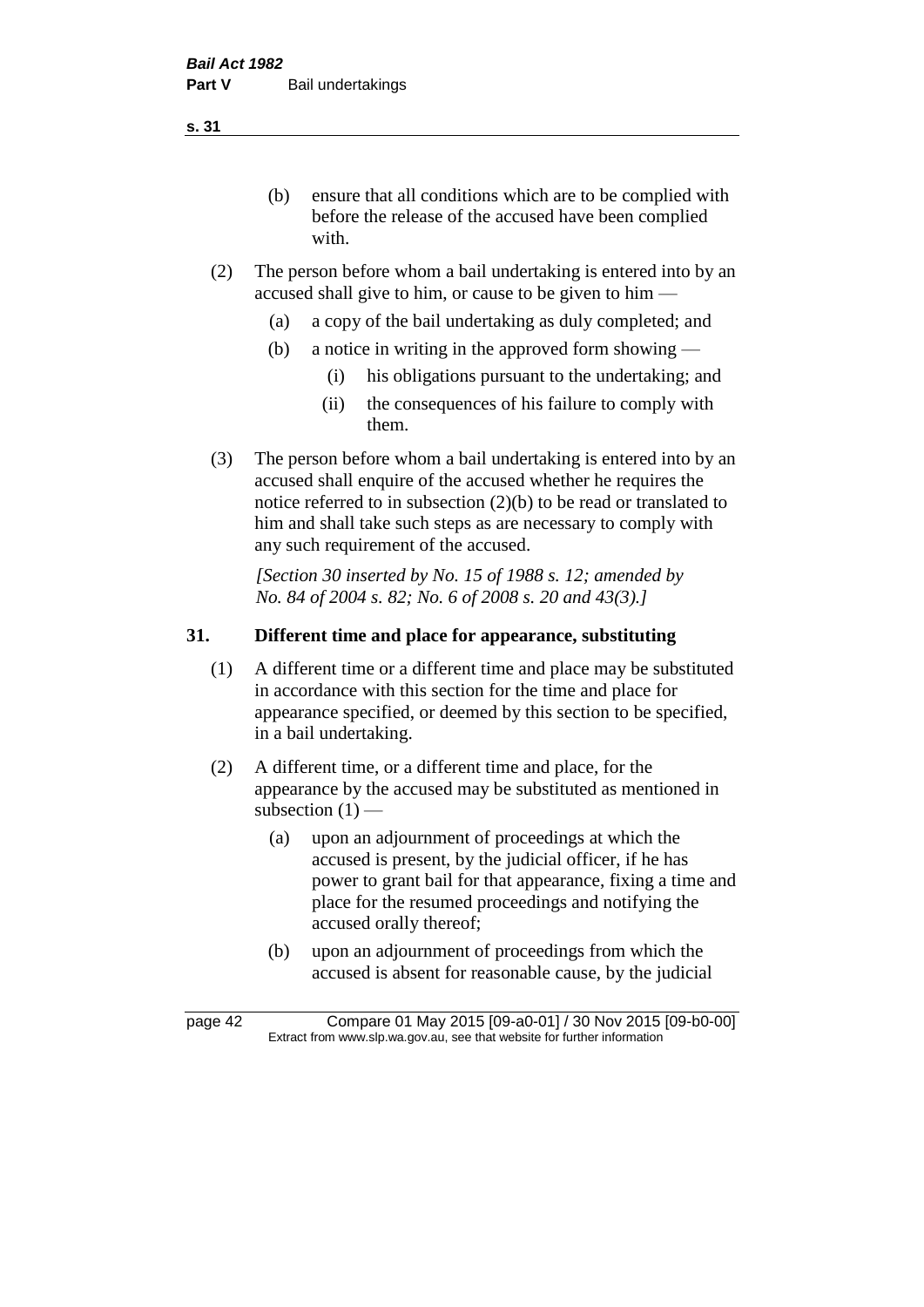(b) ensure that all conditions which are to be complied with before the release of the accused have been complied with.

(2) The person before whom a bail undertaking is entered into by an accused shall give to him, or cause to be given to him —

  (a) a copy of the bail undertaking as duly completed; and

  (b) a notice in writing in the approved form showing —

    (i) his obligations pursuant to the undertaking; and

    (ii) the consequences of his failure to comply with them.

(3) The person before whom a bail undertaking is entered into by an accused shall enquire of the accused whether he requires the notice referred to in subsection (2)(b) to be read or translated to him and shall take such steps as are necessary to comply with any such requirement of the accused.

*[Section 30 inserted by No. 15 of 1988 s. 12; amended by No. 84 of 2004 s. 82; No. 6 of 2008 s. 20 and 43(3).]*

## 31. Different time and place for appearance, substituting

(1) A different time or a different time and place may be substituted in accordance with this section for the time and place for appearance specified, or deemed by this section to be specified, in a bail undertaking.

(2) A different time, or a different time and place, for the appearance by the accused may be substituted as mentioned in subsection (1) —

  (a) upon an adjournment of proceedings at which the accused is present, by the judicial officer, if he has power to grant bail for that appearance, fixing a time and place for the resumed proceedings and notifying the accused orally thereof;

  (b) upon an adjournment of proceedings from which the accused is absent for reasonable cause, by the judicial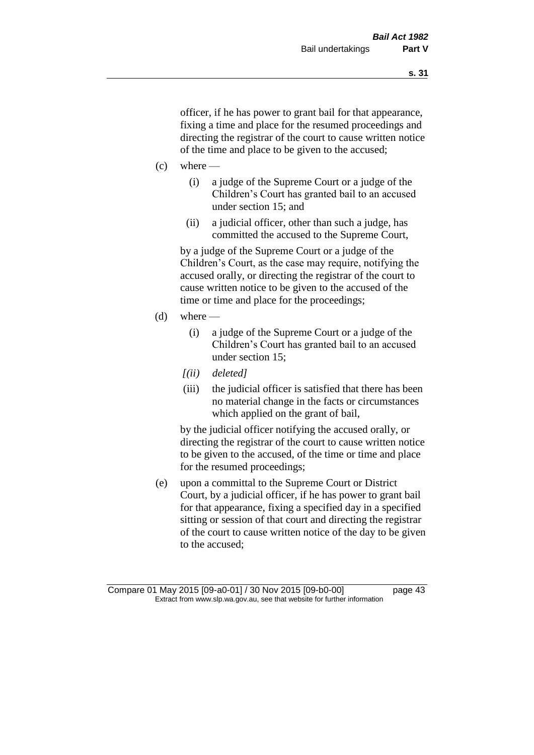officer, if he has power to grant bail for that appearance, fixing a time and place for the resumed proceedings and directing the registrar of the court to cause written notice of the time and place to be given to the accused;

(c) where —

 (i) a judge of the Supreme Court or a judge of the Children's Court has granted bail to an accused under section 15; and

 (ii) a judicial officer, other than such a judge, has committed the accused to the Supreme Court,

 by a judge of the Supreme Court or a judge of the Children's Court, as the case may require, notifying the accused orally, or directing the registrar of the court to cause written notice to be given to the accused of the time or time and place for the proceedings;

(d) where —

 (i) a judge of the Supreme Court or a judge of the Children's Court has granted bail to an accused under section 15;

 *[(ii) deleted]*

 (iii) the judicial officer is satisfied that there has been no material change in the facts or circumstances which applied on the grant of bail,

 by the judicial officer notifying the accused orally, or directing the registrar of the court to cause written notice to be given to the accused, of the time or time and place for the resumed proceedings;

(e) upon a committal to the Supreme Court or District Court, by a judicial officer, if he has power to grant bail for that appearance, fixing a specified day in a specified sitting or session of that court and directing the registrar of the court to cause written notice of the day to be given to the accused;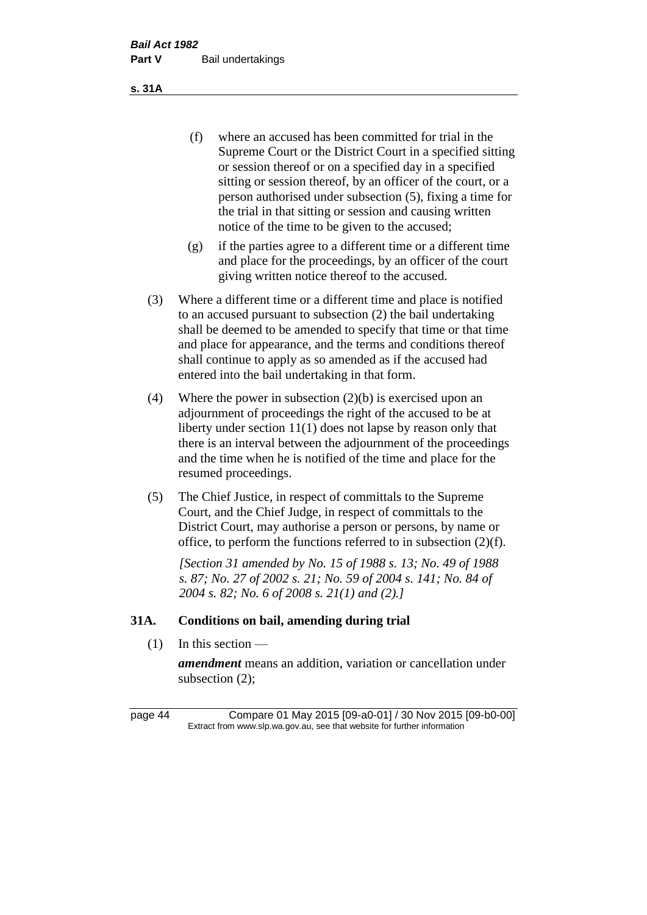(f) where an accused has been committed for trial in the Supreme Court or the District Court in a specified sitting or session thereof or on a specified day in a specified sitting or session thereof, by an officer of the court, or a person authorised under subsection (5), fixing a time for the trial in that sitting or session and causing written notice of the time to be given to the accused;

(g) if the parties agree to a different time or a different time and place for the proceedings, by an officer of the court giving written notice thereof to the accused.

(3) Where a different time or a different time and place is notified to an accused pursuant to subsection (2) the bail undertaking shall be deemed to be amended to specify that time or that time and place for appearance, and the terms and conditions thereof shall continue to apply as so amended as if the accused had entered into the bail undertaking in that form.

(4) Where the power in subsection (2)(b) is exercised upon an adjournment of proceedings the right of the accused to be at liberty under section 11(1) does not lapse by reason only that there is an interval between the adjournment of the proceedings and the time when he is notified of the time and place for the resumed proceedings.

(5) The Chief Justice, in respect of committals to the Supreme Court, and the Chief Judge, in respect of committals to the District Court, may authorise a person or persons, by name or office, to perform the functions referred to in subsection (2)(f).

*[Section 31 amended by No. 15 of 1988 s. 13; No. 49 of 1988 s. 87; No. 27 of 2002 s. 21; No. 59 of 2004 s. 141; No. 84 of 2004 s. 82; No. 6 of 2008 s. 21(1) and (2).]*

## 31A. Conditions on bail, amending during trial

(1) In this section —

***amendment*** means an addition, variation or cancellation under subsection (2);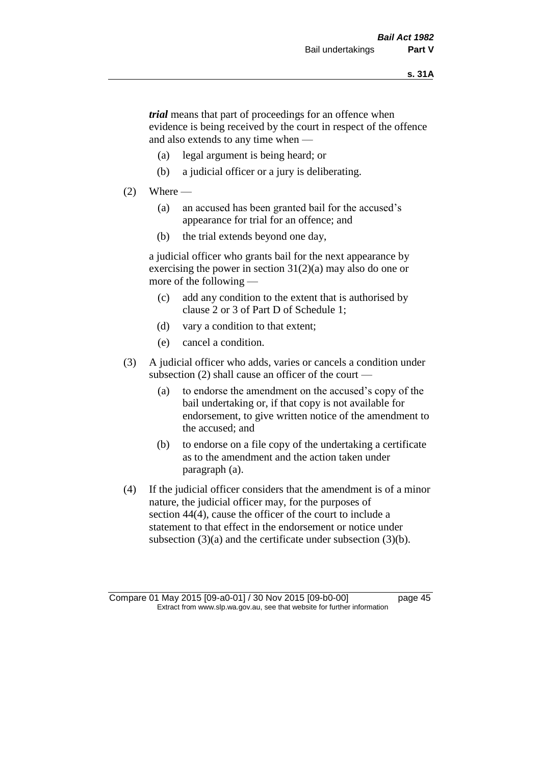***trial*** means that part of proceedings for an offence when evidence is being received by the court in respect of the offence and also extends to any time when —

- (a) legal argument is being heard; or
- (b) a judicial officer or a jury is deliberating.

(2) Where —

- (a) an accused has been granted bail for the accused's appearance for trial for an offence; and
- (b) the trial extends beyond one day,

a judicial officer who grants bail for the next appearance by exercising the power in section 31(2)(a) may also do one or more of the following —

- (c) add any condition to the extent that is authorised by clause 2 or 3 of Part D of Schedule 1;
- (d) vary a condition to that extent;
- (e) cancel a condition.

(3) A judicial officer who adds, varies or cancels a condition under subsection (2) shall cause an officer of the court —

- (a) to endorse the amendment on the accused's copy of the bail undertaking or, if that copy is not available for endorsement, to give written notice of the amendment to the accused; and
- (b) to endorse on a file copy of the undertaking a certificate as to the amendment and the action taken under paragraph (a).

(4) If the judicial officer considers that the amendment is of a minor nature, the judicial officer may, for the purposes of section 44(4), cause the officer of the court to include a statement to that effect in the endorsement or notice under subsection (3)(a) and the certificate under subsection (3)(b).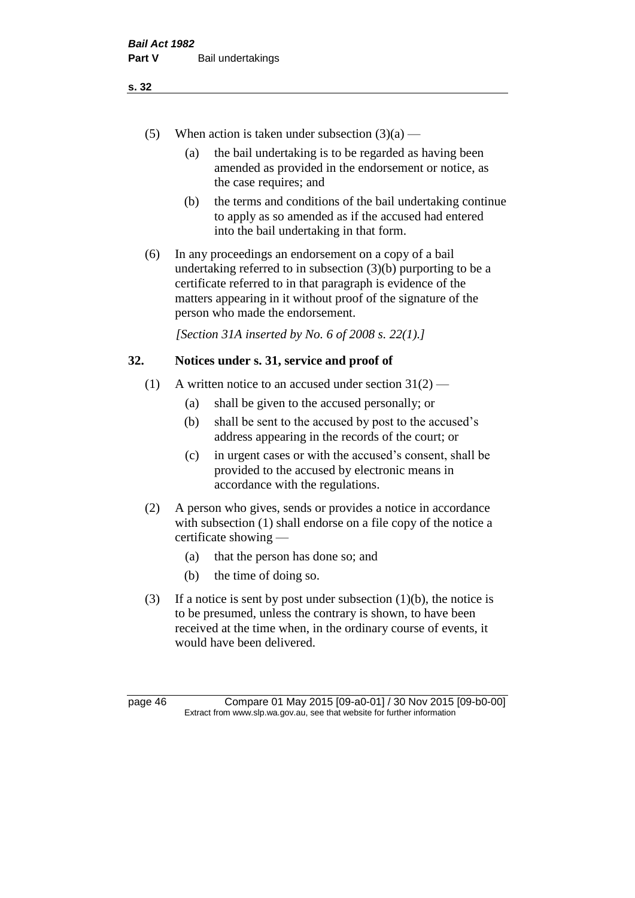(5) When action is taken under subsection (3)(a) —

  (a) the bail undertaking is to be regarded as having been amended as provided in the endorsement or notice, as the case requires; and

  (b) the terms and conditions of the bail undertaking continue to apply as so amended as if the accused had entered into the bail undertaking in that form.

(6) In any proceedings an endorsement on a copy of a bail undertaking referred to in subsection (3)(b) purporting to be a certificate referred to in that paragraph is evidence of the matters appearing in it without proof of the signature of the person who made the endorsement.

*[Section 31A inserted by No. 6 of 2008 s. 22(1).]*

## 32. Notices under s. 31, service and proof of

(1) A written notice to an accused under section 31(2) —

  (a) shall be given to the accused personally; or

  (b) shall be sent to the accused by post to the accused's address appearing in the records of the court; or

  (c) in urgent cases or with the accused's consent, shall be provided to the accused by electronic means in accordance with the regulations.

(2) A person who gives, sends or provides a notice in accordance with subsection (1) shall endorse on a file copy of the notice a certificate showing —

  (a) that the person has done so; and

  (b) the time of doing so.

(3) If a notice is sent by post under subsection (1)(b), the notice is to be presumed, unless the contrary is shown, to have been received at the time when, in the ordinary course of events, it would have been delivered.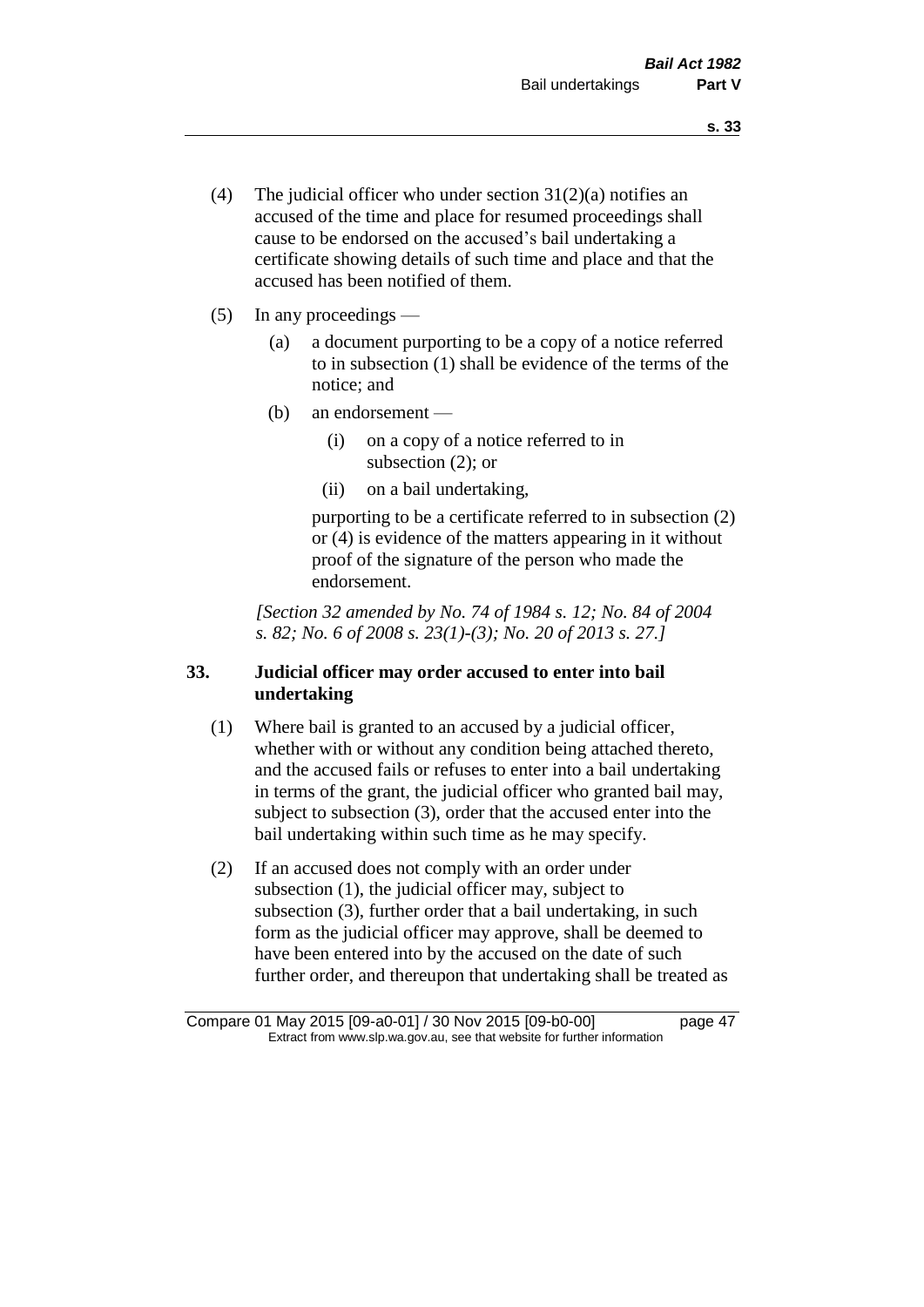(4) The judicial officer who under section 31(2)(a) notifies an accused of the time and place for resumed proceedings shall cause to be endorsed on the accused's bail undertaking a certificate showing details of such time and place and that the accused has been notified of them.

(5) In any proceedings —

(a) a document purporting to be a copy of a notice referred to in subsection (1) shall be evidence of the terms of the notice; and

(b) an endorsement —

(i) on a copy of a notice referred to in subsection (2); or

(ii) on a bail undertaking,

purporting to be a certificate referred to in subsection (2) or (4) is evidence of the matters appearing in it without proof of the signature of the person who made the endorsement.

*[Section 32 amended by No. 74 of 1984 s. 12; No. 84 of 2004 s. 82; No. 6 of 2008 s. 23(1)-(3); No. 20 of 2013 s. 27.]*

### 33. Judicial officer may order accused to enter into bail undertaking

(1) Where bail is granted to an accused by a judicial officer, whether with or without any condition being attached thereto, and the accused fails or refuses to enter into a bail undertaking in terms of the grant, the judicial officer who granted bail may, subject to subsection (3), order that the accused enter into the bail undertaking within such time as he may specify.

(2) If an accused does not comply with an order under subsection (1), the judicial officer may, subject to subsection (3), further order that a bail undertaking, in such form as the judicial officer may approve, shall be deemed to have been entered into by the accused on the date of such further order, and thereupon that undertaking shall be treated as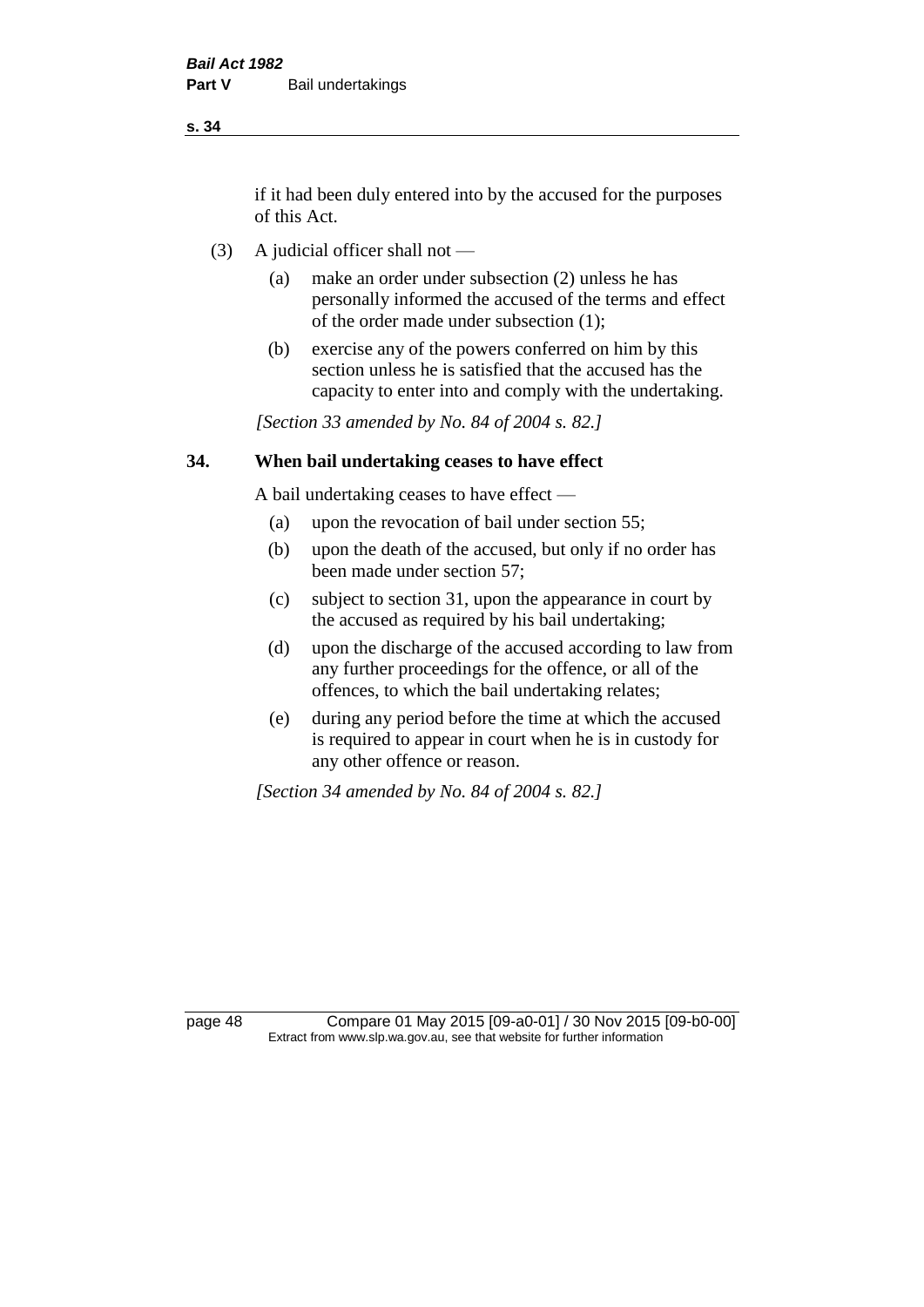if it had been duly entered into by the accused for the purposes of this Act.

(3) A judicial officer shall not —

- (a) make an order under subsection (2) unless he has personally informed the accused of the terms and effect of the order made under subsection (1);
- (b) exercise any of the powers conferred on him by this section unless he is satisfied that the accused has the capacity to enter into and comply with the undertaking.

*[Section 33 amended by No. 84 of 2004 s. 82.]*

## 34. When bail undertaking ceases to have effect

A bail undertaking ceases to have effect —

- (a) upon the revocation of bail under section 55;
- (b) upon the death of the accused, but only if no order has been made under section 57;
- (c) subject to section 31, upon the appearance in court by the accused as required by his bail undertaking;
- (d) upon the discharge of the accused according to law from any further proceedings for the offence, or all of the offences, to which the bail undertaking relates;
- (e) during any period before the time at which the accused is required to appear in court when he is in custody for any other offence or reason.

*[Section 34 amended by No. 84 of 2004 s. 82.]*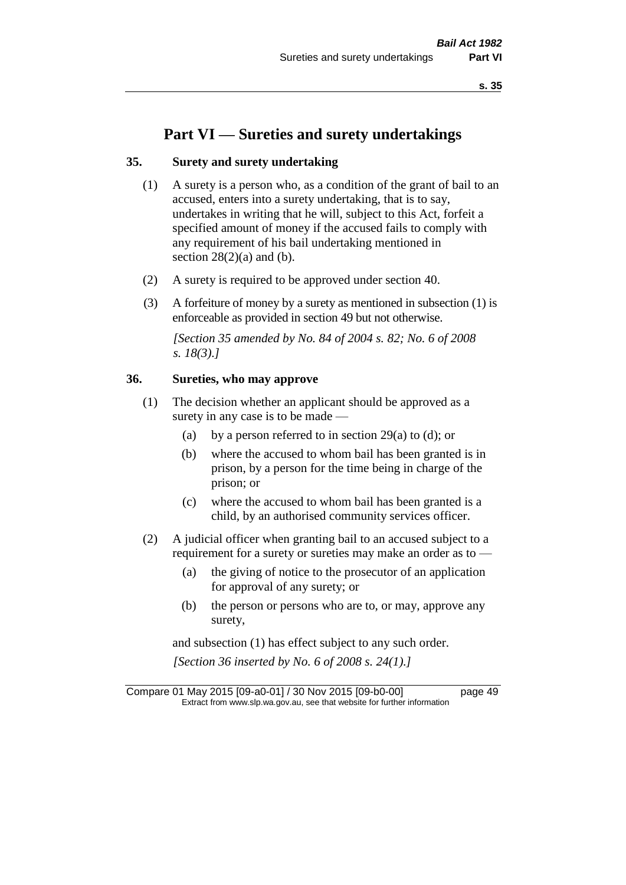# Part VI — Sureties and surety undertakings

## 35. Surety and surety undertaking

(1) A surety is a person who, as a condition of the grant of bail to an accused, enters into a surety undertaking, that is to say, undertakes in writing that he will, subject to this Act, forfeit a specified amount of money if the accused fails to comply with any requirement of his bail undertaking mentioned in section 28(2)(a) and (b).

(2) A surety is required to be approved under section 40.

(3) A forfeiture of money by a surety as mentioned in subsection (1) is enforceable as provided in section 49 but not otherwise.

*[Section 35 amended by No. 84 of 2004 s. 82; No. 6 of 2008 s. 18(3).]*

## 36. Sureties, who may approve

(1) The decision whether an applicant should be approved as a surety in any case is to be made —

- (a) by a person referred to in section 29(a) to (d); or
- (b) where the accused to whom bail has been granted is in prison, by a person for the time being in charge of the prison; or
- (c) where the accused to whom bail has been granted is a child, by an authorised community services officer.

(2) A judicial officer when granting bail to an accused subject to a requirement for a surety or sureties may make an order as to —

- (a) the giving of notice to the prosecutor of an application for approval of any surety; or
- (b) the person or persons who are to, or may, approve any surety,

and subsection (1) has effect subject to any such order.

*[Section 36 inserted by No. 6 of 2008 s. 24(1).]*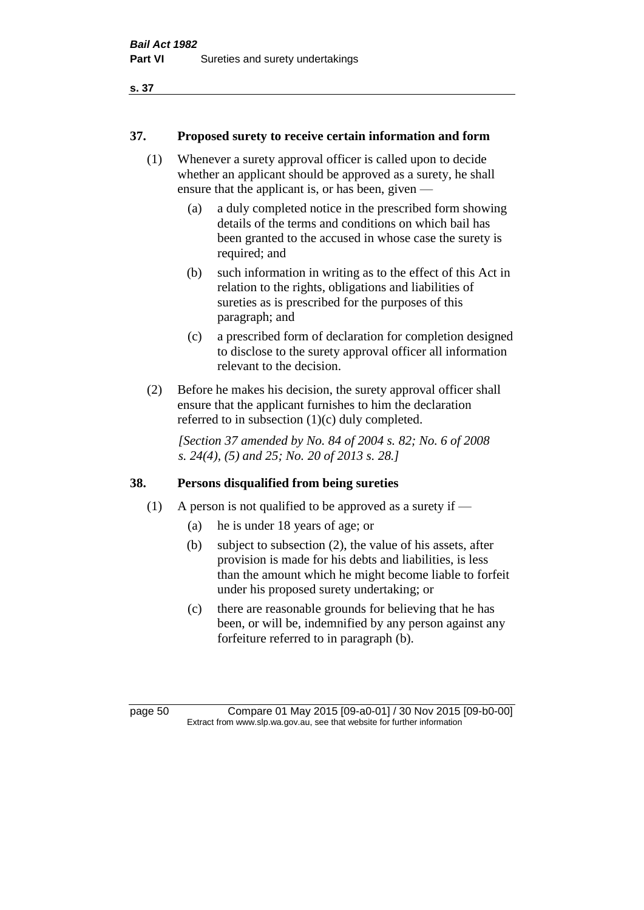## 37. Proposed surety to receive certain information and form

(1) Whenever a surety approval officer is called upon to decide whether an applicant should be approved as a surety, he shall ensure that the applicant is, or has been, given —

(a) a duly completed notice in the prescribed form showing details of the terms and conditions on which bail has been granted to the accused in whose case the surety is required; and

(b) such information in writing as to the effect of this Act in relation to the rights, obligations and liabilities of sureties as is prescribed for the purposes of this paragraph; and

(c) a prescribed form of declaration for completion designed to disclose to the surety approval officer all information relevant to the decision.

(2) Before he makes his decision, the surety approval officer shall ensure that the applicant furnishes to him the declaration referred to in subsection (1)(c) duly completed.

*[Section 37 amended by No. 84 of 2004 s. 82; No. 6 of 2008 s. 24(4), (5) and 25; No. 20 of 2013 s. 28.]*

## 38. Persons disqualified from being sureties

(1) A person is not qualified to be approved as a surety if —

(a) he is under 18 years of age; or

(b) subject to subsection (2), the value of his assets, after provision is made for his debts and liabilities, is less than the amount which he might become liable to forfeit under his proposed surety undertaking; or

(c) there are reasonable grounds for believing that he has been, or will be, indemnified by any person against any forfeiture referred to in paragraph (b).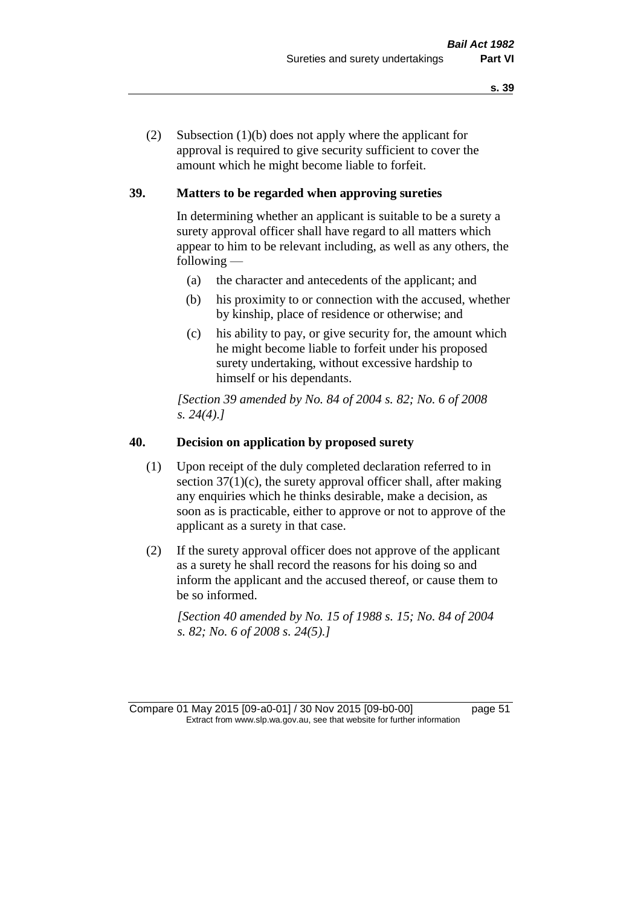(2) Subsection (1)(b) does not apply where the applicant for approval is required to give security sufficient to cover the amount which he might become liable to forfeit.

### 39. Matters to be regarded when approving sureties

In determining whether an applicant is suitable to be a surety a surety approval officer shall have regard to all matters which appear to him to be relevant including, as well as any others, the following —

(a) the character and antecedents of the applicant; and

(b) his proximity to or connection with the accused, whether by kinship, place of residence or otherwise; and

(c) his ability to pay, or give security for, the amount which he might become liable to forfeit under his proposed surety undertaking, without excessive hardship to himself or his dependants.

*[Section 39 amended by No. 84 of 2004 s. 82; No. 6 of 2008 s. 24(4).]*

### 40. Decision on application by proposed surety

(1) Upon receipt of the duly completed declaration referred to in section 37(1)(c), the surety approval officer shall, after making any enquiries which he thinks desirable, make a decision, as soon as is practicable, either to approve or not to approve of the applicant as a surety in that case.

(2) If the surety approval officer does not approve of the applicant as a surety he shall record the reasons for his doing so and inform the applicant and the accused thereof, or cause them to be so informed.

*[Section 40 amended by No. 15 of 1988 s. 15; No. 84 of 2004 s. 82; No. 6 of 2008 s. 24(5).]*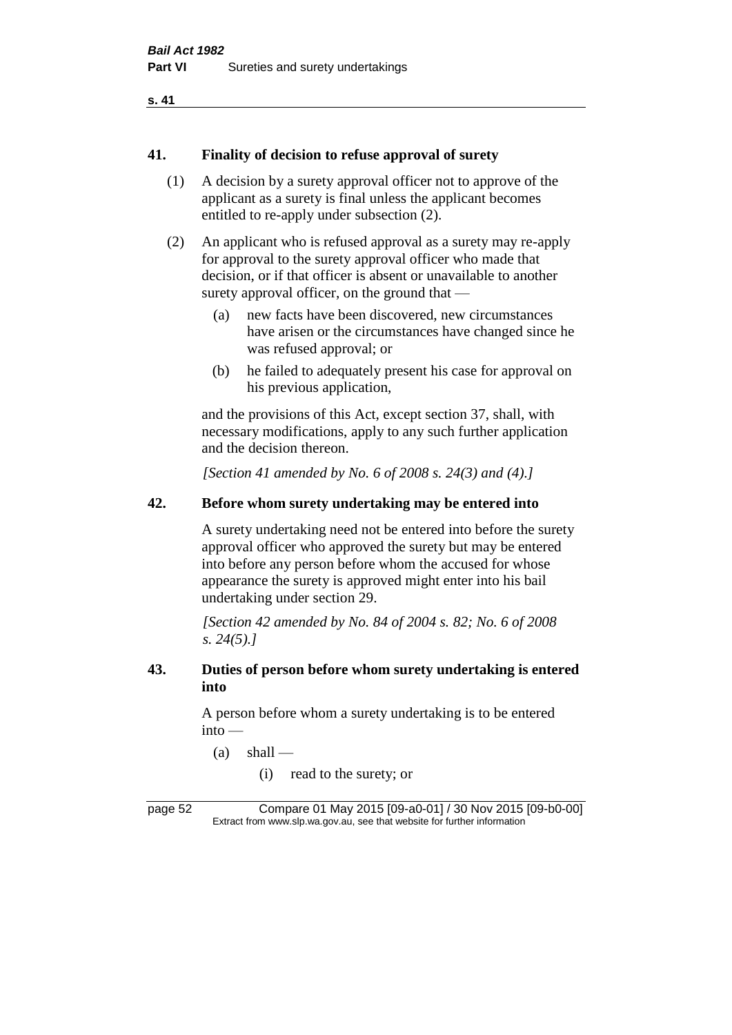## 41. Finality of decision to refuse approval of surety

(1) A decision by a surety approval officer not to approve of the applicant as a surety is final unless the applicant becomes entitled to re-apply under subsection (2).

(2) An applicant who is refused approval as a surety may re-apply for approval to the surety approval officer who made that decision, or if that officer is absent or unavailable to another surety approval officer, on the ground that —

- (a) new facts have been discovered, new circumstances have arisen or the circumstances have changed since he was refused approval; or
- (b) he failed to adequately present his case for approval on his previous application,

and the provisions of this Act, except section 37, shall, with necessary modifications, apply to any such further application and the decision thereon.

*[Section 41 amended by No. 6 of 2008 s. 24(3) and (4).]*

## 42. Before whom surety undertaking may be entered into

A surety undertaking need not be entered into before the surety approval officer who approved the surety but may be entered into before any person before whom the accused for whose appearance the surety is approved might enter into his bail undertaking under section 29.

*[Section 42 amended by No. 84 of 2004 s. 82; No. 6 of 2008 s. 24(5).]*

## 43. Duties of person before whom surety undertaking is entered into

A person before whom a surety undertaking is to be entered into —

- (a) shall —
  - (i) read to the surety; or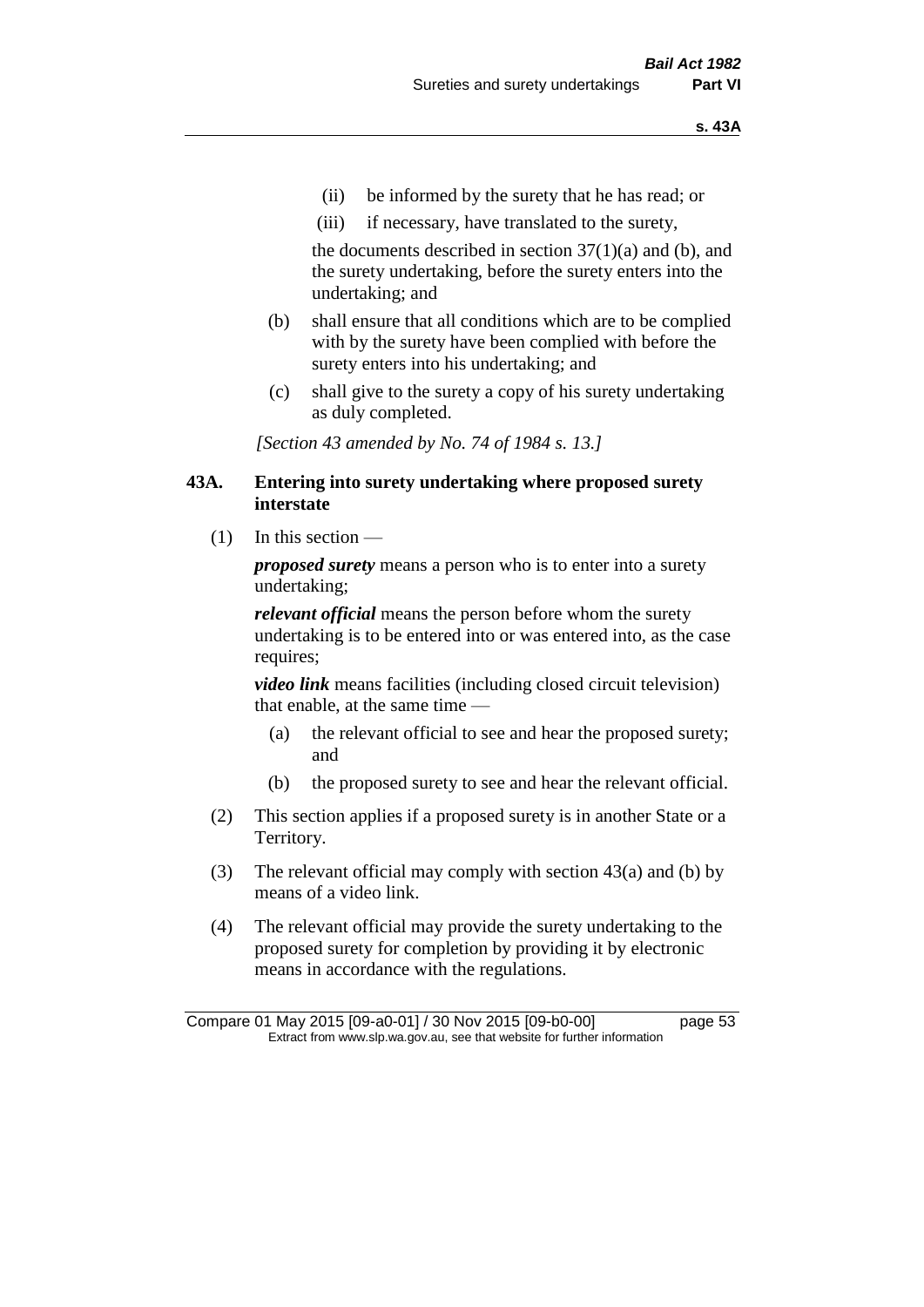(ii) be informed by the surety that he has read; or

(iii) if necessary, have translated to the surety,

the documents described in section 37(1)(a) and (b), and the surety undertaking, before the surety enters into the undertaking; and

(b) shall ensure that all conditions which are to be complied with by the surety have been complied with before the surety enters into his undertaking; and

(c) shall give to the surety a copy of his surety undertaking as duly completed.

*[Section 43 amended by No. 74 of 1984 s. 13.]*

### 43A. Entering into surety undertaking where proposed surety interstate

(1) In this section —

***proposed surety*** means a person who is to enter into a surety undertaking;

***relevant official*** means the person before whom the surety undertaking is to be entered into or was entered into, as the case requires;

***video link*** means facilities (including closed circuit television) that enable, at the same time —

(a) the relevant official to see and hear the proposed surety; and

(b) the proposed surety to see and hear the relevant official.

(2) This section applies if a proposed surety is in another State or a Territory.

(3) The relevant official may comply with section 43(a) and (b) by means of a video link.

(4) The relevant official may provide the surety undertaking to the proposed surety for completion by providing it by electronic means in accordance with the regulations.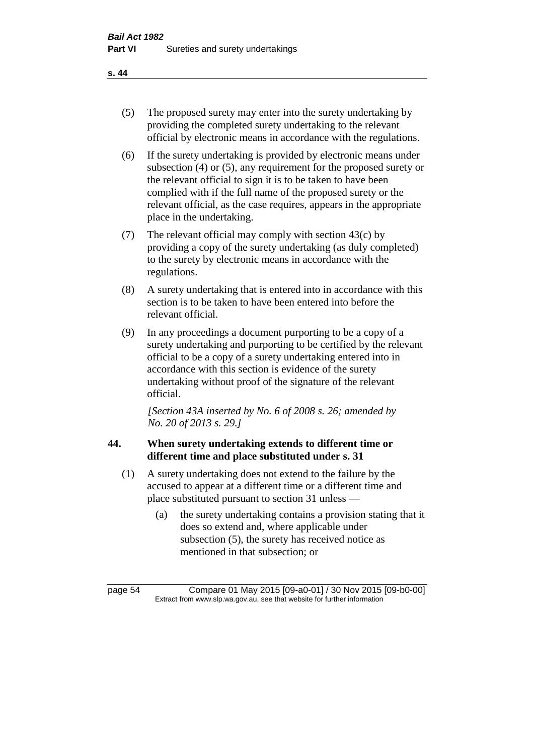(5) The proposed surety may enter into the surety undertaking by providing the completed surety undertaking to the relevant official by electronic means in accordance with the regulations.

(6) If the surety undertaking is provided by electronic means under subsection (4) or (5), any requirement for the proposed surety or the relevant official to sign it is to be taken to have been complied with if the full name of the proposed surety or the relevant official, as the case requires, appears in the appropriate place in the undertaking.

(7) The relevant official may comply with section 43(c) by providing a copy of the surety undertaking (as duly completed) to the surety by electronic means in accordance with the regulations.

(8) A surety undertaking that is entered into in accordance with this section is to be taken to have been entered into before the relevant official.

(9) In any proceedings a document purporting to be a copy of a surety undertaking and purporting to be certified by the relevant official to be a copy of a surety undertaking entered into in accordance with this section is evidence of the surety undertaking without proof of the signature of the relevant official.

*[Section 43A inserted by No. 6 of 2008 s. 26; amended by No. 20 of 2013 s. 29.]*

### 44. When surety undertaking extends to different time or different time and place substituted under s. 31

(1) A surety undertaking does not extend to the failure by the accused to appear at a different time or a different time and place substituted pursuant to section 31 unless —

(a) the surety undertaking contains a provision stating that it does so extend and, where applicable under subsection (5), the surety has received notice as mentioned in that subsection; or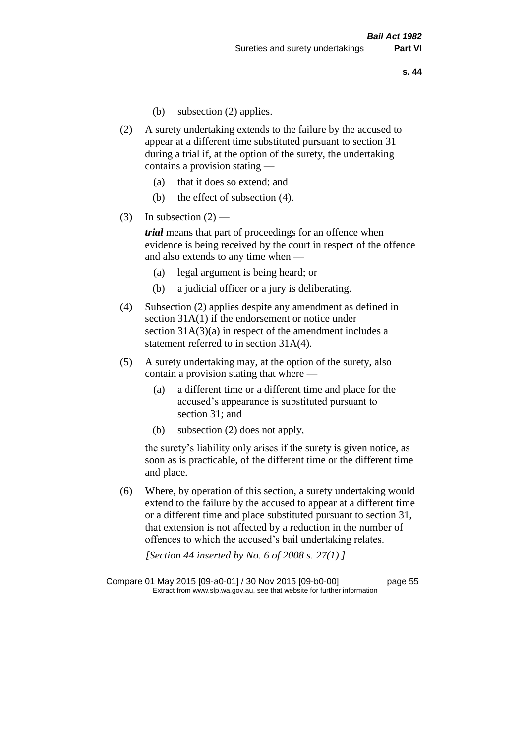(b) subsection (2) applies.

(2) A surety undertaking extends to the failure by the accused to appear at a different time substituted pursuant to section 31 during a trial if, at the option of the surety, the undertaking contains a provision stating —

(a) that it does so extend; and

(b) the effect of subsection (4).

(3) In subsection (2) —

***trial*** means that part of proceedings for an offence when evidence is being received by the court in respect of the offence and also extends to any time when —

(a) legal argument is being heard; or

(b) a judicial officer or a jury is deliberating.

(4) Subsection (2) applies despite any amendment as defined in section 31A(1) if the endorsement or notice under section 31A(3)(a) in respect of the amendment includes a statement referred to in section 31A(4).

(5) A surety undertaking may, at the option of the surety, also contain a provision stating that where —

(a) a different time or a different time and place for the accused's appearance is substituted pursuant to section 31; and

(b) subsection (2) does not apply,

the surety's liability only arises if the surety is given notice, as soon as is practicable, of the different time or the different time and place.

(6) Where, by operation of this section, a surety undertaking would extend to the failure by the accused to appear at a different time or a different time and place substituted pursuant to section 31, that extension is not affected by a reduction in the number of offences to which the accused's bail undertaking relates.

*[Section 44 inserted by No. 6 of 2008 s. 27(1).]*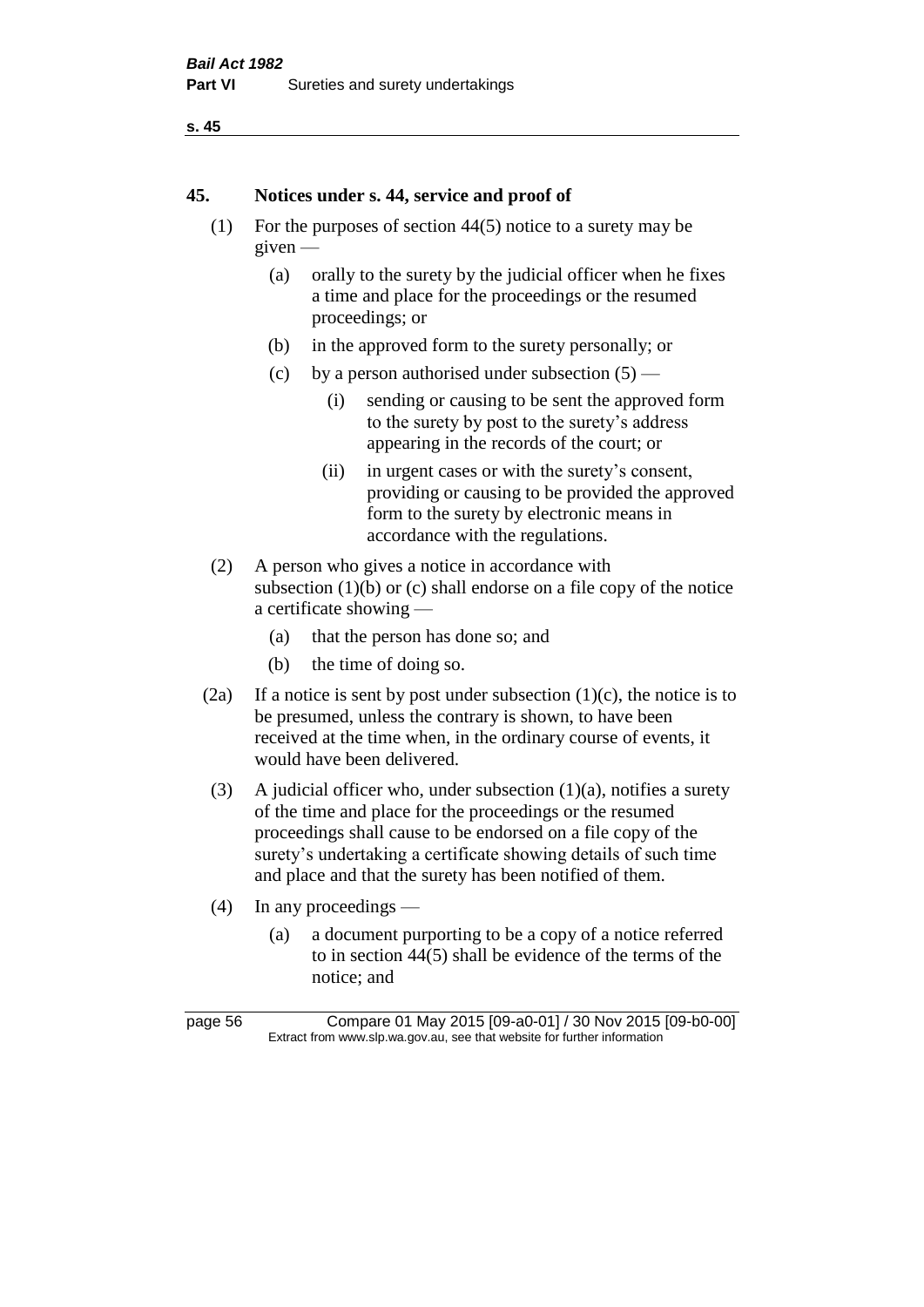## 45. Notices under s. 44, service and proof of

(1) For the purposes of section 44(5) notice to a surety may be given —

   (a) orally to the surety by the judicial officer when he fixes a time and place for the proceedings or the resumed proceedings; or

   (b) in the approved form to the surety personally; or

   (c) by a person authorised under subsection (5) —

      (i) sending or causing to be sent the approved form to the surety by post to the surety's address appearing in the records of the court; or

      (ii) in urgent cases or with the surety's consent, providing or causing to be provided the approved form to the surety by electronic means in accordance with the regulations.

(2) A person who gives a notice in accordance with subsection (1)(b) or (c) shall endorse on a file copy of the notice a certificate showing —

   (a) that the person has done so; and

   (b) the time of doing so.

(2a) If a notice is sent by post under subsection (1)(c), the notice is to be presumed, unless the contrary is shown, to have been received at the time when, in the ordinary course of events, it would have been delivered.

(3) A judicial officer who, under subsection (1)(a), notifies a surety of the time and place for the proceedings or the resumed proceedings shall cause to be endorsed on a file copy of the surety's undertaking a certificate showing details of such time and place and that the surety has been notified of them.

(4) In any proceedings —

   (a) a document purporting to be a copy of a notice referred to in section 44(5) shall be evidence of the terms of the notice; and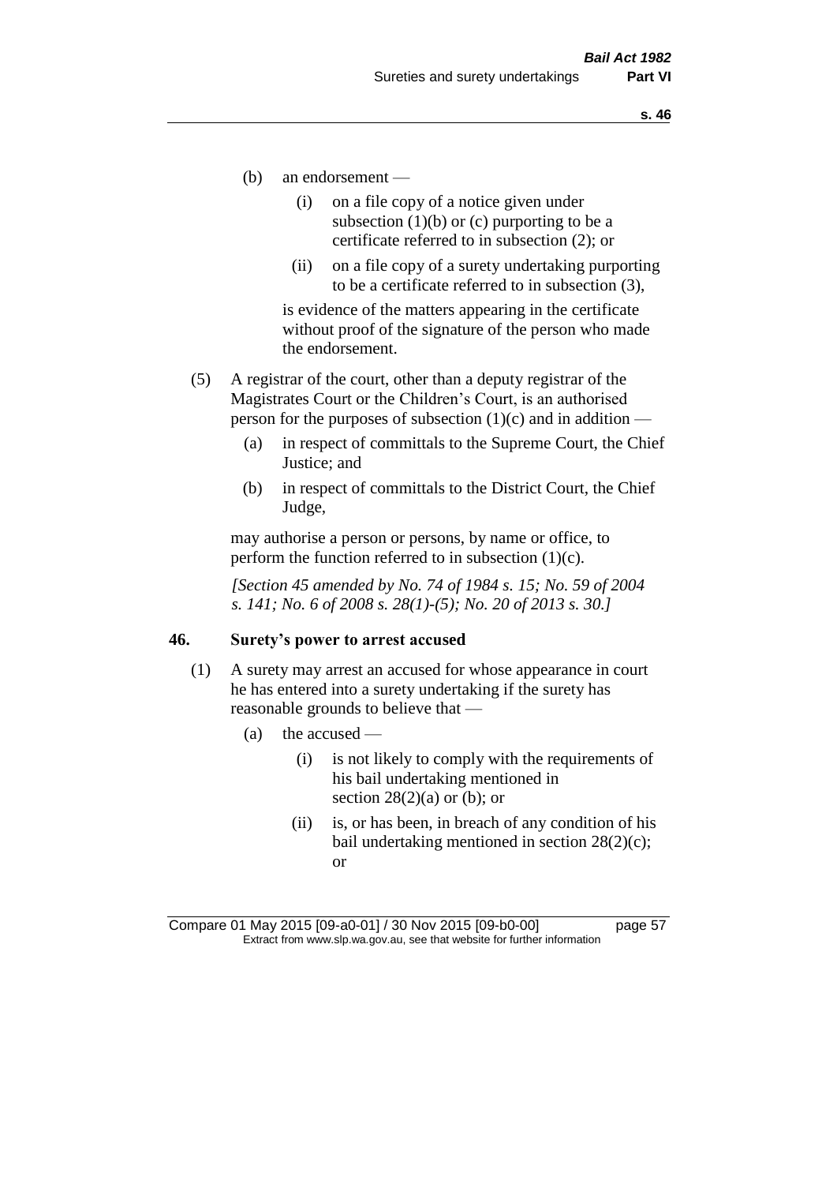(b) an endorsement —

  (i) on a file copy of a notice given under subsection (1)(b) or (c) purporting to be a certificate referred to in subsection (2); or

  (ii) on a file copy of a surety undertaking purporting to be a certificate referred to in subsection (3),

  is evidence of the matters appearing in the certificate without proof of the signature of the person who made the endorsement.

(5) A registrar of the court, other than a deputy registrar of the Magistrates Court or the Children's Court, is an authorised person for the purposes of subsection (1)(c) and in addition —

  (a) in respect of committals to the Supreme Court, the Chief Justice; and

  (b) in respect of committals to the District Court, the Chief Judge,

  may authorise a person or persons, by name or office, to perform the function referred to in subsection (1)(c).

*[Section 45 amended by No. 74 of 1984 s. 15; No. 59 of 2004 s. 141; No. 6 of 2008 s. 28(1)-(5); No. 20 of 2013 s. 30.]*

**46. Surety's power to arrest accused**

(1) A surety may arrest an accused for whose appearance in court he has entered into a surety undertaking if the surety has reasonable grounds to believe that —

  (a) the accused —

    (i) is not likely to comply with the requirements of his bail undertaking mentioned in section 28(2)(a) or (b); or

    (ii) is, or has been, in breach of any condition of his bail undertaking mentioned in section 28(2)(c); or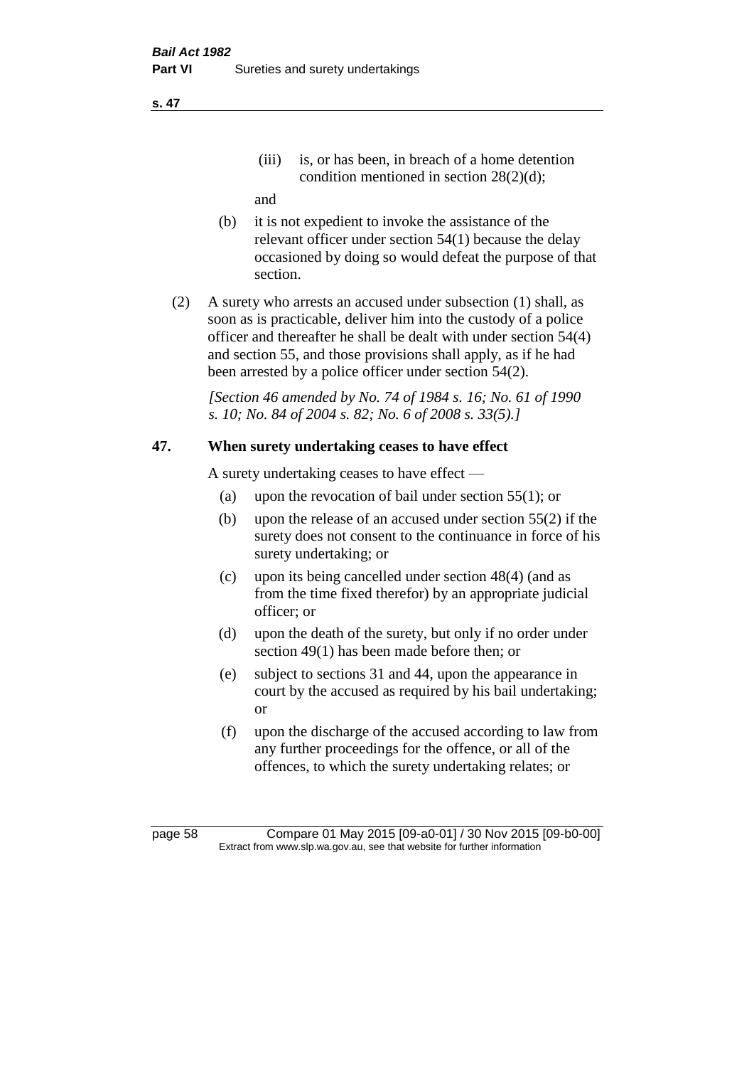(iii) is, or has been, in breach of a home detention condition mentioned in section 28(2)(d);

and

(b) it is not expedient to invoke the assistance of the relevant officer under section 54(1) because the delay occasioned by doing so would defeat the purpose of that section.

(2) A surety who arrests an accused under subsection (1) shall, as soon as is practicable, deliver him into the custody of a police officer and thereafter he shall be dealt with under section 54(4) and section 55, and those provisions shall apply, as if he had been arrested by a police officer under section 54(2).

*[Section 46 amended by No. 74 of 1984 s. 16; No. 61 of 1990 s. 10; No. 84 of 2004 s. 82; No. 6 of 2008 s. 33(5).]*

## 47. When surety undertaking ceases to have effect

A surety undertaking ceases to have effect —

(a) upon the revocation of bail under section 55(1); or

(b) upon the release of an accused under section 55(2) if the surety does not consent to the continuance in force of his surety undertaking; or

(c) upon its being cancelled under section 48(4) (and as from the time fixed therefor) by an appropriate judicial officer; or

(d) upon the death of the surety, but only if no order under section 49(1) has been made before then; or

(e) subject to sections 31 and 44, upon the appearance in court by the accused as required by his bail undertaking; or

(f) upon the discharge of the accused according to law from any further proceedings for the offence, or all of the offences, to which the surety undertaking relates; or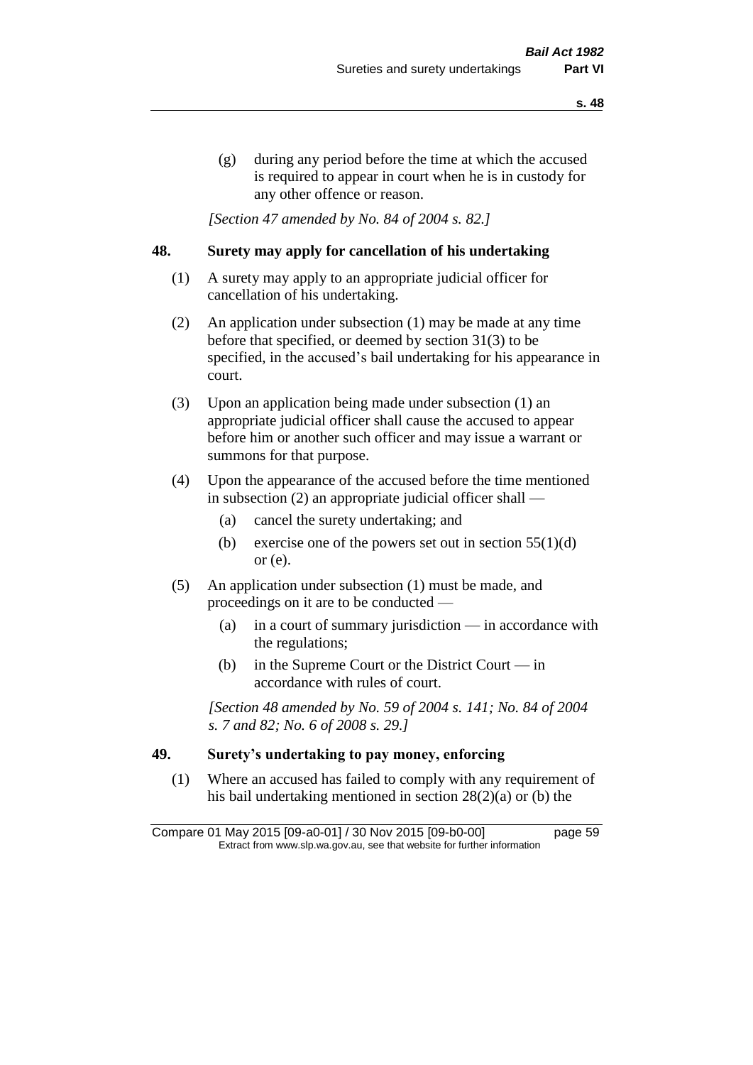(g) during any period before the time at which the accused is required to appear in court when he is in custody for any other offence or reason.

*[Section 47 amended by No. 84 of 2004 s. 82.]*

## 48. Surety may apply for cancellation of his undertaking

(1) A surety may apply to an appropriate judicial officer for cancellation of his undertaking.

(2) An application under subsection (1) may be made at any time before that specified, or deemed by section 31(3) to be specified, in the accused's bail undertaking for his appearance in court.

(3) Upon an application being made under subsection (1) an appropriate judicial officer shall cause the accused to appear before him or another such officer and may issue a warrant or summons for that purpose.

(4) Upon the appearance of the accused before the time mentioned in subsection (2) an appropriate judicial officer shall —

(a) cancel the surety undertaking; and

(b) exercise one of the powers set out in section 55(1)(d) or (e).

(5) An application under subsection (1) must be made, and proceedings on it are to be conducted —

(a) in a court of summary jurisdiction — in accordance with the regulations;

(b) in the Supreme Court or the District Court — in accordance with rules of court.

*[Section 48 amended by No. 59 of 2004 s. 141; No. 84 of 2004 s. 7 and 82; No. 6 of 2008 s. 29.]*

## 49. Surety's undertaking to pay money, enforcing

(1) Where an accused has failed to comply with any requirement of his bail undertaking mentioned in section 28(2)(a) or (b) the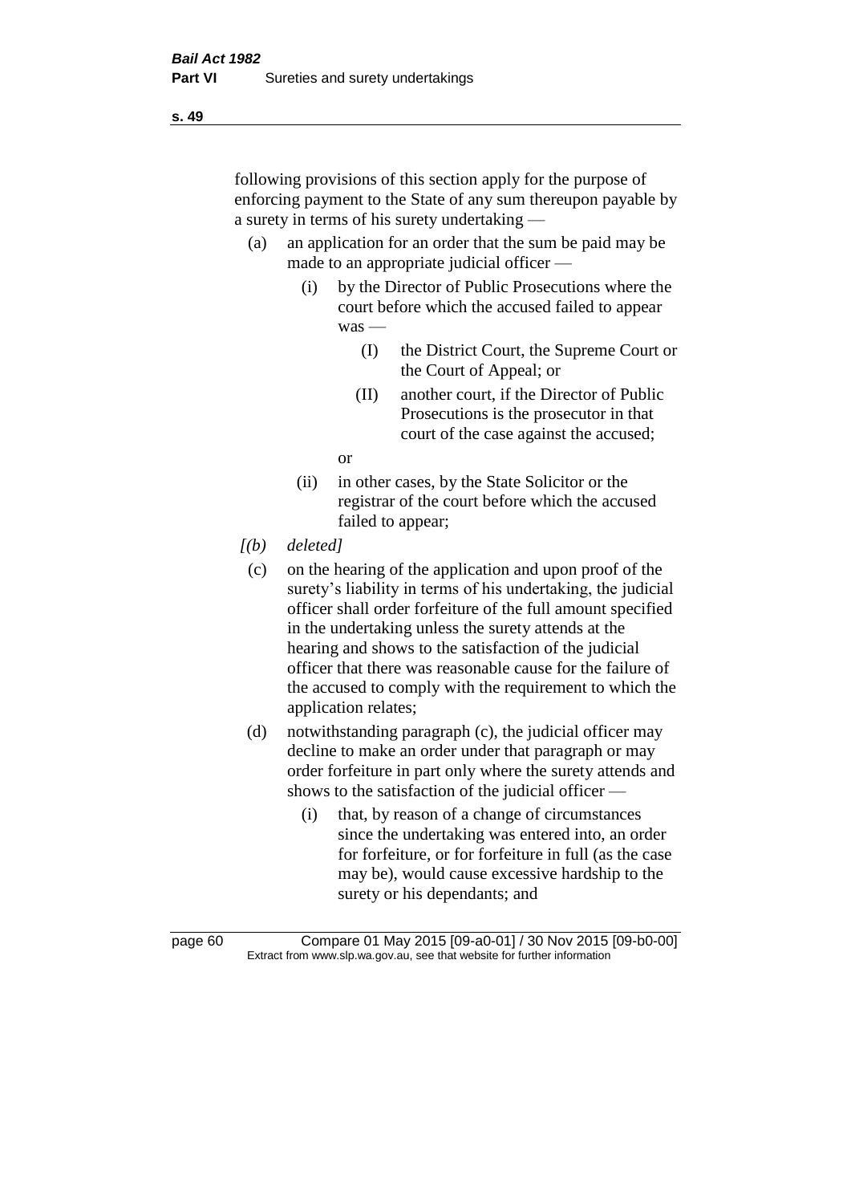following provisions of this section apply for the purpose of enforcing payment to the State of any sum thereupon payable by a surety in terms of his surety undertaking —

- (a) an application for an order that the sum be paid may be made to an appropriate judicial officer —
  - (i) by the Director of Public Prosecutions where the court before which the accused failed to appear was —
    - (I) the District Court, the Supreme Court or the Court of Appeal; or
    - (II) another court, if the Director of Public Prosecutions is the prosecutor in that court of the case against the accused;

    or
  - (ii) in other cases, by the State Solicitor or the registrar of the court before which the accused failed to appear;
- *[(b) deleted]*
- (c) on the hearing of the application and upon proof of the surety's liability in terms of his undertaking, the judicial officer shall order forfeiture of the full amount specified in the undertaking unless the surety attends at the hearing and shows to the satisfaction of the judicial officer that there was reasonable cause for the failure of the accused to comply with the requirement to which the application relates;
- (d) notwithstanding paragraph (c), the judicial officer may decline to make an order under that paragraph or may order forfeiture in part only where the surety attends and shows to the satisfaction of the judicial officer —
  - (i) that, by reason of a change of circumstances since the undertaking was entered into, an order for forfeiture, or for forfeiture in full (as the case may be), would cause excessive hardship to the surety or his dependants; and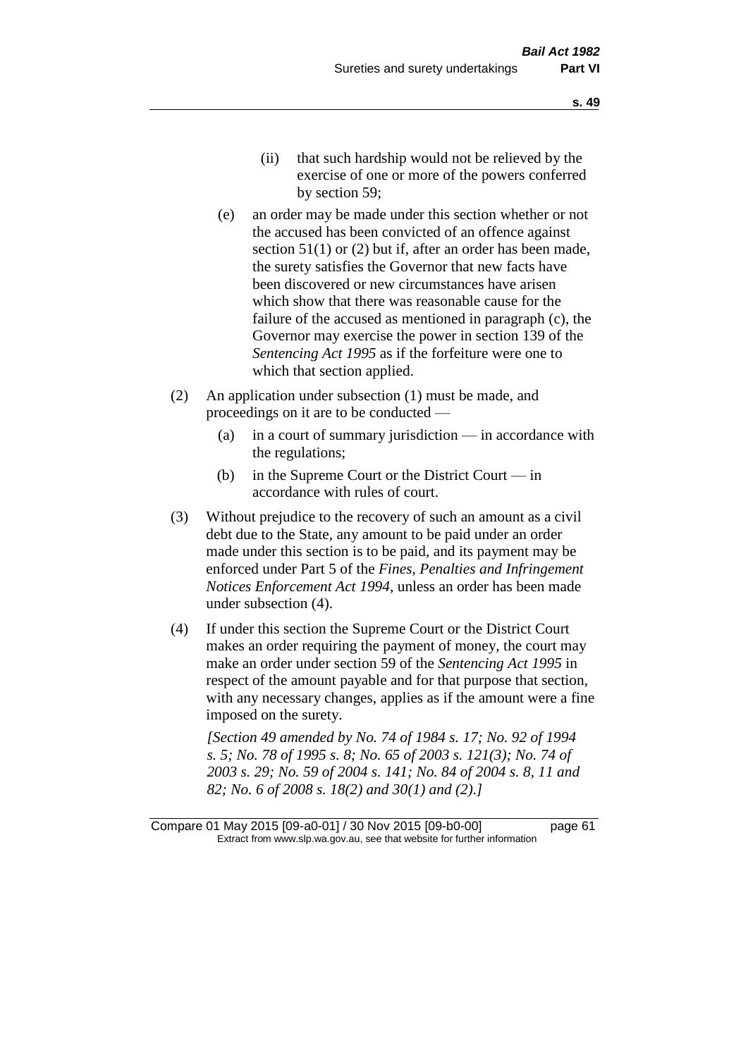(ii) that such hardship would not be relieved by the exercise of one or more of the powers conferred by section 59;

(e) an order may be made under this section whether or not the accused has been convicted of an offence against section 51(1) or (2) but if, after an order has been made, the surety satisfies the Governor that new facts have been discovered or new circumstances have arisen which show that there was reasonable cause for the failure of the accused as mentioned in paragraph (c), the Governor may exercise the power in section 139 of the *Sentencing Act 1995* as if the forfeiture were one to which that section applied.

(2) An application under subsection (1) must be made, and proceedings on it are to be conducted —

(a) in a court of summary jurisdiction — in accordance with the regulations;

(b) in the Supreme Court or the District Court — in accordance with rules of court.

(3) Without prejudice to the recovery of such an amount as a civil debt due to the State, any amount to be paid under an order made under this section is to be paid, and its payment may be enforced under Part 5 of the *Fines, Penalties and Infringement Notices Enforcement Act 1994*, unless an order has been made under subsection (4).

(4) If under this section the Supreme Court or the District Court makes an order requiring the payment of money, the court may make an order under section 59 of the *Sentencing Act 1995* in respect of the amount payable and for that purpose that section, with any necessary changes, applies as if the amount were a fine imposed on the surety.

*[Section 49 amended by No. 74 of 1984 s. 17; No. 92 of 1994 s. 5; No. 78 of 1995 s. 8; No. 65 of 2003 s. 121(3); No. 74 of 2003 s. 29; No. 59 of 2004 s. 141; No. 84 of 2004 s. 8, 11 and 82; No. 6 of 2008 s. 18(2) and 30(1) and (2).]*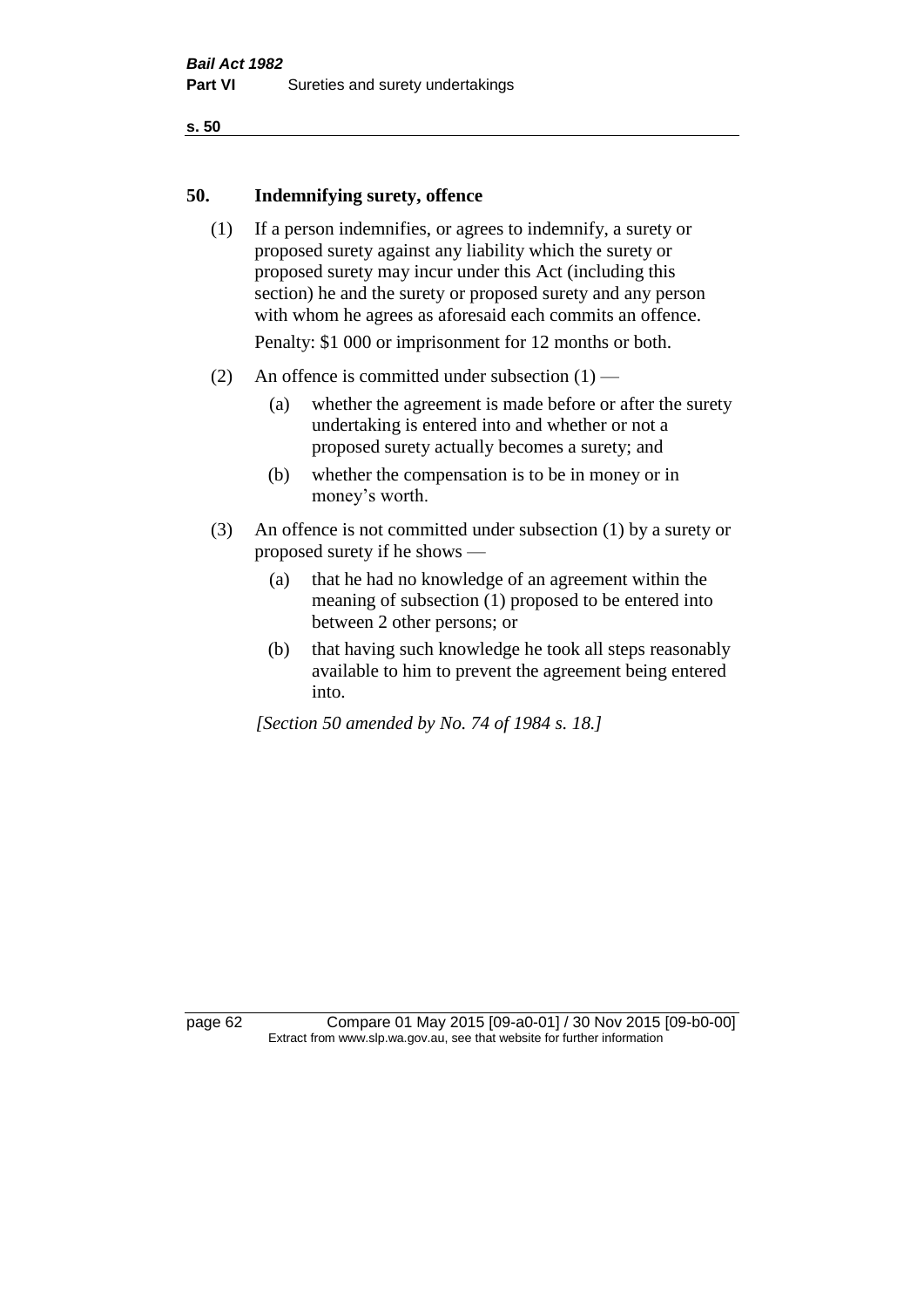## 50. Indemnifying surety, offence

(1) If a person indemnifies, or agrees to indemnify, a surety or proposed surety against any liability which the surety or proposed surety may incur under this Act (including this section) he and the surety or proposed surety and any person with whom he agrees as aforesaid each commits an offence.

Penalty: $1 000 or imprisonment for 12 months or both.

(2) An offence is committed under subsection (1) —

(a) whether the agreement is made before or after the surety undertaking is entered into and whether or not a proposed surety actually becomes a surety; and

(b) whether the compensation is to be in money or in money's worth.

(3) An offence is not committed under subsection (1) by a surety or proposed surety if he shows —

(a) that he had no knowledge of an agreement within the meaning of subsection (1) proposed to be entered into between 2 other persons; or

(b) that having such knowledge he took all steps reasonably available to him to prevent the agreement being entered into.

*[Section 50 amended by No. 74 of 1984 s. 18.]*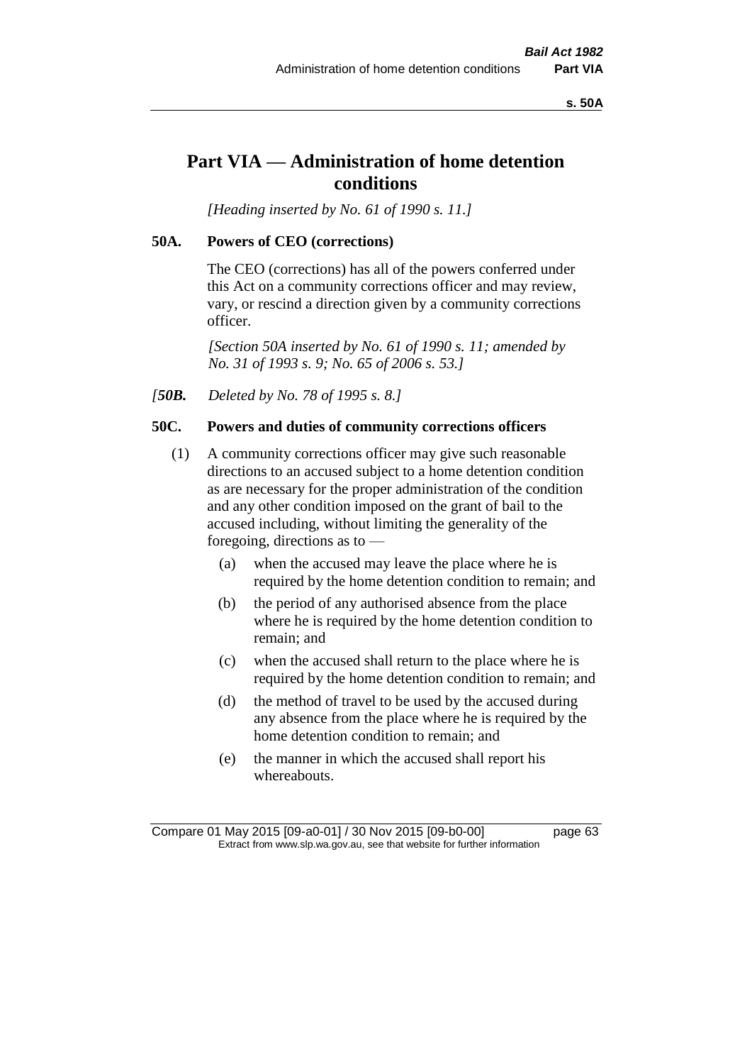# Part VIA — Administration of home detention conditions

*[Heading inserted by No. 61 of 1990 s. 11.]*

## 50A. Powers of CEO (corrections)

The CEO (corrections) has all of the powers conferred under this Act on a community corrections officer and may review, vary, or rescind a direction given by a community corrections officer.

*[Section 50A inserted by No. 61 of 1990 s. 11; amended by No. 31 of 1993 s. 9; No. 65 of 2006 s. 53.]*

*[**50B.** Deleted by No. 78 of 1995 s. 8.]*

## 50C. Powers and duties of community corrections officers

(1) A community corrections officer may give such reasonable directions to an accused subject to a home detention condition as are necessary for the proper administration of the condition and any other condition imposed on the grant of bail to the accused including, without limiting the generality of the foregoing, directions as to —

- (a) when the accused may leave the place where he is required by the home detention condition to remain; and
- (b) the period of any authorised absence from the place where he is required by the home detention condition to remain; and
- (c) when the accused shall return to the place where he is required by the home detention condition to remain; and
- (d) the method of travel to be used by the accused during any absence from the place where he is required by the home detention condition to remain; and
- (e) the manner in which the accused shall report his whereabouts.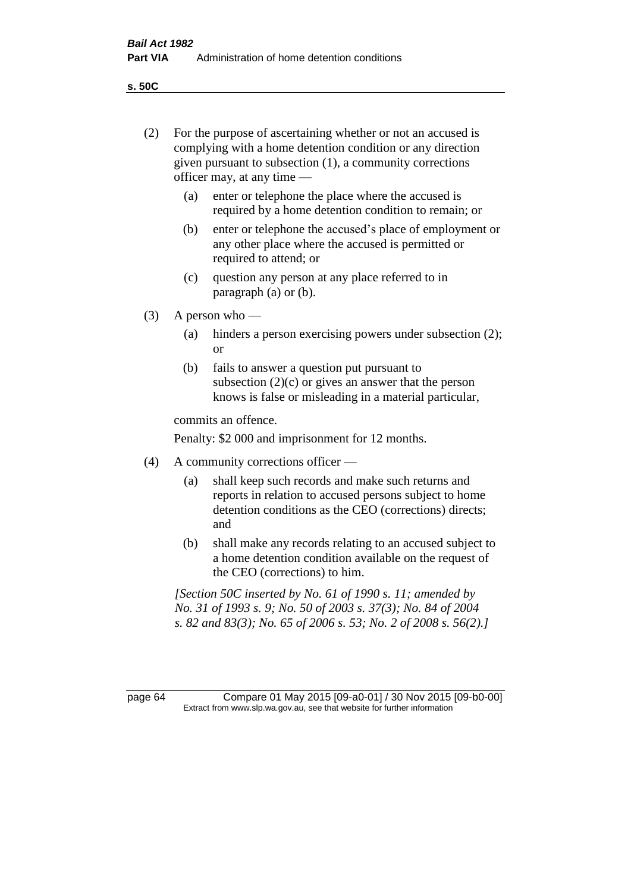(2) For the purpose of ascertaining whether or not an accused is complying with a home detention condition or any direction given pursuant to subsection (1), a community corrections officer may, at any time —

   (a) enter or telephone the place where the accused is required by a home detention condition to remain; or

   (b) enter or telephone the accused's place of employment or any other place where the accused is permitted or required to attend; or

   (c) question any person at any place referred to in paragraph (a) or (b).

(3) A person who —

   (a) hinders a person exercising powers under subsection (2); or

   (b) fails to answer a question put pursuant to subsection (2)(c) or gives an answer that the person knows is false or misleading in a material particular,

   commits an offence.

   Penalty: $2 000 and imprisonment for 12 months.

(4) A community corrections officer —

   (a) shall keep such records and make such returns and reports in relation to accused persons subject to home detention conditions as the CEO (corrections) directs; and

   (b) shall make any records relating to an accused subject to a home detention condition available on the request of the CEO (corrections) to him.

*[Section 50C inserted by No. 61 of 1990 s. 11; amended by No. 31 of 1993 s. 9; No. 50 of 2003 s. 37(3); No. 84 of 2004 s. 82 and 83(3); No. 65 of 2006 s. 53; No. 2 of 2008 s. 56(2).]*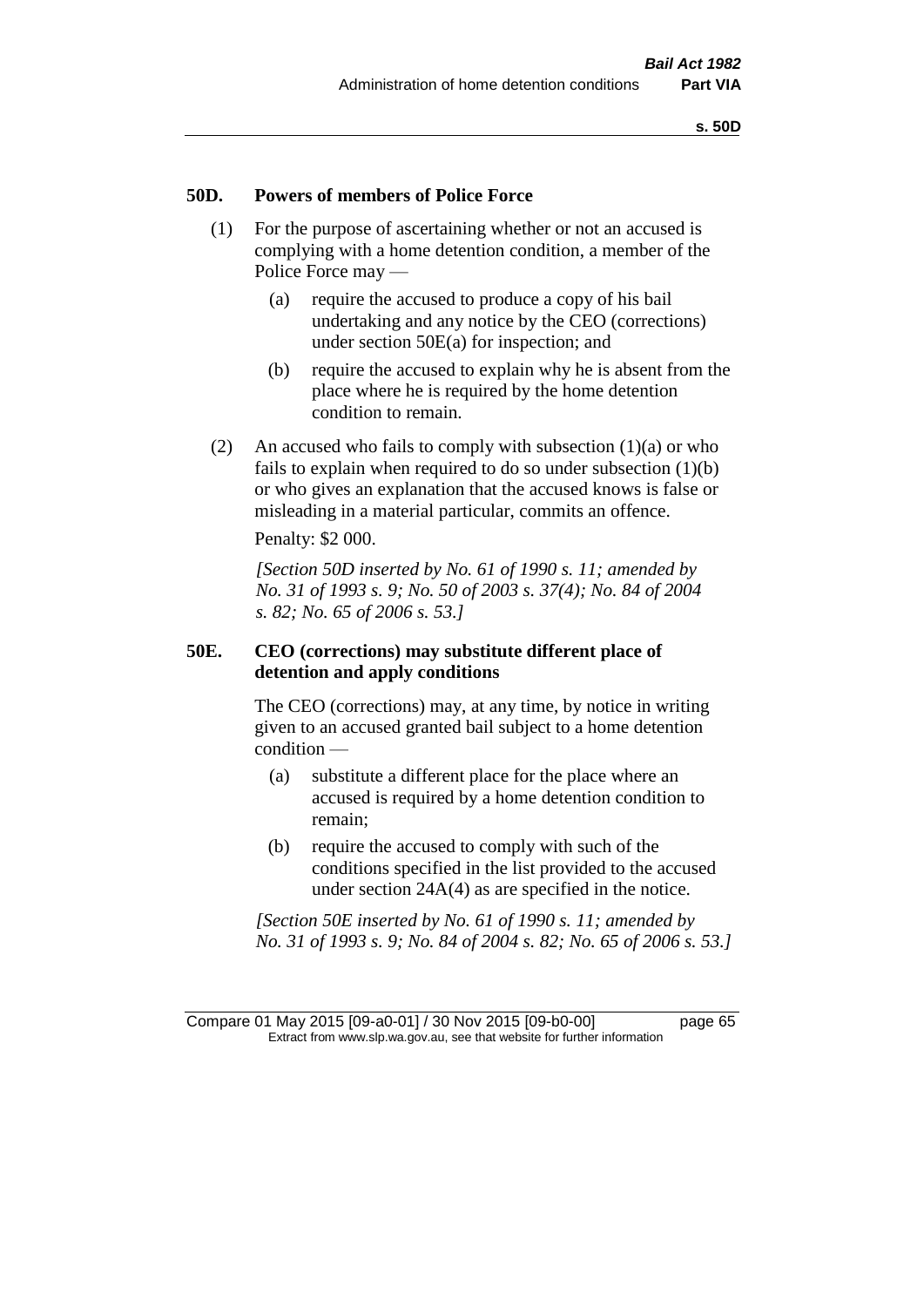## 50D. Powers of members of Police Force

(1) For the purpose of ascertaining whether or not an accused is complying with a home detention condition, a member of the Police Force may —

  (a) require the accused to produce a copy of his bail undertaking and any notice by the CEO (corrections) under section 50E(a) for inspection; and

  (b) require the accused to explain why he is absent from the place where he is required by the home detention condition to remain.

(2) An accused who fails to comply with subsection (1)(a) or who fails to explain when required to do so under subsection (1)(b) or who gives an explanation that the accused knows is false or misleading in a material particular, commits an offence.

Penalty: $2 000.

*[Section 50D inserted by No. 61 of 1990 s. 11; amended by No. 31 of 1993 s. 9; No. 50 of 2003 s. 37(4); No. 84 of 2004 s. 82; No. 65 of 2006 s. 53.]*

## 50E. CEO (corrections) may substitute different place of detention and apply conditions

The CEO (corrections) may, at any time, by notice in writing given to an accused granted bail subject to a home detention condition —

  (a) substitute a different place for the place where an accused is required by a home detention condition to remain;

  (b) require the accused to comply with such of the conditions specified in the list provided to the accused under section 24A(4) as are specified in the notice.

*[Section 50E inserted by No. 61 of 1990 s. 11; amended by No. 31 of 1993 s. 9; No. 84 of 2004 s. 82; No. 65 of 2006 s. 53.]*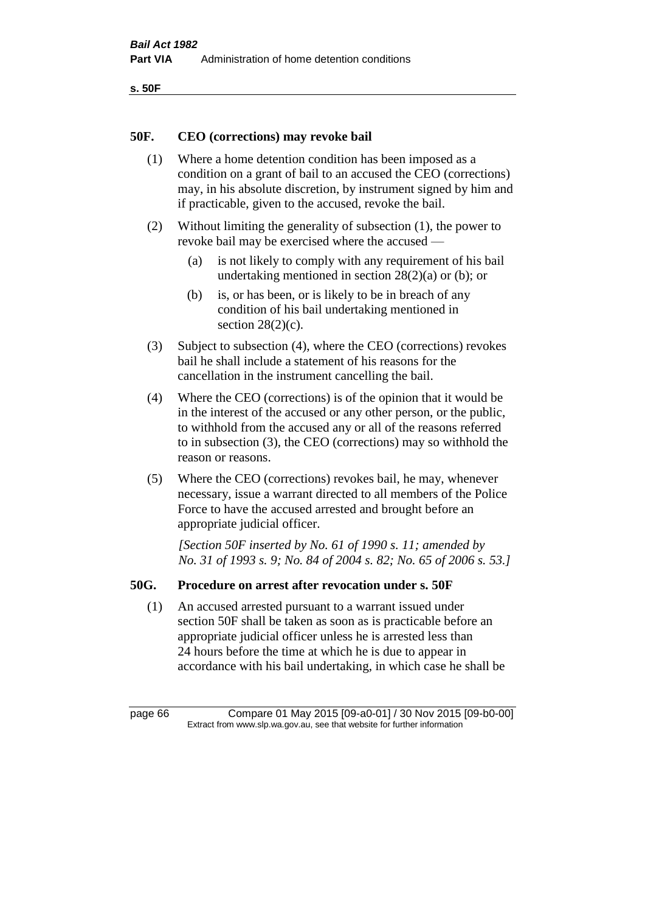## 50F. CEO (corrections) may revoke bail

(1) Where a home detention condition has been imposed as a condition on a grant of bail to an accused the CEO (corrections) may, in his absolute discretion, by instrument signed by him and if practicable, given to the accused, revoke the bail.

(2) Without limiting the generality of subsection (1), the power to revoke bail may be exercised where the accused —

  (a) is not likely to comply with any requirement of his bail undertaking mentioned in section 28(2)(a) or (b); or

  (b) is, or has been, or is likely to be in breach of any condition of his bail undertaking mentioned in section 28(2)(c).

(3) Subject to subsection (4), where the CEO (corrections) revokes bail he shall include a statement of his reasons for the cancellation in the instrument cancelling the bail.

(4) Where the CEO (corrections) is of the opinion that it would be in the interest of the accused or any other person, or the public, to withhold from the accused any or all of the reasons referred to in subsection (3), the CEO (corrections) may so withhold the reason or reasons.

(5) Where the CEO (corrections) revokes bail, he may, whenever necessary, issue a warrant directed to all members of the Police Force to have the accused arrested and brought before an appropriate judicial officer.

*[Section 50F inserted by No. 61 of 1990 s. 11; amended by No. 31 of 1993 s. 9; No. 84 of 2004 s. 82; No. 65 of 2006 s. 53.]*

## 50G. Procedure on arrest after revocation under s. 50F

(1) An accused arrested pursuant to a warrant issued under section 50F shall be taken as soon as is practicable before an appropriate judicial officer unless he is arrested less than 24 hours before the time at which he is due to appear in accordance with his bail undertaking, in which case he shall be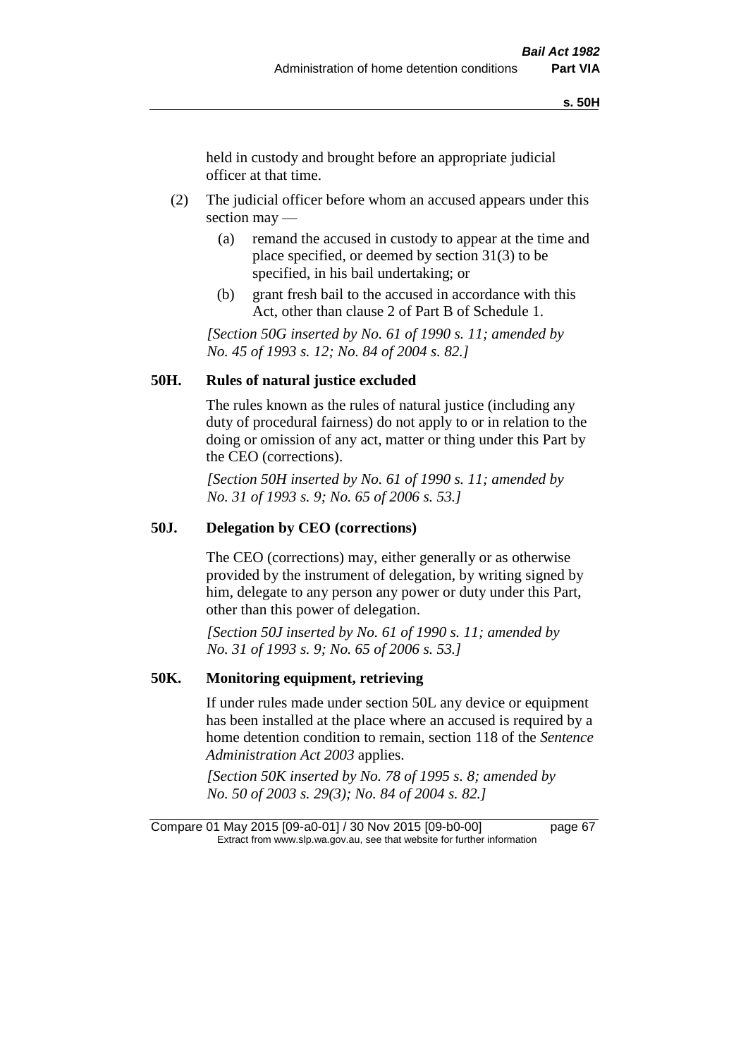held in custody and brought before an appropriate judicial officer at that time.

(2) The judicial officer before whom an accused appears under this section may —

(a) remand the accused in custody to appear at the time and place specified, or deemed by section 31(3) to be specified, in his bail undertaking; or

(b) grant fresh bail to the accused in accordance with this Act, other than clause 2 of Part B of Schedule 1.

*[Section 50G inserted by No. 61 of 1990 s. 11; amended by No. 45 of 1993 s. 12; No. 84 of 2004 s. 82.]*

## 50H. Rules of natural justice excluded

The rules known as the rules of natural justice (including any duty of procedural fairness) do not apply to or in relation to the doing or omission of any act, matter or thing under this Part by the CEO (corrections).

*[Section 50H inserted by No. 61 of 1990 s. 11; amended by No. 31 of 1993 s. 9; No. 65 of 2006 s. 53.]*

## 50J. Delegation by CEO (corrections)

The CEO (corrections) may, either generally or as otherwise provided by the instrument of delegation, by writing signed by him, delegate to any person any power or duty under this Part, other than this power of delegation.

*[Section 50J inserted by No. 61 of 1990 s. 11; amended by No. 31 of 1993 s. 9; No. 65 of 2006 s. 53.]*

## 50K. Monitoring equipment, retrieving

If under rules made under section 50L any device or equipment has been installed at the place where an accused is required by a home detention condition to remain, section 118 of the *Sentence Administration Act 2003* applies.

*[Section 50K inserted by No. 78 of 1995 s. 8; amended by No. 50 of 2003 s. 29(3); No. 84 of 2004 s. 82.]*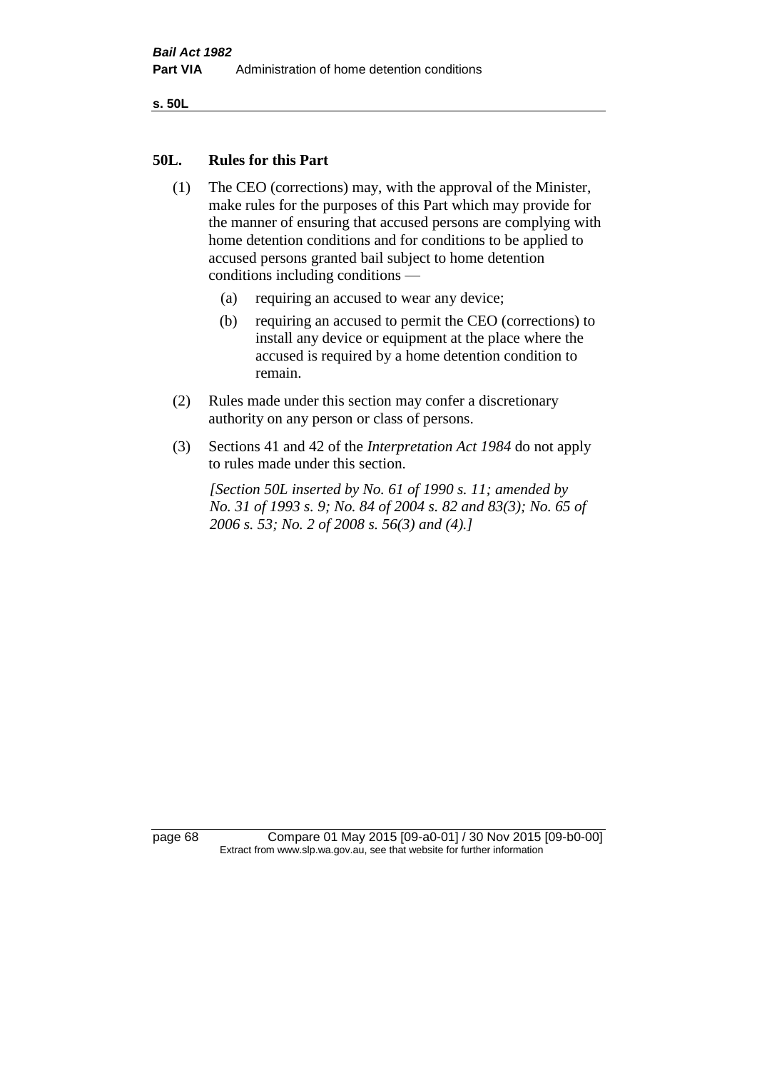## 50L. Rules for this Part

(1) The CEO (corrections) may, with the approval of the Minister, make rules for the purposes of this Part which may provide for the manner of ensuring that accused persons are complying with home detention conditions and for conditions to be applied to accused persons granted bail subject to home detention conditions including conditions —

(a) requiring an accused to wear any device;

(b) requiring an accused to permit the CEO (corrections) to install any device or equipment at the place where the accused is required by a home detention condition to remain.

(2) Rules made under this section may confer a discretionary authority on any person or class of persons.

(3) Sections 41 and 42 of the *Interpretation Act 1984* do not apply to rules made under this section.

*[Section 50L inserted by No. 61 of 1990 s. 11; amended by No. 31 of 1993 s. 9; No. 84 of 2004 s. 82 and 83(3); No. 65 of 2006 s. 53; No. 2 of 2008 s. 56(3) and (4).]*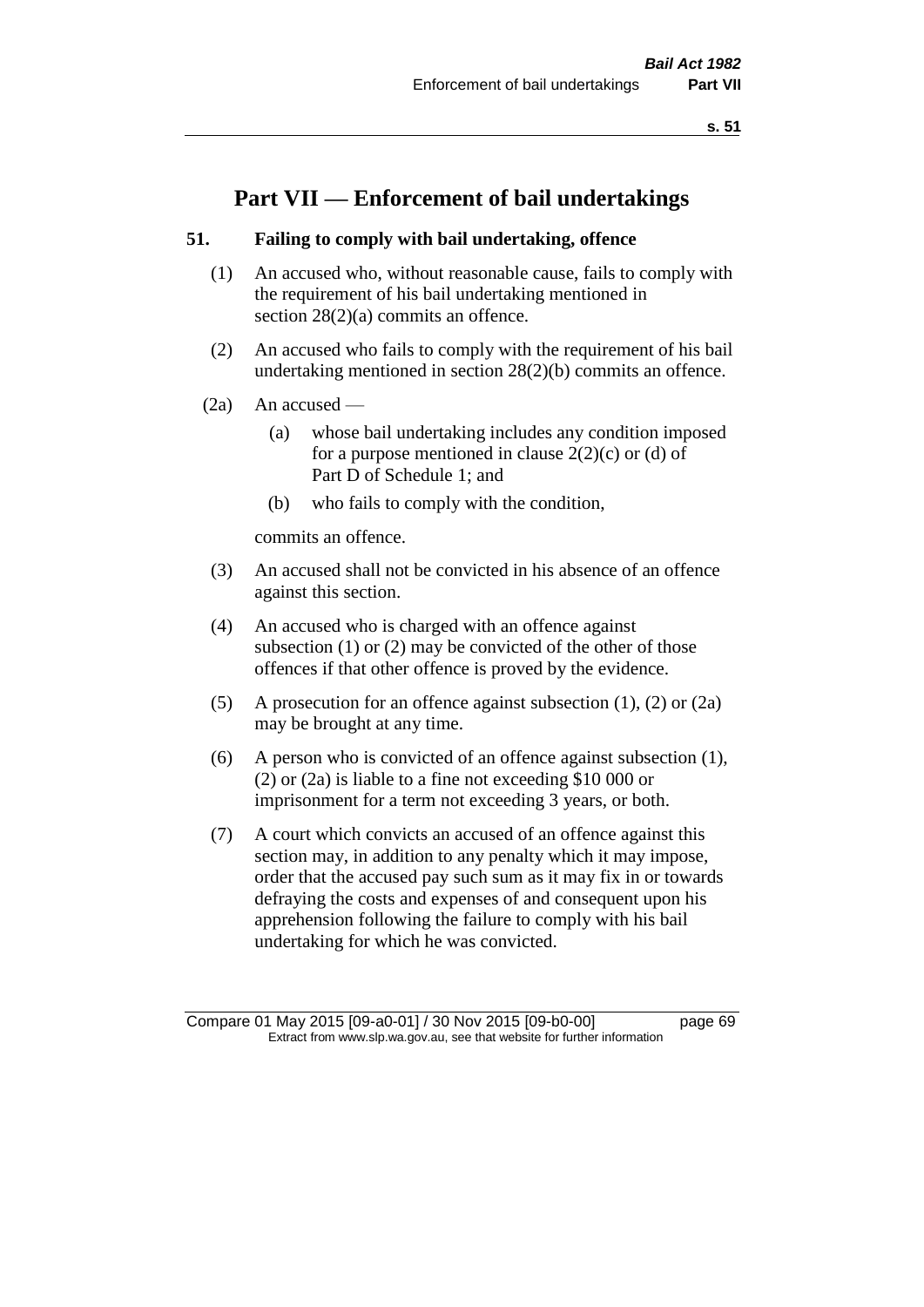# Part VII — Enforcement of bail undertakings

## 51. Failing to comply with bail undertaking, offence

(1) An accused who, without reasonable cause, fails to comply with the requirement of his bail undertaking mentioned in section 28(2)(a) commits an offence.

(2) An accused who fails to comply with the requirement of his bail undertaking mentioned in section 28(2)(b) commits an offence.

(2a) An accused —

- (a) whose bail undertaking includes any condition imposed for a purpose mentioned in clause 2(2)(c) or (d) of Part D of Schedule 1; and
- (b) who fails to comply with the condition,

commits an offence.

(3) An accused shall not be convicted in his absence of an offence against this section.

(4) An accused who is charged with an offence against subsection (1) or (2) may be convicted of the other of those offences if that other offence is proved by the evidence.

(5) A prosecution for an offence against subsection (1), (2) or (2a) may be brought at any time.

(6) A person who is convicted of an offence against subsection (1), (2) or (2a) is liable to a fine not exceeding $10 000 or imprisonment for a term not exceeding 3 years, or both.

(7) A court which convicts an accused of an offence against this section may, in addition to any penalty which it may impose, order that the accused pay such sum as it may fix in or towards defraying the costs and expenses of and consequent upon his apprehension following the failure to comply with his bail undertaking for which he was convicted.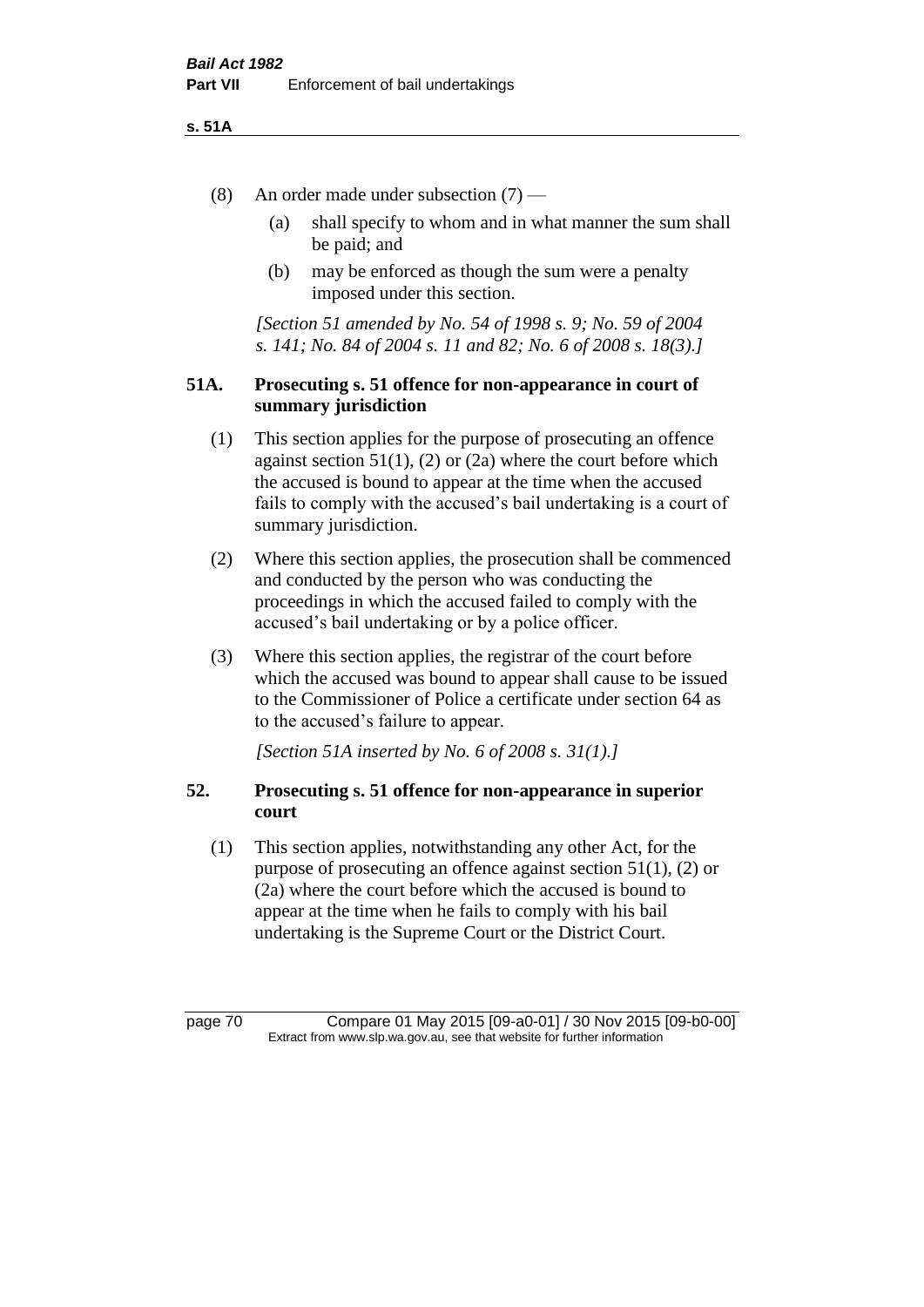(8) An order made under subsection (7) —

(a) shall specify to whom and in what manner the sum shall be paid; and

(b) may be enforced as though the sum were a penalty imposed under this section.

*[Section 51 amended by No. 54 of 1998 s. 9; No. 59 of 2004 s. 141; No. 84 of 2004 s. 11 and 82; No. 6 of 2008 s. 18(3).]*

### 51A. Prosecuting s. 51 offence for non-appearance in court of summary jurisdiction

(1) This section applies for the purpose of prosecuting an offence against section 51(1), (2) or (2a) where the court before which the accused is bound to appear at the time when the accused fails to comply with the accused's bail undertaking is a court of summary jurisdiction.

(2) Where this section applies, the prosecution shall be commenced and conducted by the person who was conducting the proceedings in which the accused failed to comply with the accused's bail undertaking or by a police officer.

(3) Where this section applies, the registrar of the court before which the accused was bound to appear shall cause to be issued to the Commissioner of Police a certificate under section 64 as to the accused's failure to appear.

*[Section 51A inserted by No. 6 of 2008 s. 31(1).]*

### 52. Prosecuting s. 51 offence for non-appearance in superior court

(1) This section applies, notwithstanding any other Act, for the purpose of prosecuting an offence against section 51(1), (2) or (2a) where the court before which the accused is bound to appear at the time when he fails to comply with his bail undertaking is the Supreme Court or the District Court.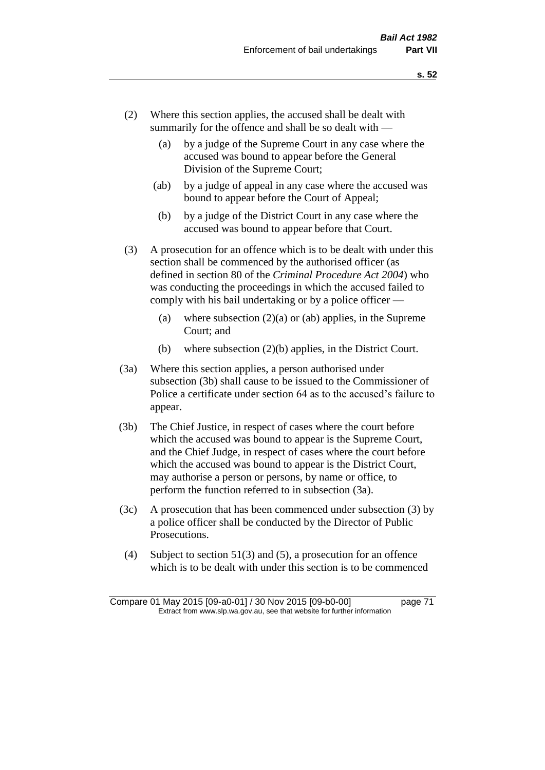(2) Where this section applies, the accused shall be dealt with summarily for the offence and shall be so dealt with —

(a) by a judge of the Supreme Court in any case where the accused was bound to appear before the General Division of the Supreme Court;

(ab) by a judge of appeal in any case where the accused was bound to appear before the Court of Appeal;

(b) by a judge of the District Court in any case where the accused was bound to appear before that Court.

(3) A prosecution for an offence which is to be dealt with under this section shall be commenced by the authorised officer (as defined in section 80 of the *Criminal Procedure Act 2004*) who was conducting the proceedings in which the accused failed to comply with his bail undertaking or by a police officer —

(a) where subsection (2)(a) or (ab) applies, in the Supreme Court; and

(b) where subsection (2)(b) applies, in the District Court.

(3a) Where this section applies, a person authorised under subsection (3b) shall cause to be issued to the Commissioner of Police a certificate under section 64 as to the accused's failure to appear.

(3b) The Chief Justice, in respect of cases where the court before which the accused was bound to appear is the Supreme Court, and the Chief Judge, in respect of cases where the court before which the accused was bound to appear is the District Court, may authorise a person or persons, by name or office, to perform the function referred to in subsection (3a).

(3c) A prosecution that has been commenced under subsection (3) by a police officer shall be conducted by the Director of Public Prosecutions.

(4) Subject to section 51(3) and (5), a prosecution for an offence which is to be dealt with under this section is to be commenced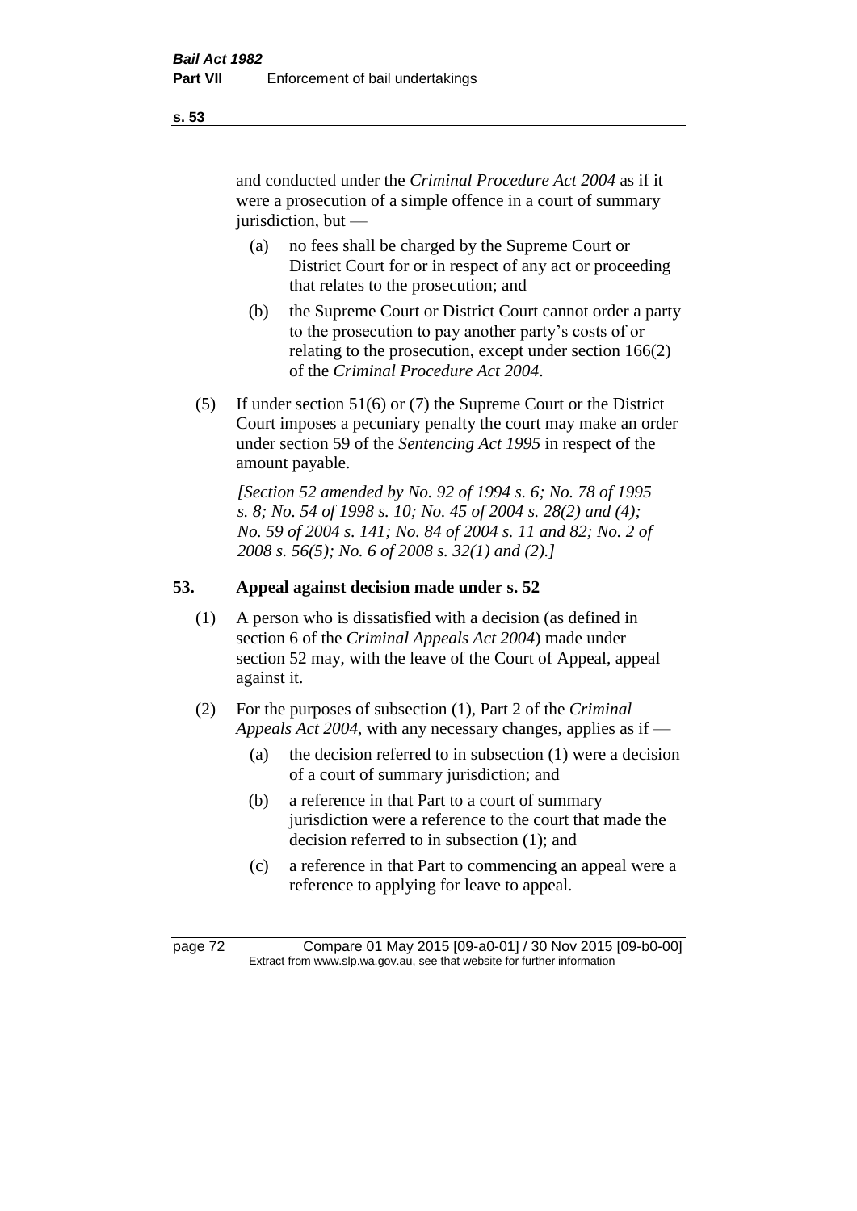and conducted under the *Criminal Procedure Act 2004* as if it were a prosecution of a simple offence in a court of summary jurisdiction, but —

(a) no fees shall be charged by the Supreme Court or District Court for or in respect of any act or proceeding that relates to the prosecution; and

(b) the Supreme Court or District Court cannot order a party to the prosecution to pay another party's costs of or relating to the prosecution, except under section 166(2) of the *Criminal Procedure Act 2004*.

(5) If under section 51(6) or (7) the Supreme Court or the District Court imposes a pecuniary penalty the court may make an order under section 59 of the *Sentencing Act 1995* in respect of the amount payable.

*[Section 52 amended by No. 92 of 1994 s. 6; No. 78 of 1995 s. 8; No. 54 of 1998 s. 10; No. 45 of 2004 s. 28(2) and (4); No. 59 of 2004 s. 141; No. 84 of 2004 s. 11 and 82; No. 2 of 2008 s. 56(5); No. 6 of 2008 s. 32(1) and (2).]*

**53. Appeal against decision made under s. 52**

(1) A person who is dissatisfied with a decision (as defined in section 6 of the *Criminal Appeals Act 2004*) made under section 52 may, with the leave of the Court of Appeal, appeal against it.

(2) For the purposes of subsection (1), Part 2 of the *Criminal Appeals Act 2004*, with any necessary changes, applies as if —

(a) the decision referred to in subsection (1) were a decision of a court of summary jurisdiction; and

(b) a reference in that Part to a court of summary jurisdiction were a reference to the court that made the decision referred to in subsection (1); and

(c) a reference in that Part to commencing an appeal were a reference to applying for leave to appeal.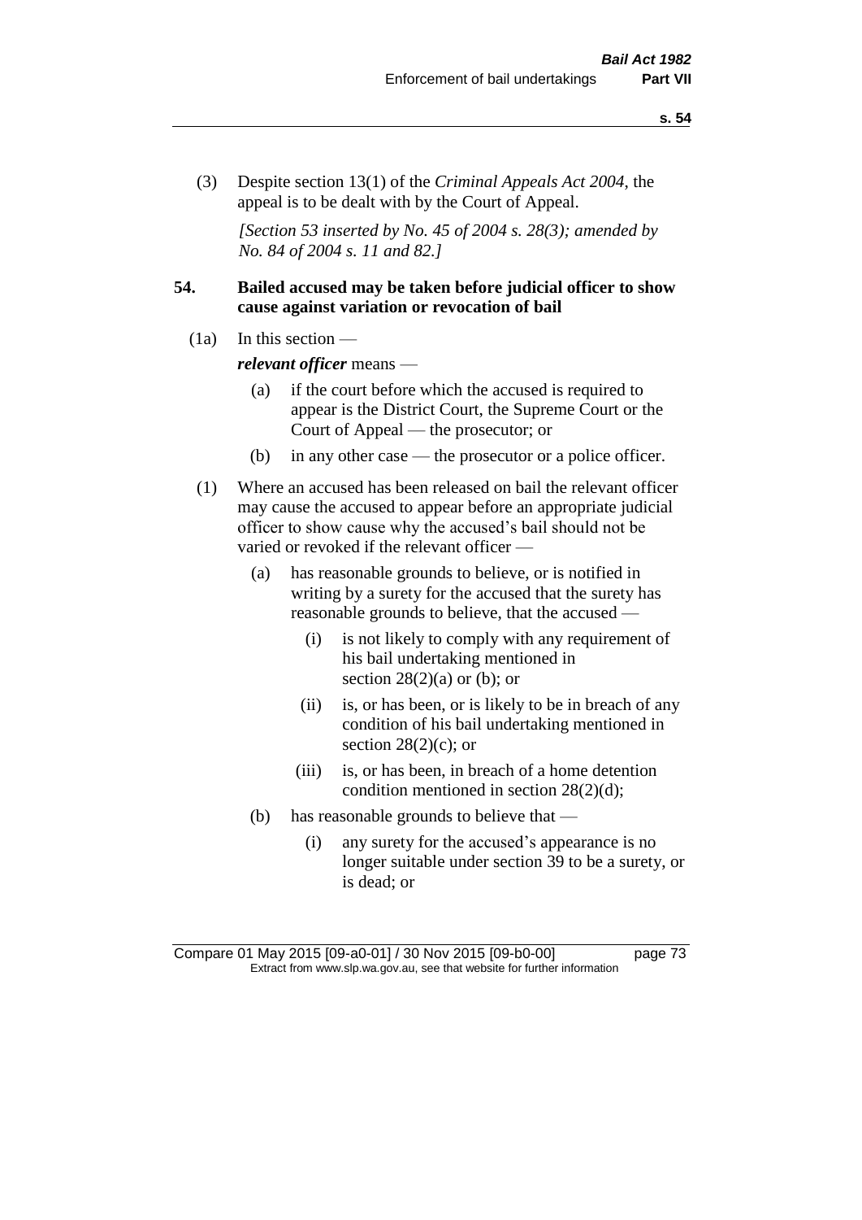(3) Despite section 13(1) of the *Criminal Appeals Act 2004*, the appeal is to be dealt with by the Court of Appeal.

*[Section 53 inserted by No. 45 of 2004 s. 28(3); amended by No. 84 of 2004 s. 11 and 82.]*

### 54. Bailed accused may be taken before judicial officer to show cause against variation or revocation of bail

(1a) In this section —

***relevant officer*** means —

- (a) if the court before which the accused is required to appear is the District Court, the Supreme Court or the Court of Appeal — the prosecutor; or
- (b) in any other case — the prosecutor or a police officer.

(1) Where an accused has been released on bail the relevant officer may cause the accused to appear before an appropriate judicial officer to show cause why the accused's bail should not be varied or revoked if the relevant officer —

- (a) has reasonable grounds to believe, or is notified in writing by a surety for the accused that the surety has reasonable grounds to believe, that the accused —
  - (i) is not likely to comply with any requirement of his bail undertaking mentioned in section 28(2)(a) or (b); or
  - (ii) is, or has been, or is likely to be in breach of any condition of his bail undertaking mentioned in section 28(2)(c); or
  - (iii) is, or has been, in breach of a home detention condition mentioned in section 28(2)(d);
- (b) has reasonable grounds to believe that —
  - (i) any surety for the accused's appearance is no longer suitable under section 39 to be a surety, or is dead; or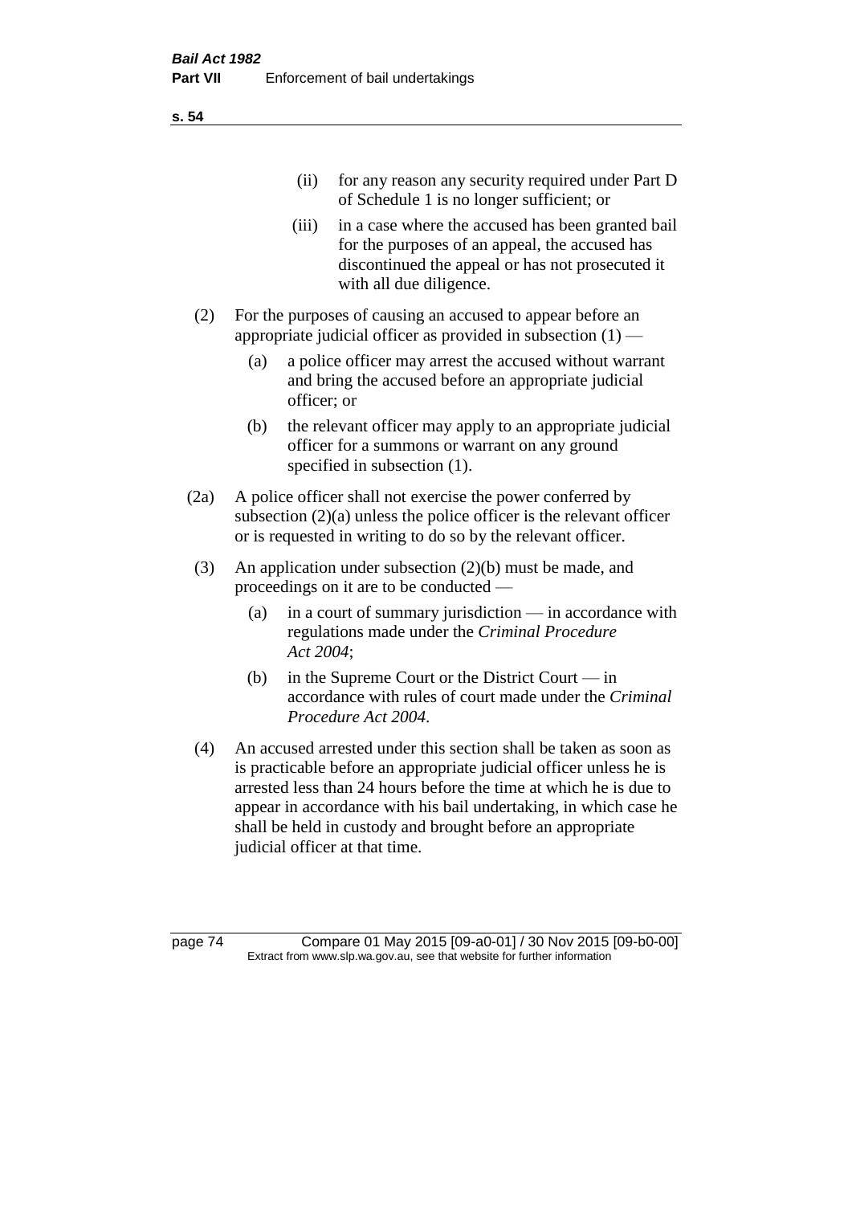(ii) for any reason any security required under Part D of Schedule 1 is no longer sufficient; or

(iii) in a case where the accused has been granted bail for the purposes of an appeal, the accused has discontinued the appeal or has not prosecuted it with all due diligence.

(2) For the purposes of causing an accused to appear before an appropriate judicial officer as provided in subsection (1) —

(a) a police officer may arrest the accused without warrant and bring the accused before an appropriate judicial officer; or

(b) the relevant officer may apply to an appropriate judicial officer for a summons or warrant on any ground specified in subsection (1).

(2a) A police officer shall not exercise the power conferred by subsection (2)(a) unless the police officer is the relevant officer or is requested in writing to do so by the relevant officer.

(3) An application under subsection (2)(b) must be made, and proceedings on it are to be conducted —

(a) in a court of summary jurisdiction — in accordance with regulations made under the *Criminal Procedure Act 2004*;

(b) in the Supreme Court or the District Court — in accordance with rules of court made under the *Criminal Procedure Act 2004*.

(4) An accused arrested under this section shall be taken as soon as is practicable before an appropriate judicial officer unless he is arrested less than 24 hours before the time at which he is due to appear in accordance with his bail undertaking, in which case he shall be held in custody and brought before an appropriate judicial officer at that time.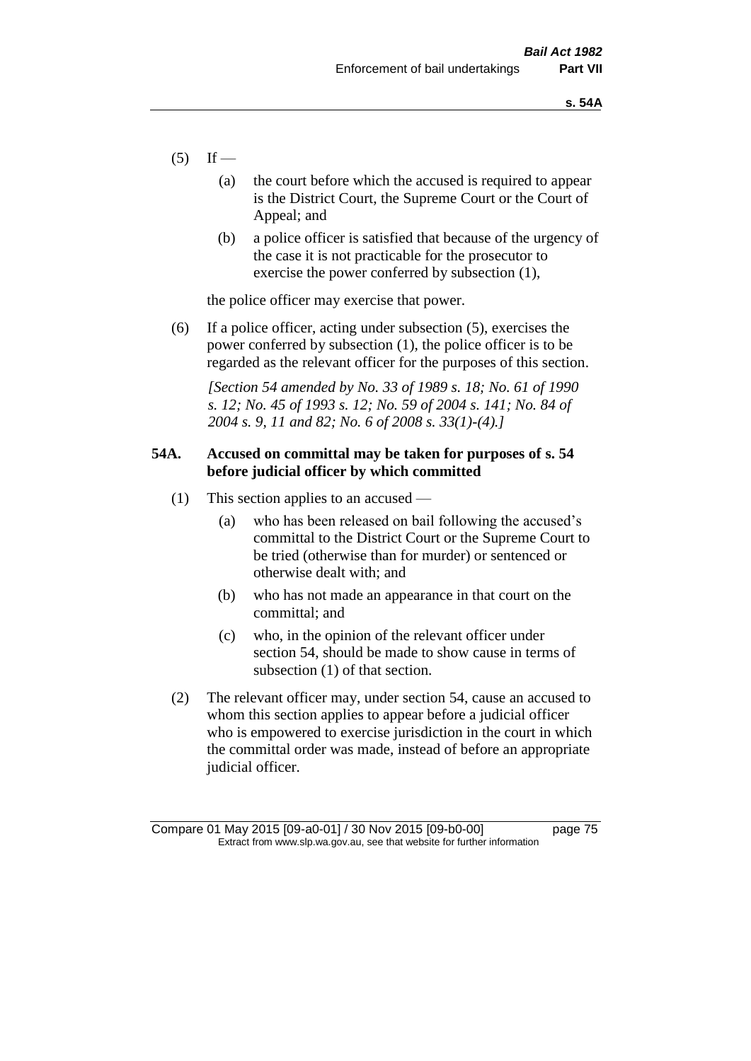(5) If —

(a) the court before which the accused is required to appear is the District Court, the Supreme Court or the Court of Appeal; and

(b) a police officer is satisfied that because of the urgency of the case it is not practicable for the prosecutor to exercise the power conferred by subsection (1),

the police officer may exercise that power.

(6) If a police officer, acting under subsection (5), exercises the power conferred by subsection (1), the police officer is to be regarded as the relevant officer for the purposes of this section.

*[Section 54 amended by No. 33 of 1989 s. 18; No. 61 of 1990 s. 12; No. 45 of 1993 s. 12; No. 59 of 2004 s. 141; No. 84 of 2004 s. 9, 11 and 82; No. 6 of 2008 s. 33(1)-(4).]*

### 54A. Accused on committal may be taken for purposes of s. 54 before judicial officer by which committed

(1) This section applies to an accused —

(a) who has been released on bail following the accused's committal to the District Court or the Supreme Court to be tried (otherwise than for murder) or sentenced or otherwise dealt with; and

(b) who has not made an appearance in that court on the committal; and

(c) who, in the opinion of the relevant officer under section 54, should be made to show cause in terms of subsection (1) of that section.

(2) The relevant officer may, under section 54, cause an accused to whom this section applies to appear before a judicial officer who is empowered to exercise jurisdiction in the court in which the committal order was made, instead of before an appropriate judicial officer.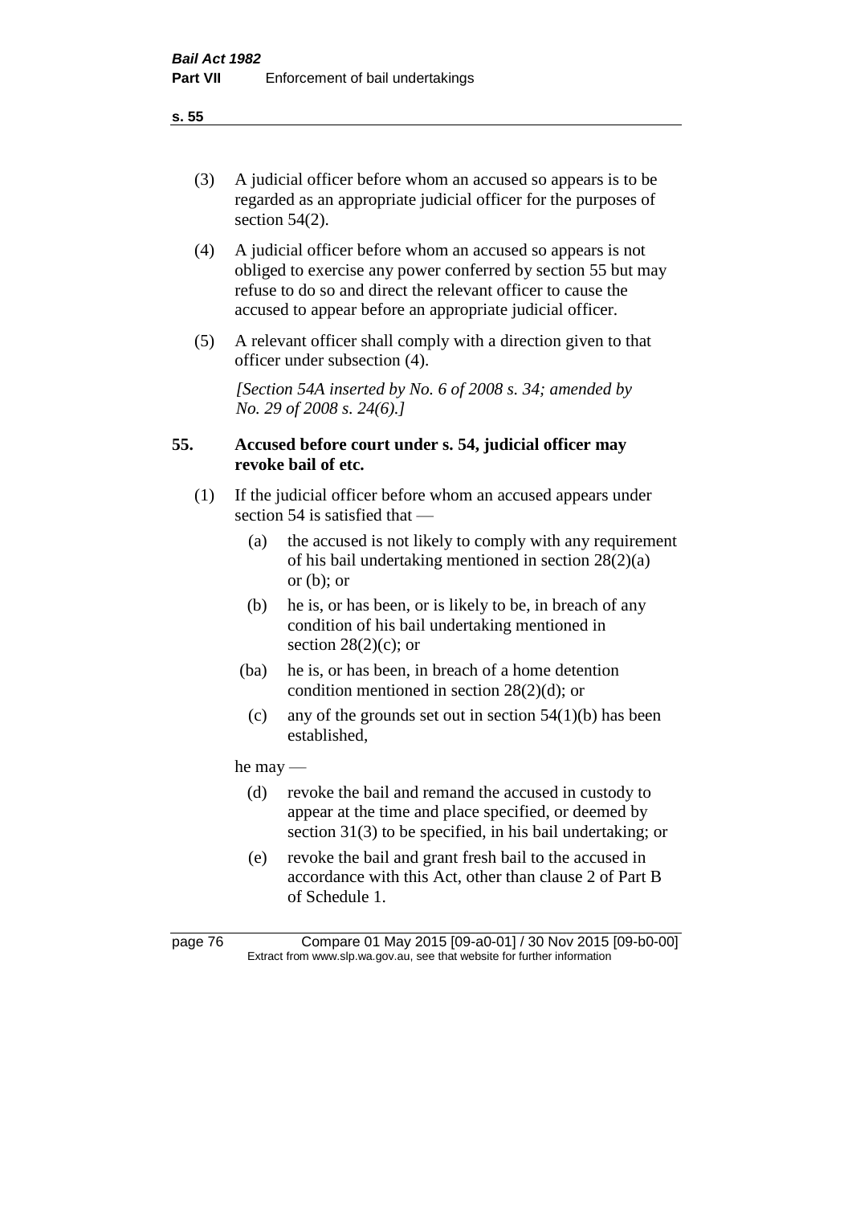(3) A judicial officer before whom an accused so appears is to be regarded as an appropriate judicial officer for the purposes of section 54(2).

(4) A judicial officer before whom an accused so appears is not obliged to exercise any power conferred by section 55 but may refuse to do so and direct the relevant officer to cause the accused to appear before an appropriate judicial officer.

(5) A relevant officer shall comply with a direction given to that officer under subsection (4).

*[Section 54A inserted by No. 6 of 2008 s. 34; amended by No. 29 of 2008 s. 24(6).]*

## 55. Accused before court under s. 54, judicial officer may revoke bail of etc.

(1) If the judicial officer before whom an accused appears under section 54 is satisfied that —

- (a) the accused is not likely to comply with any requirement of his bail undertaking mentioned in section 28(2)(a) or (b); or
- (b) he is, or has been, or is likely to be, in breach of any condition of his bail undertaking mentioned in section 28(2)(c); or
- (ba) he is, or has been, in breach of a home detention condition mentioned in section 28(2)(d); or
- (c) any of the grounds set out in section 54(1)(b) has been established,

he may —

- (d) revoke the bail and remand the accused in custody to appear at the time and place specified, or deemed by section 31(3) to be specified, in his bail undertaking; or
- (e) revoke the bail and grant fresh bail to the accused in accordance with this Act, other than clause 2 of Part B of Schedule 1.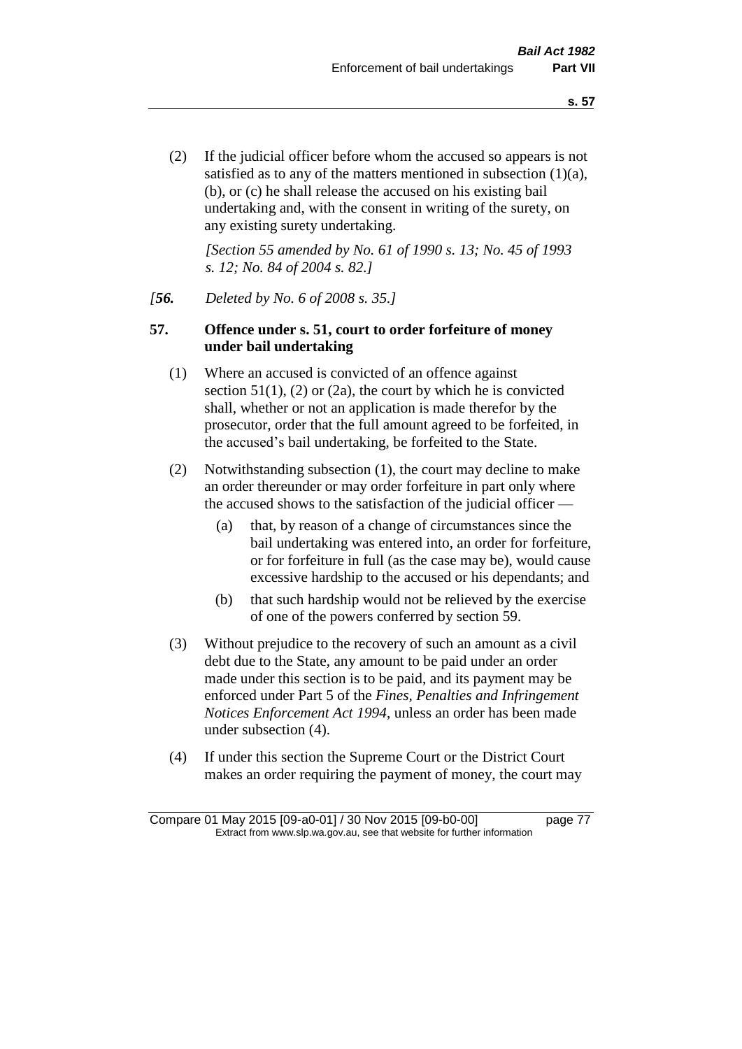(2) If the judicial officer before whom the accused so appears is not satisfied as to any of the matters mentioned in subsection (1)(a), (b), or (c) he shall release the accused on his existing bail undertaking and, with the consent in writing of the surety, on any existing surety undertaking.

*[Section 55 amended by No. 61 of 1990 s. 13; No. 45 of 1993 s. 12; No. 84 of 2004 s. 82.]*

*[**56.** Deleted by No. 6 of 2008 s. 35.]*

**57. Offence under s. 51, court to order forfeiture of money under bail undertaking**

(1) Where an accused is convicted of an offence against section 51(1), (2) or (2a), the court by which he is convicted shall, whether or not an application is made therefor by the prosecutor, order that the full amount agreed to be forfeited, in the accused's bail undertaking, be forfeited to the State.

(2) Notwithstanding subsection (1), the court may decline to make an order thereunder or may order forfeiture in part only where the accused shows to the satisfaction of the judicial officer —

(a) that, by reason of a change of circumstances since the bail undertaking was entered into, an order for forfeiture, or for forfeiture in full (as the case may be), would cause excessive hardship to the accused or his dependants; and

(b) that such hardship would not be relieved by the exercise of one of the powers conferred by section 59.

(3) Without prejudice to the recovery of such an amount as a civil debt due to the State, any amount to be paid under an order made under this section is to be paid, and its payment may be enforced under Part 5 of the *Fines, Penalties and Infringement Notices Enforcement Act 1994*, unless an order has been made under subsection (4).

(4) If under this section the Supreme Court or the District Court makes an order requiring the payment of money, the court may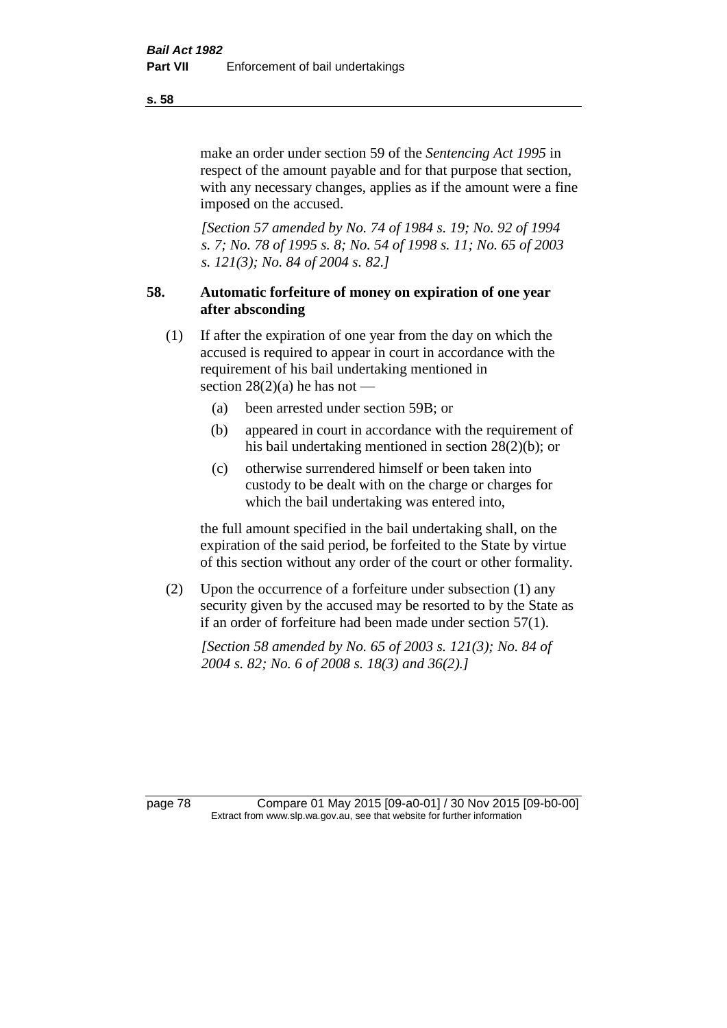make an order under section 59 of the *Sentencing Act 1995* in respect of the amount payable and for that purpose that section, with any necessary changes, applies as if the amount were a fine imposed on the accused.

*[Section 57 amended by No. 74 of 1984 s. 19; No. 92 of 1994 s. 7; No. 78 of 1995 s. 8; No. 54 of 1998 s. 11; No. 65 of 2003 s. 121(3); No. 84 of 2004 s. 82.]*

### 58. Automatic forfeiture of money on expiration of one year after absconding

(1) If after the expiration of one year from the day on which the accused is required to appear in court in accordance with the requirement of his bail undertaking mentioned in section 28(2)(a) he has not —

(a) been arrested under section 59B; or

(b) appeared in court in accordance with the requirement of his bail undertaking mentioned in section 28(2)(b); or

(c) otherwise surrendered himself or been taken into custody to be dealt with on the charge or charges for which the bail undertaking was entered into,

the full amount specified in the bail undertaking shall, on the expiration of the said period, be forfeited to the State by virtue of this section without any order of the court or other formality.

(2) Upon the occurrence of a forfeiture under subsection (1) any security given by the accused may be resorted to by the State as if an order of forfeiture had been made under section 57(1).

*[Section 58 amended by No. 65 of 2003 s. 121(3); No. 84 of 2004 s. 82; No. 6 of 2008 s. 18(3) and 36(2).]*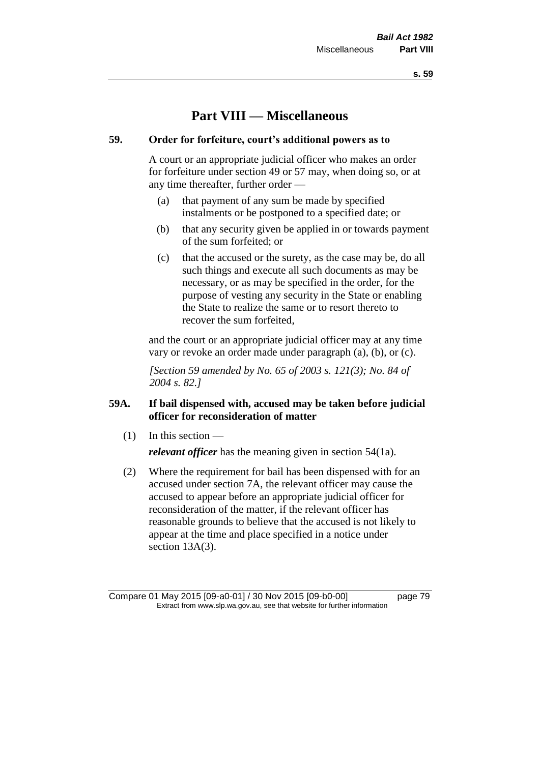# Part VIII — Miscellaneous

### 59. Order for forfeiture, court's additional powers as to

A court or an appropriate judicial officer who makes an order for forfeiture under section 49 or 57 may, when doing so, or at any time thereafter, further order —

(a) that payment of any sum be made by specified instalments or be postponed to a specified date; or

(b) that any security given be applied in or towards payment of the sum forfeited; or

(c) that the accused or the surety, as the case may be, do all such things and execute all such documents as may be necessary, or as may be specified in the order, for the purpose of vesting any security in the State or enabling the State to realize the same or to resort thereto to recover the sum forfeited,

and the court or an appropriate judicial officer may at any time vary or revoke an order made under paragraph (a), (b), or (c).

*[Section 59 amended by No. 65 of 2003 s. 121(3); No. 84 of 2004 s. 82.]*

### 59A. If bail dispensed with, accused may be taken before judicial officer for reconsideration of matter

(1) In this section —

***relevant officer*** has the meaning given in section 54(1a).

(2) Where the requirement for bail has been dispensed with for an accused under section 7A, the relevant officer may cause the accused to appear before an appropriate judicial officer for reconsideration of the matter, if the relevant officer has reasonable grounds to believe that the accused is not likely to appear at the time and place specified in a notice under section 13A(3).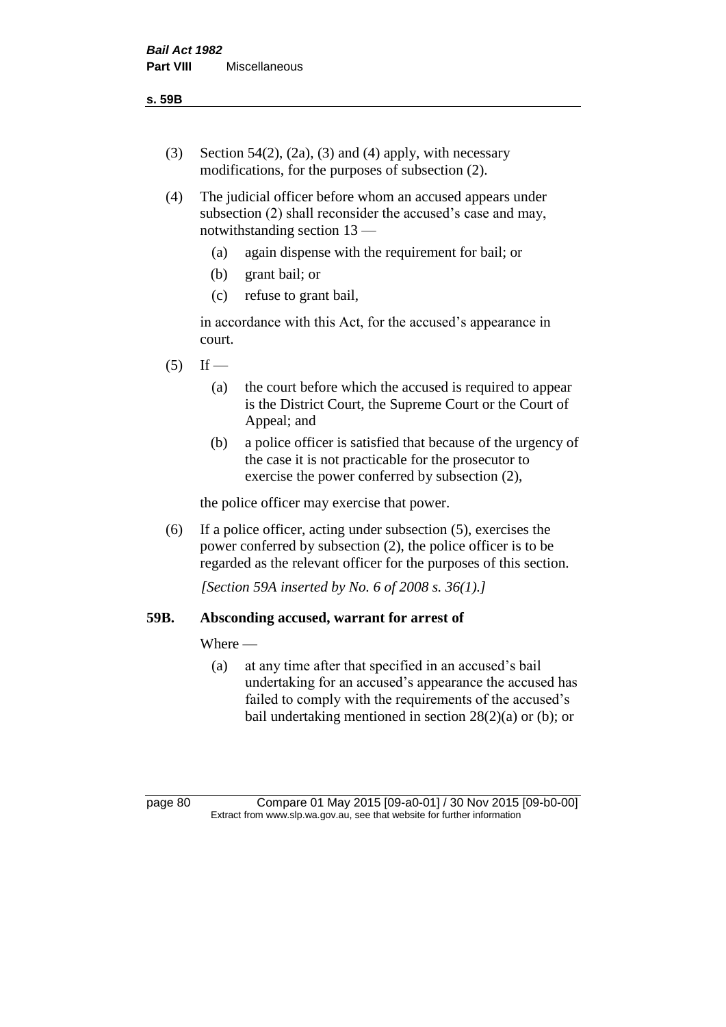(3) Section 54(2), (2a), (3) and (4) apply, with necessary modifications, for the purposes of subsection (2).

(4) The judicial officer before whom an accused appears under subsection (2) shall reconsider the accused's case and may, notwithstanding section 13 —

  (a) again dispense with the requirement for bail; or

  (b) grant bail; or

  (c) refuse to grant bail,

in accordance with this Act, for the accused's appearance in court.

(5) If —

  (a) the court before which the accused is required to appear is the District Court, the Supreme Court or the Court of Appeal; and

  (b) a police officer is satisfied that because of the urgency of the case it is not practicable for the prosecutor to exercise the power conferred by subsection (2),

the police officer may exercise that power.

(6) If a police officer, acting under subsection (5), exercises the power conferred by subsection (2), the police officer is to be regarded as the relevant officer for the purposes of this section.

*[Section 59A inserted by No. 6 of 2008 s. 36(1).]*

### 59B. Absconding accused, warrant for arrest of

Where —

  (a) at any time after that specified in an accused's bail undertaking for an accused's appearance the accused has failed to comply with the requirements of the accused's bail undertaking mentioned in section 28(2)(a) or (b); or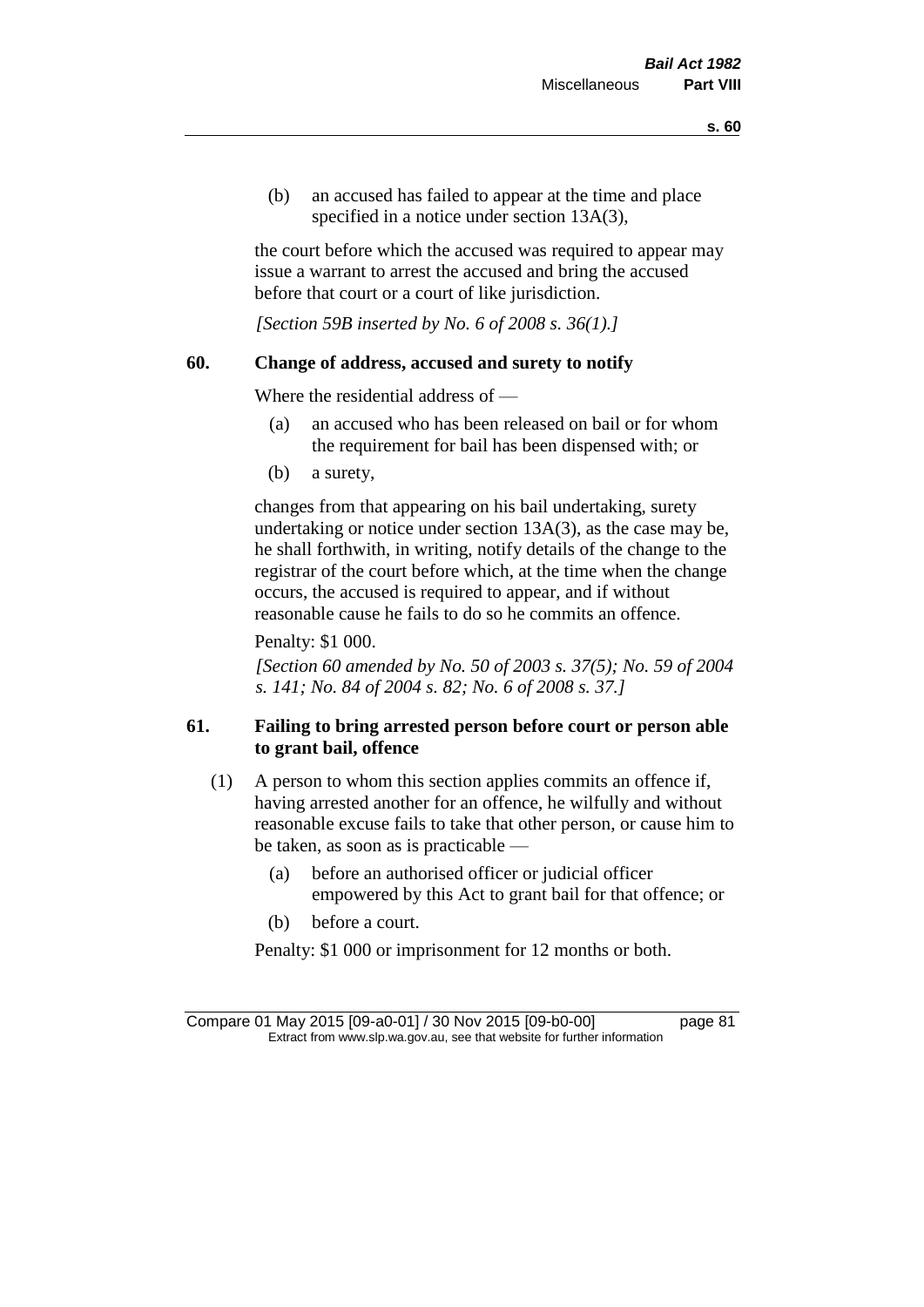(b) an accused has failed to appear at the time and place specified in a notice under section 13A(3),

the court before which the accused was required to appear may issue a warrant to arrest the accused and bring the accused before that court or a court of like jurisdiction.

*[Section 59B inserted by No. 6 of 2008 s. 36(1).]*

## 60. Change of address, accused and surety to notify

Where the residential address of —

(a) an accused who has been released on bail or for whom the requirement for bail has been dispensed with; or

(b) a surety,

changes from that appearing on his bail undertaking, surety undertaking or notice under section 13A(3), as the case may be, he shall forthwith, in writing, notify details of the change to the registrar of the court before which, at the time when the change occurs, the accused is required to appear, and if without reasonable cause he fails to do so he commits an offence.

Penalty: $1 000.

*[Section 60 amended by No. 50 of 2003 s. 37(5); No. 59 of 2004 s. 141; No. 84 of 2004 s. 82; No. 6 of 2008 s. 37.]*

## 61. Failing to bring arrested person before court or person able to grant bail, offence

(1) A person to whom this section applies commits an offence if, having arrested another for an offence, he wilfully and without reasonable excuse fails to take that other person, or cause him to be taken, as soon as is practicable —

(a) before an authorised officer or judicial officer empowered by this Act to grant bail for that offence; or

(b) before a court.

Penalty: $1 000 or imprisonment for 12 months or both.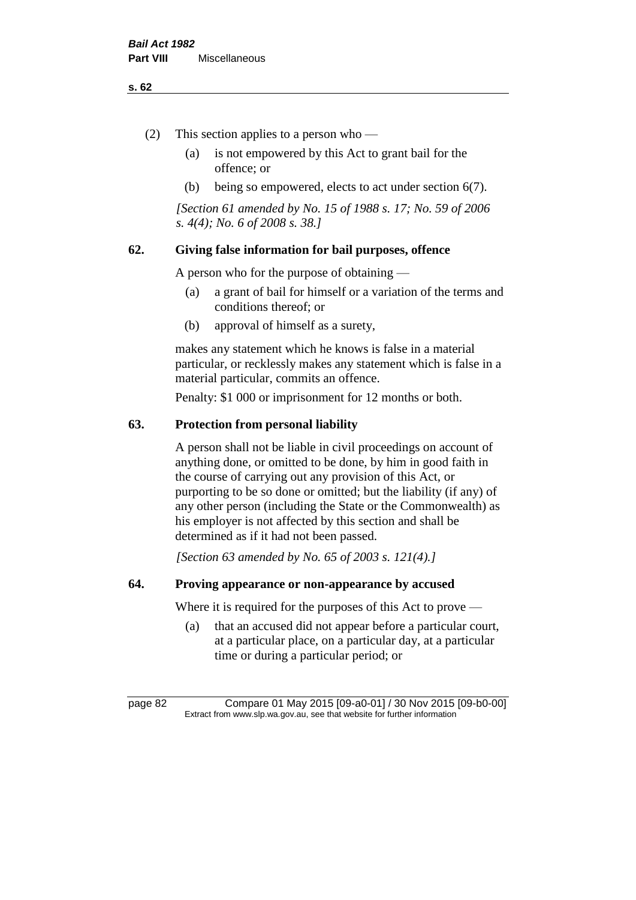(2) This section applies to a person who —

  (a) is not empowered by this Act to grant bail for the offence; or

  (b) being so empowered, elects to act under section 6(7).

*[Section 61 amended by No. 15 of 1988 s. 17; No. 59 of 2006 s. 4(4); No. 6 of 2008 s. 38.]*

## 62. Giving false information for bail purposes, offence

A person who for the purpose of obtaining —

  (a) a grant of bail for himself or a variation of the terms and conditions thereof; or

  (b) approval of himself as a surety,

makes any statement which he knows is false in a material particular, or recklessly makes any statement which is false in a material particular, commits an offence.

Penalty: $1 000 or imprisonment for 12 months or both.

## 63. Protection from personal liability

A person shall not be liable in civil proceedings on account of anything done, or omitted to be done, by him in good faith in the course of carrying out any provision of this Act, or purporting to be so done or omitted; but the liability (if any) of any other person (including the State or the Commonwealth) as his employer is not affected by this section and shall be determined as if it had not been passed.

*[Section 63 amended by No. 65 of 2003 s. 121(4).]*

## 64. Proving appearance or non-appearance by accused

Where it is required for the purposes of this Act to prove —

  (a) that an accused did not appear before a particular court, at a particular place, on a particular day, at a particular time or during a particular period; or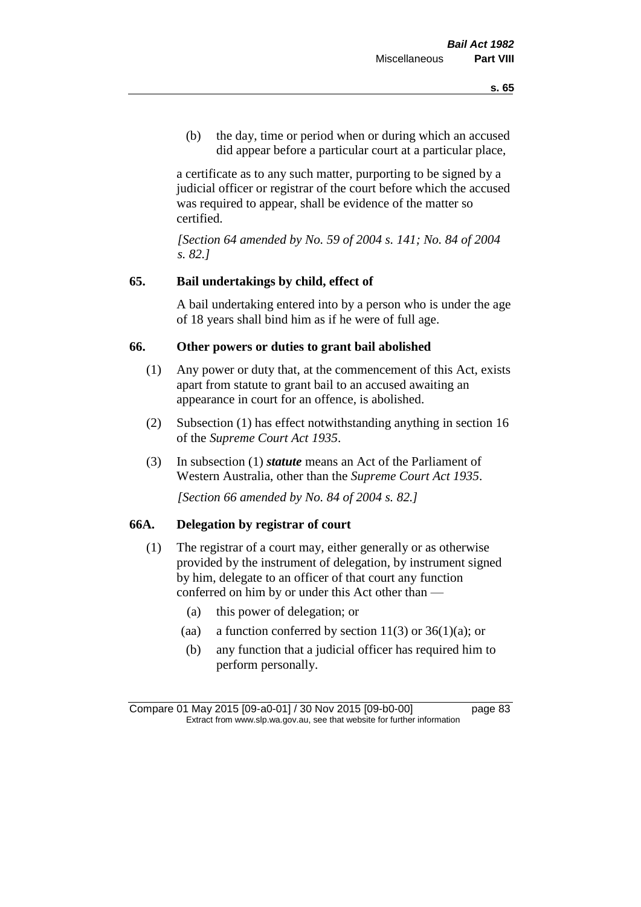(b) the day, time or period when or during which an accused did appear before a particular court at a particular place,

a certificate as to any such matter, purporting to be signed by a judicial officer or registrar of the court before which the accused was required to appear, shall be evidence of the matter so certified.

*[Section 64 amended by No. 59 of 2004 s. 141; No. 84 of 2004 s. 82.]*

## 65. Bail undertakings by child, effect of

A bail undertaking entered into by a person who is under the age of 18 years shall bind him as if he were of full age.

## 66. Other powers or duties to grant bail abolished

(1) Any power or duty that, at the commencement of this Act, exists apart from statute to grant bail to an accused awaiting an appearance in court for an offence, is abolished.

(2) Subsection (1) has effect notwithstanding anything in section 16 of the *Supreme Court Act 1935*.

(3) In subsection (1) ***statute*** means an Act of the Parliament of Western Australia, other than the *Supreme Court Act 1935*.

*[Section 66 amended by No. 84 of 2004 s. 82.]*

## 66A. Delegation by registrar of court

(1) The registrar of a court may, either generally or as otherwise provided by the instrument of delegation, by instrument signed by him, delegate to an officer of that court any function conferred on him by or under this Act other than —

(a) this power of delegation; or

(aa) a function conferred by section 11(3) or 36(1)(a); or

(b) any function that a judicial officer has required him to perform personally.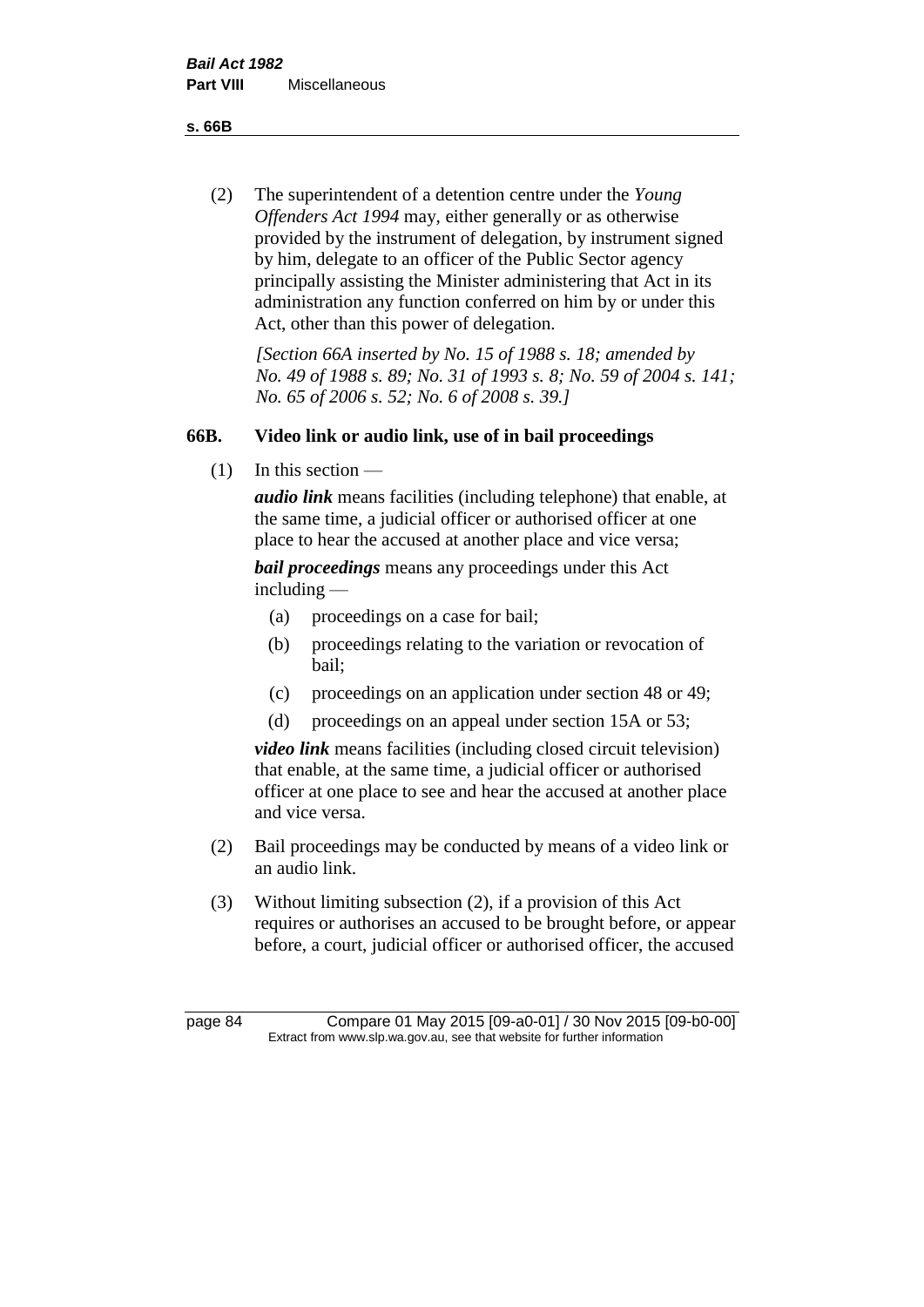(2) The superintendent of a detention centre under the *Young Offenders Act 1994* may, either generally or as otherwise provided by the instrument of delegation, by instrument signed by him, delegate to an officer of the Public Sector agency principally assisting the Minister administering that Act in its administration any function conferred on him by or under this Act, other than this power of delegation.

*[Section 66A inserted by No. 15 of 1988 s. 18; amended by No. 49 of 1988 s. 89; No. 31 of 1993 s. 8; No. 59 of 2004 s. 141; No. 65 of 2006 s. 52; No. 6 of 2008 s. 39.]*

## 66B. Video link or audio link, use of in bail proceedings

(1) In this section —

***audio link*** means facilities (including telephone) that enable, at the same time, a judicial officer or authorised officer at one place to hear the accused at another place and vice versa;

***bail proceedings*** means any proceedings under this Act including —

- (a) proceedings on a case for bail;
- (b) proceedings relating to the variation or revocation of bail;
- (c) proceedings on an application under section 48 or 49;
- (d) proceedings on an appeal under section 15A or 53;

***video link*** means facilities (including closed circuit television) that enable, at the same time, a judicial officer or authorised officer at one place to see and hear the accused at another place and vice versa.

(2) Bail proceedings may be conducted by means of a video link or an audio link.

(3) Without limiting subsection (2), if a provision of this Act requires or authorises an accused to be brought before, or appear before, a court, judicial officer or authorised officer, the accused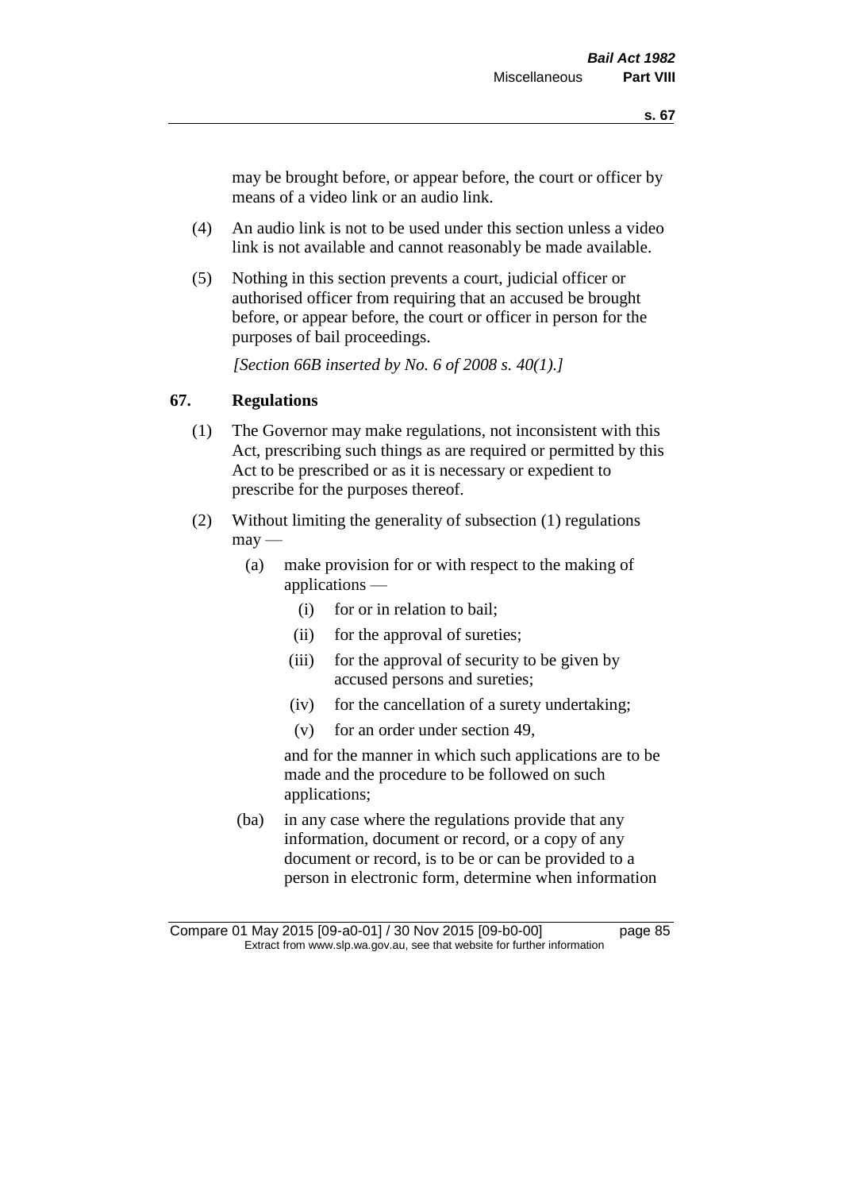may be brought before, or appear before, the court or officer by means of a video link or an audio link.

(4) An audio link is not to be used under this section unless a video link is not available and cannot reasonably be made available.

(5) Nothing in this section prevents a court, judicial officer or authorised officer from requiring that an accused be brought before, or appear before, the court or officer in person for the purposes of bail proceedings.

*[Section 66B inserted by No. 6 of 2008 s. 40(1).]*

## 67. Regulations

(1) The Governor may make regulations, not inconsistent with this Act, prescribing such things as are required or permitted by this Act to be prescribed or as it is necessary or expedient to prescribe for the purposes thereof.

(2) Without limiting the generality of subsection (1) regulations may —

(a) make provision for or with respect to the making of applications —

(i) for or in relation to bail;

(ii) for the approval of sureties;

(iii) for the approval of security to be given by accused persons and sureties;

(iv) for the cancellation of a surety undertaking;

(v) for an order under section 49,

and for the manner in which such applications are to be made and the procedure to be followed on such applications;

(ba) in any case where the regulations provide that any information, document or record, or a copy of any document or record, is to be or can be provided to a person in electronic form, determine when information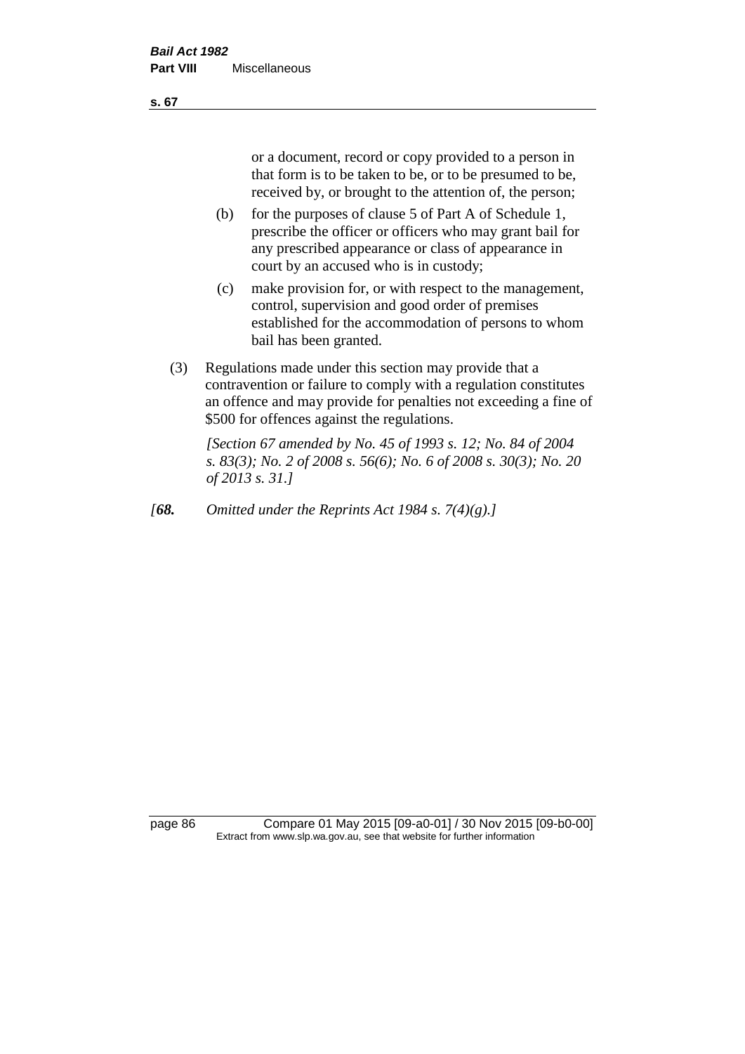or a document, record or copy provided to a person in that form is to be taken to be, or to be presumed to be, received by, or brought to the attention of, the person;

(b) for the purposes of clause 5 of Part A of Schedule 1, prescribe the officer or officers who may grant bail for any prescribed appearance or class of appearance in court by an accused who is in custody;

(c) make provision for, or with respect to the management, control, supervision and good order of premises established for the accommodation of persons to whom bail has been granted.

(3) Regulations made under this section may provide that a contravention or failure to comply with a regulation constitutes an offence and may provide for penalties not exceeding a fine of $500 for offences against the regulations.

*[Section 67 amended by No. 45 of 1993 s. 12; No. 84 of 2004 s. 83(3); No. 2 of 2008 s. 56(6); No. 6 of 2008 s. 30(3); No. 20 of 2013 s. 31.]*

*[**68.** Omitted under the Reprints Act 1984 s. 7(4)(g).]*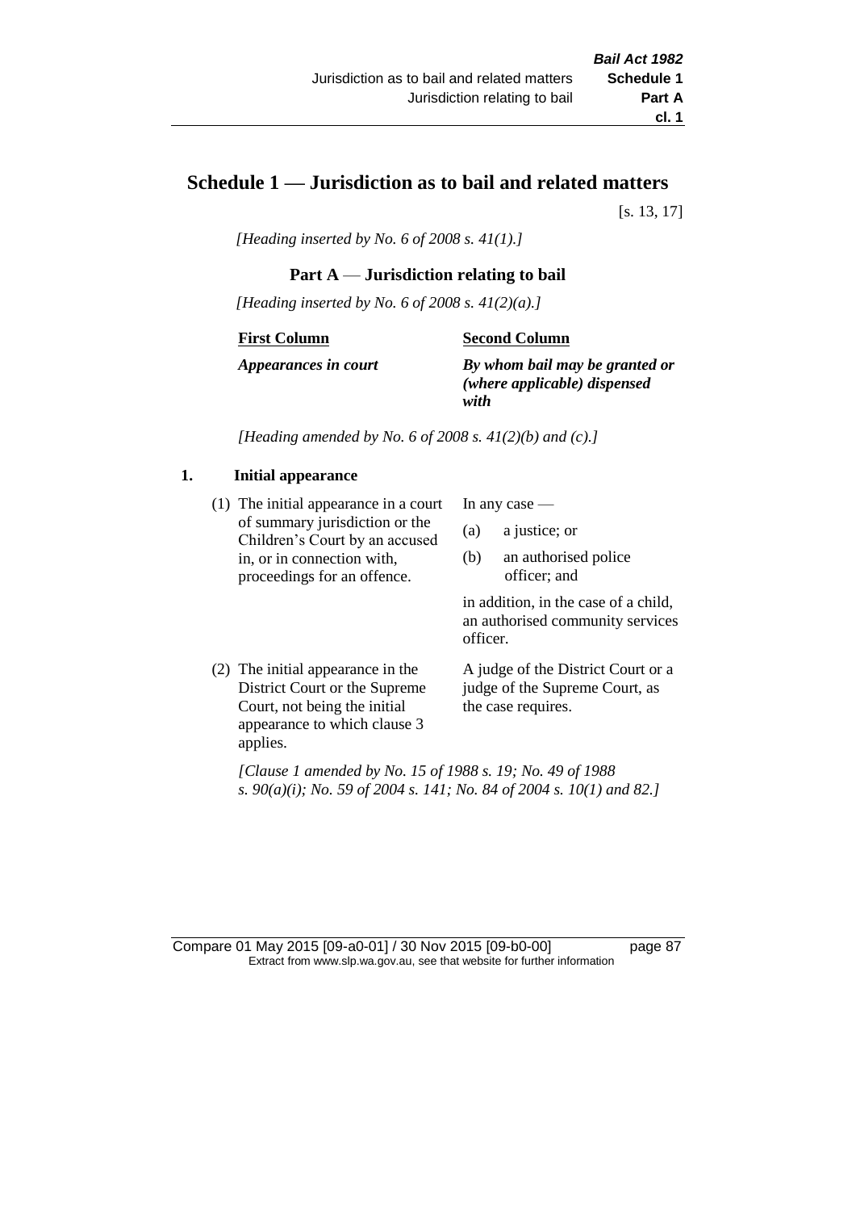# Schedule 1 — Jurisdiction as to bail and related matters

[s. 13, 17]

*[Heading inserted by No. 6 of 2008 s. 41(1).]*

## Part A — Jurisdiction relating to bail

*[Heading inserted by No. 6 of 2008 s. 41(2)(a).]*

| First Column | Second Column |
|---|---|
| ***Appearances in court*** | ***By whom bail may be granted or (where applicable) dispensed with*** |

*[Heading amended by No. 6 of 2008 s. 41(2)(b) and (c).]*

### 1. Initial appearance

| | |
|---|---|
| (1) The initial appearance in a court of summary jurisdiction or the Children's Court by an accused in, or in connection with, proceedings for an offence. | In any case — (a) a justice; or (b) an authorised police officer; and in addition, in the case of a child, an authorised community services officer. |
| (2) The initial appearance in the District Court or the Supreme Court, not being the initial appearance to which clause 3 applies. | A judge of the District Court or a judge of the Supreme Court, as the case requires. |

*[Clause 1 amended by No. 15 of 1988 s. 19; No. 49 of 1988 s. 90(a)(i); No. 59 of 2004 s. 141; No. 84 of 2004 s. 10(1) and 82.]*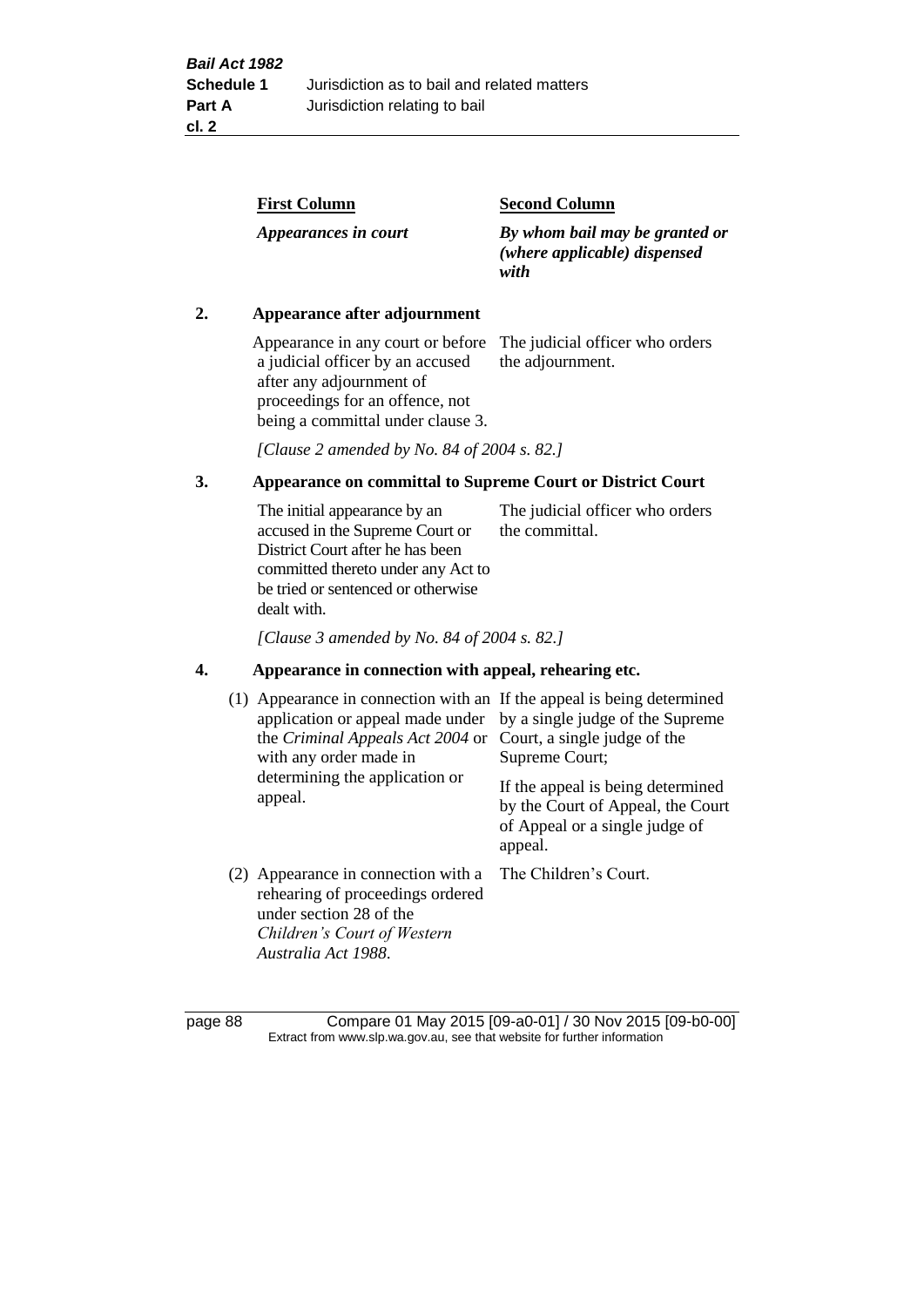| First Column | Second Column |
|---|---|
| *Appearances in court* | *By whom bail may be granted or (where applicable) dispensed with* |

**2. Appearance after adjournment**

| | |
|---|---|
| Appearance in any court or before a judicial officer by an accused after any adjournment of proceedings for an offence, not being a committal under clause 3. | The judicial officer who orders the adjournment. |

*[Clause 2 amended by No. 84 of 2004 s. 82.]*

**3. Appearance on committal to Supreme Court or District Court**

| | |
|---|---|
| The initial appearance by an accused in the Supreme Court or District Court after he has been committed thereto under any Act to be tried or sentenced or otherwise dealt with. | The judicial officer who orders the committal. |

*[Clause 3 amended by No. 84 of 2004 s. 82.]*

**4. Appearance in connection with appeal, rehearing etc.**

| | |
|---|---|
| (1) Appearance in connection with an application or appeal made under the *Criminal Appeals Act 2004* or with any order made in determining the application or appeal. | If the appeal is being determined by a single judge of the Supreme Court, a single judge of the Supreme Court; If the appeal is being determined by the Court of Appeal, the Court of Appeal or a single judge of appeal. |
| (2) Appearance in connection with a rehearing of proceedings ordered under section 28 of the *Children's Court of Western Australia Act 1988*. | The Children's Court. |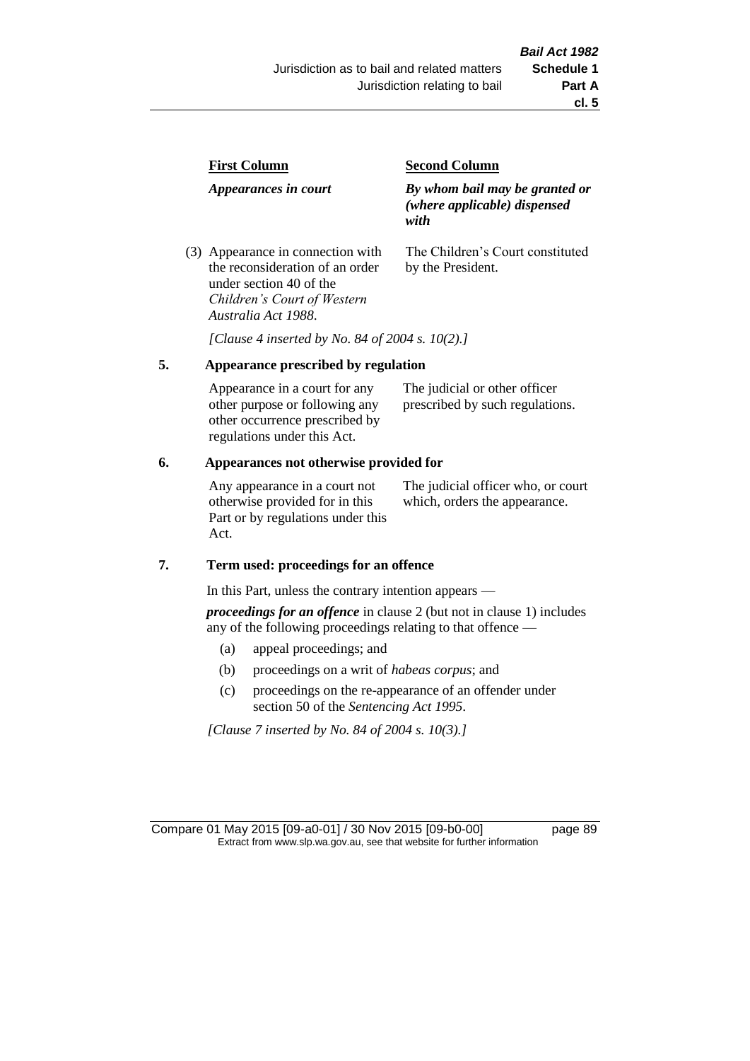| First Column | Second Column |
| --- | --- |
| *Appearances in court* | ***By whom bail may be granted or (where applicable) dispensed with*** |
| (3) Appearance in connection with the reconsideration of an order under section 40 of the *Children's Court of Western Australia Act 1988*. | The Children's Court constituted by the President. |

*[Clause 4 inserted by No. 84 of 2004 s. 10(2).]*

**5. Appearance prescribed by regulation**

| | |
| --- | --- |
| Appearance in a court for any other purpose or following any other occurrence prescribed by regulations under this Act. | The judicial or other officer prescribed by such regulations. |

**6. Appearances not otherwise provided for**

| | |
| --- | --- |
| Any appearance in a court not otherwise provided for in this Part or by regulations under this Act. | The judicial officer who, or court which, orders the appearance. |

**7. Term used: proceedings for an offence**

In this Part, unless the contrary intention appears —

***proceedings for an offence*** in clause 2 (but not in clause 1) includes any of the following proceedings relating to that offence —

(a) appeal proceedings; and

(b) proceedings on a writ of *habeas corpus*; and

(c) proceedings on the re-appearance of an offender under section 50 of the *Sentencing Act 1995*.

*[Clause 7 inserted by No. 84 of 2004 s. 10(3).]*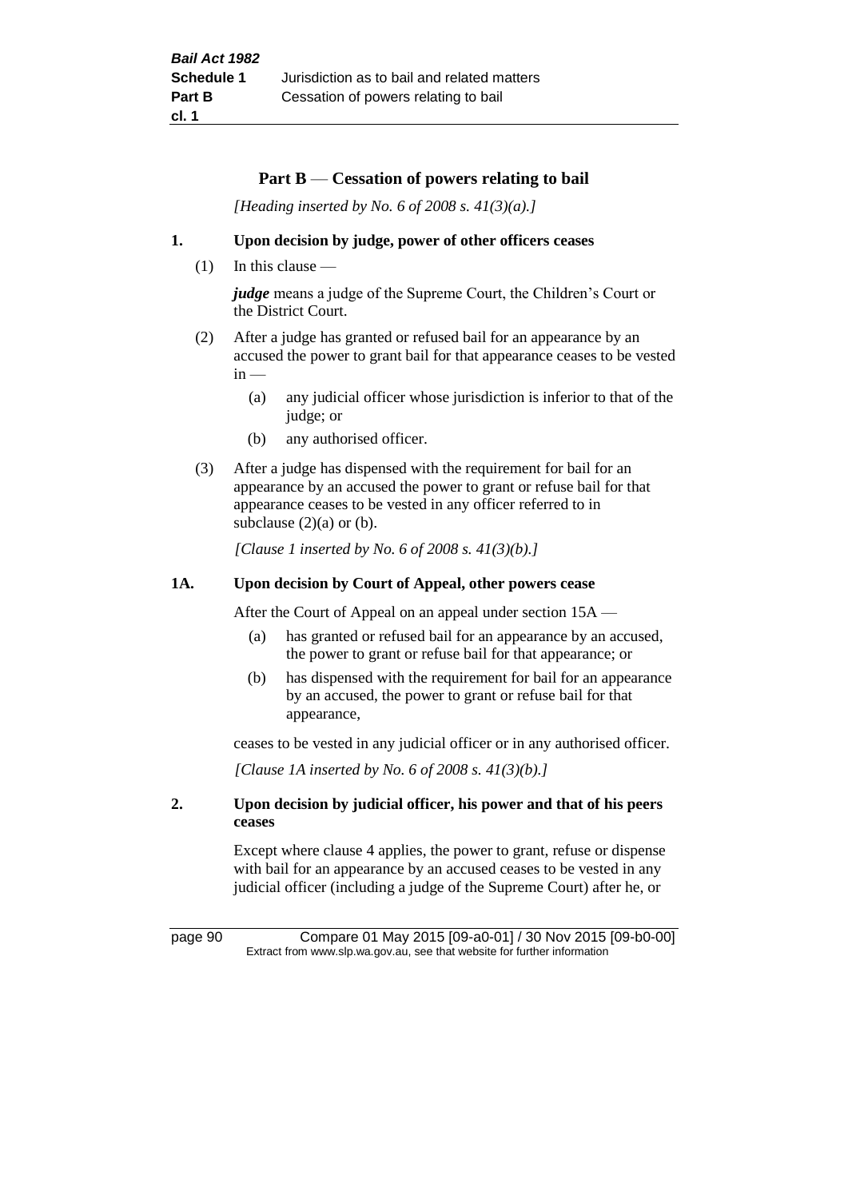## Part B — Cessation of powers relating to bail

*[Heading inserted by No. 6 of 2008 s. 41(3)(a).]*

### 1. Upon decision by judge, power of other officers ceases

(1) In this clause —

***judge*** means a judge of the Supreme Court, the Children's Court or the District Court.

(2) After a judge has granted or refused bail for an appearance by an accused the power to grant bail for that appearance ceases to be vested in —

(a) any judicial officer whose jurisdiction is inferior to that of the judge; or

(b) any authorised officer.

(3) After a judge has dispensed with the requirement for bail for an appearance by an accused the power to grant or refuse bail for that appearance ceases to be vested in any officer referred to in subclause (2)(a) or (b).

*[Clause 1 inserted by No. 6 of 2008 s. 41(3)(b).]*

### 1A. Upon decision by Court of Appeal, other powers cease

After the Court of Appeal on an appeal under section 15A —

(a) has granted or refused bail for an appearance by an accused, the power to grant or refuse bail for that appearance; or

(b) has dispensed with the requirement for bail for an appearance by an accused, the power to grant or refuse bail for that appearance,

ceases to be vested in any judicial officer or in any authorised officer.

*[Clause 1A inserted by No. 6 of 2008 s. 41(3)(b).]*

### 2. Upon decision by judicial officer, his power and that of his peers ceases

Except where clause 4 applies, the power to grant, refuse or dispense with bail for an appearance by an accused ceases to be vested in any judicial officer (including a judge of the Supreme Court) after he, or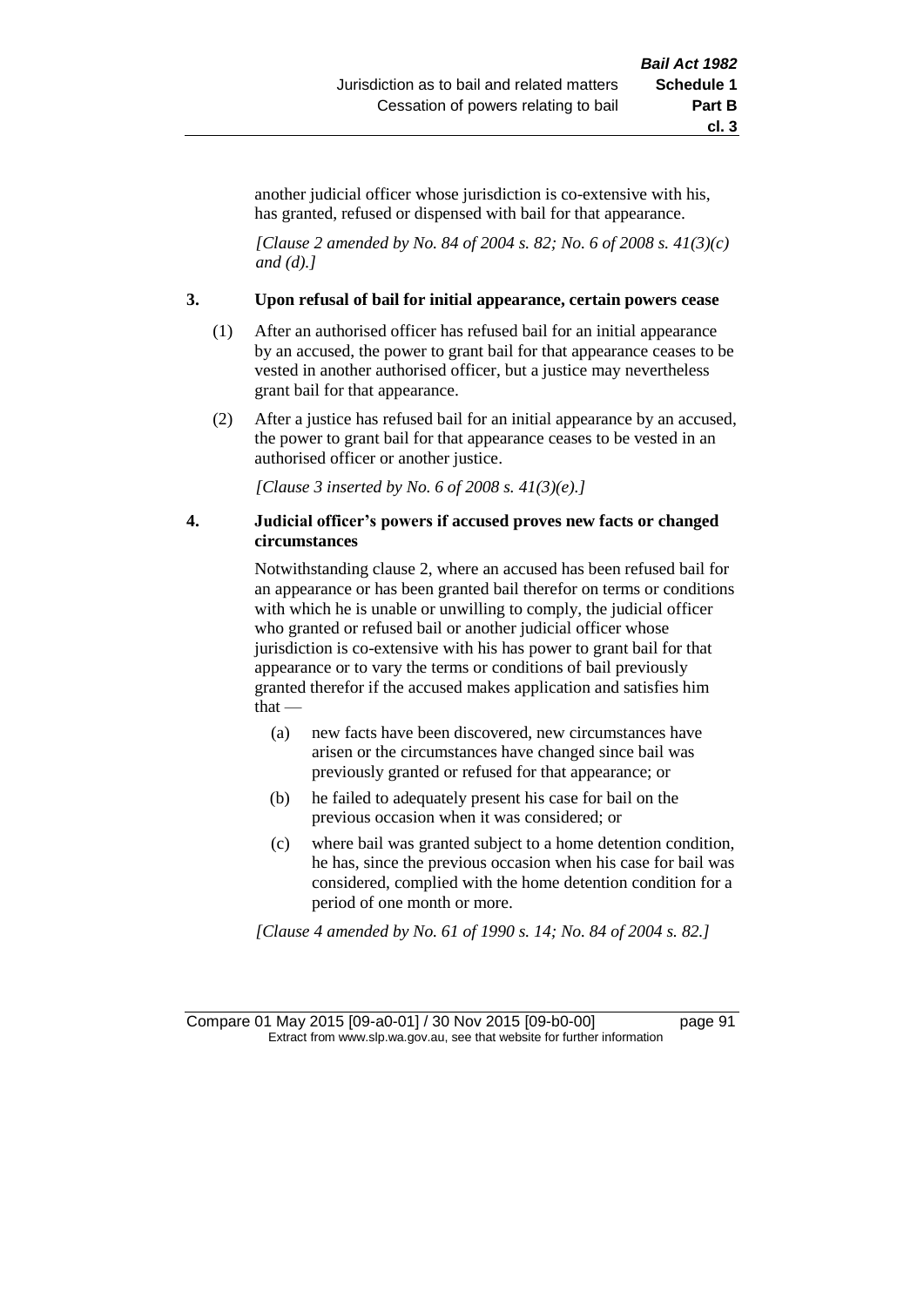another judicial officer whose jurisdiction is co-extensive with his, has granted, refused or dispensed with bail for that appearance.

*[Clause 2 amended by No. 84 of 2004 s. 82; No. 6 of 2008 s. 41(3)(c) and (d).]*

### 3. Upon refusal of bail for initial appearance, certain powers cease

(1) After an authorised officer has refused bail for an initial appearance by an accused, the power to grant bail for that appearance ceases to be vested in another authorised officer, but a justice may nevertheless grant bail for that appearance.

(2) After a justice has refused bail for an initial appearance by an accused, the power to grant bail for that appearance ceases to be vested in an authorised officer or another justice.

*[Clause 3 inserted by No. 6 of 2008 s. 41(3)(e).]*

### 4. Judicial officer's powers if accused proves new facts or changed circumstances

Notwithstanding clause 2, where an accused has been refused bail for an appearance or has been granted bail therefor on terms or conditions with which he is unable or unwilling to comply, the judicial officer who granted or refused bail or another judicial officer whose jurisdiction is co-extensive with his has power to grant bail for that appearance or to vary the terms or conditions of bail previously granted therefor if the accused makes application and satisfies him that —

(a) new facts have been discovered, new circumstances have arisen or the circumstances have changed since bail was previously granted or refused for that appearance; or

(b) he failed to adequately present his case for bail on the previous occasion when it was considered; or

(c) where bail was granted subject to a home detention condition, he has, since the previous occasion when his case for bail was considered, complied with the home detention condition for a period of one month or more.

*[Clause 4 amended by No. 61 of 1990 s. 14; No. 84 of 2004 s. 82.]*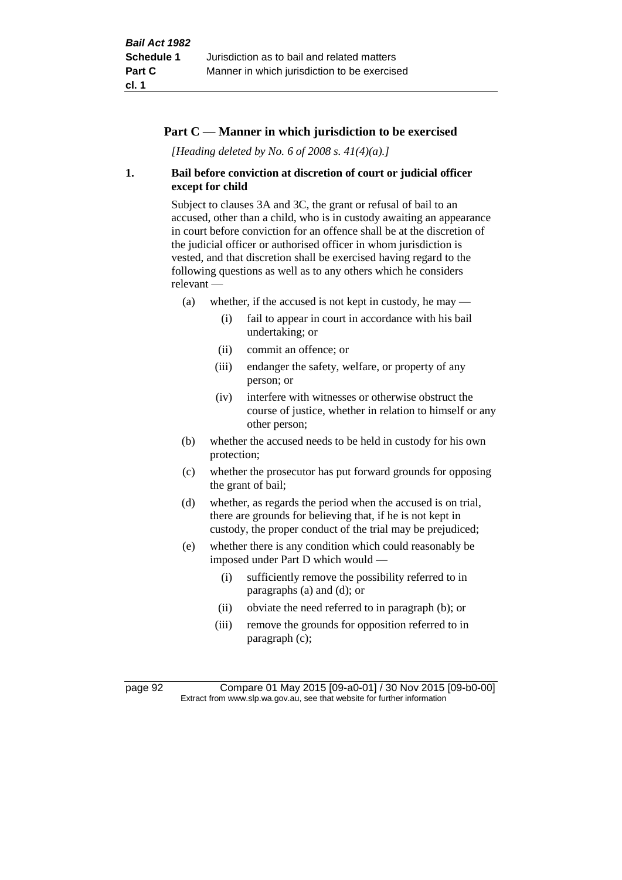## Part C — Manner in which jurisdiction to be exercised

*[Heading deleted by No. 6 of 2008 s. 41(4)(a).]*

### 1. Bail before conviction at discretion of court or judicial officer except for child

Subject to clauses 3A and 3C, the grant or refusal of bail to an accused, other than a child, who is in custody awaiting an appearance in court before conviction for an offence shall be at the discretion of the judicial officer or authorised officer in whom jurisdiction is vested, and that discretion shall be exercised having regard to the following questions as well as to any others which he considers relevant —

- (a) whether, if the accused is not kept in custody, he may —
  - (i) fail to appear in court in accordance with his bail undertaking; or
  - (ii) commit an offence; or
  - (iii) endanger the safety, welfare, or property of any person; or
  - (iv) interfere with witnesses or otherwise obstruct the course of justice, whether in relation to himself or any other person;
- (b) whether the accused needs to be held in custody for his own protection;
- (c) whether the prosecutor has put forward grounds for opposing the grant of bail;
- (d) whether, as regards the period when the accused is on trial, there are grounds for believing that, if he is not kept in custody, the proper conduct of the trial may be prejudiced;
- (e) whether there is any condition which could reasonably be imposed under Part D which would —
  - (i) sufficiently remove the possibility referred to in paragraphs (a) and (d); or
  - (ii) obviate the need referred to in paragraph (b); or
  - (iii) remove the grounds for opposition referred to in paragraph (c);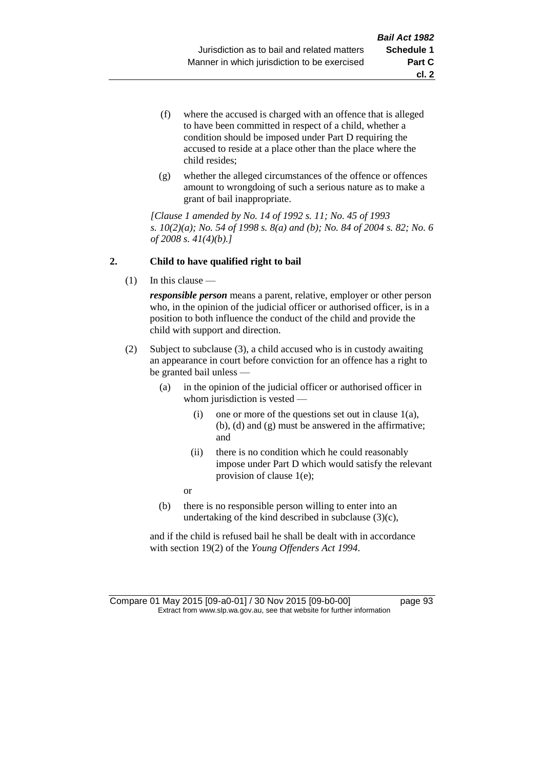(f) where the accused is charged with an offence that is alleged to have been committed in respect of a child, whether a condition should be imposed under Part D requiring the accused to reside at a place other than the place where the child resides;

(g) whether the alleged circumstances of the offence or offences amount to wrongdoing of such a serious nature as to make a grant of bail inappropriate.

*[Clause 1 amended by No. 14 of 1992 s. 11; No. 45 of 1993 s. 10(2)(a); No. 54 of 1998 s. 8(a) and (b); No. 84 of 2004 s. 82; No. 6 of 2008 s. 41(4)(b).]*

**2. Child to have qualified right to bail**

(1) In this clause —

***responsible person*** means a parent, relative, employer or other person who, in the opinion of the judicial officer or authorised officer, is in a position to both influence the conduct of the child and provide the child with support and direction.

(2) Subject to subclause (3), a child accused who is in custody awaiting an appearance in court before conviction for an offence has a right to be granted bail unless —

(a) in the opinion of the judicial officer or authorised officer in whom jurisdiction is vested —

(i) one or more of the questions set out in clause 1(a), (b), (d) and (g) must be answered in the affirmative; and

(ii) there is no condition which he could reasonably impose under Part D which would satisfy the relevant provision of clause 1(e);

or

(b) there is no responsible person willing to enter into an undertaking of the kind described in subclause (3)(c),

and if the child is refused bail he shall be dealt with in accordance with section 19(2) of the *Young Offenders Act 1994*.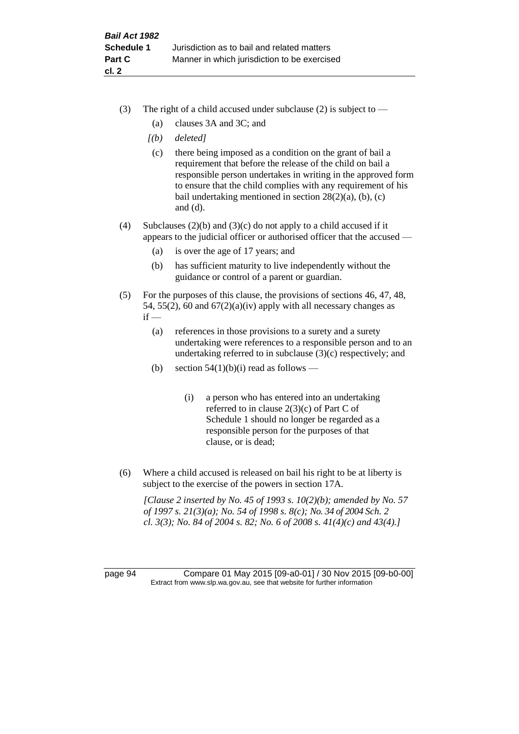(3) The right of a child accused under subclause (2) is subject to —

(a) clauses 3A and 3C; and

*[(b) deleted]*

(c) there being imposed as a condition on the grant of bail a requirement that before the release of the child on bail a responsible person undertakes in writing in the approved form to ensure that the child complies with any requirement of his bail undertaking mentioned in section 28(2)(a), (b), (c) and (d).

(4) Subclauses (2)(b) and (3)(c) do not apply to a child accused if it appears to the judicial officer or authorised officer that the accused —

(a) is over the age of 17 years; and

(b) has sufficient maturity to live independently without the guidance or control of a parent or guardian.

(5) For the purposes of this clause, the provisions of sections 46, 47, 48, 54, 55(2), 60 and 67(2)(a)(iv) apply with all necessary changes as if —

(a) references in those provisions to a surety and a surety undertaking were references to a responsible person and to an undertaking referred to in subclause (3)(c) respectively; and

(b) section 54(1)(b)(i) read as follows —

> (i) a person who has entered into an undertaking referred to in clause 2(3)(c) of Part C of Schedule 1 should no longer be regarded as a responsible person for the purposes of that clause, or is dead;

(6) Where a child accused is released on bail his right to be at liberty is subject to the exercise of the powers in section 17A.

*[Clause 2 inserted by No. 45 of 1993 s. 10(2)(b); amended by No. 57 of 1997 s. 21(3)(a); No. 54 of 1998 s. 8(c); No. 34 of 2004 Sch. 2 cl. 3(3); No. 84 of 2004 s. 82; No. 6 of 2008 s. 41(4)(c) and 43(4).]*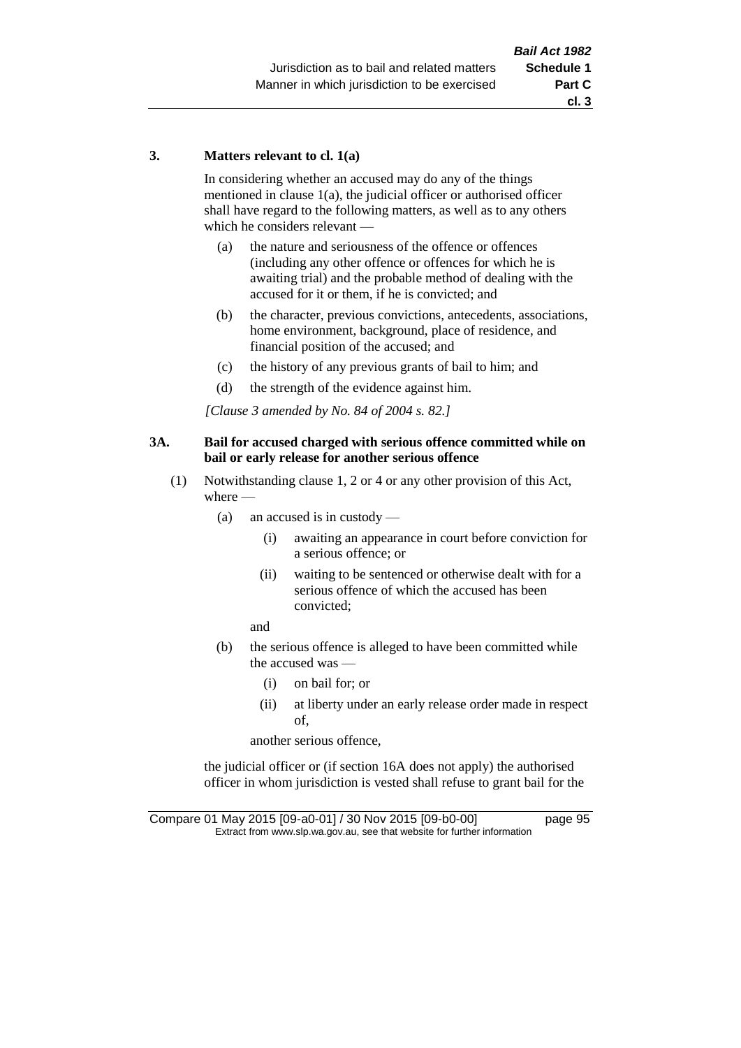### 3. Matters relevant to cl. 1(a)

In considering whether an accused may do any of the things mentioned in clause 1(a), the judicial officer or authorised officer shall have regard to the following matters, as well as to any others which he considers relevant —

(a) the nature and seriousness of the offence or offences (including any other offence or offences for which he is awaiting trial) and the probable method of dealing with the accused for it or them, if he is convicted; and

(b) the character, previous convictions, antecedents, associations, home environment, background, place of residence, and financial position of the accused; and

(c) the history of any previous grants of bail to him; and

(d) the strength of the evidence against him.

*[Clause 3 amended by No. 84 of 2004 s. 82.]*

### 3A. Bail for accused charged with serious offence committed while on bail or early release for another serious offence

(1) Notwithstanding clause 1, 2 or 4 or any other provision of this Act, where —

(a) an accused is in custody —

(i) awaiting an appearance in court before conviction for a serious offence; or

(ii) waiting to be sentenced or otherwise dealt with for a serious offence of which the accused has been convicted;

and

(b) the serious offence is alleged to have been committed while the accused was —

(i) on bail for; or

(ii) at liberty under an early release order made in respect of,

another serious offence,

the judicial officer or (if section 16A does not apply) the authorised officer in whom jurisdiction is vested shall refuse to grant bail for the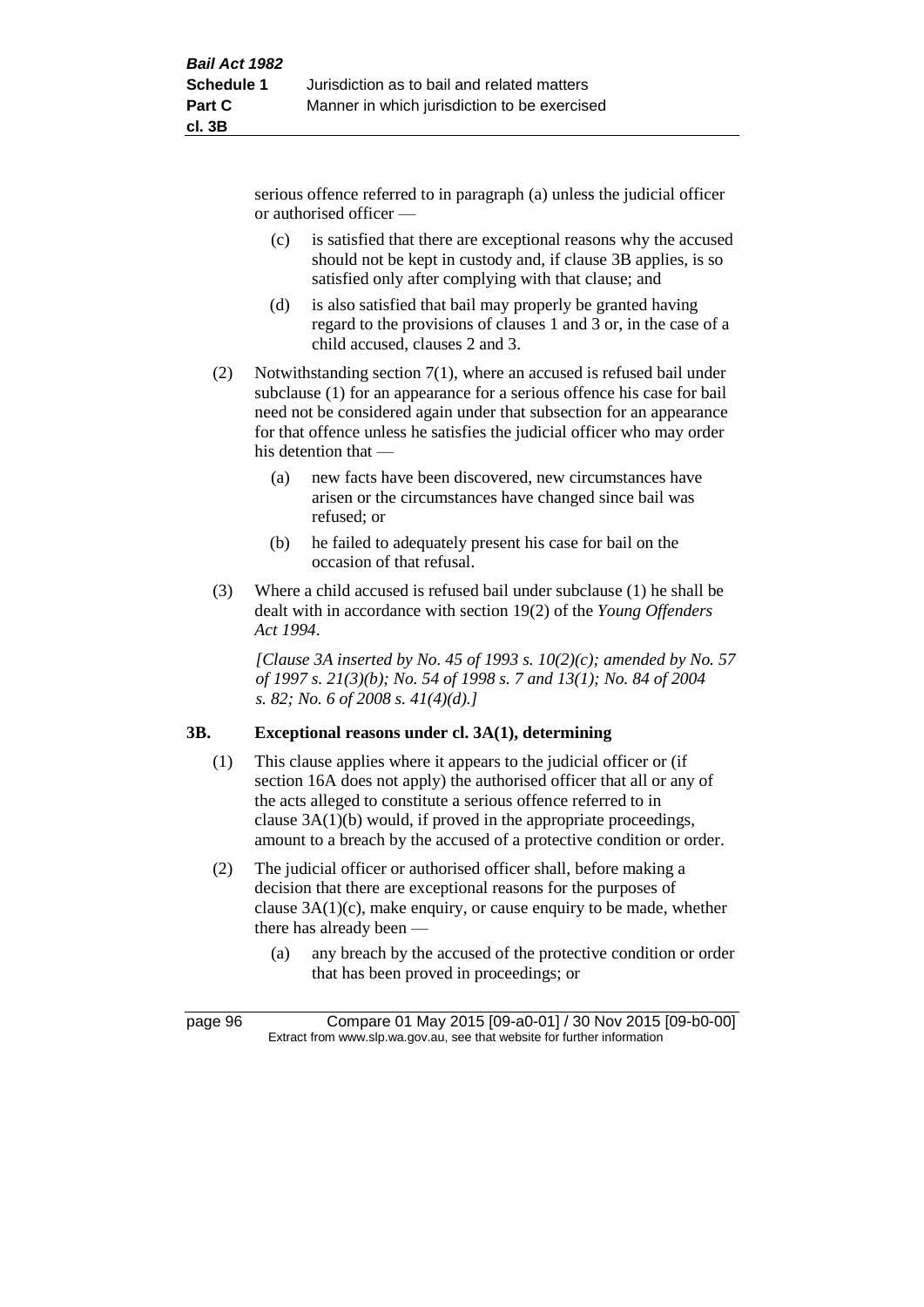serious offence referred to in paragraph (a) unless the judicial officer or authorised officer —

- (c) is satisfied that there are exceptional reasons why the accused should not be kept in custody and, if clause 3B applies, is so satisfied only after complying with that clause; and
- (d) is also satisfied that bail may properly be granted having regard to the provisions of clauses 1 and 3 or, in the case of a child accused, clauses 2 and 3.

(2) Notwithstanding section 7(1), where an accused is refused bail under subclause (1) for an appearance for a serious offence his case for bail need not be considered again under that subsection for an appearance for that offence unless he satisfies the judicial officer who may order his detention that —

- (a) new facts have been discovered, new circumstances have arisen or the circumstances have changed since bail was refused; or
- (b) he failed to adequately present his case for bail on the occasion of that refusal.

(3) Where a child accused is refused bail under subclause (1) he shall be dealt with in accordance with section 19(2) of the *Young Offenders Act 1994*.

*[Clause 3A inserted by No. 45 of 1993 s. 10(2)(c); amended by No. 57 of 1997 s. 21(3)(b); No. 54 of 1998 s. 7 and 13(1); No. 84 of 2004 s. 82; No. 6 of 2008 s. 41(4)(d).]*

### 3B. Exceptional reasons under cl. 3A(1), determining

(1) This clause applies where it appears to the judicial officer or (if section 16A does not apply) the authorised officer that all or any of the acts alleged to constitute a serious offence referred to in clause 3A(1)(b) would, if proved in the appropriate proceedings, amount to a breach by the accused of a protective condition or order.

(2) The judicial officer or authorised officer shall, before making a decision that there are exceptional reasons for the purposes of clause 3A(1)(c), make enquiry, or cause enquiry to be made, whether there has already been —

- (a) any breach by the accused of the protective condition or order that has been proved in proceedings; or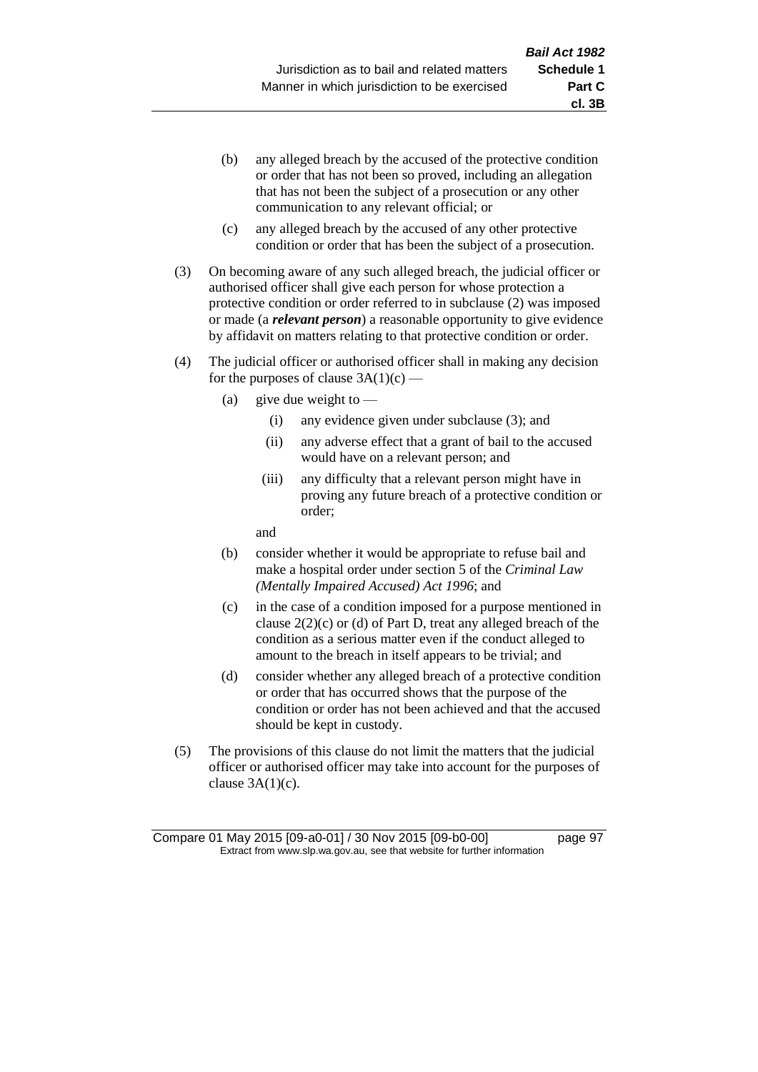(b) any alleged breach by the accused of the protective condition or order that has not been so proved, including an allegation that has not been the subject of a prosecution or any other communication to any relevant official; or

(c) any alleged breach by the accused of any other protective condition or order that has been the subject of a prosecution.

(3) On becoming aware of any such alleged breach, the judicial officer or authorised officer shall give each person for whose protection a protective condition or order referred to in subclause (2) was imposed or made (a ***relevant person***) a reasonable opportunity to give evidence by affidavit on matters relating to that protective condition or order.

(4) The judicial officer or authorised officer shall in making any decision for the purposes of clause 3A(1)(c) —

(a) give due weight to —

(i) any evidence given under subclause (3); and

(ii) any adverse effect that a grant of bail to the accused would have on a relevant person; and

(iii) any difficulty that a relevant person might have in proving any future breach of a protective condition or order;

and

(b) consider whether it would be appropriate to refuse bail and make a hospital order under section 5 of the *Criminal Law (Mentally Impaired Accused) Act 1996*; and

(c) in the case of a condition imposed for a purpose mentioned in clause 2(2)(c) or (d) of Part D, treat any alleged breach of the condition as a serious matter even if the conduct alleged to amount to the breach in itself appears to be trivial; and

(d) consider whether any alleged breach of a protective condition or order that has occurred shows that the purpose of the condition or order has not been achieved and that the accused should be kept in custody.

(5) The provisions of this clause do not limit the matters that the judicial officer or authorised officer may take into account for the purposes of clause 3A(1)(c).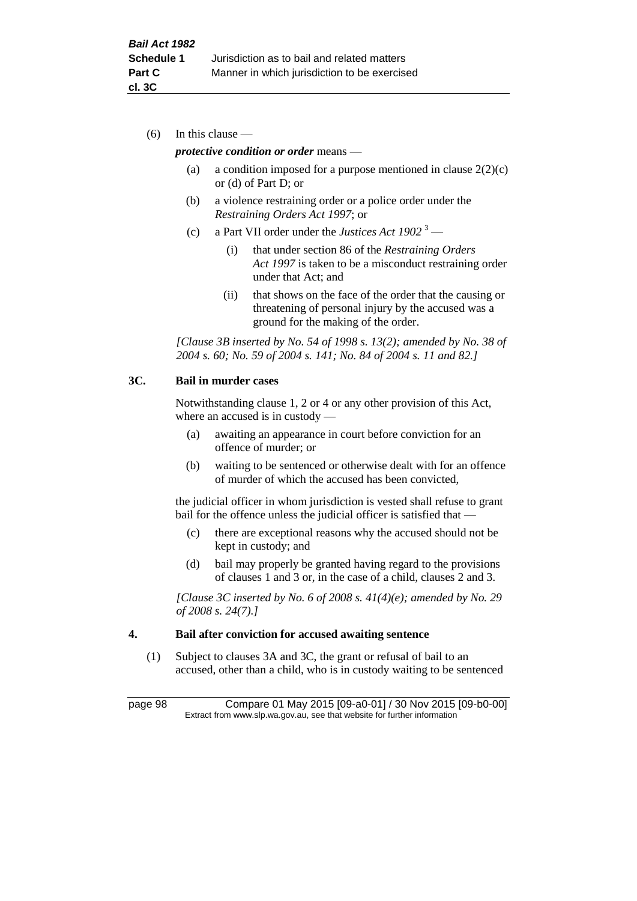(6) In this clause —

***protective condition or order*** means —

(a) a condition imposed for a purpose mentioned in clause 2(2)(c) or (d) of Part D; or

(b) a violence restraining order or a police order under the *Restraining Orders Act 1997*; or

(c) a Part VII order under the *Justices Act 1902* [3] —

(i) that under section 86 of the *Restraining Orders Act 1997* is taken to be a misconduct restraining order under that Act; and

(ii) that shows on the face of the order that the causing or threatening of personal injury by the accused was a ground for the making of the order.

*[Clause 3B inserted by No. 54 of 1998 s. 13(2); amended by No. 38 of 2004 s. 60; No. 59 of 2004 s. 141; No. 84 of 2004 s. 11 and 82.]*

## 3C. Bail in murder cases

Notwithstanding clause 1, 2 or 4 or any other provision of this Act, where an accused is in custody —

(a) awaiting an appearance in court before conviction for an offence of murder; or

(b) waiting to be sentenced or otherwise dealt with for an offence of murder of which the accused has been convicted,

the judicial officer in whom jurisdiction is vested shall refuse to grant bail for the offence unless the judicial officer is satisfied that —

(c) there are exceptional reasons why the accused should not be kept in custody; and

(d) bail may properly be granted having regard to the provisions of clauses 1 and 3 or, in the case of a child, clauses 2 and 3.

*[Clause 3C inserted by No. 6 of 2008 s. 41(4)(e); amended by No. 29 of 2008 s. 24(7).]*

## 4. Bail after conviction for accused awaiting sentence

(1) Subject to clauses 3A and 3C, the grant or refusal of bail to an accused, other than a child, who is in custody waiting to be sentenced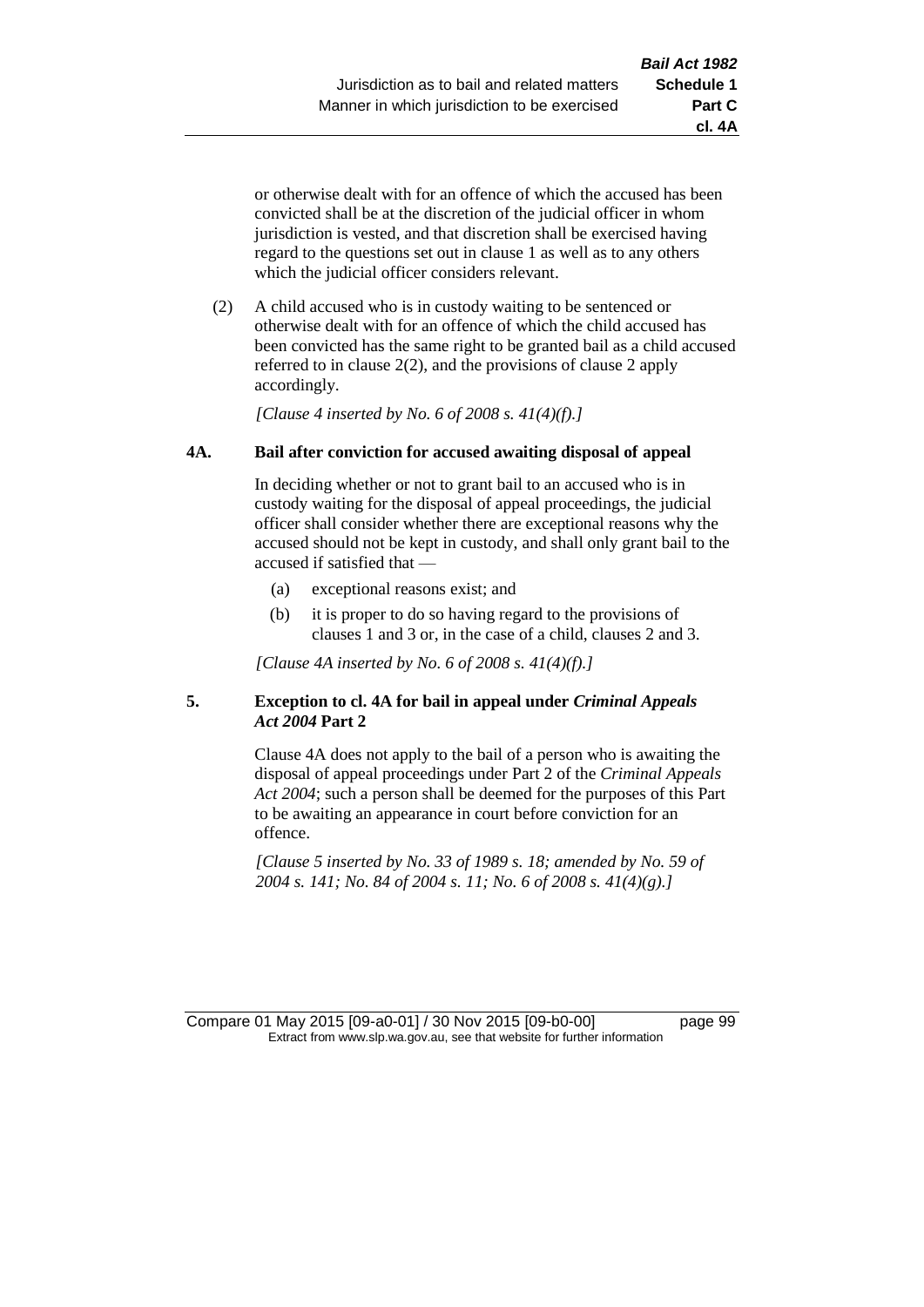or otherwise dealt with for an offence of which the accused has been convicted shall be at the discretion of the judicial officer in whom jurisdiction is vested, and that discretion shall be exercised having regard to the questions set out in clause 1 as well as to any others which the judicial officer considers relevant.

(2) A child accused who is in custody waiting to be sentenced or otherwise dealt with for an offence of which the child accused has been convicted has the same right to be granted bail as a child accused referred to in clause 2(2), and the provisions of clause 2 apply accordingly.

*[Clause 4 inserted by No. 6 of 2008 s. 41(4)(f).]*

**4A. Bail after conviction for accused awaiting disposal of appeal**

In deciding whether or not to grant bail to an accused who is in custody waiting for the disposal of appeal proceedings, the judicial officer shall consider whether there are exceptional reasons why the accused should not be kept in custody, and shall only grant bail to the accused if satisfied that —

(a) exceptional reasons exist; and

(b) it is proper to do so having regard to the provisions of clauses 1 and 3 or, in the case of a child, clauses 2 and 3.

*[Clause 4A inserted by No. 6 of 2008 s. 41(4)(f).]*

**5. Exception to cl. 4A for bail in appeal under *Criminal Appeals Act 2004* Part 2**

Clause 4A does not apply to the bail of a person who is awaiting the disposal of appeal proceedings under Part 2 of the *Criminal Appeals Act 2004*; such a person shall be deemed for the purposes of this Part to be awaiting an appearance in court before conviction for an offence.

*[Clause 5 inserted by No. 33 of 1989 s. 18; amended by No. 59 of 2004 s. 141; No. 84 of 2004 s. 11; No. 6 of 2008 s. 41(4)(g).]*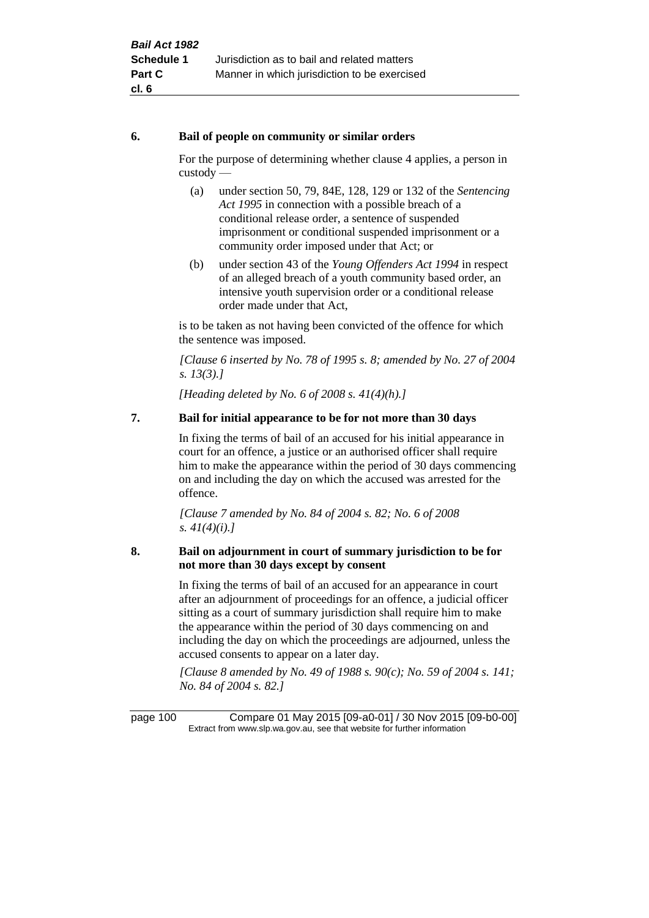#### 6. Bail of people on community or similar orders

For the purpose of determining whether clause 4 applies, a person in custody —

(a) under section 50, 79, 84E, 128, 129 or 132 of the *Sentencing Act 1995* in connection with a possible breach of a conditional release order, a sentence of suspended imprisonment or conditional suspended imprisonment or a community order imposed under that Act; or

(b) under section 43 of the *Young Offenders Act 1994* in respect of an alleged breach of a youth community based order, an intensive youth supervision order or a conditional release order made under that Act,

is to be taken as not having been convicted of the offence for which the sentence was imposed.

*[Clause 6 inserted by No. 78 of 1995 s. 8; amended by No. 27 of 2004 s. 13(3).]*

*[Heading deleted by No. 6 of 2008 s. 41(4)(h).]*

#### 7. Bail for initial appearance to be for not more than 30 days

In fixing the terms of bail of an accused for his initial appearance in court for an offence, a justice or an authorised officer shall require him to make the appearance within the period of 30 days commencing on and including the day on which the accused was arrested for the offence.

*[Clause 7 amended by No. 84 of 2004 s. 82; No. 6 of 2008 s. 41(4)(i).]*

#### 8. Bail on adjournment in court of summary jurisdiction to be for not more than 30 days except by consent

In fixing the terms of bail of an accused for an appearance in court after an adjournment of proceedings for an offence, a judicial officer sitting as a court of summary jurisdiction shall require him to make the appearance within the period of 30 days commencing on and including the day on which the proceedings are adjourned, unless the accused consents to appear on a later day.

*[Clause 8 amended by No. 49 of 1988 s. 90(c); No. 59 of 2004 s. 141; No. 84 of 2004 s. 82.]*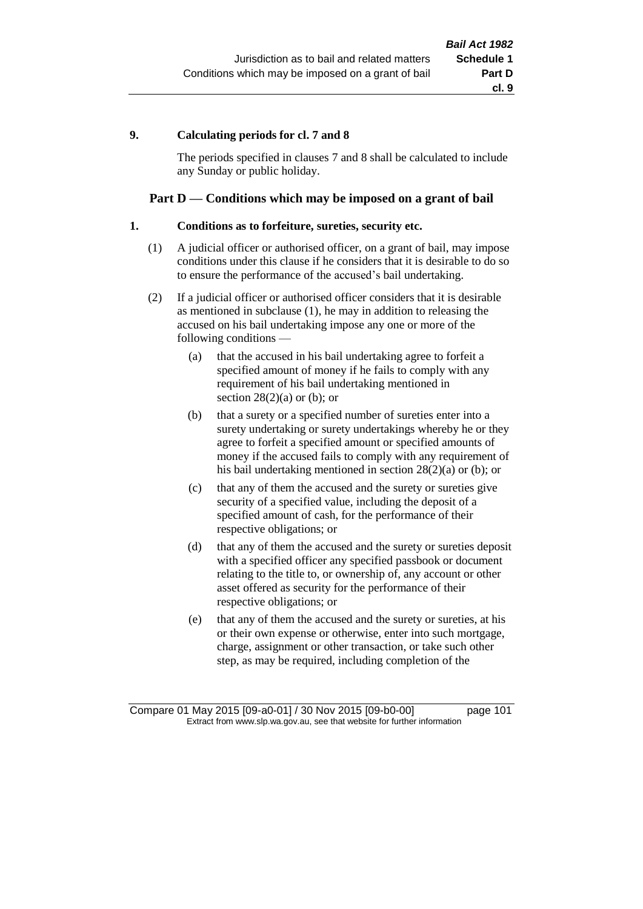**9. Calculating periods for cl. 7 and 8**

The periods specified in clauses 7 and 8 shall be calculated to include any Sunday or public holiday.

## Part D — Conditions which may be imposed on a grant of bail

**1. Conditions as to forfeiture, sureties, security etc.**

(1) A judicial officer or authorised officer, on a grant of bail, may impose conditions under this clause if he considers that it is desirable to do so to ensure the performance of the accused's bail undertaking.

(2) If a judicial officer or authorised officer considers that it is desirable as mentioned in subclause (1), he may in addition to releasing the accused on his bail undertaking impose any one or more of the following conditions —

(a) that the accused in his bail undertaking agree to forfeit a specified amount of money if he fails to comply with any requirement of his bail undertaking mentioned in section 28(2)(a) or (b); or

(b) that a surety or a specified number of sureties enter into a surety undertaking or surety undertakings whereby he or they agree to forfeit a specified amount or specified amounts of money if the accused fails to comply with any requirement of his bail undertaking mentioned in section 28(2)(a) or (b); or

(c) that any of them the accused and the surety or sureties give security of a specified value, including the deposit of a specified amount of cash, for the performance of their respective obligations; or

(d) that any of them the accused and the surety or sureties deposit with a specified officer any specified passbook or document relating to the title to, or ownership of, any account or other asset offered as security for the performance of their respective obligations; or

(e) that any of them the accused and the surety or sureties, at his or their own expense or otherwise, enter into such mortgage, charge, assignment or other transaction, or take such other step, as may be required, including completion of the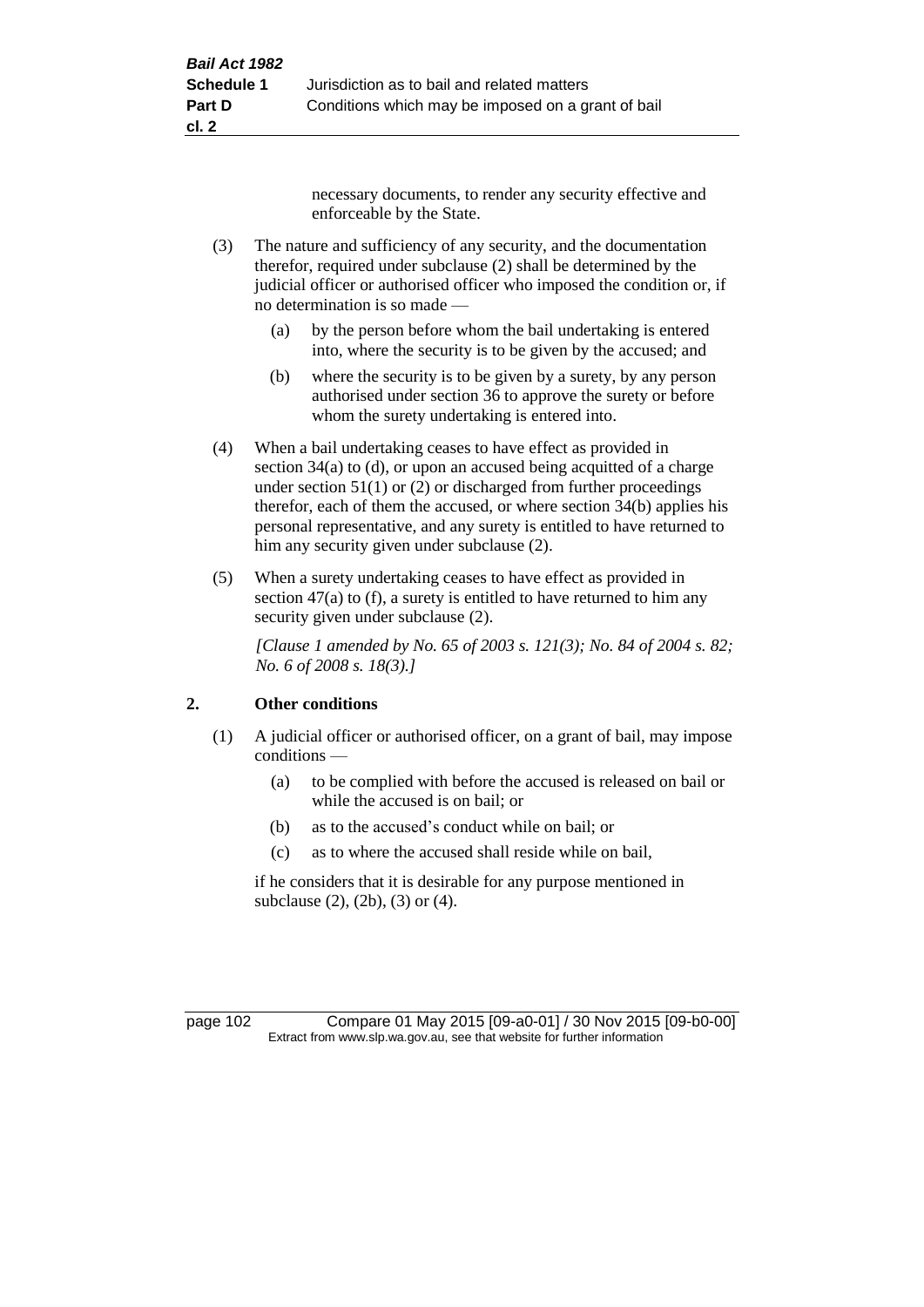necessary documents, to render any security effective and enforceable by the State.

(3) The nature and sufficiency of any security, and the documentation therefor, required under subclause (2) shall be determined by the judicial officer or authorised officer who imposed the condition or, if no determination is so made —

(a) by the person before whom the bail undertaking is entered into, where the security is to be given by the accused; and

(b) where the security is to be given by a surety, by any person authorised under section 36 to approve the surety or before whom the surety undertaking is entered into.

(4) When a bail undertaking ceases to have effect as provided in section 34(a) to (d), or upon an accused being acquitted of a charge under section 51(1) or (2) or discharged from further proceedings therefor, each of them the accused, or where section 34(b) applies his personal representative, and any surety is entitled to have returned to him any security given under subclause (2).

(5) When a surety undertaking ceases to have effect as provided in section 47(a) to (f), a surety is entitled to have returned to him any security given under subclause (2).

*[Clause 1 amended by No. 65 of 2003 s. 121(3); No. 84 of 2004 s. 82; No. 6 of 2008 s. 18(3).]*

## 2. Other conditions

(1) A judicial officer or authorised officer, on a grant of bail, may impose conditions —

(a) to be complied with before the accused is released on bail or while the accused is on bail; or

(b) as to the accused's conduct while on bail; or

(c) as to where the accused shall reside while on bail,

if he considers that it is desirable for any purpose mentioned in subclause (2), (2b), (3) or (4).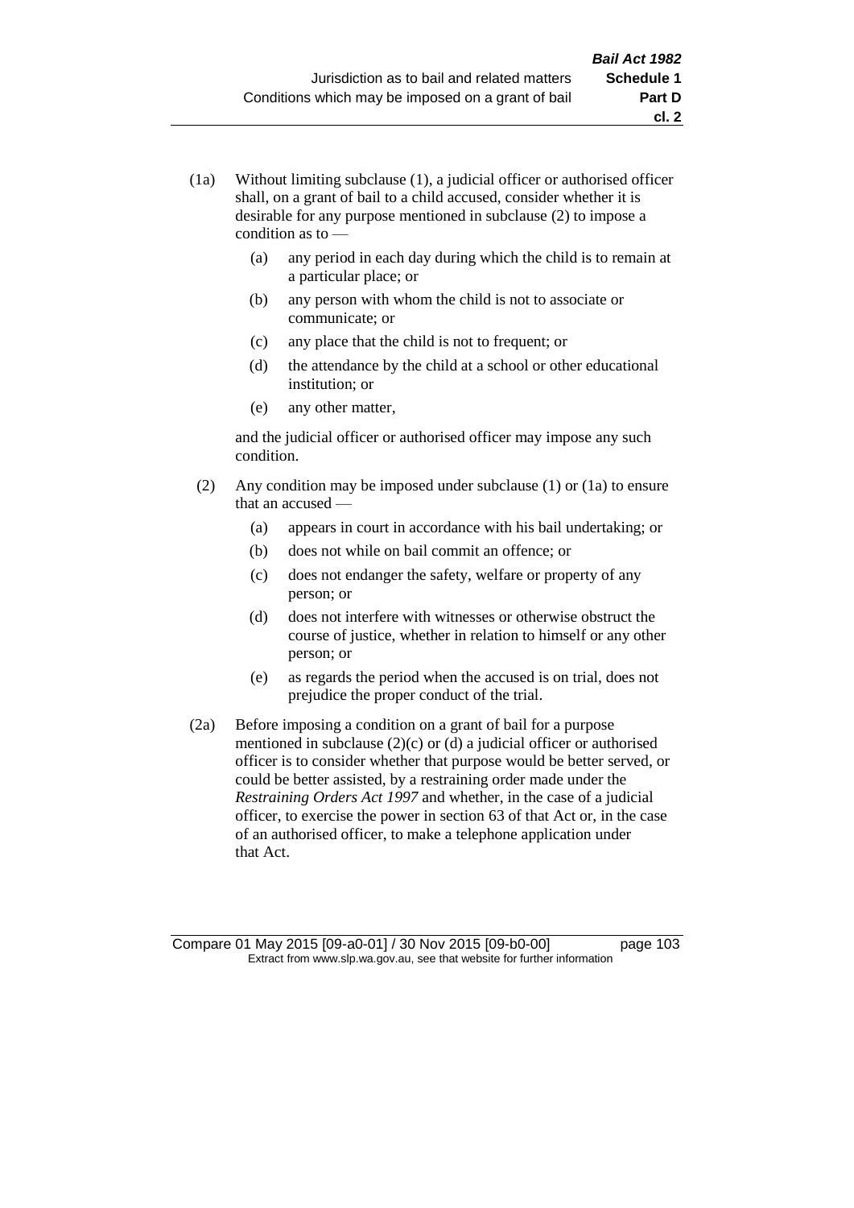(1a) Without limiting subclause (1), a judicial officer or authorised officer shall, on a grant of bail to a child accused, consider whether it is desirable for any purpose mentioned in subclause (2) to impose a condition as to —

  (a) any period in each day during which the child is to remain at a particular place; or

  (b) any person with whom the child is not to associate or communicate; or

  (c) any place that the child is not to frequent; or

  (d) the attendance by the child at a school or other educational institution; or

  (e) any other matter,

and the judicial officer or authorised officer may impose any such condition.

(2) Any condition may be imposed under subclause (1) or (1a) to ensure that an accused —

  (a) appears in court in accordance with his bail undertaking; or

  (b) does not while on bail commit an offence; or

  (c) does not endanger the safety, welfare or property of any person; or

  (d) does not interfere with witnesses or otherwise obstruct the course of justice, whether in relation to himself or any other person; or

  (e) as regards the period when the accused is on trial, does not prejudice the proper conduct of the trial.

(2a) Before imposing a condition on a grant of bail for a purpose mentioned in subclause (2)(c) or (d) a judicial officer or authorised officer is to consider whether that purpose would be better served, or could be better assisted, by a restraining order made under the *Restraining Orders Act 1997* and whether, in the case of a judicial officer, to exercise the power in section 63 of that Act or, in the case of an authorised officer, to make a telephone application under that Act.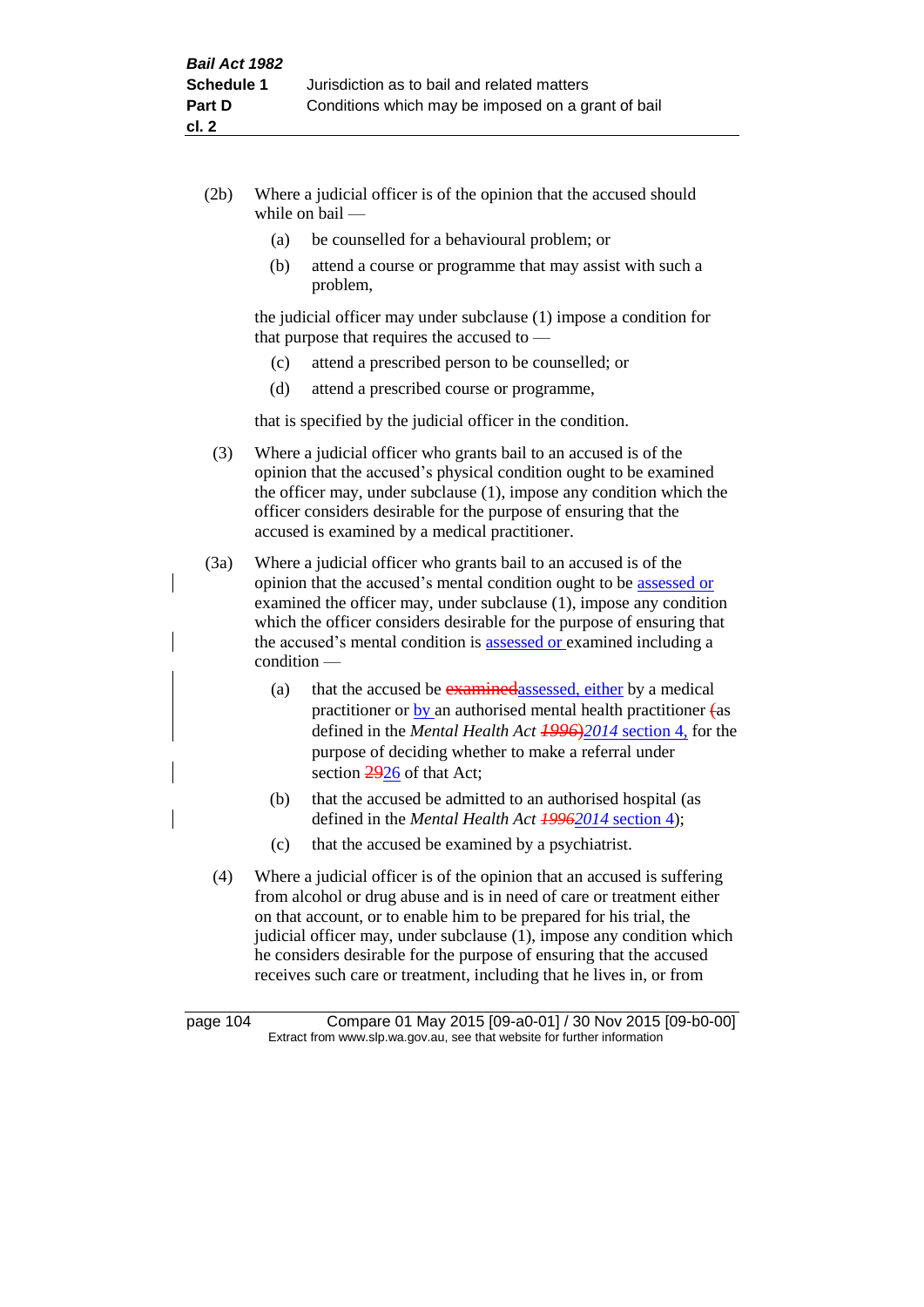(2b) Where a judicial officer is of the opinion that the accused should while on bail —

(a) be counselled for a behavioural problem; or

(b) attend a course or programme that may assist with such a problem,

the judicial officer may under subclause (1) impose a condition for that purpose that requires the accused to —

(c) attend a prescribed person to be counselled; or

(d) attend a prescribed course or programme,

that is specified by the judicial officer in the condition.

(3) Where a judicial officer who grants bail to an accused is of the opinion that the accused's physical condition ought to be examined the officer may, under subclause (1), impose any condition which the officer considers desirable for the purpose of ensuring that the accused is examined by a medical practitioner.

(3a) Where a judicial officer who grants bail to an accused is of the opinion that the accused's mental condition ought to be assessed or examined the officer may, under subclause (1), impose any condition which the officer considers desirable for the purpose of ensuring that the accused's mental condition is assessed or examined including a condition —

(a) that the accused be ~~examined~~assessed, either by a medical practitioner or by an authorised mental health practitioner ~~(~~as defined in the *Mental Health Act* ~~*1996*)~~*2014* section 4, for the purpose of deciding whether to make a referral under section ~~29~~26 of that Act;

(b) that the accused be admitted to an authorised hospital (as defined in the *Mental Health Act* ~~*1996*~~*2014* section 4);

(c) that the accused be examined by a psychiatrist.

(4) Where a judicial officer is of the opinion that an accused is suffering from alcohol or drug abuse and is in need of care or treatment either on that account, or to enable him to be prepared for his trial, the judicial officer may, under subclause (1), impose any condition which he considers desirable for the purpose of ensuring that the accused receives such care or treatment, including that he lives in, or from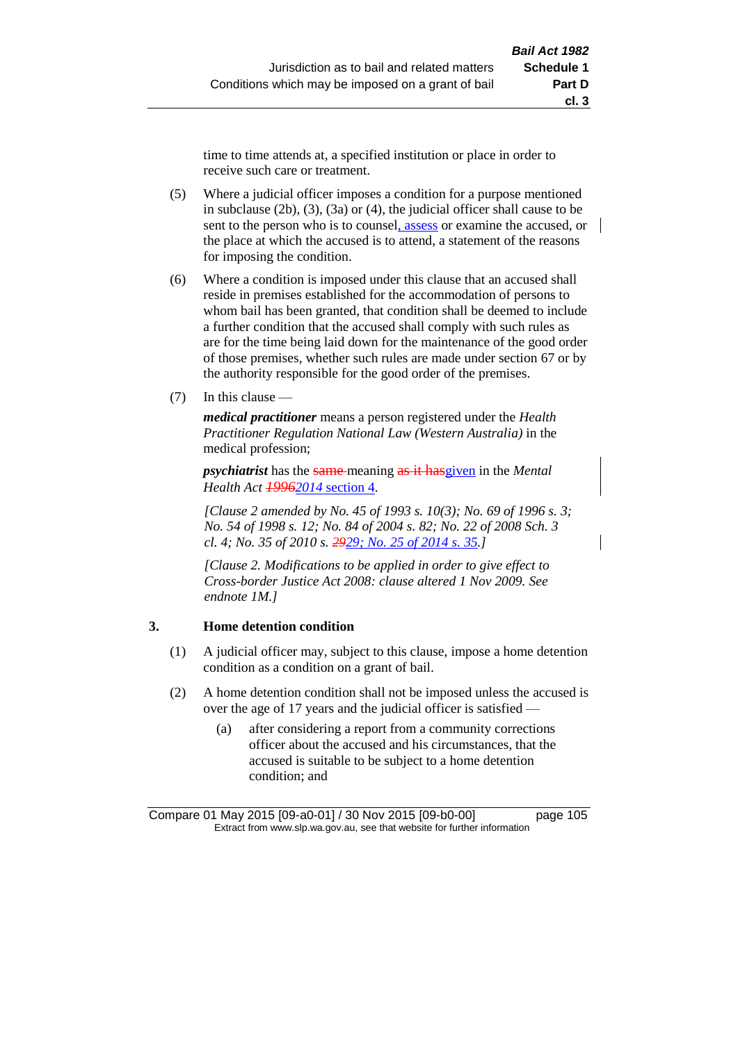time to time attends at, a specified institution or place in order to receive such care or treatment.

(5) Where a judicial officer imposes a condition for a purpose mentioned in subclause (2b), (3), (3a) or (4), the judicial officer shall cause to be sent to the person who is to counsel, assess or examine the accused, or the place at which the accused is to attend, a statement of the reasons for imposing the condition.

(6) Where a condition is imposed under this clause that an accused shall reside in premises established for the accommodation of persons to whom bail has been granted, that condition shall be deemed to include a further condition that the accused shall comply with such rules as are for the time being laid down for the maintenance of the good order of those premises, whether such rules are made under section 67 or by the authority responsible for the good order of the premises.

(7) In this clause —

***medical practitioner*** means a person registered under the *Health Practitioner Regulation National Law (Western Australia)* in the medical profession;

***psychiatrist*** has the ~~same~~ meaning ~~as it has~~given in the *Mental Health Act* ~~*1996*~~*2014* section 4.

*[Clause 2 amended by No. 45 of 1993 s. 10(3); No. 69 of 1996 s. 3; No. 54 of 1998 s. 12; No. 84 of 2004 s. 82; No. 22 of 2008 Sch. 3 cl. 4; No. 35 of 2010 s. ~~29~~29; No. 25 of 2014 s. 35.]*

*[Clause 2. Modifications to be applied in order to give effect to Cross-border Justice Act 2008: clause altered 1 Nov 2009. See endnote 1M.]*

### 3. Home detention condition

(1) A judicial officer may, subject to this clause, impose a home detention condition as a condition on a grant of bail.

(2) A home detention condition shall not be imposed unless the accused is over the age of 17 years and the judicial officer is satisfied —

(a) after considering a report from a community corrections officer about the accused and his circumstances, that the accused is suitable to be subject to a home detention condition; and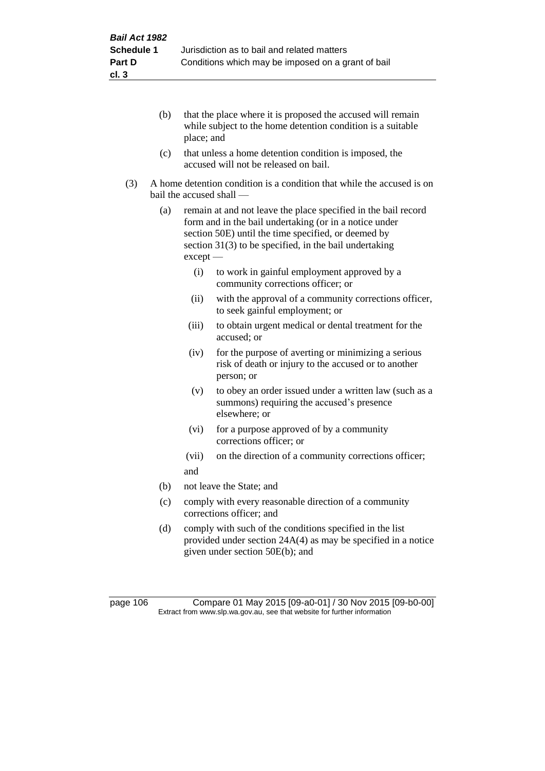(b) that the place where it is proposed the accused will remain while subject to the home detention condition is a suitable place; and

(c) that unless a home detention condition is imposed, the accused will not be released on bail.

(3) A home detention condition is a condition that while the accused is on bail the accused shall —

(a) remain at and not leave the place specified in the bail record form and in the bail undertaking (or in a notice under section 50E) until the time specified, or deemed by section 31(3) to be specified, in the bail undertaking except —

(i) to work in gainful employment approved by a community corrections officer; or

(ii) with the approval of a community corrections officer, to seek gainful employment; or

(iii) to obtain urgent medical or dental treatment for the accused; or

(iv) for the purpose of averting or minimizing a serious risk of death or injury to the accused or to another person; or

(v) to obey an order issued under a written law (such as a summons) requiring the accused's presence elsewhere; or

(vi) for a purpose approved of by a community corrections officer; or

(vii) on the direction of a community corrections officer;

and

(b) not leave the State; and

(c) comply with every reasonable direction of a community corrections officer; and

(d) comply with such of the conditions specified in the list provided under section 24A(4) as may be specified in a notice given under section 50E(b); and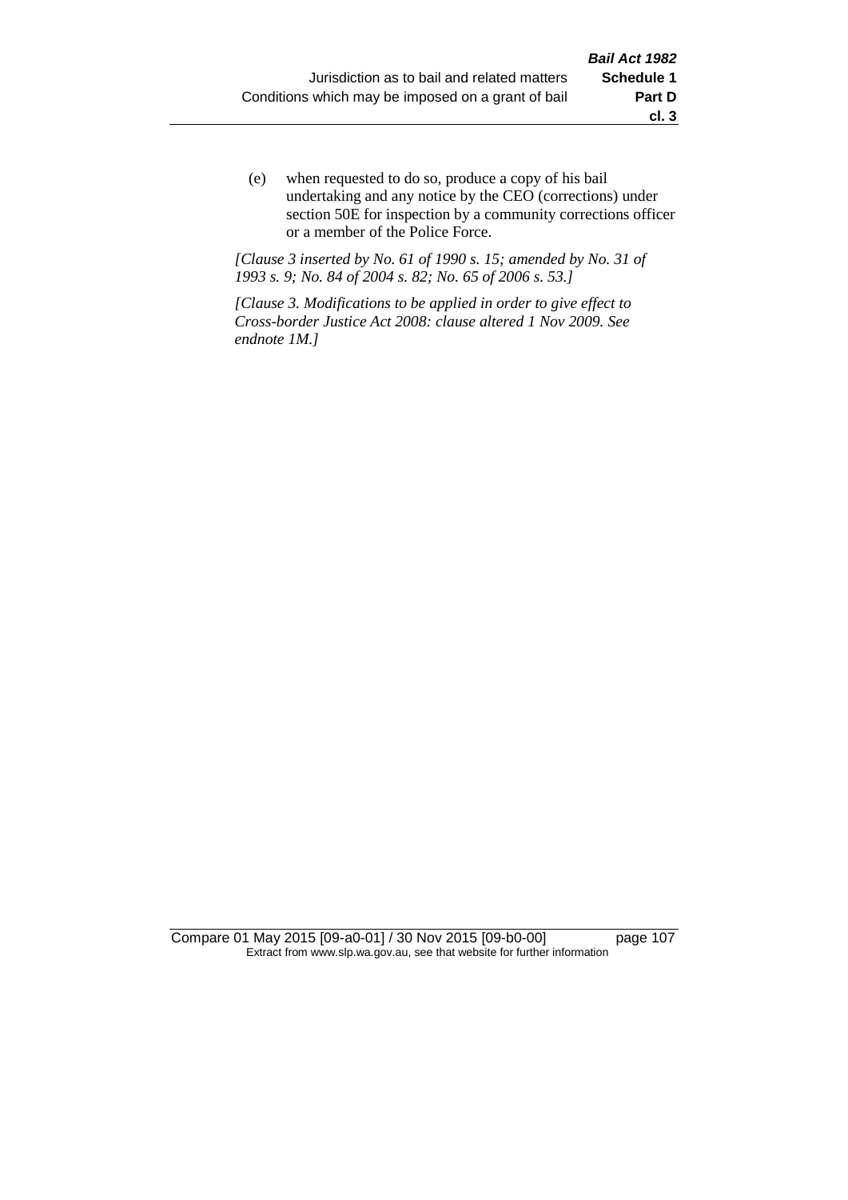(e) when requested to do so, produce a copy of his bail undertaking and any notice by the CEO (corrections) under section 50E for inspection by a community corrections officer or a member of the Police Force.

*[Clause 3 inserted by No. 61 of 1990 s. 15; amended by No. 31 of 1993 s. 9; No. 84 of 2004 s. 82; No. 65 of 2006 s. 53.]*

*[Clause 3. Modifications to be applied in order to give effect to Cross-border Justice Act 2008: clause altered 1 Nov 2009. See endnote 1M.]*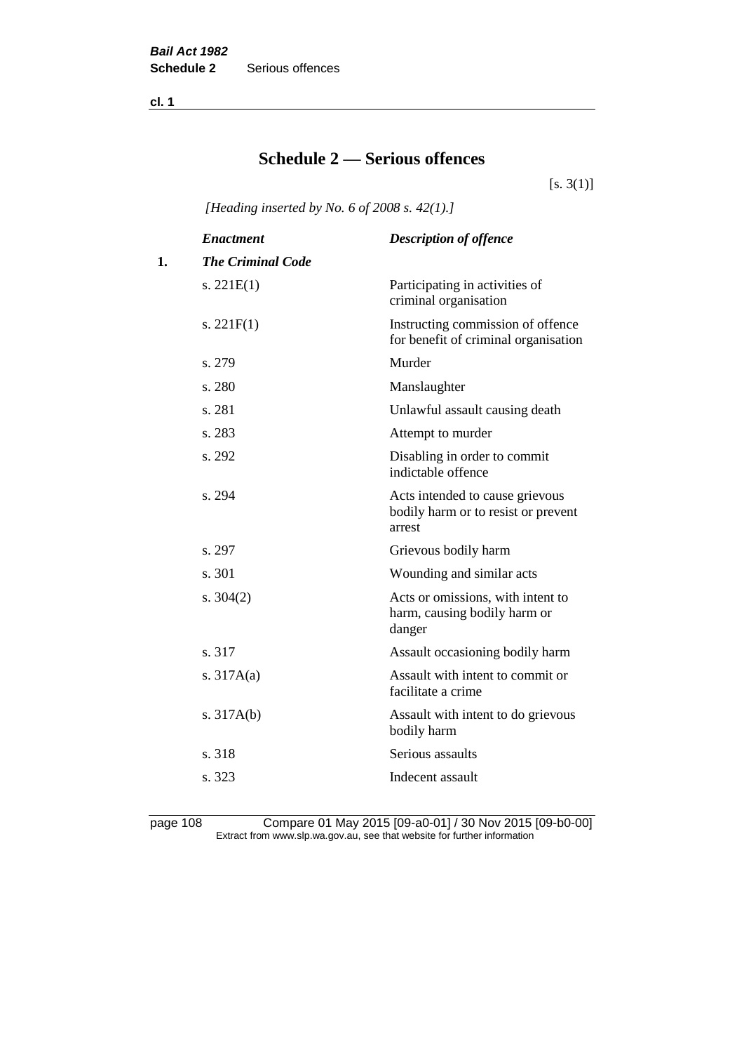# Schedule 2 — Serious offences

[s. 3(1)]

*[Heading inserted by No. 6 of 2008 s. 42(1).]*

| | *Enactment* | *Description of offence* |
|---|---|---|
| **1.** | ***The Criminal Code*** | |
| | s. 221E(1) | Participating in activities of criminal organisation |
| | s. 221F(1) | Instructing commission of offence for benefit of criminal organisation |
| | s. 279 | Murder |
| | s. 280 | Manslaughter |
| | s. 281 | Unlawful assault causing death |
| | s. 283 | Attempt to murder |
| | s. 292 | Disabling in order to commit indictable offence |
| | s. 294 | Acts intended to cause grievous bodily harm or to resist or prevent arrest |
| | s. 297 | Grievous bodily harm |
| | s. 301 | Wounding and similar acts |
| | s. 304(2) | Acts or omissions, with intent to harm, causing bodily harm or danger |
| | s. 317 | Assault occasioning bodily harm |
| | s. 317A(a) | Assault with intent to commit or facilitate a crime |
| | s. 317A(b) | Assault with intent to do grievous bodily harm |
| | s. 318 | Serious assaults |
| | s. 323 | Indecent assault |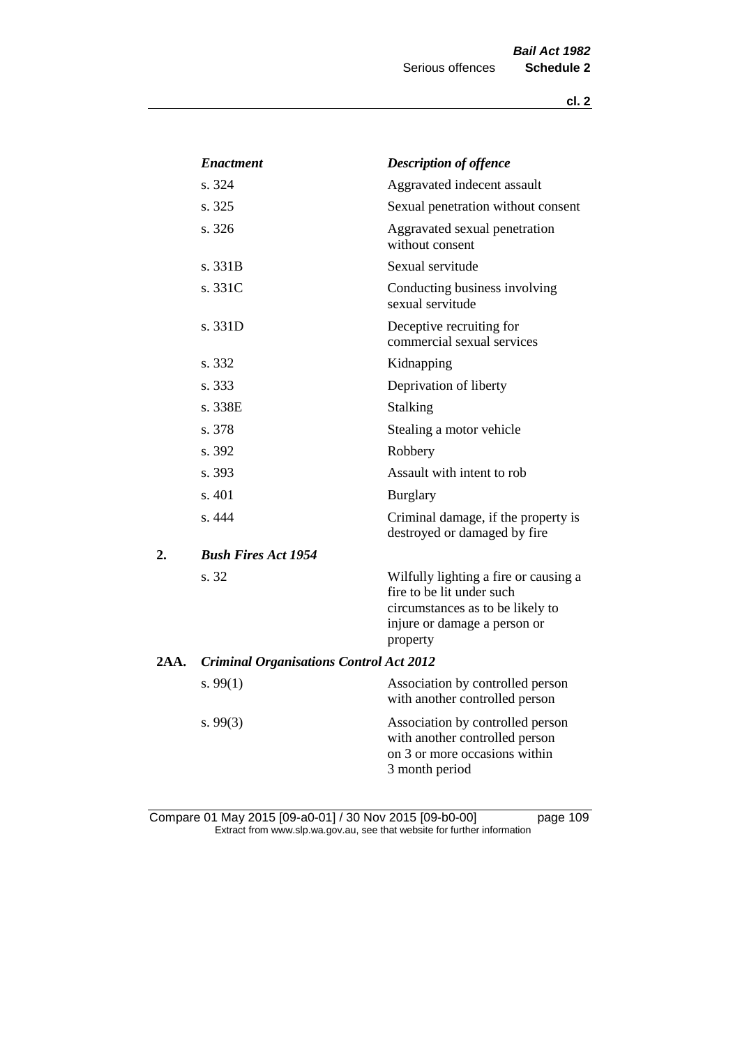| | *Enactment* | *Description of offence* |
|---|---|---|
| | s. 324 | Aggravated indecent assault |
| | s. 325 | Sexual penetration without consent |
| | s. 326 | Aggravated sexual penetration without consent |
| | s. 331B | Sexual servitude |
| | s. 331C | Conducting business involving sexual servitude |
| | s. 331D | Deceptive recruiting for commercial sexual services |
| | s. 332 | Kidnapping |
| | s. 333 | Deprivation of liberty |
| | s. 338E | Stalking |
| | s. 378 | Stealing a motor vehicle |
| | s. 392 | Robbery |
| | s. 393 | Assault with intent to rob |
| | s. 401 | Burglary |
| | s. 444 | Criminal damage, if the property is destroyed or damaged by fire |
| **2.** | ***Bush Fires Act 1954*** | |
| | s. 32 | Wilfully lighting a fire or causing a fire to be lit under such circumstances as to be likely to injure or damage a person or property |
| **2AA.** | ***Criminal Organisations Control Act 2012*** | |
| | s. 99(1) | Association by controlled person with another controlled person |
| | s. 99(3) | Association by controlled person with another controlled person on 3 or more occasions within 3 month period |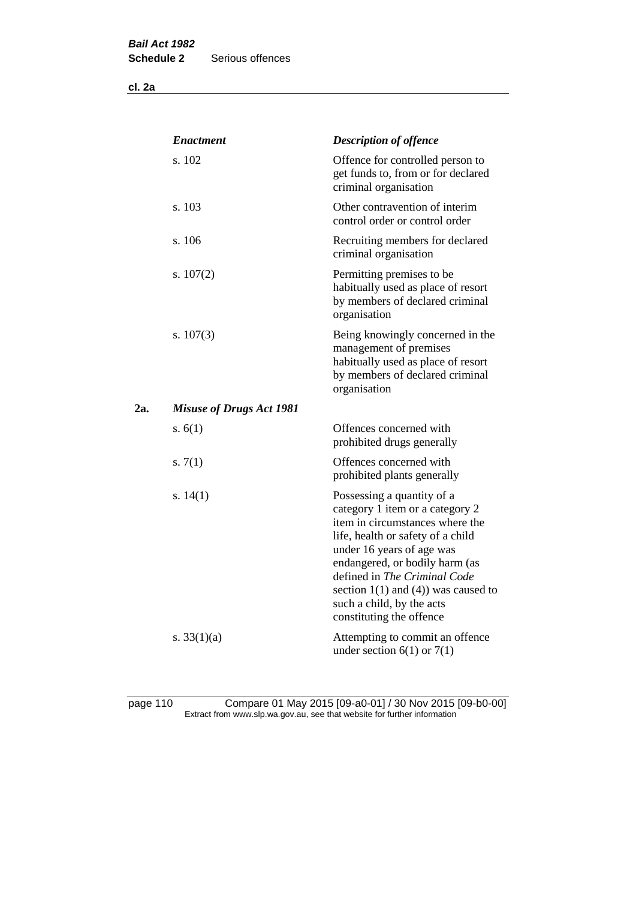| | *Enactment* | *Description of offence* |
|---|---|---|
| | s. 102 | Offence for controlled person to get funds to, from or for declared criminal organisation |
| | s. 103 | Other contravention of interim control order or control order |
| | s. 106 | Recruiting members for declared criminal organisation |
| | s. 107(2) | Permitting premises to be habitually used as place of resort by members of declared criminal organisation |
| | s. 107(3) | Being knowingly concerned in the management of premises habitually used as place of resort by members of declared criminal organisation |
| **2a.** | ***Misuse of Drugs Act 1981*** | |
| | s. 6(1) | Offences concerned with prohibited drugs generally |
| | s. 7(1) | Offences concerned with prohibited plants generally |
| | s. 14(1) | Possessing a quantity of a category 1 item or a category 2 item in circumstances where the life, health or safety of a child under 16 years of age was endangered, or bodily harm (as defined in *The Criminal Code* section 1(1) and (4)) was caused to such a child, by the acts constituting the offence |
| | s. 33(1)(a) | Attempting to commit an offence under section 6(1) or 7(1) |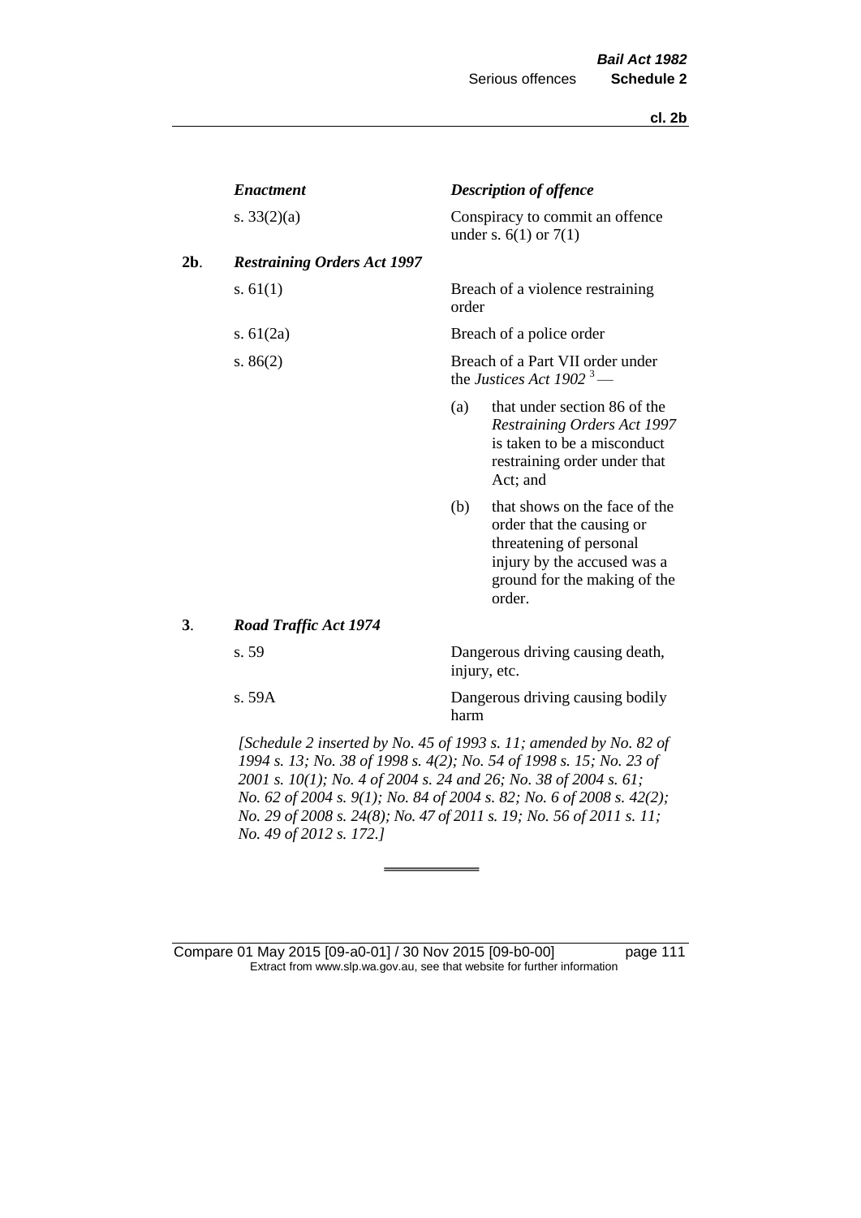| | *Enactment* | *Description of offence* |
|---|---|---|
| | s. 33(2)(a) | Conspiracy to commit an offence under s. 6(1) or 7(1) |
| **2b**. | ***Restraining Orders Act 1997*** | |
| | s. 61(1) | Breach of a violence restraining order |
| | s. 61(2a) | Breach of a police order |
| | s. 86(2) | Breach of a Part VII order under the *Justices Act 1902* [3] —<br>(a) that under section 86 of the *Restraining Orders Act 1997* is taken to be a misconduct restraining order under that Act; and<br>(b) that shows on the face of the order that the causing or threatening of personal injury by the accused was a ground for the making of the order. |
| **3**. | ***Road Traffic Act 1974*** | |
| | s. 59 | Dangerous driving causing death, injury, etc. |
| | s. 59A | Dangerous driving causing bodily harm |

*[Schedule 2 inserted by No. 45 of 1993 s. 11; amended by No. 82 of 1994 s. 13; No. 38 of 1998 s. 4(2); No. 54 of 1998 s. 15; No. 23 of 2001 s. 10(1); No. 4 of 2004 s. 24 and 26; No. 38 of 2004 s. 61; No. 62 of 2004 s. 9(1); No. 84 of 2004 s. 82; No. 6 of 2008 s. 42(2); No. 29 of 2008 s. 24(8); No. 47 of 2011 s. 19; No. 56 of 2011 s. 11; No. 49 of 2012 s. 172.]*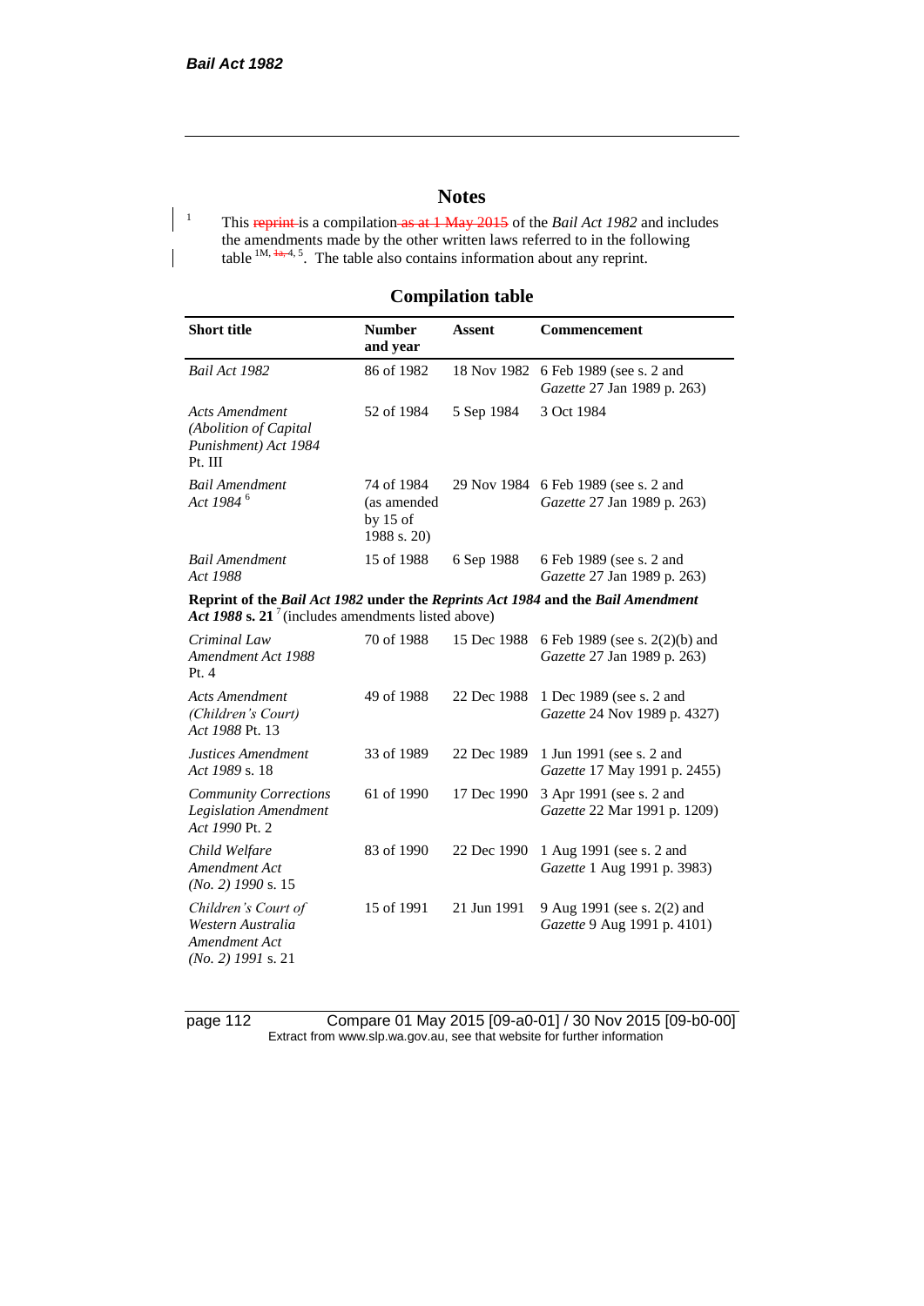# Notes

[1] This ~~reprint~~ is a compilation ~~as at 1 May 2015~~ of the *Bail Act 1982* and includes the amendments made by the other written laws referred to in the following table [1M, ~~1a,~~ 4, 5]. The table also contains information about any reprint.

## Compilation table

| Short title | Number and year | Assent | Commencement |
|---|---|---|---|
| *Bail Act 1982* | 86 of 1982 | 18 Nov 1982 | 6 Feb 1989 (see s. 2 and *Gazette* 27 Jan 1989 p. 263) |
| *Acts Amendment (Abolition of Capital Punishment) Act 1984* Pt. III | 52 of 1984 | 5 Sep 1984 | 3 Oct 1984 |
| *Bail Amendment Act 1984* [6] | 74 of 1984 (as amended by 15 of 1988 s. 20) | 29 Nov 1984 | 6 Feb 1989 (see s. 2 and *Gazette* 27 Jan 1989 p. 263) |
| *Bail Amendment Act 1988* | 15 of 1988 | 6 Sep 1988 | 6 Feb 1989 (see s. 2 and *Gazette* 27 Jan 1989 p. 263) |
| **Reprint of the *Bail Act 1982* under the *Reprints Act 1984* and the *Bail Amendment Act 1988* s. 21** [7] (includes amendments listed above) | | | |
| *Criminal Law Amendment Act 1988* Pt. 4 | 70 of 1988 | 15 Dec 1988 | 6 Feb 1989 (see s. 2(2)(b) and *Gazette* 27 Jan 1989 p. 263) |
| *Acts Amendment (Children's Court) Act 1988* Pt. 13 | 49 of 1988 | 22 Dec 1988 | 1 Dec 1989 (see s. 2 and *Gazette* 24 Nov 1989 p. 4327) |
| *Justices Amendment Act 1989* s. 18 | 33 of 1989 | 22 Dec 1989 | 1 Jun 1991 (see s. 2 and *Gazette* 17 May 1991 p. 2455) |
| *Community Corrections Legislation Amendment Act 1990* Pt. 2 | 61 of 1990 | 17 Dec 1990 | 3 Apr 1991 (see s. 2 and *Gazette* 22 Mar 1991 p. 1209) |
| *Child Welfare Amendment Act (No. 2) 1990* s. 15 | 83 of 1990 | 22 Dec 1990 | 1 Aug 1991 (see s. 2 and *Gazette* 1 Aug 1991 p. 3983) |
| *Children's Court of Western Australia Amendment Act (No. 2) 1991* s. 21 | 15 of 1991 | 21 Jun 1991 | 9 Aug 1991 (see s. 2(2) and *Gazette* 9 Aug 1991 p. 4101) |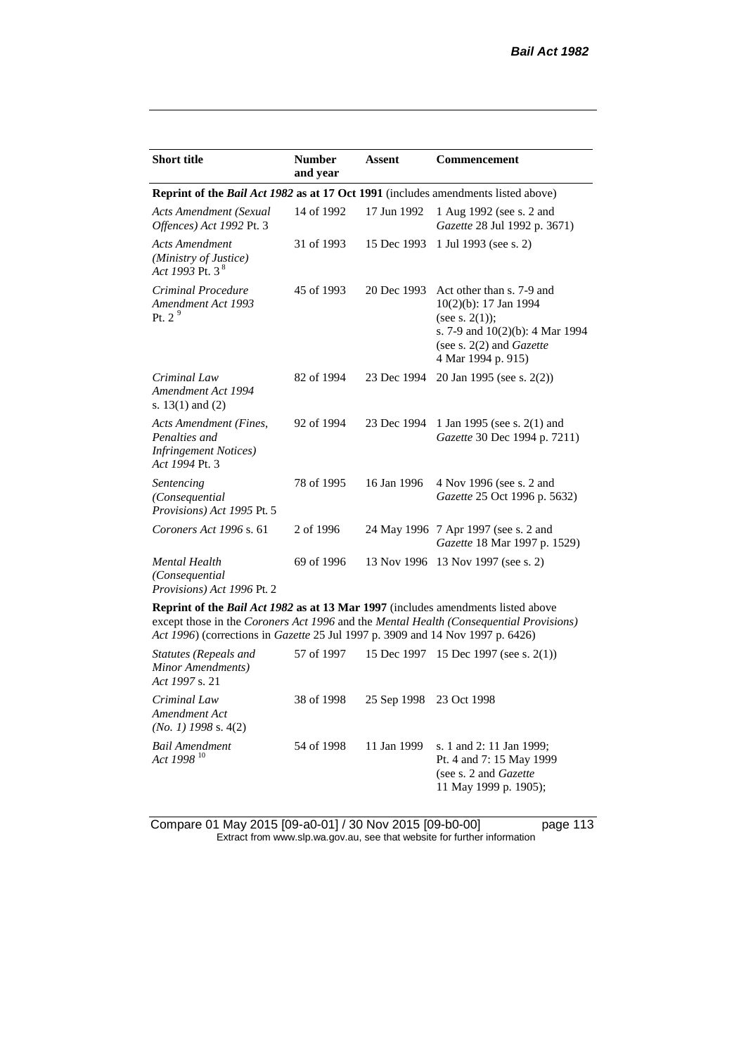| Short title | Number and year | Assent | Commencement |
|---|---|---|---|
| **Reprint of the *Bail Act 1982* as at 17 Oct 1991** (includes amendments listed above) | | | |
| *Acts Amendment (Sexual Offences) Act 1992* Pt. 3 | 14 of 1992 | 17 Jun 1992 | 1 Aug 1992 (see s. 2 and *Gazette* 28 Jul 1992 p. 3671) |
| *Acts Amendment (Ministry of Justice) Act 1993* Pt. 3 [8] | 31 of 1993 | 15 Dec 1993 | 1 Jul 1993 (see s. 2) |
| *Criminal Procedure Amendment Act 1993* Pt. 2 [9] | 45 of 1993 | 20 Dec 1993 | Act other than s. 7-9 and 10(2)(b): 17 Jan 1994 (see s. 2(1)); s. 7-9 and 10(2)(b): 4 Mar 1994 (see s. 2(2) and *Gazette* 4 Mar 1994 p. 915) |
| *Criminal Law Amendment Act 1994* s. 13(1) and (2) | 82 of 1994 | 23 Dec 1994 | 20 Jan 1995 (see s. 2(2)) |
| *Acts Amendment (Fines, Penalties and Infringement Notices) Act 1994* Pt. 3 | 92 of 1994 | 23 Dec 1994 | 1 Jan 1995 (see s. 2(1) and *Gazette* 30 Dec 1994 p. 7211) |
| *Sentencing (Consequential Provisions) Act 1995* Pt. 5 | 78 of 1995 | 16 Jan 1996 | 4 Nov 1996 (see s. 2 and *Gazette* 25 Oct 1996 p. 5632) |
| *Coroners Act 1996* s. 61 | 2 of 1996 | 24 May 1996 | 7 Apr 1997 (see s. 2 and *Gazette* 18 Mar 1997 p. 1529) |
| *Mental Health (Consequential Provisions) Act 1996* Pt. 2 | 69 of 1996 | 13 Nov 1996 | 13 Nov 1997 (see s. 2) |
| **Reprint of the *Bail Act 1982* as at 13 Mar 1997** (includes amendments listed above except those in the *Coroners Act 1996* and the *Mental Health (Consequential Provisions) Act 1996*) (corrections in *Gazette* 25 Jul 1997 p. 3909 and 14 Nov 1997 p. 6426) | | | |
| *Statutes (Repeals and Minor Amendments) Act 1997* s. 21 | 57 of 1997 | 15 Dec 1997 | 15 Dec 1997 (see s. 2(1)) |
| *Criminal Law Amendment Act (No. 1) 1998* s. 4(2) | 38 of 1998 | 25 Sep 1998 | 23 Oct 1998 |
| *Bail Amendment Act 1998* [10] | 54 of 1998 | 11 Jan 1999 | s. 1 and 2: 11 Jan 1999; Pt. 4 and 7: 15 May 1999 (see s. 2 and *Gazette* 11 May 1999 p. 1905); |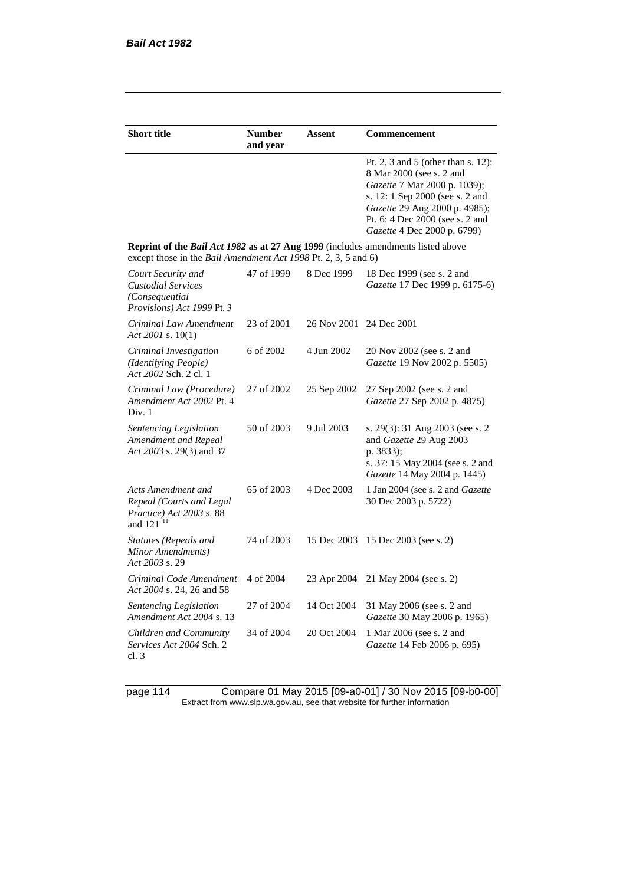| Short title | Number and year | Assent | Commencement |
|---|---|---|---|
| | | | Pt. 2, 3 and 5 (other than s. 12): 8 Mar 2000 (see s. 2 and *Gazette* 7 Mar 2000 p. 1039); s. 12: 1 Sep 2000 (see s. 2 and *Gazette* 29 Aug 2000 p. 4985); Pt. 6: 4 Dec 2000 (see s. 2 and *Gazette* 4 Dec 2000 p. 6799) |
| **Reprint of the *Bail Act 1982* as at 27 Aug 1999** (includes amendments listed above except those in the *Bail Amendment Act 1998* Pt. 2, 3, 5 and 6) | | | |
| *Court Security and Custodial Services (Consequential Provisions) Act 1999* Pt. 3 | 47 of 1999 | 8 Dec 1999 | 18 Dec 1999 (see s. 2 and *Gazette* 17 Dec 1999 p. 6175-6) |
| *Criminal Law Amendment Act 2001* s. 10(1) | 23 of 2001 | 26 Nov 2001 | 24 Dec 2001 |
| *Criminal Investigation (Identifying People) Act 2002* Sch. 2 cl. 1 | 6 of 2002 | 4 Jun 2002 | 20 Nov 2002 (see s. 2 and *Gazette* 19 Nov 2002 p. 5505) |
| *Criminal Law (Procedure) Amendment Act 2002* Pt. 4 Div. 1 | 27 of 2002 | 25 Sep 2002 | 27 Sep 2002 (see s. 2 and *Gazette* 27 Sep 2002 p. 4875) |
| *Sentencing Legislation Amendment and Repeal Act 2003* s. 29(3) and 37 | 50 of 2003 | 9 Jul 2003 | s. 29(3): 31 Aug 2003 (see s. 2 and *Gazette* 29 Aug 2003 p. 3833); s. 37: 15 May 2004 (see s. 2 and *Gazette* 14 May 2004 p. 1445) |
| *Acts Amendment and Repeal (Courts and Legal Practice) Act 2003* s. 88 and 121 [11] | 65 of 2003 | 4 Dec 2003 | 1 Jan 2004 (see s. 2 and *Gazette* 30 Dec 2003 p. 5722) |
| *Statutes (Repeals and Minor Amendments) Act 2003* s. 29 | 74 of 2003 | 15 Dec 2003 | 15 Dec 2003 (see s. 2) |
| *Criminal Code Amendment Act 2004* s. 24, 26 and 58 | 4 of 2004 | 23 Apr 2004 | 21 May 2004 (see s. 2) |
| *Sentencing Legislation Amendment Act 2004* s. 13 | 27 of 2004 | 14 Oct 2004 | 31 May 2006 (see s. 2 and *Gazette* 30 May 2006 p. 1965) |
| *Children and Community Services Act 2004* Sch. 2 cl. 3 | 34 of 2004 | 20 Oct 2004 | 1 Mar 2006 (see s. 2 and *Gazette* 14 Feb 2006 p. 695) |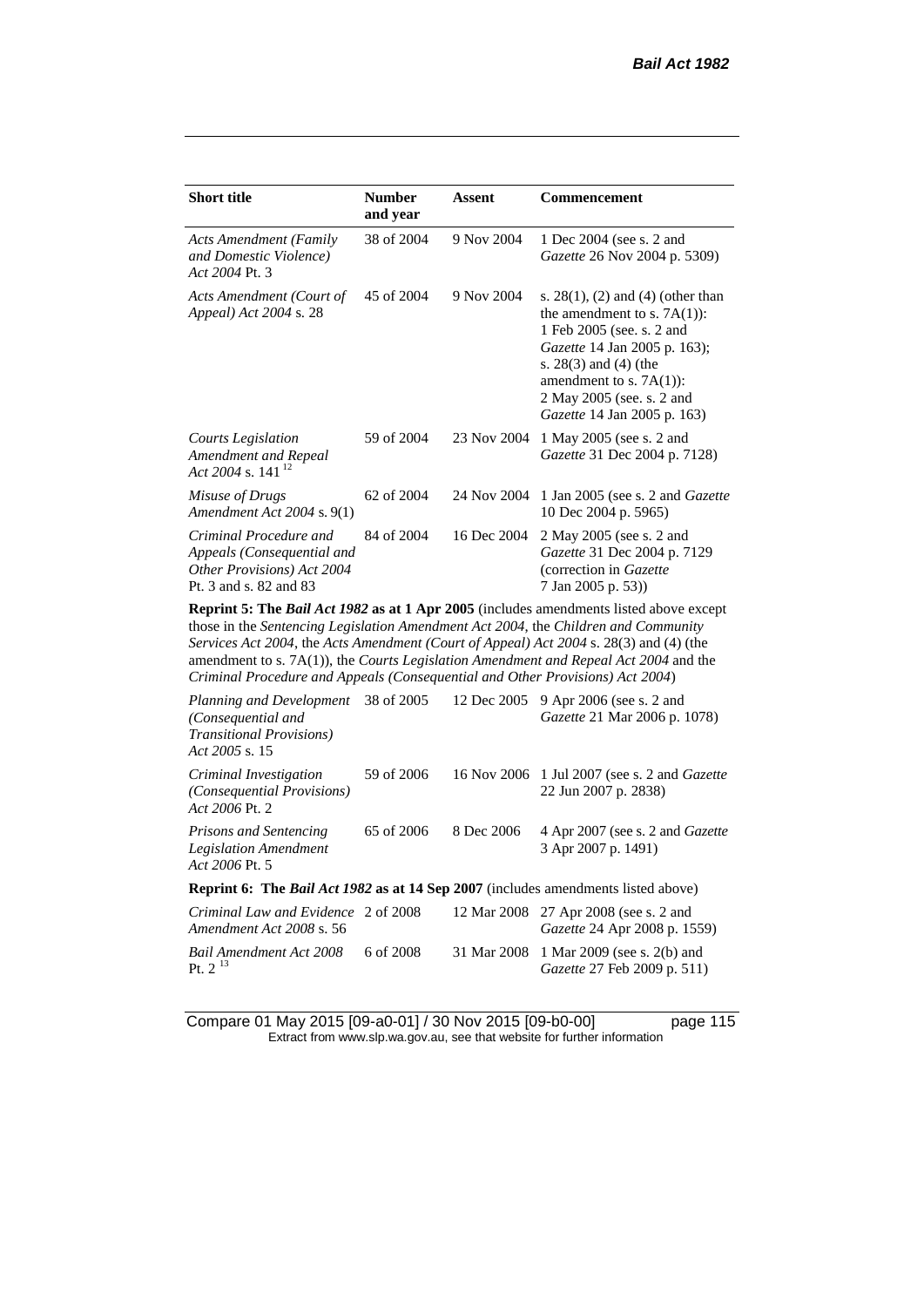| Short title | Number and year | Assent | Commencement |
|---|---|---|---|
| *Acts Amendment (Family and Domestic Violence) Act 2004* Pt. 3 | 38 of 2004 | 9 Nov 2004 | 1 Dec 2004 (see s. 2 and *Gazette* 26 Nov 2004 p. 5309) |
| *Acts Amendment (Court of Appeal) Act 2004* s. 28 | 45 of 2004 | 9 Nov 2004 | s. 28(1), (2) and (4) (other than the amendment to s. 7A(1)): 1 Feb 2005 (see. s. 2 and *Gazette* 14 Jan 2005 p. 163); s. 28(3) and (4) (the amendment to s. 7A(1)): 2 May 2005 (see. s. 2 and *Gazette* 14 Jan 2005 p. 163) |
| *Courts Legislation Amendment and Repeal Act 2004* s. 141 [12] | 59 of 2004 | 23 Nov 2004 | 1 May 2005 (see s. 2 and *Gazette* 31 Dec 2004 p. 7128) |
| *Misuse of Drugs Amendment Act 2004* s. 9(1) | 62 of 2004 | 24 Nov 2004 | 1 Jan 2005 (see s. 2 and *Gazette* 10 Dec 2004 p. 5965) |
| *Criminal Procedure and Appeals (Consequential and Other Provisions) Act 2004* Pt. 3 and s. 82 and 83 | 84 of 2004 | 16 Dec 2004 | 2 May 2005 (see s. 2 and *Gazette* 31 Dec 2004 p. 7129 (correction in *Gazette* 7 Jan 2005 p. 53)) |
| **Reprint 5: The *Bail Act 1982* as at 1 Apr 2005** (includes amendments listed above except those in the *Sentencing Legislation Amendment Act 2004*, the *Children and Community Services Act 2004*, the *Acts Amendment (Court of Appeal) Act 2004* s. 28(3) and (4) (the amendment to s. 7A(1)), the *Courts Legislation Amendment and Repeal Act 2004* and the *Criminal Procedure and Appeals (Consequential and Other Provisions) Act 2004*) | | | |
| *Planning and Development (Consequential and Transitional Provisions) Act 2005* s. 15 | 38 of 2005 | 12 Dec 2005 | 9 Apr 2006 (see s. 2 and *Gazette* 21 Mar 2006 p. 1078) |
| *Criminal Investigation (Consequential Provisions) Act 2006* Pt. 2 | 59 of 2006 | 16 Nov 2006 | 1 Jul 2007 (see s. 2 and *Gazette* 22 Jun 2007 p. 2838) |
| *Prisons and Sentencing Legislation Amendment Act 2006* Pt. 5 | 65 of 2006 | 8 Dec 2006 | 4 Apr 2007 (see s. 2 and *Gazette* 3 Apr 2007 p. 1491) |
| **Reprint 6: The *Bail Act 1982* as at 14 Sep 2007** (includes amendments listed above) | | | |
| *Criminal Law and Evidence Amendment Act 2008* s. 56 | 2 of 2008 | 12 Mar 2008 | 27 Apr 2008 (see s. 2 and *Gazette* 24 Apr 2008 p. 1559) |
| *Bail Amendment Act 2008* Pt. 2 [13] | 6 of 2008 | 31 Mar 2008 | 1 Mar 2009 (see s. 2(b) and *Gazette* 27 Feb 2009 p. 511) |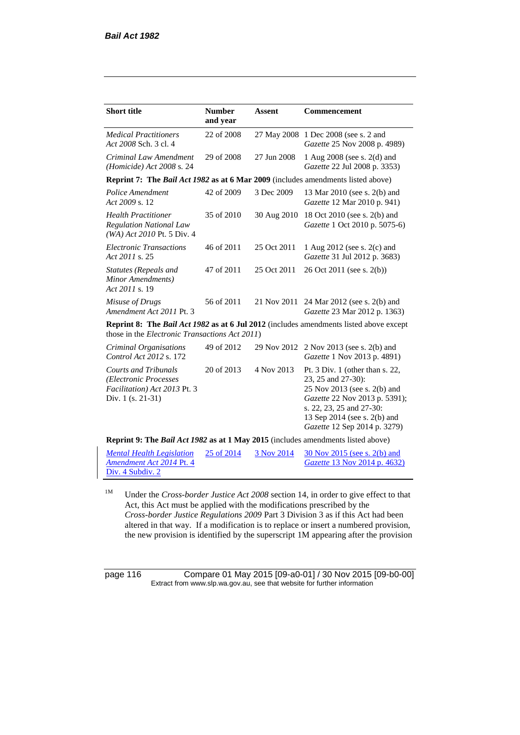| Short title | Number and year | Assent | Commencement |
|---|---|---|---|
| *Medical Practitioners Act 2008* Sch. 3 cl. 4 | 22 of 2008 | 27 May 2008 | 1 Dec 2008 (see s. 2 and *Gazette* 25 Nov 2008 p. 4989) |
| *Criminal Law Amendment (Homicide) Act 2008* s. 24 | 29 of 2008 | 27 Jun 2008 | 1 Aug 2008 (see s. 2(d) and *Gazette* 22 Jul 2008 p. 3353) |
| **Reprint 7: The *Bail Act 1982* as at 6 Mar 2009** (includes amendments listed above) | | | |
| *Police Amendment Act 2009* s. 12 | 42 of 2009 | 3 Dec 2009 | 13 Mar 2010 (see s. 2(b) and *Gazette* 12 Mar 2010 p. 941) |
| *Health Practitioner Regulation National Law (WA) Act 2010* Pt. 5 Div. 4 | 35 of 2010 | 30 Aug 2010 | 18 Oct 2010 (see s. 2(b) and *Gazette* 1 Oct 2010 p. 5075-6) |
| *Electronic Transactions Act 2011* s. 25 | 46 of 2011 | 25 Oct 2011 | 1 Aug 2012 (see s. 2(c) and *Gazette* 31 Jul 2012 p. 3683) |
| *Statutes (Repeals and Minor Amendments) Act 2011* s. 19 | 47 of 2011 | 25 Oct 2011 | 26 Oct 2011 (see s. 2(b)) |
| *Misuse of Drugs Amendment Act 2011* Pt. 3 | 56 of 2011 | 21 Nov 2011 | 24 Mar 2012 (see s. 2(b) and *Gazette* 23 Mar 2012 p. 1363) |
| **Reprint 8: The *Bail Act 1982* as at 6 Jul 2012** (includes amendments listed above except those in the *Electronic Transactions Act 2011*) | | | |
| *Criminal Organisations Control Act 2012* s. 172 | 49 of 2012 | 29 Nov 2012 | 2 Nov 2013 (see s. 2(b) and *Gazette* 1 Nov 2013 p. 4891) |
| *Courts and Tribunals (Electronic Processes Facilitation) Act 2013* Pt. 3 Div. 1 (s. 21-31) | 20 of 2013 | 4 Nov 2013 | Pt. 3 Div. 1 (other than s. 22, 23, 25 and 27-30): 25 Nov 2013 (see s. 2(b) and *Gazette* 22 Nov 2013 p. 5391); s. 22, 23, 25 and 27-30: 13 Sep 2014 (see s. 2(b) and *Gazette* 12 Sep 2014 p. 3279) |
| **Reprint 9: The *Bail Act 1982* as at 1 May 2015** (includes amendments listed above) | | | |
| *Mental Health Legislation Amendment Act 2014* Pt. 4 Div. 4 Subdiv. 2 | 25 of 2014 | 3 Nov 2014 | 30 Nov 2015 (see s. 2(b) and *Gazette* 13 Nov 2014 p. 4632) |

[1M] Under the *Cross-border Justice Act 2008* section 14, in order to give effect to that Act, this Act must be applied with the modifications prescribed by the *Cross-border Justice Regulations 2009* Part 3 Division 3 as if this Act had been altered in that way. If a modification is to replace or insert a numbered provision, the new provision is identified by the superscript 1M appearing after the provision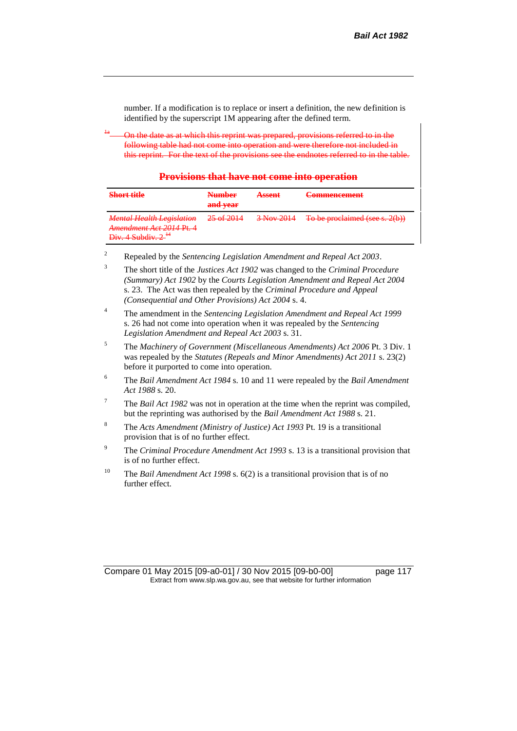number. If a modification is to replace or insert a definition, the new definition is identified by the superscript 1M appearing after the defined term.

~~[1a] On the date as at which this reprint was prepared, provisions referred to in the following table had not come into operation and were therefore not included in this reprint. For the text of the provisions see the endnotes referred to in the table.~~

**~~Provisions that have not come into operation~~**

| ~~**Short title**~~ | ~~**Number and year**~~ | ~~**Assent**~~ | ~~**Commencement**~~ |
|---|---|---|---|
| ~~*Mental Health Legislation Amendment Act 2014* Pt. 4 Div. 4 Subdiv. 2~~ [14] | ~~25 of 2014~~ | ~~3 Nov 2014~~ | ~~To be proclaimed (see s. 2(b))~~ |

[2] Repealed by the *Sentencing Legislation Amendment and Repeal Act 2003*.

[3] The short title of the *Justices Act 1902* was changed to the *Criminal Procedure (Summary) Act 1902* by the *Courts Legislation Amendment and Repeal Act 2004* s. 23. The Act was then repealed by the *Criminal Procedure and Appeal (Consequential and Other Provisions) Act 2004* s. 4.

[4] The amendment in the *Sentencing Legislation Amendment and Repeal Act 1999* s. 26 had not come into operation when it was repealed by the *Sentencing Legislation Amendment and Repeal Act 2003* s. 31.

[5] The *Machinery of Government (Miscellaneous Amendments) Act 2006* Pt. 3 Div. 1 was repealed by the *Statutes (Repeals and Minor Amendments) Act 2011* s. 23(2) before it purported to come into operation.

[6] The *Bail Amendment Act 1984* s. 10 and 11 were repealed by the *Bail Amendment Act 1988* s. 20.

[7] The *Bail Act 1982* was not in operation at the time when the reprint was compiled, but the reprinting was authorised by the *Bail Amendment Act 1988* s. 21.

[8] The *Acts Amendment (Ministry of Justice) Act 1993* Pt. 19 is a transitional provision that is of no further effect.

[9] The *Criminal Procedure Amendment Act 1993* s. 13 is a transitional provision that is of no further effect.

[10] The *Bail Amendment Act 1998* s. 6(2) is a transitional provision that is of no further effect.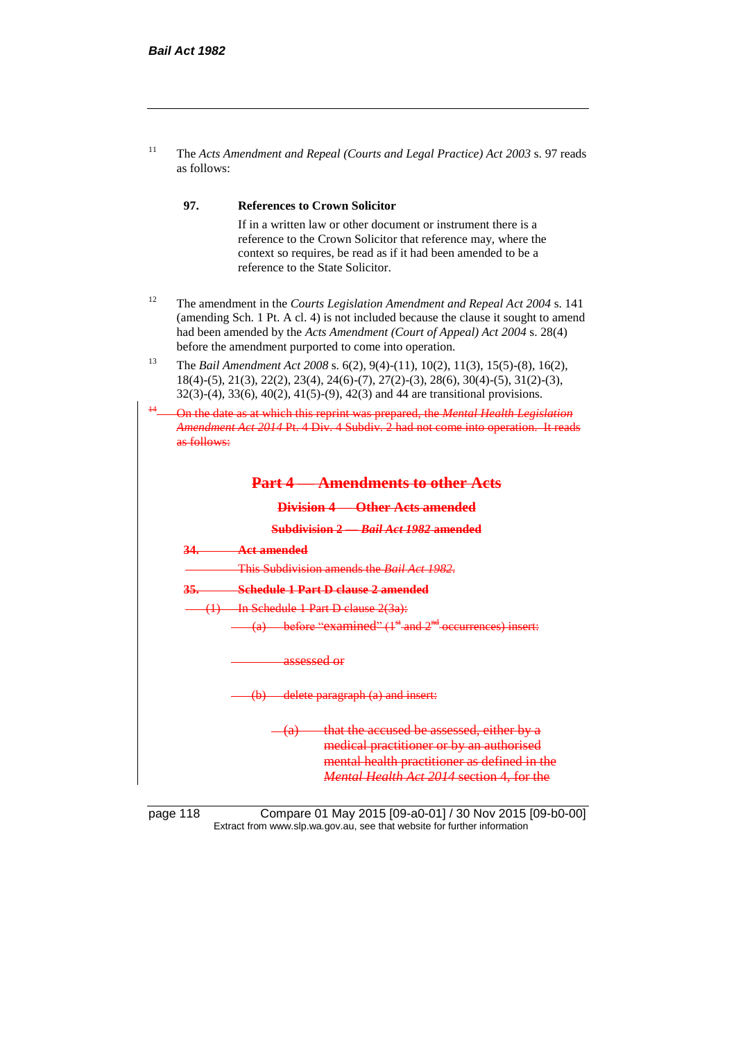[11] The *Acts Amendment and Repeal (Courts and Legal Practice) Act 2003* s. 97 reads as follows:

> **97. References to Crown Solicitor**
>
> If in a written law or other document or instrument there is a reference to the Crown Solicitor that reference may, where the context so requires, be read as if it had been amended to be a reference to the State Solicitor.

[12] The amendment in the *Courts Legislation Amendment and Repeal Act 2004* s. 141 (amending Sch. 1 Pt. A cl. 4) is not included because the clause it sought to amend had been amended by the *Acts Amendment (Court of Appeal) Act 2004* s. 28(4) before the amendment purported to come into operation.

[13] The *Bail Amendment Act 2008* s. 6(2), 9(4)-(11), 10(2), 11(3), 15(5)-(8), 16(2), 18(4)-(5), 21(3), 22(2), 23(4), 24(6)-(7), 27(2)-(3), 28(6), 30(4)-(5), 31(2)-(3), 32(3)-(4), 33(6), 40(2), 41(5)-(9), 42(3) and 44 are transitional provisions.

~~[14] On the date as at which this reprint was prepared, the *Mental Health Legislation Amendment Act 2014* Pt. 4 Div. 4 Subdiv. 2 had not come into operation. It reads as follows:~~

## ~~Part 4 — Amendments to other Acts~~

### ~~Division 4 — Other Acts amended~~

### ~~Subdivision 2 — *Bail Act 1982* amended~~

~~**34. Act amended**~~

~~This Subdivision amends the *Bail Act 1982*.~~

~~**35. Schedule 1 Part D clause 2 amended**~~

~~(1) In Schedule 1 Part D clause 2(3a):~~

~~(a) before "examined" (1st and 2nd occurrences) insert:~~

~~assessed or~~

~~(b) delete paragraph (a) and insert:~~

~~(a) that the accused be assessed, either by a medical practitioner or by an authorised mental health practitioner as defined in the *Mental Health Act 2014* section 4, for the~~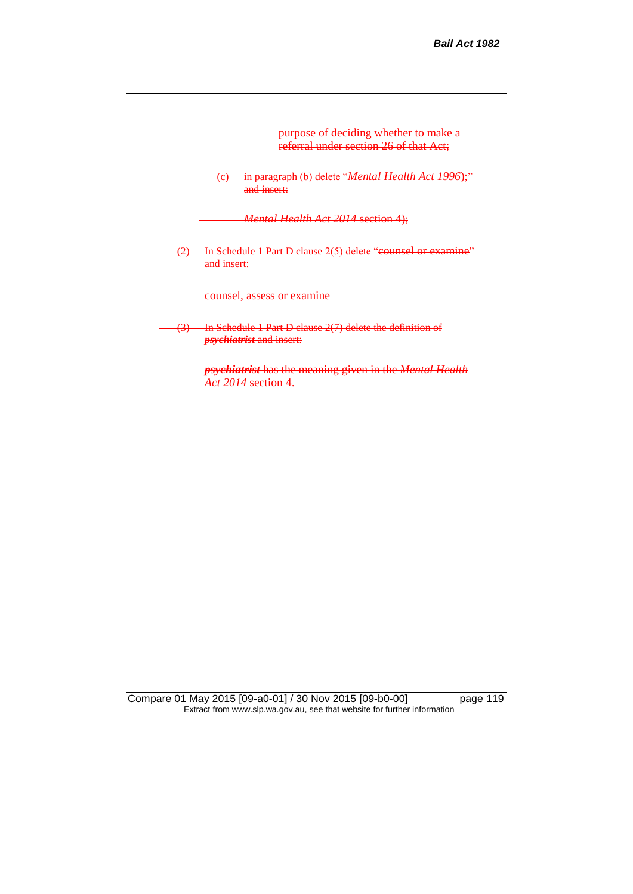purpose of deciding whether to make a referral under section 26 of that Act;

(c) in paragraph (b) delete "*Mental Health Act 1996*);" and insert:

*Mental Health Act 2014* section 4);

(2) In Schedule 1 Part D clause 2(5) delete "counsel or examine" and insert:

counsel, assess or examine

(3) In Schedule 1 Part D clause 2(7) delete the definition of ***psychiatrist*** and insert:

***psychiatrist*** has the meaning given in the *Mental Health Act 2014* section 4.